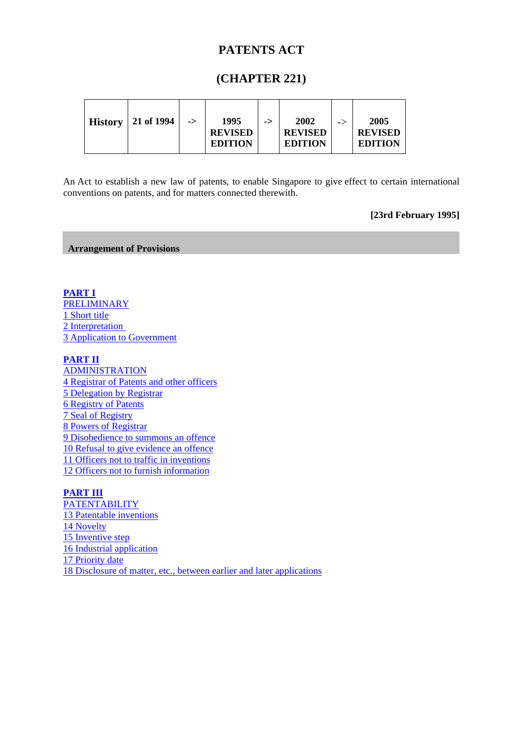# PATENTS ACT

## (CHAPTER 221)

| History | 21 of 1994 | -> | 1995 REVISED EDITION | -> | 2002 REVISED EDITION | -> | 2005 REVISED EDITION |
|---|---|---|---|---|---|---|---|

An Act to establish a new law of patents, to enable Singapore to give effect to certain international conventions on patents, and for matters connected therewith.

**[23rd February 1995]**

**Arrangement of Provisions**

**PART I**
PRELIMINARY
1 Short title
2 Interpretation
3 Application to Government

**PART II**
ADMINISTRATION
4 Registrar of Patents and other officers
5 Delegation by Registrar
6 Registry of Patents
7 Seal of Registry
8 Powers of Registrar
9 Disobedience to summons an offence
10 Refusal to give evidence an offence
11 Officers not to traffic in inventions
12 Officers not to furnish information

**PART III**
PATENTABILITY
13 Patentable inventions
14 Novelty
15 Inventive step
16 Industrial application
17 Priority date
18 Disclosure of matter, etc., between earlier and later applications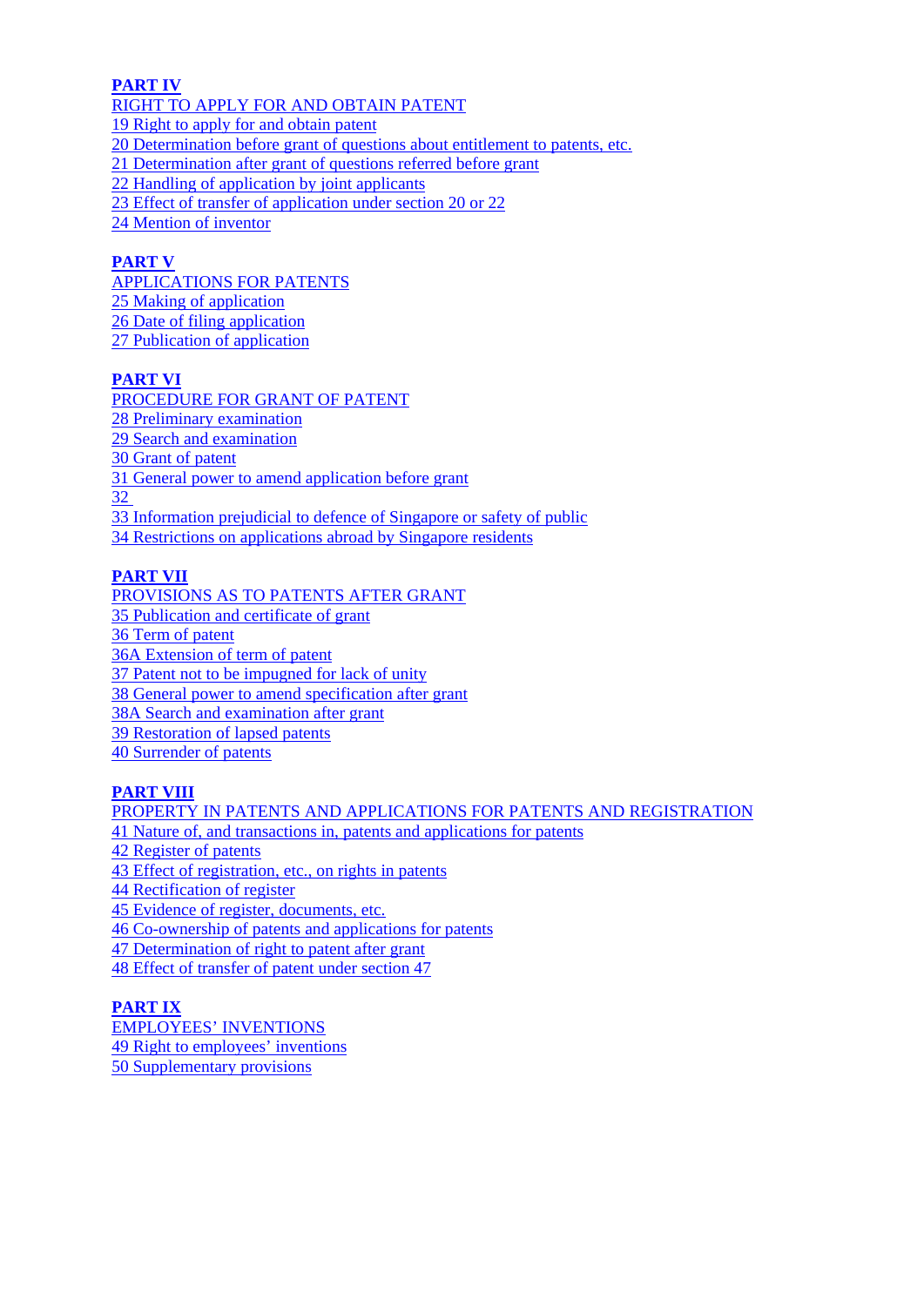**PART IV**

RIGHT TO APPLY FOR AND OBTAIN PATENT

19 Right to apply for and obtain patent

20 Determination before grant of questions about entitlement to patents, etc.

21 Determination after grant of questions referred before grant

22 Handling of application by joint applicants

23 Effect of transfer of application under section 20 or 22

24 Mention of inventor

**PART V**

APPLICATIONS FOR PATENTS

25 Making of application

26 Date of filing application

27 Publication of application

**PART VI**

PROCEDURE FOR GRANT OF PATENT

28 Preliminary examination

29 Search and examination

30 Grant of patent

31 General power to amend application before grant

32

33 Information prejudicial to defence of Singapore or safety of public

34 Restrictions on applications abroad by Singapore residents

**PART VII**

PROVISIONS AS TO PATENTS AFTER GRANT

35 Publication and certificate of grant

36 Term of patent

36A Extension of term of patent

37 Patent not to be impugned for lack of unity

38 General power to amend specification after grant

38A Search and examination after grant

39 Restoration of lapsed patents

40 Surrender of patents

**PART VIII**

PROPERTY IN PATENTS AND APPLICATIONS FOR PATENTS AND REGISTRATION

41 Nature of, and transactions in, patents and applications for patents

42 Register of patents

43 Effect of registration, etc., on rights in patents

44 Rectification of register

45 Evidence of register, documents, etc.

46 Co-ownership of patents and applications for patents

47 Determination of right to patent after grant

48 Effect of transfer of patent under section 47

**PART IX**

EMPLOYEES' INVENTIONS

49 Right to employees' inventions

50 Supplementary provisions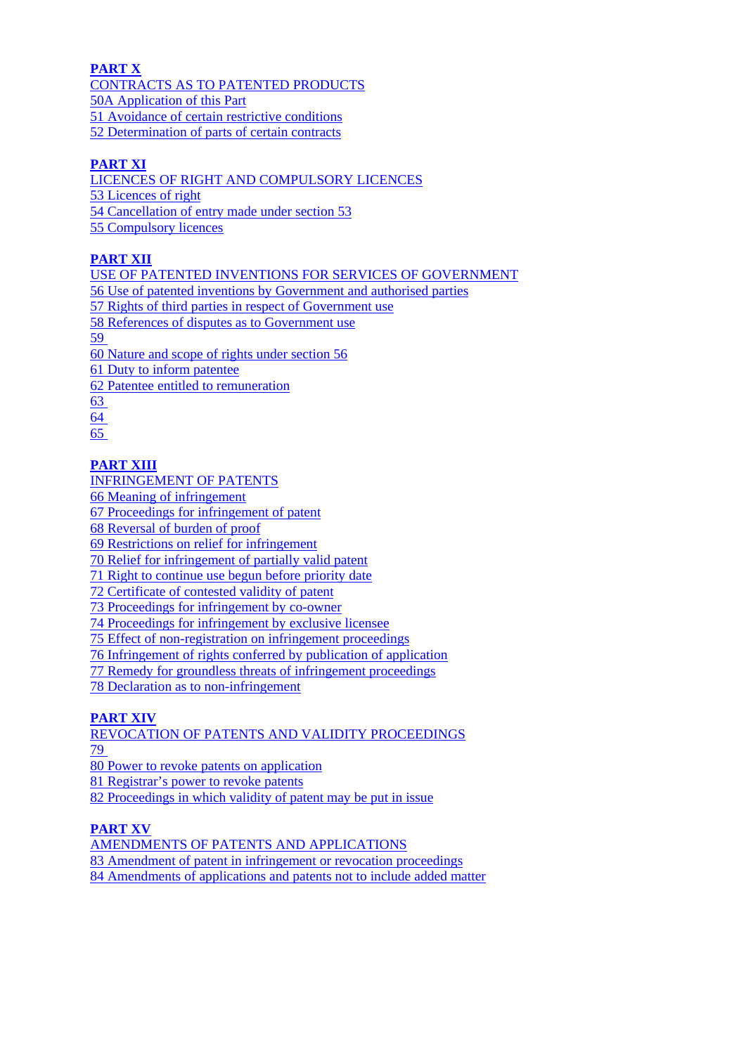**PART X**

CONTRACTS AS TO PATENTED PRODUCTS

50A Application of this Part

51 Avoidance of certain restrictive conditions

52 Determination of parts of certain contracts

**PART XI**

LICENCES OF RIGHT AND COMPULSORY LICENCES

53 Licences of right

54 Cancellation of entry made under section 53

55 Compulsory licences

**PART XII**

USE OF PATENTED INVENTIONS FOR SERVICES OF GOVERNMENT

56 Use of patented inventions by Government and authorised parties

57 Rights of third parties in respect of Government use

58 References of disputes as to Government use

59

60 Nature and scope of rights under section 56

61 Duty to inform patentee

62 Patentee entitled to remuneration

63

64

65

**PART XIII**

INFRINGEMENT OF PATENTS

66 Meaning of infringement

67 Proceedings for infringement of patent

68 Reversal of burden of proof

69 Restrictions on relief for infringement

70 Relief for infringement of partially valid patent

71 Right to continue use begun before priority date

72 Certificate of contested validity of patent

73 Proceedings for infringement by co-owner

74 Proceedings for infringement by exclusive licensee

75 Effect of non-registration on infringement proceedings

76 Infringement of rights conferred by publication of application

77 Remedy for groundless threats of infringement proceedings

78 Declaration as to non-infringement

**PART XIV**

REVOCATION OF PATENTS AND VALIDITY PROCEEDINGS

79

80 Power to revoke patents on application

81 Registrar's power to revoke patents

82 Proceedings in which validity of patent may be put in issue

**PART XV**

AMENDMENTS OF PATENTS AND APPLICATIONS

83 Amendment of patent in infringement or revocation proceedings

84 Amendments of applications and patents not to include added matter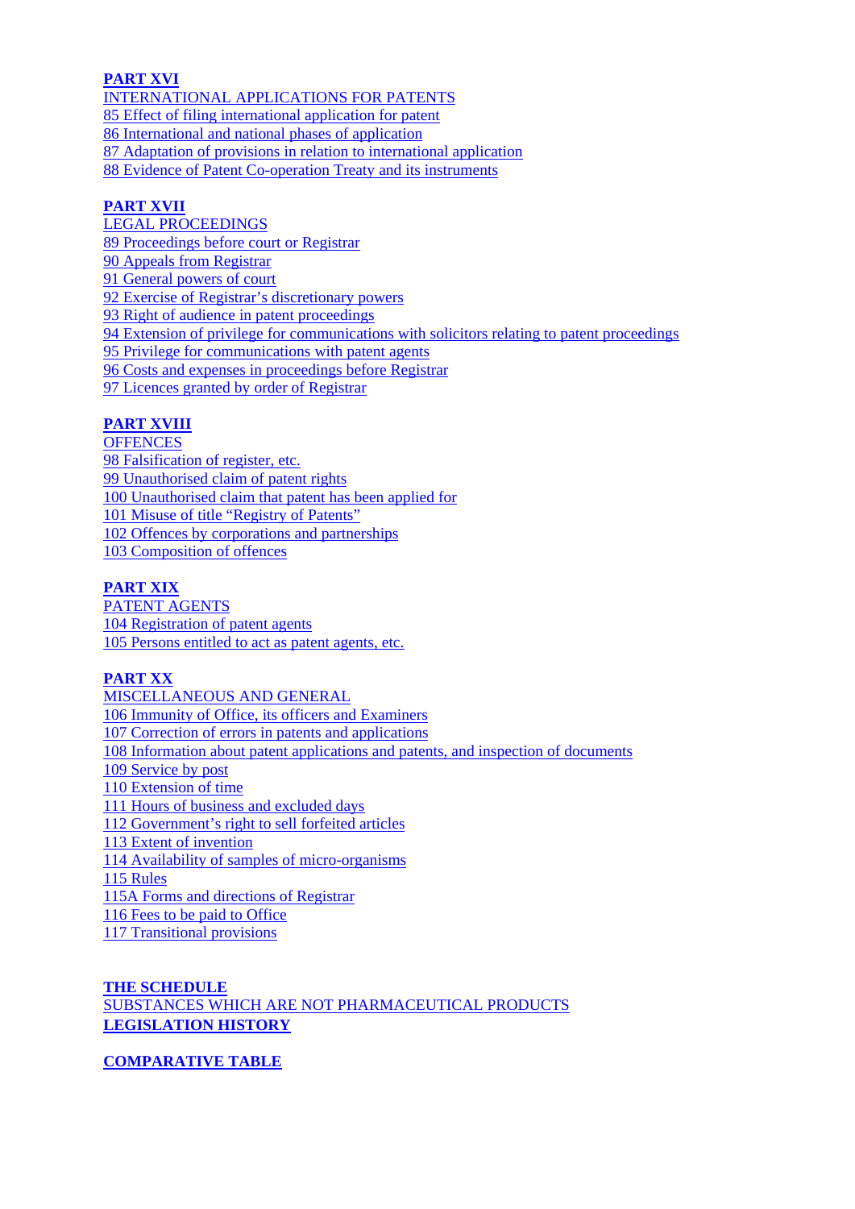**PART XVI**
INTERNATIONAL APPLICATIONS FOR PATENTS
85 Effect of filing international application for patent
86 International and national phases of application
87 Adaptation of provisions in relation to international application
88 Evidence of Patent Co-operation Treaty and its instruments

**PART XVII**
LEGAL PROCEEDINGS
89 Proceedings before court or Registrar
90 Appeals from Registrar
91 General powers of court
92 Exercise of Registrar's discretionary powers
93 Right of audience in patent proceedings
94 Extension of privilege for communications with solicitors relating to patent proceedings
95 Privilege for communications with patent agents
96 Costs and expenses in proceedings before Registrar
97 Licences granted by order of Registrar

**PART XVIII**
OFFENCES
98 Falsification of register, etc.
99 Unauthorised claim of patent rights
100 Unauthorised claim that patent has been applied for
101 Misuse of title "Registry of Patents"
102 Offences by corporations and partnerships
103 Composition of offences

**PART XIX**
PATENT AGENTS
104 Registration of patent agents
105 Persons entitled to act as patent agents, etc.

**PART XX**
MISCELLANEOUS AND GENERAL
106 Immunity of Office, its officers and Examiners
107 Correction of errors in patents and applications
108 Information about patent applications and patents, and inspection of documents
109 Service by post
110 Extension of time
111 Hours of business and excluded days
112 Government's right to sell forfeited articles
113 Extent of invention
114 Availability of samples of micro-organisms
115 Rules
115A Forms and directions of Registrar
116 Fees to be paid to Office
117 Transitional provisions

**THE SCHEDULE**
SUBSTANCES WHICH ARE NOT PHARMACEUTICAL PRODUCTS
**LEGISLATION HISTORY**

**COMPARATIVE TABLE**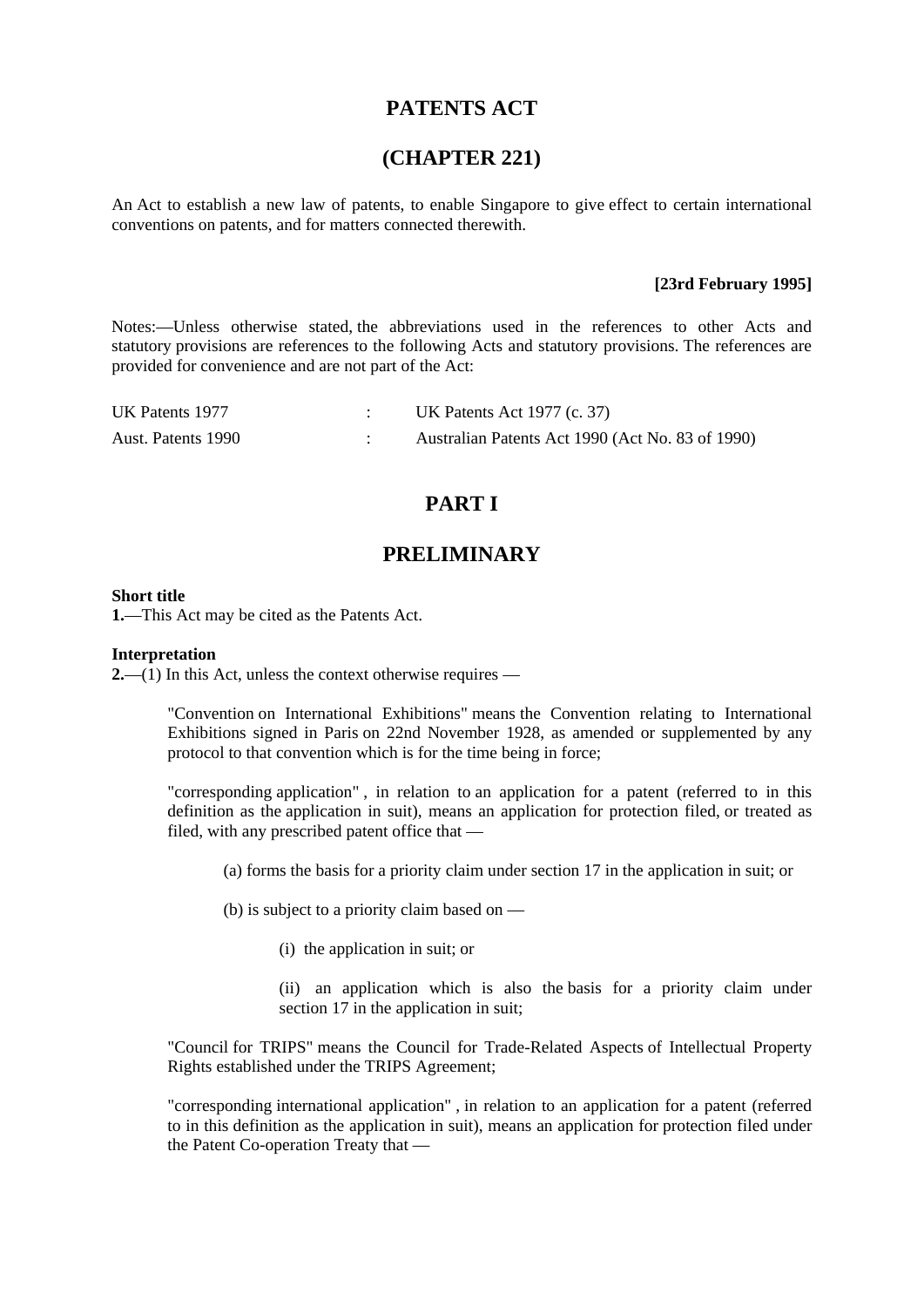# PATENTS ACT

# (CHAPTER 221)

An Act to establish a new law of patents, to enable Singapore to give effect to certain international conventions on patents, and for matters connected therewith.

**[23rd February 1995]**

Notes:—Unless otherwise stated, the abbreviations used in the references to other Acts and statutory provisions are references to the following Acts and statutory provisions. The references are provided for convenience and are not part of the Act:

| | | |
|---|---|---|
| UK Patents 1977 | : | UK Patents Act 1977 (c. 37) |
| Aust. Patents 1990 | : | Australian Patents Act 1990 (Act No. 83 of 1990) |

## PART I

## PRELIMINARY

**Short title**
**1.**—This Act may be cited as the Patents Act.

**Interpretation**
**2.**—(1) In this Act, unless the context otherwise requires —

"Convention on International Exhibitions" means the Convention relating to International Exhibitions signed in Paris on 22nd November 1928, as amended or supplemented by any protocol to that convention which is for the time being in force;

"corresponding application" , in relation to an application for a patent (referred to in this definition as the application in suit), means an application for protection filed, or treated as filed, with any prescribed patent office that —

(a) forms the basis for a priority claim under section 17 in the application in suit; or

(b) is subject to a priority claim based on —

(i) the application in suit; or

(ii) an application which is also the basis for a priority claim under section 17 in the application in suit;

"Council for TRIPS" means the Council for Trade-Related Aspects of Intellectual Property Rights established under the TRIPS Agreement;

"corresponding international application" , in relation to an application for a patent (referred to in this definition as the application in suit), means an application for protection filed under the Patent Co-operation Treaty that —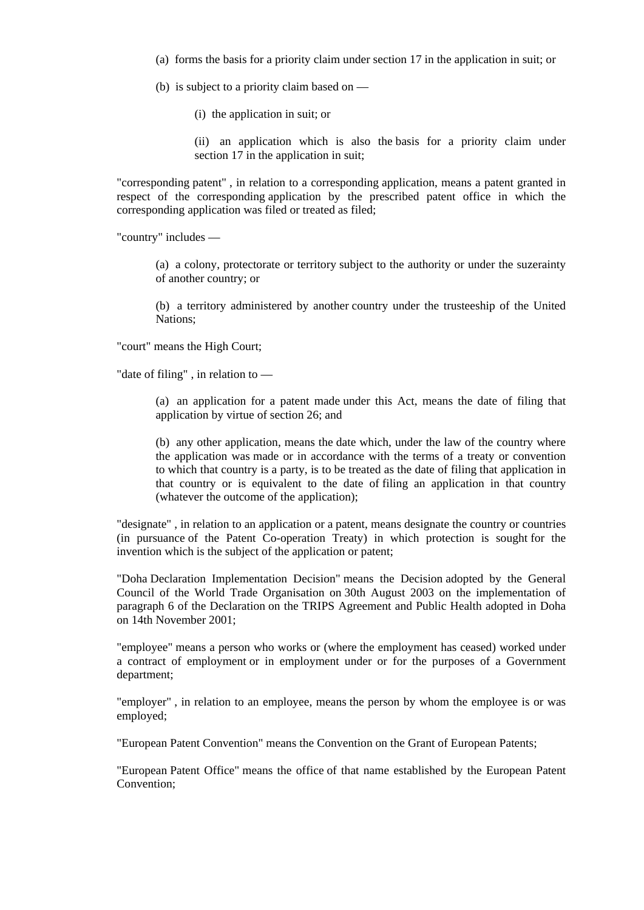(a) forms the basis for a priority claim under section 17 in the application in suit; or

(b) is subject to a priority claim based on —

(i) the application in suit; or

(ii) an application which is also the basis for a priority claim under section 17 in the application in suit;

"corresponding patent" , in relation to a corresponding application, means a patent granted in respect of the corresponding application by the prescribed patent office in which the corresponding application was filed or treated as filed;

"country" includes —

(a) a colony, protectorate or territory subject to the authority or under the suzerainty of another country; or

(b) a territory administered by another country under the trusteeship of the United Nations;

"court" means the High Court;

"date of filing" , in relation to —

(a) an application for a patent made under this Act, means the date of filing that application by virtue of section 26; and

(b) any other application, means the date which, under the law of the country where the application was made or in accordance with the terms of a treaty or convention to which that country is a party, is to be treated as the date of filing that application in that country or is equivalent to the date of filing an application in that country (whatever the outcome of the application);

"designate" , in relation to an application or a patent, means designate the country or countries (in pursuance of the Patent Co-operation Treaty) in which protection is sought for the invention which is the subject of the application or patent;

"Doha Declaration Implementation Decision" means the Decision adopted by the General Council of the World Trade Organisation on 30th August 2003 on the implementation of paragraph 6 of the Declaration on the TRIPS Agreement and Public Health adopted in Doha on 14th November 2001;

"employee" means a person who works or (where the employment has ceased) worked under a contract of employment or in employment under or for the purposes of a Government department;

"employer" , in relation to an employee, means the person by whom the employee is or was employed;

"European Patent Convention" means the Convention on the Grant of European Patents;

"European Patent Office" means the office of that name established by the European Patent Convention;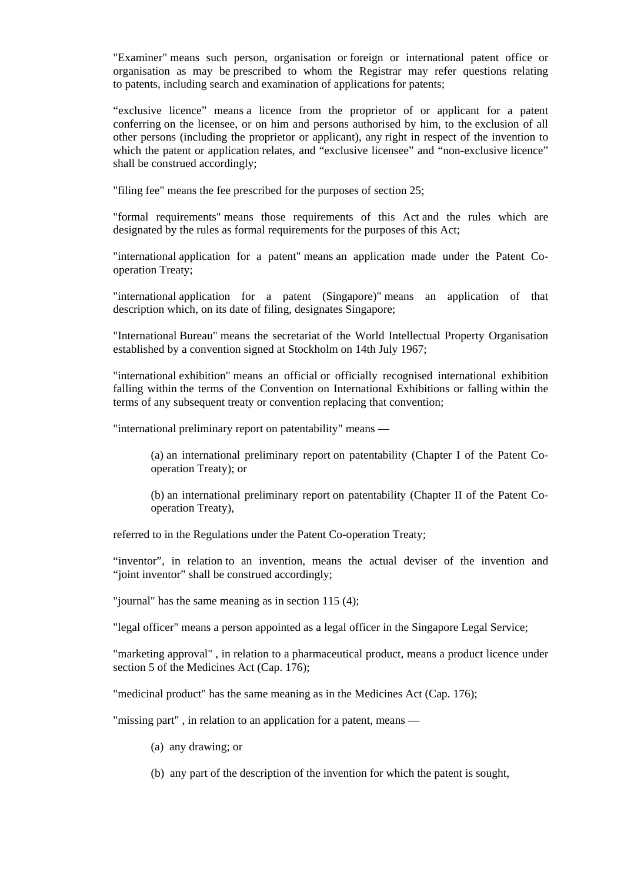"Examiner" means such person, organisation or foreign or international patent office or organisation as may be prescribed to whom the Registrar may refer questions relating to patents, including search and examination of applications for patents;

“exclusive licence” means a licence from the proprietor of or applicant for a patent conferring on the licensee, or on him and persons authorised by him, to the exclusion of all other persons (including the proprietor or applicant), any right in respect of the invention to which the patent or application relates, and “exclusive licensee” and “non-exclusive licence” shall be construed accordingly;

"filing fee" means the fee prescribed for the purposes of section 25;

"formal requirements" means those requirements of this Act and the rules which are designated by the rules as formal requirements for the purposes of this Act;

"international application for a patent" means an application made under the Patent Co-operation Treaty;

"international application for a patent (Singapore)" means an application of that description which, on its date of filing, designates Singapore;

"International Bureau" means the secretariat of the World Intellectual Property Organisation established by a convention signed at Stockholm on 14th July 1967;

"international exhibition" means an official or officially recognised international exhibition falling within the terms of the Convention on International Exhibitions or falling within the terms of any subsequent treaty or convention replacing that convention;

"international preliminary report on patentability" means —

(a) an international preliminary report on patentability (Chapter I of the Patent Co-operation Treaty); or

(b) an international preliminary report on patentability (Chapter II of the Patent Co-operation Treaty),

referred to in the Regulations under the Patent Co-operation Treaty;

“inventor”, in relation to an invention, means the actual deviser of the invention and “joint inventor” shall be construed accordingly;

"journal" has the same meaning as in section 115 (4);

"legal officer" means a person appointed as a legal officer in the Singapore Legal Service;

"marketing approval" , in relation to a pharmaceutical product, means a product licence under section 5 of the Medicines Act (Cap. 176);

"medicinal product" has the same meaning as in the Medicines Act (Cap. 176);

"missing part" , in relation to an application for a patent, means —

(a) any drawing; or

(b) any part of the description of the invention for which the patent is sought,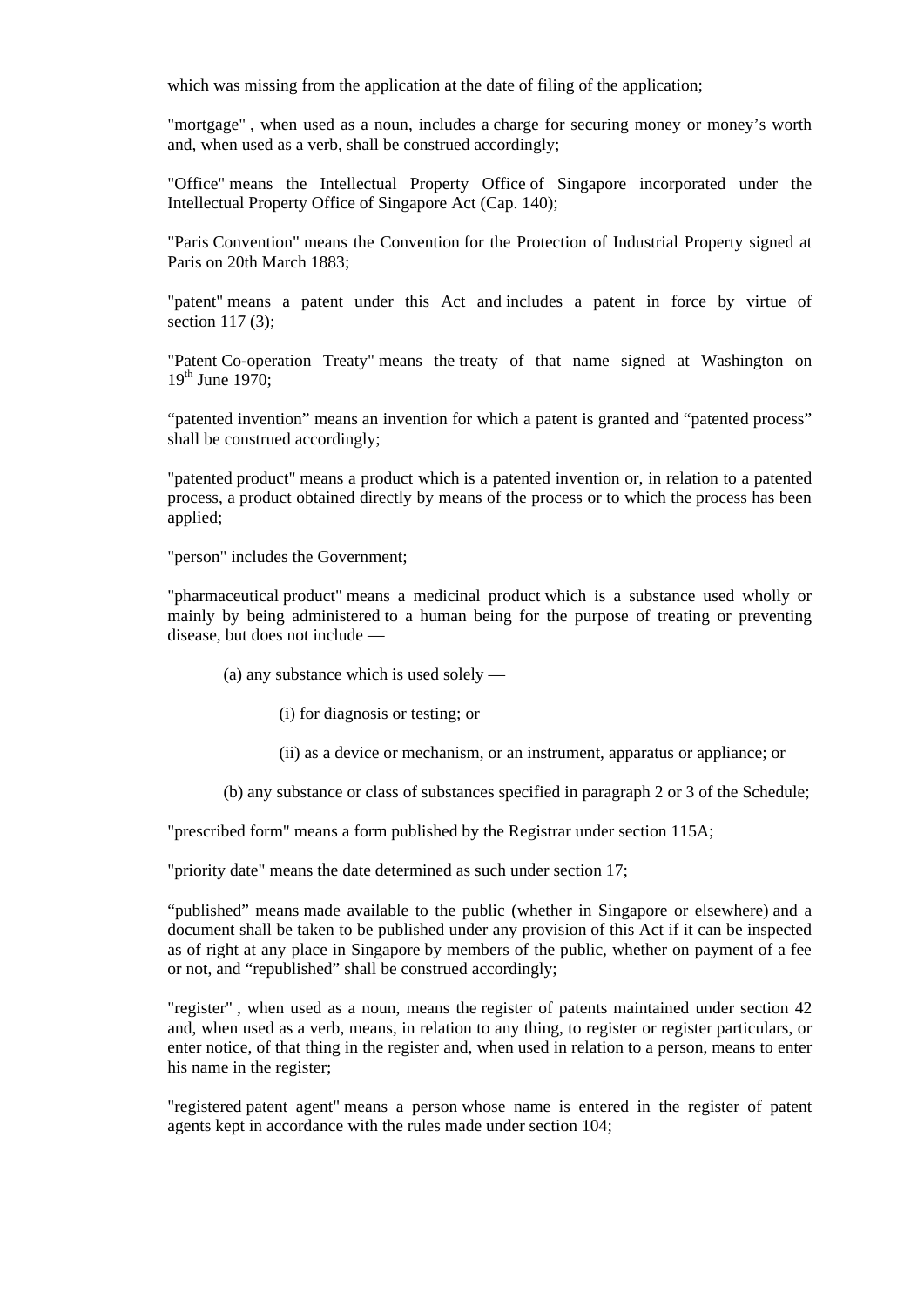which was missing from the application at the date of filing of the application;

"mortgage" , when used as a noun, includes a charge for securing money or money's worth and, when used as a verb, shall be construed accordingly;

"Office" means the Intellectual Property Office of Singapore incorporated under the Intellectual Property Office of Singapore Act (Cap. 140);

"Paris Convention" means the Convention for the Protection of Industrial Property signed at Paris on 20th March 1883;

"patent" means a patent under this Act and includes a patent in force by virtue of section 117 (3);

"Patent Co-operation Treaty" means the treaty of that name signed at Washington on 19th June 1970;

"patented invention" means an invention for which a patent is granted and "patented process" shall be construed accordingly;

"patented product" means a product which is a patented invention or, in relation to a patented process, a product obtained directly by means of the process or to which the process has been applied;

"person" includes the Government;

"pharmaceutical product" means a medicinal product which is a substance used wholly or mainly by being administered to a human being for the purpose of treating or preventing disease, but does not include —

(a) any substance which is used solely —

(i) for diagnosis or testing; or

(ii) as a device or mechanism, or an instrument, apparatus or appliance; or

(b) any substance or class of substances specified in paragraph 2 or 3 of the Schedule;

"prescribed form" means a form published by the Registrar under section 115A;

"priority date" means the date determined as such under section 17;

"published" means made available to the public (whether in Singapore or elsewhere) and a document shall be taken to be published under any provision of this Act if it can be inspected as of right at any place in Singapore by members of the public, whether on payment of a fee or not, and "republished" shall be construed accordingly;

"register" , when used as a noun, means the register of patents maintained under section 42 and, when used as a verb, means, in relation to any thing, to register or register particulars, or enter notice, of that thing in the register and, when used in relation to a person, means to enter his name in the register;

"registered patent agent" means a person whose name is entered in the register of patent agents kept in accordance with the rules made under section 104;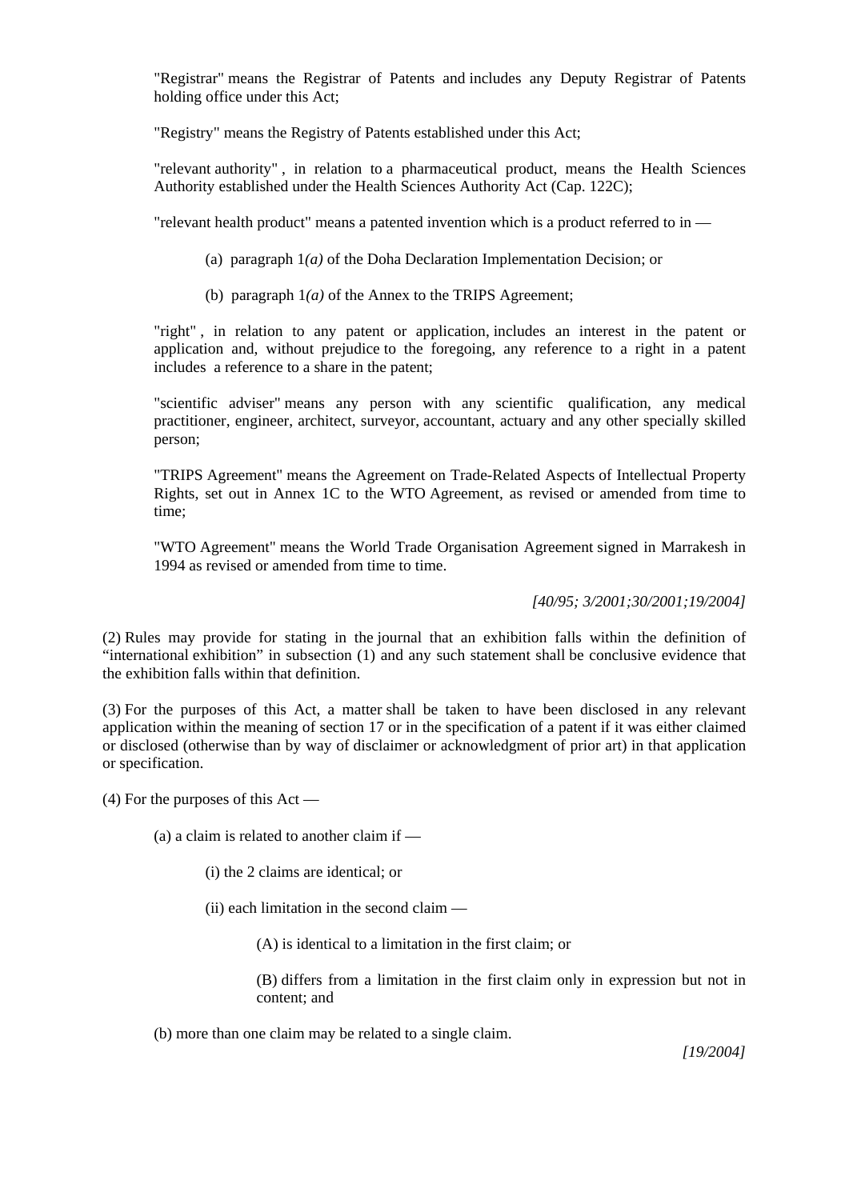"Registrar" means the Registrar of Patents and includes any Deputy Registrar of Patents holding office under this Act;

"Registry" means the Registry of Patents established under this Act;

"relevant authority" , in relation to a pharmaceutical product, means the Health Sciences Authority established under the Health Sciences Authority Act (Cap. 122C);

"relevant health product" means a patented invention which is a product referred to in —

(a) paragraph 1*(a)* of the Doha Declaration Implementation Decision; or

(b) paragraph 1*(a)* of the Annex to the TRIPS Agreement;

"right" , in relation to any patent or application, includes an interest in the patent or application and, without prejudice to the foregoing, any reference to a right in a patent includes a reference to a share in the patent;

"scientific adviser" means any person with any scientific qualification, any medical practitioner, engineer, architect, surveyor, accountant, actuary and any other specially skilled person;

"TRIPS Agreement" means the Agreement on Trade-Related Aspects of Intellectual Property Rights, set out in Annex 1C to the WTO Agreement, as revised or amended from time to time;

"WTO Agreement" means the World Trade Organisation Agreement signed in Marrakesh in 1994 as revised or amended from time to time.

*[40/95; 3/2001;30/2001;19/2004]*

(2) Rules may provide for stating in the journal that an exhibition falls within the definition of “international exhibition” in subsection (1) and any such statement shall be conclusive evidence that the exhibition falls within that definition.

(3) For the purposes of this Act, a matter shall be taken to have been disclosed in any relevant application within the meaning of section 17 or in the specification of a patent if it was either claimed or disclosed (otherwise than by way of disclaimer or acknowledgment of prior art) in that application or specification.

(4) For the purposes of this Act —

(a) a claim is related to another claim if —

(i) the 2 claims are identical; or

(ii) each limitation in the second claim —

(A) is identical to a limitation in the first claim; or

(B) differs from a limitation in the first claim only in expression but not in content; and

(b) more than one claim may be related to a single claim.

*[19/2004]*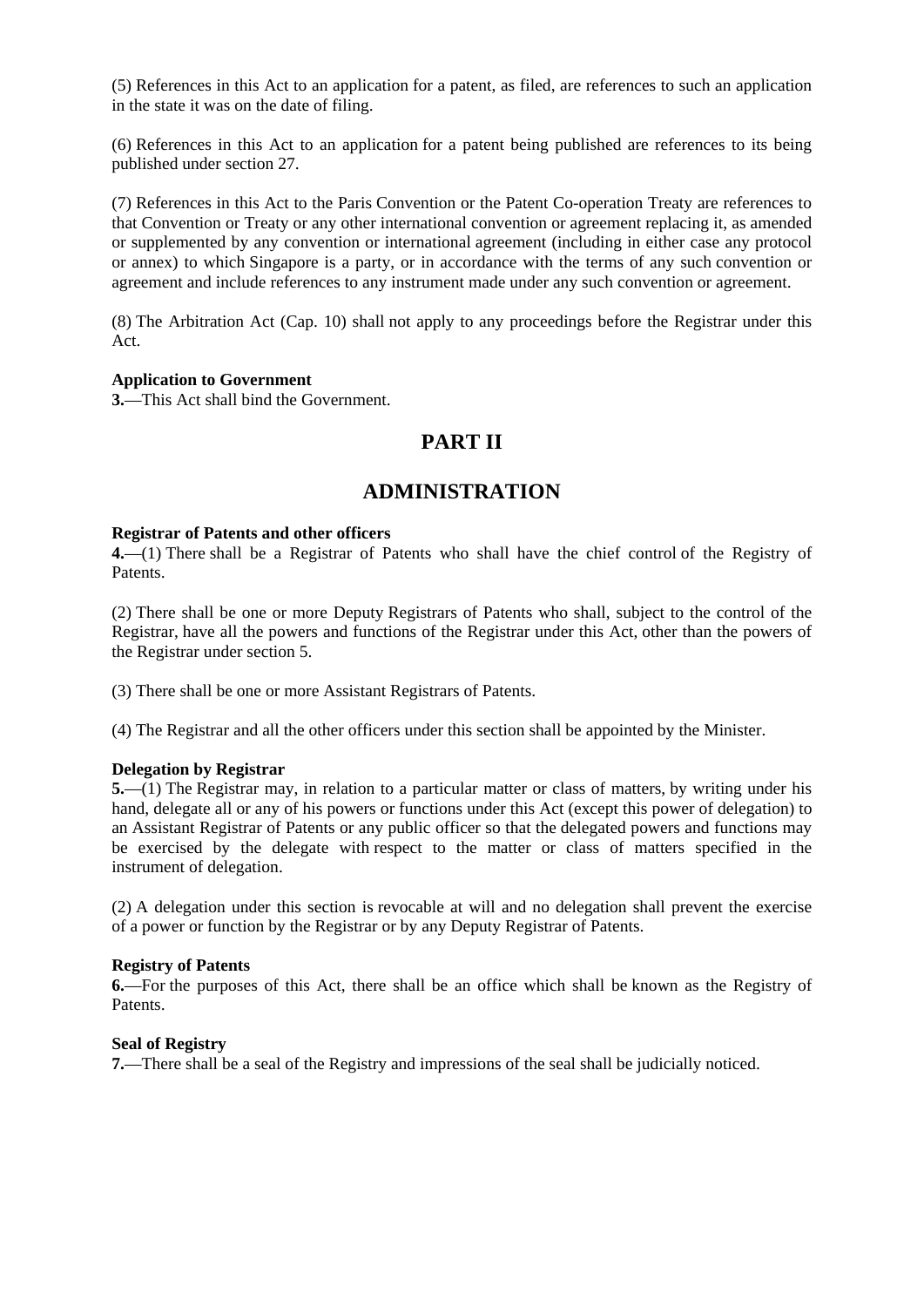(5) References in this Act to an application for a patent, as filed, are references to such an application in the state it was on the date of filing.

(6) References in this Act to an application for a patent being published are references to its being published under section 27.

(7) References in this Act to the Paris Convention or the Patent Co-operation Treaty are references to that Convention or Treaty or any other international convention or agreement replacing it, as amended or supplemented by any convention or international agreement (including in either case any protocol or annex) to which Singapore is a party, or in accordance with the terms of any such convention or agreement and include references to any instrument made under any such convention or agreement.

(8) The Arbitration Act (Cap. 10) shall not apply to any proceedings before the Registrar under this Act.

**Application to Government**

**3.**—This Act shall bind the Government.

# PART II

# ADMINISTRATION

**Registrar of Patents and other officers**

**4.**—(1) There shall be a Registrar of Patents who shall have the chief control of the Registry of Patents.

(2) There shall be one or more Deputy Registrars of Patents who shall, subject to the control of the Registrar, have all the powers and functions of the Registrar under this Act, other than the powers of the Registrar under section 5.

(3) There shall be one or more Assistant Registrars of Patents.

(4) The Registrar and all the other officers under this section shall be appointed by the Minister.

**Delegation by Registrar**

**5.**—(1) The Registrar may, in relation to a particular matter or class of matters, by writing under his hand, delegate all or any of his powers or functions under this Act (except this power of delegation) to an Assistant Registrar of Patents or any public officer so that the delegated powers and functions may be exercised by the delegate with respect to the matter or class of matters specified in the instrument of delegation.

(2) A delegation under this section is revocable at will and no delegation shall prevent the exercise of a power or function by the Registrar or by any Deputy Registrar of Patents.

**Registry of Patents**

**6.**—For the purposes of this Act, there shall be an office which shall be known as the Registry of Patents.

**Seal of Registry**

**7.**—There shall be a seal of the Registry and impressions of the seal shall be judicially noticed.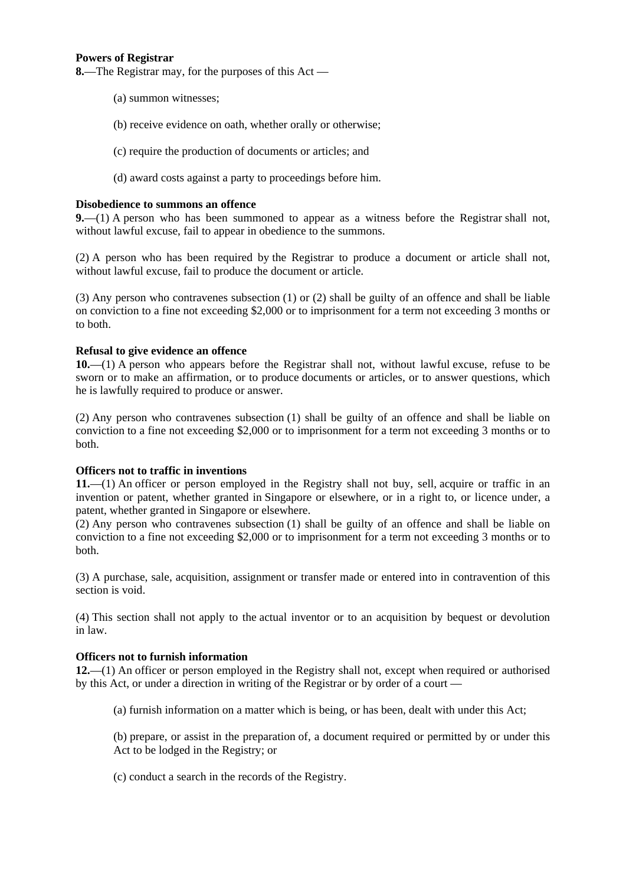**Powers of Registrar**

**8.**—The Registrar may, for the purposes of this Act —

(a) summon witnesses;

(b) receive evidence on oath, whether orally or otherwise;

(c) require the production of documents or articles; and

(d) award costs against a party to proceedings before him.

**Disobedience to summons an offence**

**9.**—(1) A person who has been summoned to appear as a witness before the Registrar shall not, without lawful excuse, fail to appear in obedience to the summons.

(2) A person who has been required by the Registrar to produce a document or article shall not, without lawful excuse, fail to produce the document or article.

(3) Any person who contravenes subsection (1) or (2) shall be guilty of an offence and shall be liable on conviction to a fine not exceeding $2,000 or to imprisonment for a term not exceeding 3 months or to both.

**Refusal to give evidence an offence**

**10.**—(1) A person who appears before the Registrar shall not, without lawful excuse, refuse to be sworn or to make an affirmation, or to produce documents or articles, or to answer questions, which he is lawfully required to produce or answer.

(2) Any person who contravenes subsection (1) shall be guilty of an offence and shall be liable on conviction to a fine not exceeding $2,000 or to imprisonment for a term not exceeding 3 months or to both.

**Officers not to traffic in inventions**

**11.**—(1) An officer or person employed in the Registry shall not buy, sell, acquire or traffic in an invention or patent, whether granted in Singapore or elsewhere, or in a right to, or licence under, a patent, whether granted in Singapore or elsewhere.

(2) Any person who contravenes subsection (1) shall be guilty of an offence and shall be liable on conviction to a fine not exceeding $2,000 or to imprisonment for a term not exceeding 3 months or to both.

(3) A purchase, sale, acquisition, assignment or transfer made or entered into in contravention of this section is void.

(4) This section shall not apply to the actual inventor or to an acquisition by bequest or devolution in law.

**Officers not to furnish information**

**12.**—(1) An officer or person employed in the Registry shall not, except when required or authorised by this Act, or under a direction in writing of the Registrar or by order of a court —

(a) furnish information on a matter which is being, or has been, dealt with under this Act;

(b) prepare, or assist in the preparation of, a document required or permitted by or under this Act to be lodged in the Registry; or

(c) conduct a search in the records of the Registry.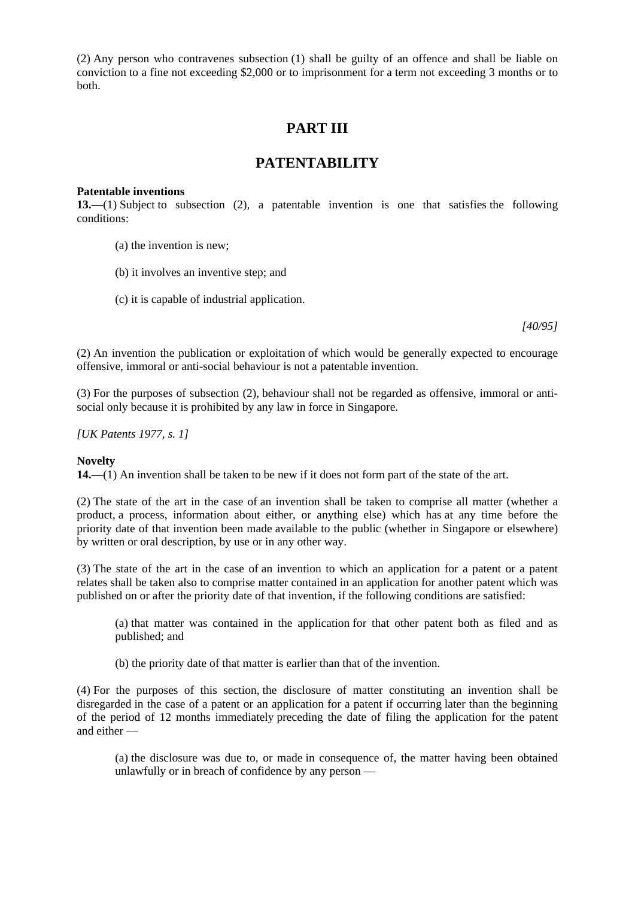(2) Any person who contravenes subsection (1) shall be guilty of an offence and shall be liable on conviction to a fine not exceeding $2,000 or to imprisonment for a term not exceeding 3 months or to both.

# PART III

# PATENTABILITY

**Patentable inventions**

**13.**—(1) Subject to subsection (2), a patentable invention is one that satisfies the following conditions:

(a) the invention is new;

(b) it involves an inventive step; and

(c) it is capable of industrial application.

*[40/95]*

(2) An invention the publication or exploitation of which would be generally expected to encourage offensive, immoral or anti-social behaviour is not a patentable invention.

(3) For the purposes of subsection (2), behaviour shall not be regarded as offensive, immoral or anti-social only because it is prohibited by any law in force in Singapore.

*[UK Patents 1977, s. 1]*

**Novelty**

**14.**—(1) An invention shall be taken to be new if it does not form part of the state of the art.

(2) The state of the art in the case of an invention shall be taken to comprise all matter (whether a product, a process, information about either, or anything else) which has at any time before the priority date of that invention been made available to the public (whether in Singapore or elsewhere) by written or oral description, by use or in any other way.

(3) The state of the art in the case of an invention to which an application for a patent or a patent relates shall be taken also to comprise matter contained in an application for another patent which was published on or after the priority date of that invention, if the following conditions are satisfied:

(a) that matter was contained in the application for that other patent both as filed and as published; and

(b) the priority date of that matter is earlier than that of the invention.

(4) For the purposes of this section, the disclosure of matter constituting an invention shall be disregarded in the case of a patent or an application for a patent if occurring later than the beginning of the period of 12 months immediately preceding the date of filing the application for the patent and either —

(a) the disclosure was due to, or made in consequence of, the matter having been obtained unlawfully or in breach of confidence by any person —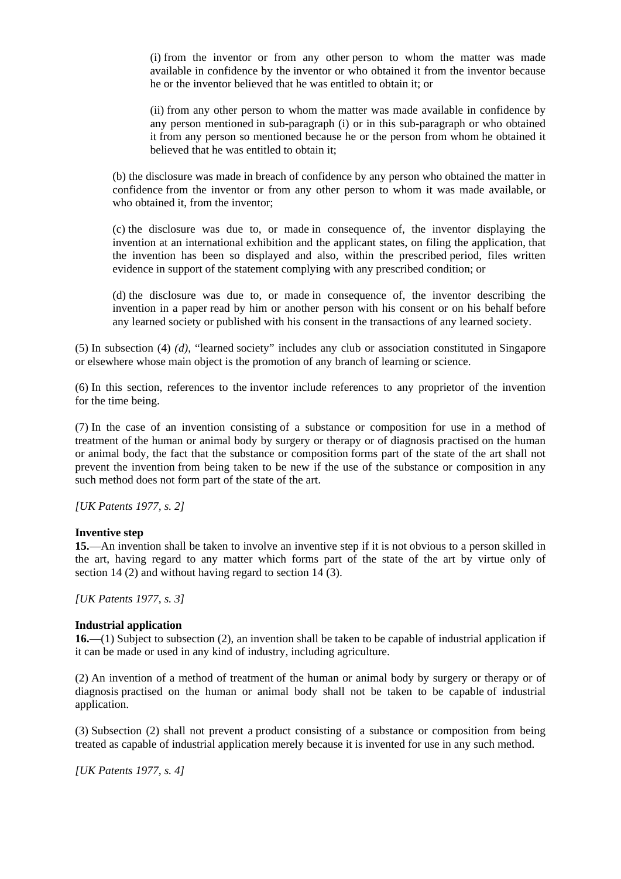(i) from the inventor or from any other person to whom the matter was made available in confidence by the inventor or who obtained it from the inventor because he or the inventor believed that he was entitled to obtain it; or

(ii) from any other person to whom the matter was made available in confidence by any person mentioned in sub-paragraph (i) or in this sub-paragraph or who obtained it from any person so mentioned because he or the person from whom he obtained it believed that he was entitled to obtain it;

(b) the disclosure was made in breach of confidence by any person who obtained the matter in confidence from the inventor or from any other person to whom it was made available, or who obtained it, from the inventor;

(c) the disclosure was due to, or made in consequence of, the inventor displaying the invention at an international exhibition and the applicant states, on filing the application, that the invention has been so displayed and also, within the prescribed period, files written evidence in support of the statement complying with any prescribed condition; or

(d) the disclosure was due to, or made in consequence of, the inventor describing the invention in a paper read by him or another person with his consent or on his behalf before any learned society or published with his consent in the transactions of any learned society.

(5) In subsection (4) *(d)*, "learned society" includes any club or association constituted in Singapore or elsewhere whose main object is the promotion of any branch of learning or science.

(6) In this section, references to the inventor include references to any proprietor of the invention for the time being.

(7) In the case of an invention consisting of a substance or composition for use in a method of treatment of the human or animal body by surgery or therapy or of diagnosis practised on the human or animal body, the fact that the substance or composition forms part of the state of the art shall not prevent the invention from being taken to be new if the use of the substance or composition in any such method does not form part of the state of the art.

*[UK Patents 1977, s. 2]*

**Inventive step**

**15.**—An invention shall be taken to involve an inventive step if it is not obvious to a person skilled in the art, having regard to any matter which forms part of the state of the art by virtue only of section 14 (2) and without having regard to section 14 (3).

*[UK Patents 1977, s. 3]*

**Industrial application**

**16.**—(1) Subject to subsection (2), an invention shall be taken to be capable of industrial application if it can be made or used in any kind of industry, including agriculture.

(2) An invention of a method of treatment of the human or animal body by surgery or therapy or of diagnosis practised on the human or animal body shall not be taken to be capable of industrial application.

(3) Subsection (2) shall not prevent a product consisting of a substance or composition from being treated as capable of industrial application merely because it is invented for use in any such method.

*[UK Patents 1977, s. 4]*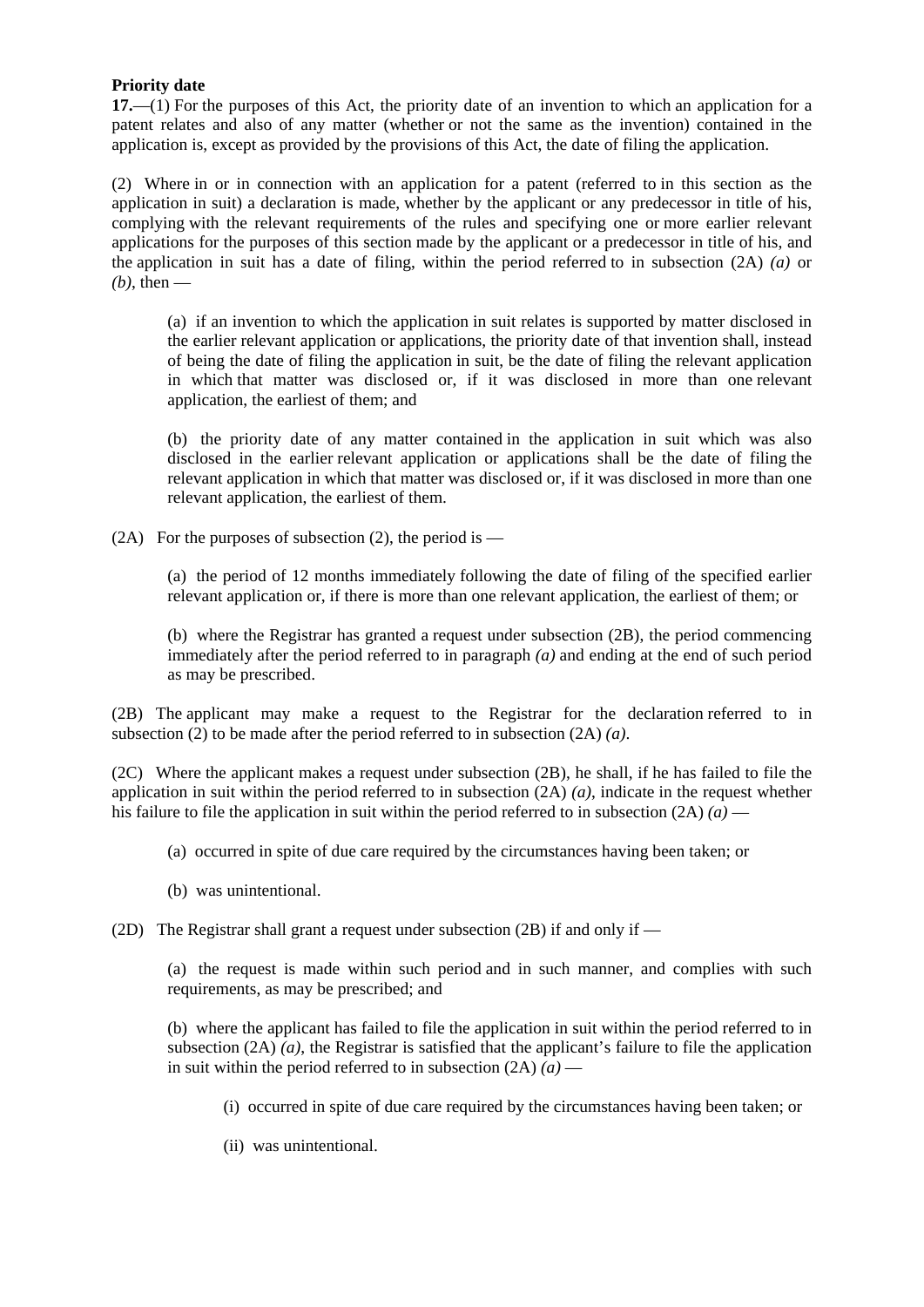**Priority date**

**17.**—(1) For the purposes of this Act, the priority date of an invention to which an application for a patent relates and also of any matter (whether or not the same as the invention) contained in the application is, except as provided by the provisions of this Act, the date of filing the application.

(2) Where in or in connection with an application for a patent (referred to in this section as the application in suit) a declaration is made, whether by the applicant or any predecessor in title of his, complying with the relevant requirements of the rules and specifying one or more earlier relevant applications for the purposes of this section made by the applicant or a predecessor in title of his, and the application in suit has a date of filing, within the period referred to in subsection (2A) *(a)* or *(b)*, then —

> (a) if an invention to which the application in suit relates is supported by matter disclosed in the earlier relevant application or applications, the priority date of that invention shall, instead of being the date of filing the application in suit, be the date of filing the relevant application in which that matter was disclosed or, if it was disclosed in more than one relevant application, the earliest of them; and
>
> (b) the priority date of any matter contained in the application in suit which was also disclosed in the earlier relevant application or applications shall be the date of filing the relevant application in which that matter was disclosed or, if it was disclosed in more than one relevant application, the earliest of them.

(2A) For the purposes of subsection (2), the period is —

> (a) the period of 12 months immediately following the date of filing of the specified earlier relevant application or, if there is more than one relevant application, the earliest of them; or
>
> (b) where the Registrar has granted a request under subsection (2B), the period commencing immediately after the period referred to in paragraph *(a)* and ending at the end of such period as may be prescribed.

(2B) The applicant may make a request to the Registrar for the declaration referred to in subsection (2) to be made after the period referred to in subsection (2A) *(a)*.

(2C) Where the applicant makes a request under subsection (2B), he shall, if he has failed to file the application in suit within the period referred to in subsection (2A) *(a)*, indicate in the request whether his failure to file the application in suit within the period referred to in subsection (2A) *(a)* —

> (a) occurred in spite of due care required by the circumstances having been taken; or
>
> (b) was unintentional.

(2D) The Registrar shall grant a request under subsection (2B) if and only if —

> (a) the request is made within such period and in such manner, and complies with such requirements, as may be prescribed; and
>
> (b) where the applicant has failed to file the application in suit within the period referred to in subsection (2A) *(a)*, the Registrar is satisfied that the applicant's failure to file the application in suit within the period referred to in subsection (2A) *(a)* —
>
> > (i) occurred in spite of due care required by the circumstances having been taken; or
> >
> > (ii) was unintentional.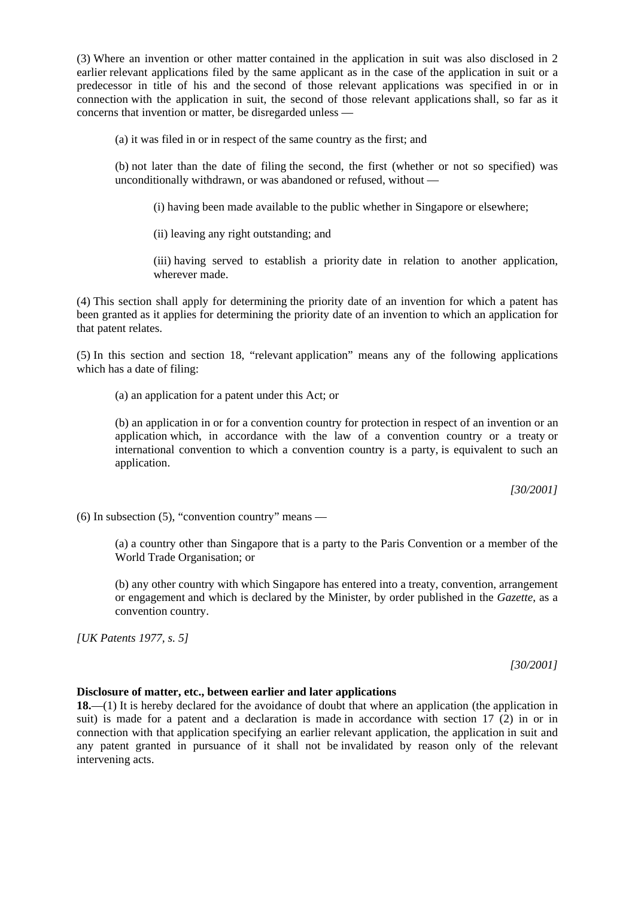(3) Where an invention or other matter contained in the application in suit was also disclosed in 2 earlier relevant applications filed by the same applicant as in the case of the application in suit or a predecessor in title of his and the second of those relevant applications was specified in or in connection with the application in suit, the second of those relevant applications shall, so far as it concerns that invention or matter, be disregarded unless —

(a) it was filed in or in respect of the same country as the first; and

(b) not later than the date of filing the second, the first (whether or not so specified) was unconditionally withdrawn, or was abandoned or refused, without —

(i) having been made available to the public whether in Singapore or elsewhere;

(ii) leaving any right outstanding; and

(iii) having served to establish a priority date in relation to another application, wherever made.

(4) This section shall apply for determining the priority date of an invention for which a patent has been granted as it applies for determining the priority date of an invention to which an application for that patent relates.

(5) In this section and section 18, "relevant application" means any of the following applications which has a date of filing:

(a) an application for a patent under this Act; or

(b) an application in or for a convention country for protection in respect of an invention or an application which, in accordance with the law of a convention country or a treaty or international convention to which a convention country is a party, is equivalent to such an application.

*[30/2001]*

(6) In subsection (5), "convention country" means —

(a) a country other than Singapore that is a party to the Paris Convention or a member of the World Trade Organisation; or

(b) any other country with which Singapore has entered into a treaty, convention, arrangement or engagement and which is declared by the Minister, by order published in the *Gazette*, as a convention country.

*[UK Patents 1977, s. 5]*

*[30/2001]*

**Disclosure of matter, etc., between earlier and later applications**

**18.**—(1) It is hereby declared for the avoidance of doubt that where an application (the application in suit) is made for a patent and a declaration is made in accordance with section 17 (2) in or in connection with that application specifying an earlier relevant application, the application in suit and any patent granted in pursuance of it shall not be invalidated by reason only of the relevant intervening acts.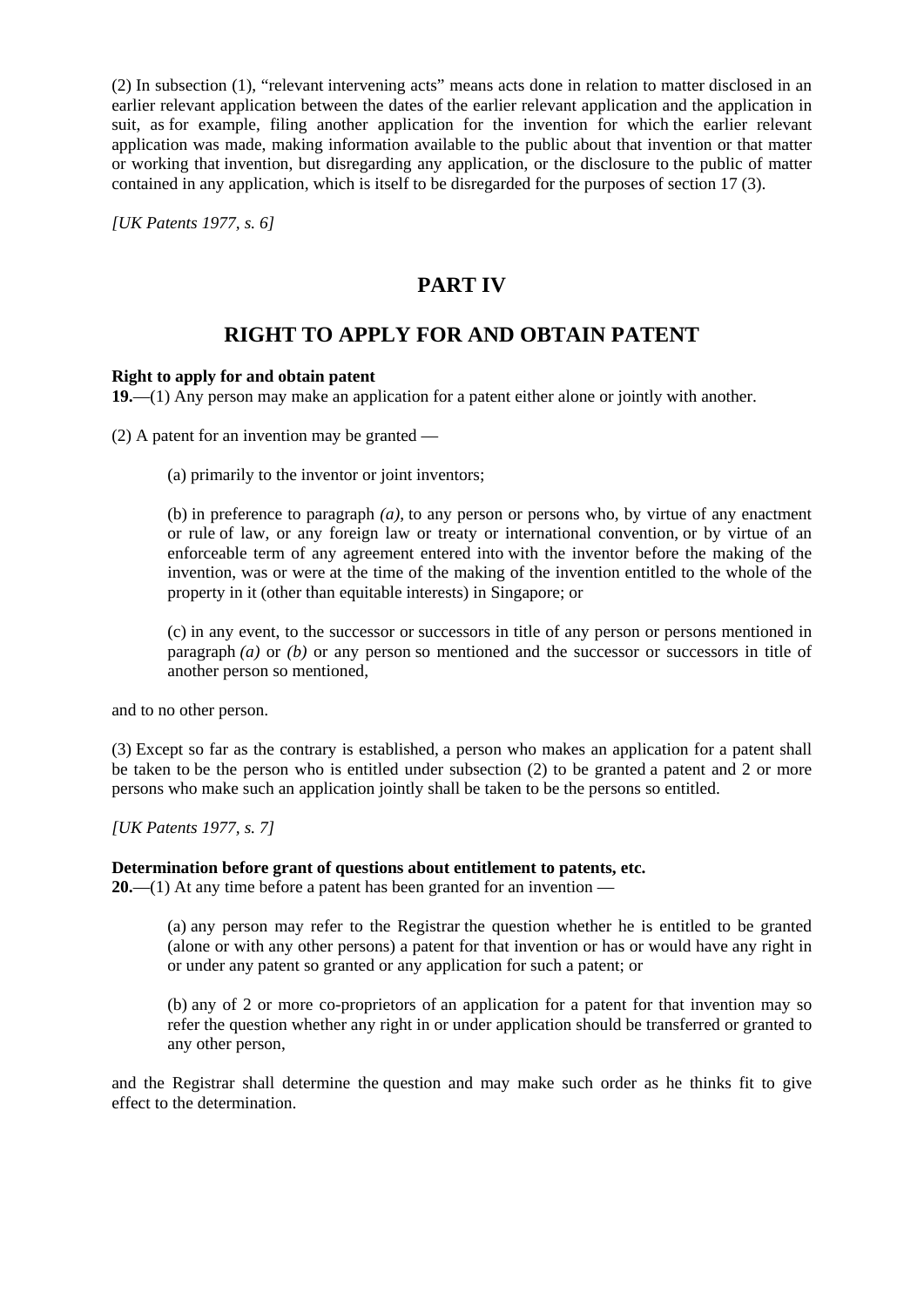(2) In subsection (1), "relevant intervening acts" means acts done in relation to matter disclosed in an earlier relevant application between the dates of the earlier relevant application and the application in suit, as for example, filing another application for the invention for which the earlier relevant application was made, making information available to the public about that invention or that matter or working that invention, but disregarding any application, or the disclosure to the public of matter contained in any application, which is itself to be disregarded for the purposes of section 17 (3).

*[UK Patents 1977, s. 6]*

## PART IV

## RIGHT TO APPLY FOR AND OBTAIN PATENT

**Right to apply for and obtain patent**

**19.**—(1) Any person may make an application for a patent either alone or jointly with another.

(2) A patent for an invention may be granted —

> (a) primarily to the inventor or joint inventors;
>
> (b) in preference to paragraph *(a)*, to any person or persons who, by virtue of any enactment or rule of law, or any foreign law or treaty or international convention, or by virtue of an enforceable term of any agreement entered into with the inventor before the making of the invention, was or were at the time of the making of the invention entitled to the whole of the property in it (other than equitable interests) in Singapore; or
>
> (c) in any event, to the successor or successors in title of any person or persons mentioned in paragraph *(a)* or *(b)* or any person so mentioned and the successor or successors in title of another person so mentioned,

and to no other person.

(3) Except so far as the contrary is established, a person who makes an application for a patent shall be taken to be the person who is entitled under subsection (2) to be granted a patent and 2 or more persons who make such an application jointly shall be taken to be the persons so entitled.

*[UK Patents 1977, s. 7]*

**Determination before grant of questions about entitlement to patents, etc.**

**20.**—(1) At any time before a patent has been granted for an invention —

> (a) any person may refer to the Registrar the question whether he is entitled to be granted (alone or with any other persons) a patent for that invention or has or would have any right in or under any patent so granted or any application for such a patent; or
>
> (b) any of 2 or more co-proprietors of an application for a patent for that invention may so refer the question whether any right in or under application should be transferred or granted to any other person,

and the Registrar shall determine the question and may make such order as he thinks fit to give effect to the determination.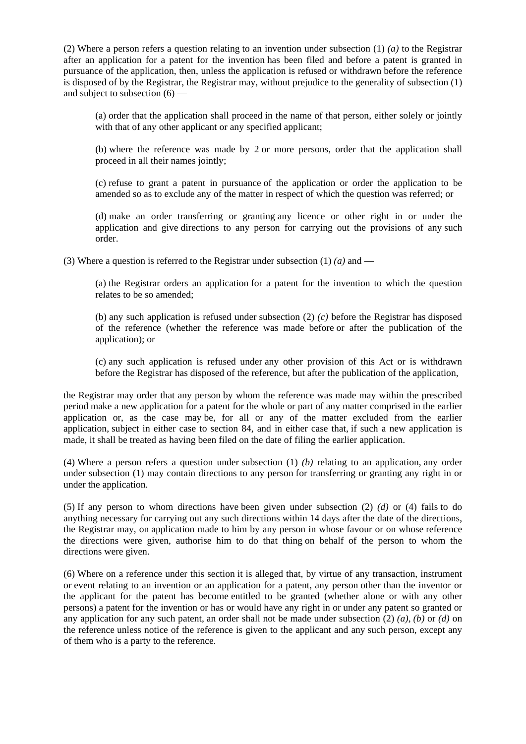(2) Where a person refers a question relating to an invention under subsection (1) *(a)* to the Registrar after an application for a patent for the invention has been filed and before a patent is granted in pursuance of the application, then, unless the application is refused or withdrawn before the reference is disposed of by the Registrar, the Registrar may, without prejudice to the generality of subsection (1) and subject to subsection (6) —

> (a) order that the application shall proceed in the name of that person, either solely or jointly with that of any other applicant or any specified applicant;
>
> (b) where the reference was made by 2 or more persons, order that the application shall proceed in all their names jointly;
>
> (c) refuse to grant a patent in pursuance of the application or order the application to be amended so as to exclude any of the matter in respect of which the question was referred; or
>
> (d) make an order transferring or granting any licence or other right in or under the application and give directions to any person for carrying out the provisions of any such order.

(3) Where a question is referred to the Registrar under subsection (1) *(a)* and —

> (a) the Registrar orders an application for a patent for the invention to which the question relates to be so amended;
>
> (b) any such application is refused under subsection (2) *(c)* before the Registrar has disposed of the reference (whether the reference was made before or after the publication of the application); or
>
> (c) any such application is refused under any other provision of this Act or is withdrawn before the Registrar has disposed of the reference, but after the publication of the application,

the Registrar may order that any person by whom the reference was made may within the prescribed period make a new application for a patent for the whole or part of any matter comprised in the earlier application or, as the case may be, for all or any of the matter excluded from the earlier application, subject in either case to section 84, and in either case that, if such a new application is made, it shall be treated as having been filed on the date of filing the earlier application.

(4) Where a person refers a question under subsection (1) *(b)* relating to an application, any order under subsection (1) may contain directions to any person for transferring or granting any right in or under the application.

(5) If any person to whom directions have been given under subsection (2) *(d)* or (4) fails to do anything necessary for carrying out any such directions within 14 days after the date of the directions, the Registrar may, on application made to him by any person in whose favour or on whose reference the directions were given, authorise him to do that thing on behalf of the person to whom the directions were given.

(6) Where on a reference under this section it is alleged that, by virtue of any transaction, instrument or event relating to an invention or an application for a patent, any person other than the inventor or the applicant for the patent has become entitled to be granted (whether alone or with any other persons) a patent for the invention or has or would have any right in or under any patent so granted or any application for any such patent, an order shall not be made under subsection (2) *(a)*, *(b)* or *(d)* on the reference unless notice of the reference is given to the applicant and any such person, except any of them who is a party to the reference.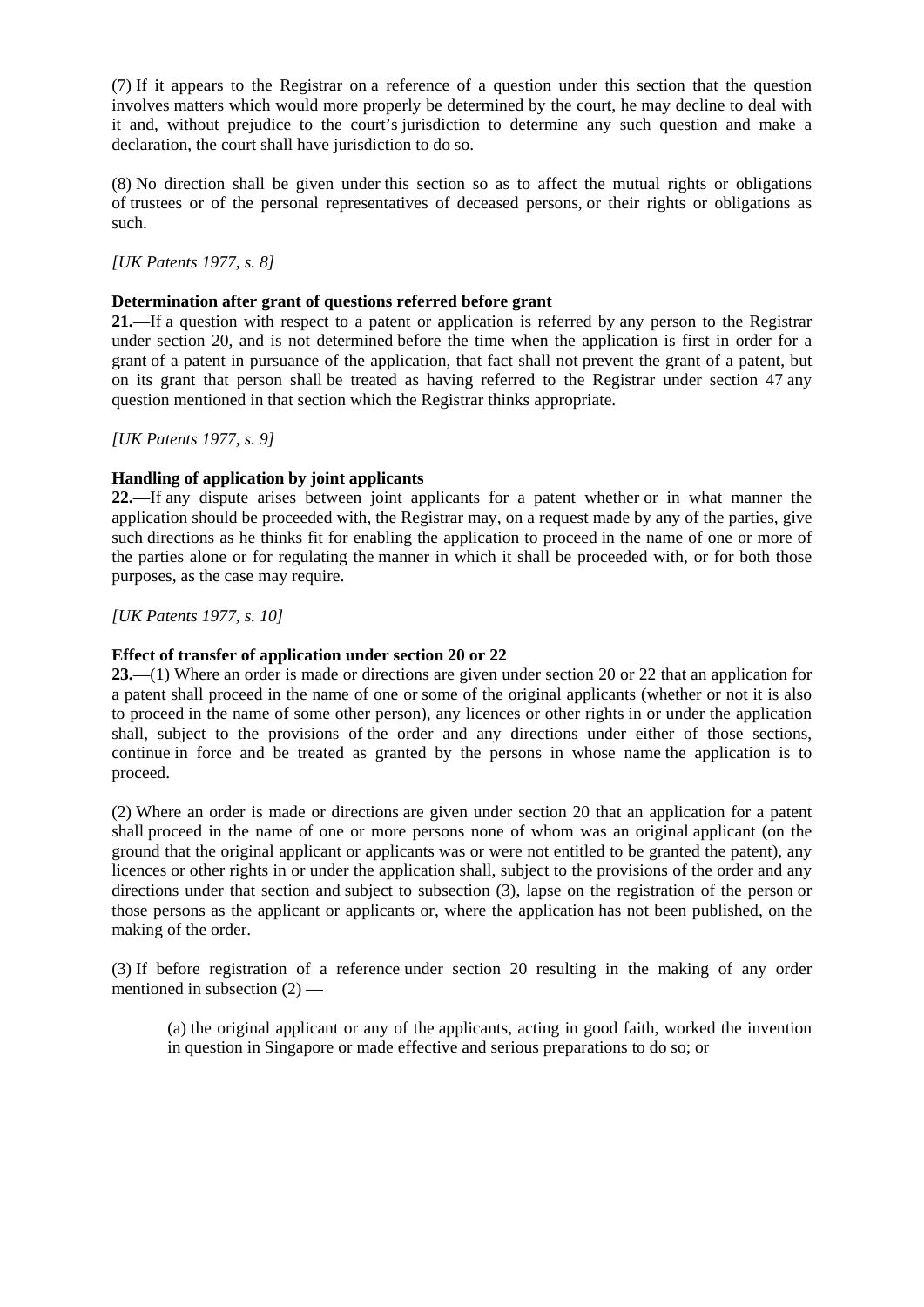(7) If it appears to the Registrar on a reference of a question under this section that the question involves matters which would more properly be determined by the court, he may decline to deal with it and, without prejudice to the court's jurisdiction to determine any such question and make a declaration, the court shall have jurisdiction to do so.

(8) No direction shall be given under this section so as to affect the mutual rights or obligations of trustees or of the personal representatives of deceased persons, or their rights or obligations as such.

*[UK Patents 1977, s. 8]*

**Determination after grant of questions referred before grant**

**21.**—If a question with respect to a patent or application is referred by any person to the Registrar under section 20, and is not determined before the time when the application is first in order for a grant of a patent in pursuance of the application, that fact shall not prevent the grant of a patent, but on its grant that person shall be treated as having referred to the Registrar under section 47 any question mentioned in that section which the Registrar thinks appropriate.

*[UK Patents 1977, s. 9]*

**Handling of application by joint applicants**

**22.**—If any dispute arises between joint applicants for a patent whether or in what manner the application should be proceeded with, the Registrar may, on a request made by any of the parties, give such directions as he thinks fit for enabling the application to proceed in the name of one or more of the parties alone or for regulating the manner in which it shall be proceeded with, or for both those purposes, as the case may require.

*[UK Patents 1977, s. 10]*

**Effect of transfer of application under section 20 or 22**

**23.**—(1) Where an order is made or directions are given under section 20 or 22 that an application for a patent shall proceed in the name of one or some of the original applicants (whether or not it is also to proceed in the name of some other person), any licences or other rights in or under the application shall, subject to the provisions of the order and any directions under either of those sections, continue in force and be treated as granted by the persons in whose name the application is to proceed.

(2) Where an order is made or directions are given under section 20 that an application for a patent shall proceed in the name of one or more persons none of whom was an original applicant (on the ground that the original applicant or applicants was or were not entitled to be granted the patent), any licences or other rights in or under the application shall, subject to the provisions of the order and any directions under that section and subject to subsection (3), lapse on the registration of the person or those persons as the applicant or applicants or, where the application has not been published, on the making of the order.

(3) If before registration of a reference under section 20 resulting in the making of any order mentioned in subsection (2) —

(a) the original applicant or any of the applicants, acting in good faith, worked the invention in question in Singapore or made effective and serious preparations to do so; or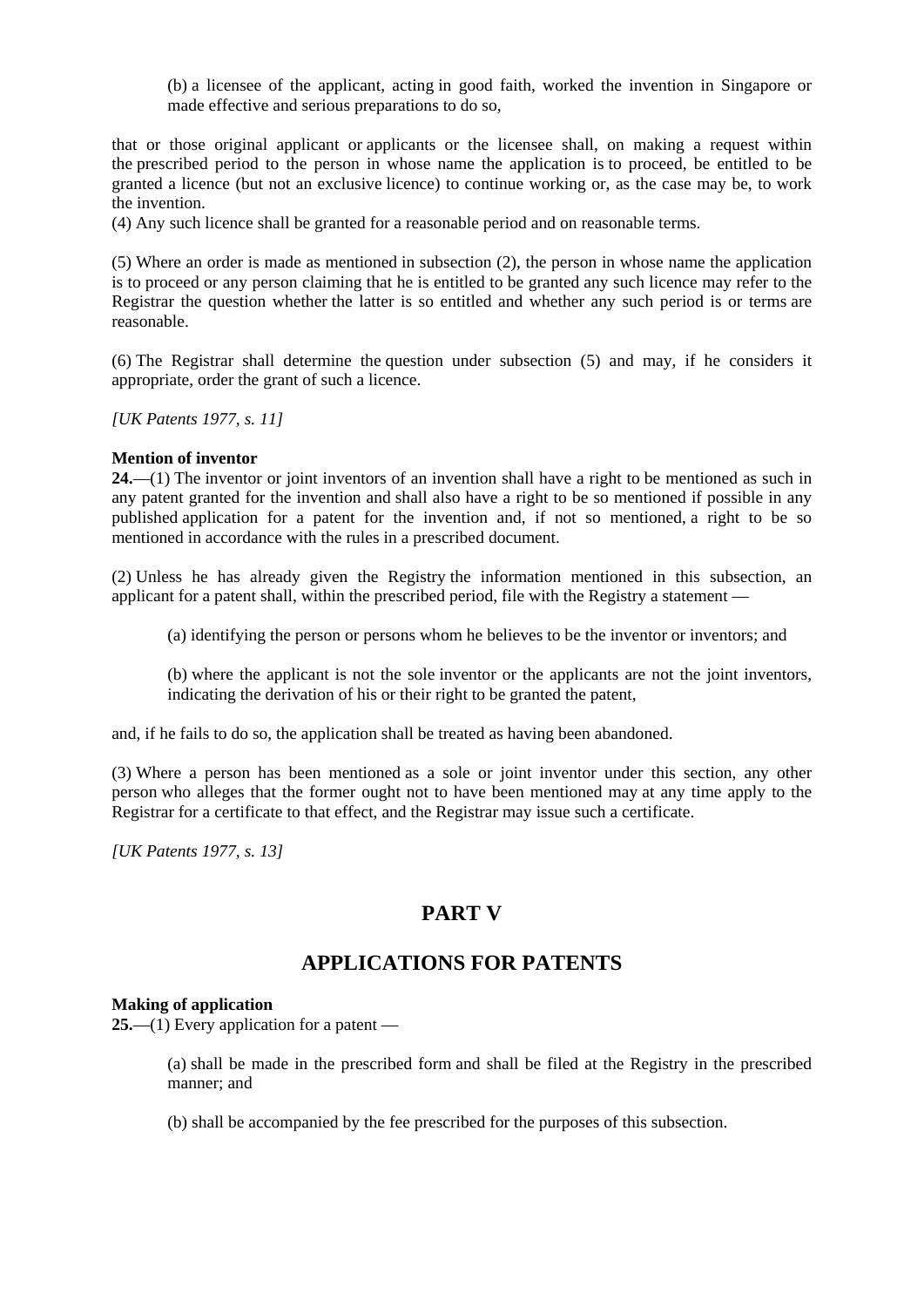(b) a licensee of the applicant, acting in good faith, worked the invention in Singapore or made effective and serious preparations to do so,

that or those original applicant or applicants or the licensee shall, on making a request within the prescribed period to the person in whose name the application is to proceed, be entitled to be granted a licence (but not an exclusive licence) to continue working or, as the case may be, to work the invention.

(4) Any such licence shall be granted for a reasonable period and on reasonable terms.

(5) Where an order is made as mentioned in subsection (2), the person in whose name the application is to proceed or any person claiming that he is entitled to be granted any such licence may refer to the Registrar the question whether the latter is so entitled and whether any such period is or terms are reasonable.

(6) The Registrar shall determine the question under subsection (5) and may, if he considers it appropriate, order the grant of such a licence.

*[UK Patents 1977, s. 11]*

**Mention of inventor**

**24.**—(1) The inventor or joint inventors of an invention shall have a right to be mentioned as such in any patent granted for the invention and shall also have a right to be so mentioned if possible in any published application for a patent for the invention and, if not so mentioned, a right to be so mentioned in accordance with the rules in a prescribed document.

(2) Unless he has already given the Registry the information mentioned in this subsection, an applicant for a patent shall, within the prescribed period, file with the Registry a statement —

(a) identifying the person or persons whom he believes to be the inventor or inventors; and

(b) where the applicant is not the sole inventor or the applicants are not the joint inventors, indicating the derivation of his or their right to be granted the patent,

and, if he fails to do so, the application shall be treated as having been abandoned.

(3) Where a person has been mentioned as a sole or joint inventor under this section, any other person who alleges that the former ought not to have been mentioned may at any time apply to the Registrar for a certificate to that effect, and the Registrar may issue such a certificate.

*[UK Patents 1977, s. 13]*

## PART V

## APPLICATIONS FOR PATENTS

**Making of application**

**25.**—(1) Every application for a patent —

(a) shall be made in the prescribed form and shall be filed at the Registry in the prescribed manner; and

(b) shall be accompanied by the fee prescribed for the purposes of this subsection.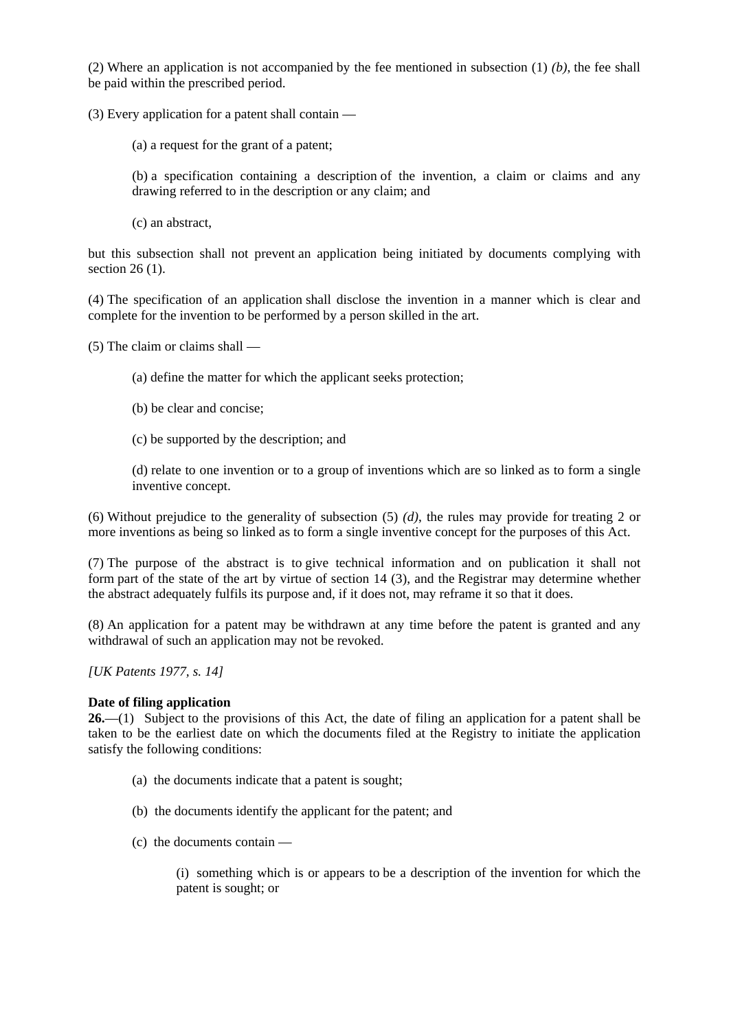(2) Where an application is not accompanied by the fee mentioned in subsection (1) *(b)*, the fee shall be paid within the prescribed period.

(3) Every application for a patent shall contain —

> (a) a request for the grant of a patent;
>
> (b) a specification containing a description of the invention, a claim or claims and any drawing referred to in the description or any claim; and
>
> (c) an abstract,

but this subsection shall not prevent an application being initiated by documents complying with section 26 (1).

(4) The specification of an application shall disclose the invention in a manner which is clear and complete for the invention to be performed by a person skilled in the art.

(5) The claim or claims shall —

> (a) define the matter for which the applicant seeks protection;
>
> (b) be clear and concise;
>
> (c) be supported by the description; and
>
> (d) relate to one invention or to a group of inventions which are so linked as to form a single inventive concept.

(6) Without prejudice to the generality of subsection (5) *(d)*, the rules may provide for treating 2 or more inventions as being so linked as to form a single inventive concept for the purposes of this Act.

(7) The purpose of the abstract is to give technical information and on publication it shall not form part of the state of the art by virtue of section 14 (3), and the Registrar may determine whether the abstract adequately fulfils its purpose and, if it does not, may reframe it so that it does.

(8) An application for a patent may be withdrawn at any time before the patent is granted and any withdrawal of such an application may not be revoked.

*[UK Patents 1977, s. 14]*

**Date of filing application**

**26.**—(1) Subject to the provisions of this Act, the date of filing an application for a patent shall be taken to be the earliest date on which the documents filed at the Registry to initiate the application satisfy the following conditions:

> (a) the documents indicate that a patent is sought;
>
> (b) the documents identify the applicant for the patent; and
>
> (c) the documents contain —
>
> > (i) something which is or appears to be a description of the invention for which the patent is sought; or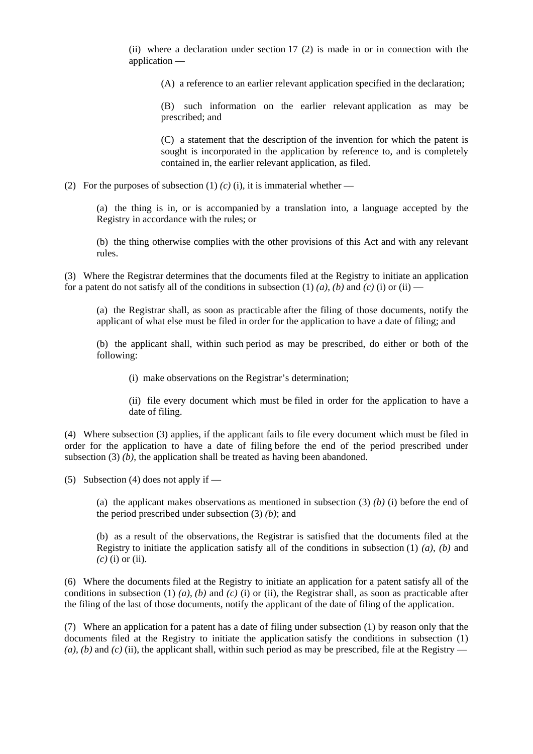(ii) where a declaration under section 17 (2) is made in or in connection with the application —

(A) a reference to an earlier relevant application specified in the declaration;

(B) such information on the earlier relevant application as may be prescribed; and

(C) a statement that the description of the invention for which the patent is sought is incorporated in the application by reference to, and is completely contained in, the earlier relevant application, as filed.

(2) For the purposes of subsection (1) *(c)* (i), it is immaterial whether —

(a) the thing is in, or is accompanied by a translation into, a language accepted by the Registry in accordance with the rules; or

(b) the thing otherwise complies with the other provisions of this Act and with any relevant rules.

(3) Where the Registrar determines that the documents filed at the Registry to initiate an application for a patent do not satisfy all of the conditions in subsection (1) *(a)*, *(b)* and *(c)* (i) or (ii) —

(a) the Registrar shall, as soon as practicable after the filing of those documents, notify the applicant of what else must be filed in order for the application to have a date of filing; and

(b) the applicant shall, within such period as may be prescribed, do either or both of the following:

(i) make observations on the Registrar's determination;

(ii) file every document which must be filed in order for the application to have a date of filing.

(4) Where subsection (3) applies, if the applicant fails to file every document which must be filed in order for the application to have a date of filing before the end of the period prescribed under subsection (3) *(b)*, the application shall be treated as having been abandoned.

(5) Subsection (4) does not apply if —

(a) the applicant makes observations as mentioned in subsection (3) *(b)* (i) before the end of the period prescribed under subsection (3) *(b)*; and

(b) as a result of the observations, the Registrar is satisfied that the documents filed at the Registry to initiate the application satisfy all of the conditions in subsection (1) *(a)*, *(b)* and *(c)* (i) or (ii).

(6) Where the documents filed at the Registry to initiate an application for a patent satisfy all of the conditions in subsection (1) *(a)*, *(b)* and *(c)* (i) or (ii), the Registrar shall, as soon as practicable after the filing of the last of those documents, notify the applicant of the date of filing of the application.

(7) Where an application for a patent has a date of filing under subsection (1) by reason only that the documents filed at the Registry to initiate the application satisfy the conditions in subsection (1) *(a)*, *(b)* and *(c)* (ii), the applicant shall, within such period as may be prescribed, file at the Registry —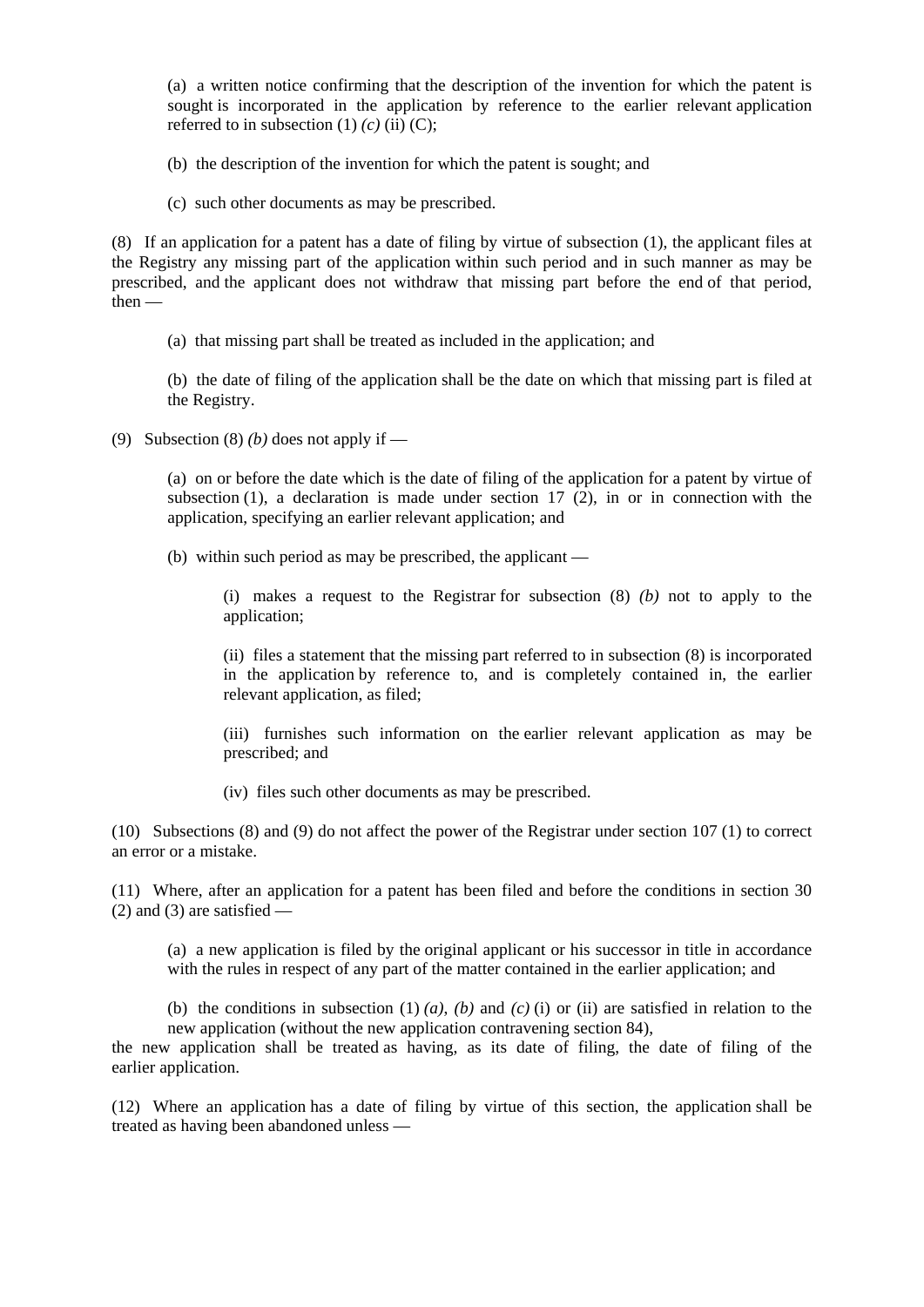(a) a written notice confirming that the description of the invention for which the patent is sought is incorporated in the application by reference to the earlier relevant application referred to in subsection (1) *(c)* (ii) (C);

(b) the description of the invention for which the patent is sought; and

(c) such other documents as may be prescribed.

(8) If an application for a patent has a date of filing by virtue of subsection (1), the applicant files at the Registry any missing part of the application within such period and in such manner as may be prescribed, and the applicant does not withdraw that missing part before the end of that period, then —

(a) that missing part shall be treated as included in the application; and

(b) the date of filing of the application shall be the date on which that missing part is filed at the Registry.

(9) Subsection (8) *(b)* does not apply if —

(a) on or before the date which is the date of filing of the application for a patent by virtue of subsection (1), a declaration is made under section 17 (2), in or in connection with the application, specifying an earlier relevant application; and

(b) within such period as may be prescribed, the applicant —

(i) makes a request to the Registrar for subsection (8) *(b)* not to apply to the application;

(ii) files a statement that the missing part referred to in subsection (8) is incorporated in the application by reference to, and is completely contained in, the earlier relevant application, as filed;

(iii) furnishes such information on the earlier relevant application as may be prescribed; and

(iv) files such other documents as may be prescribed.

(10) Subsections (8) and (9) do not affect the power of the Registrar under section 107 (1) to correct an error or a mistake.

(11) Where, after an application for a patent has been filed and before the conditions in section 30 (2) and (3) are satisfied —

(a) a new application is filed by the original applicant or his successor in title in accordance with the rules in respect of any part of the matter contained in the earlier application; and

(b) the conditions in subsection (1) *(a)*, *(b)* and *(c)* (i) or (ii) are satisfied in relation to the new application (without the new application contravening section 84),

the new application shall be treated as having, as its date of filing, the date of filing of the earlier application.

(12) Where an application has a date of filing by virtue of this section, the application shall be treated as having been abandoned unless —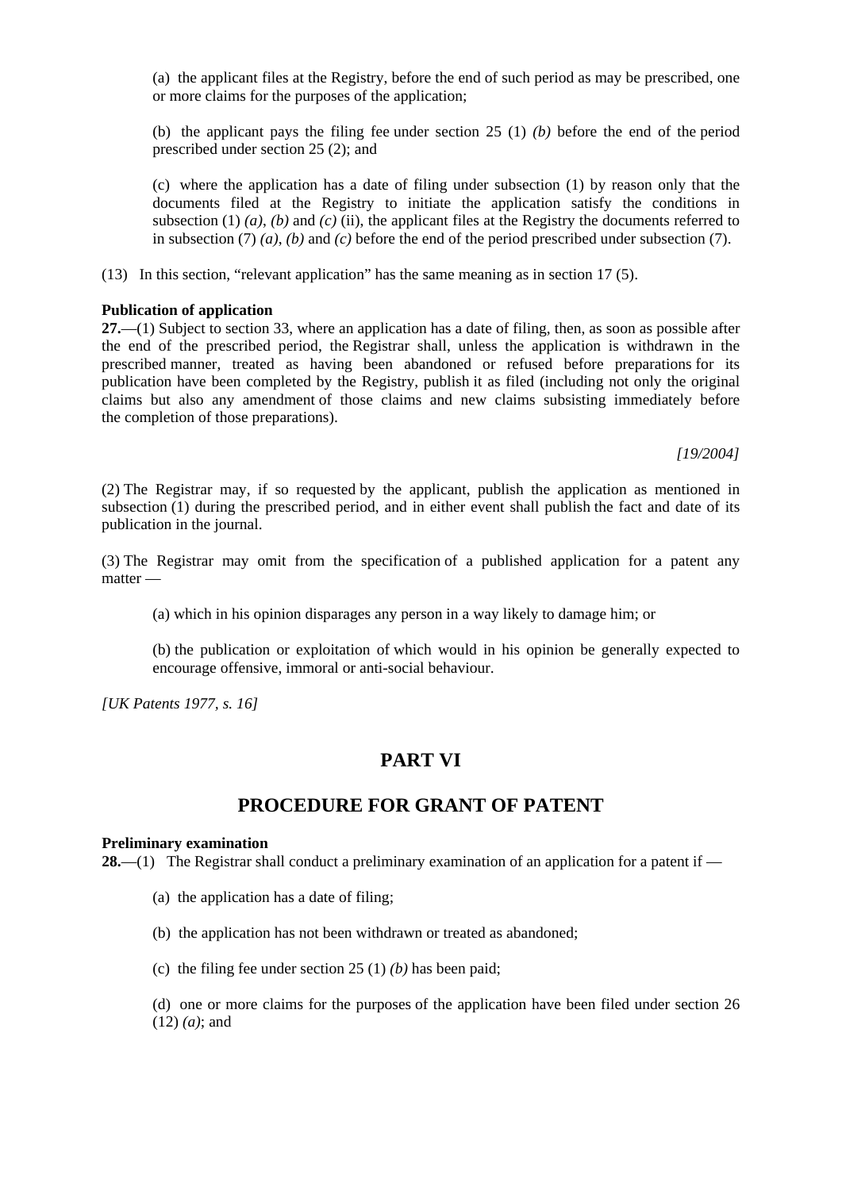(a) the applicant files at the Registry, before the end of such period as may be prescribed, one or more claims for the purposes of the application;

(b) the applicant pays the filing fee under section 25 (1) *(b)* before the end of the period prescribed under section 25 (2); and

(c) where the application has a date of filing under subsection (1) by reason only that the documents filed at the Registry to initiate the application satisfy the conditions in subsection (1) *(a)*, *(b)* and *(c)* (ii), the applicant files at the Registry the documents referred to in subsection (7) *(a)*, *(b)* and *(c)* before the end of the period prescribed under subsection (7).

(13) In this section, "relevant application" has the same meaning as in section 17 (5).

**Publication of application**

**27.**—(1) Subject to section 33, where an application has a date of filing, then, as soon as possible after the end of the prescribed period, the Registrar shall, unless the application is withdrawn in the prescribed manner, treated as having been abandoned or refused before preparations for its publication have been completed by the Registry, publish it as filed (including not only the original claims but also any amendment of those claims and new claims subsisting immediately before the completion of those preparations).

*[19/2004]*

(2) The Registrar may, if so requested by the applicant, publish the application as mentioned in subsection (1) during the prescribed period, and in either event shall publish the fact and date of its publication in the journal.

(3) The Registrar may omit from the specification of a published application for a patent any matter —

(a) which in his opinion disparages any person in a way likely to damage him; or

(b) the publication or exploitation of which would in his opinion be generally expected to encourage offensive, immoral or anti-social behaviour.

*[UK Patents 1977, s. 16]*

## PART VI

## PROCEDURE FOR GRANT OF PATENT

**Preliminary examination**

**28.**—(1) The Registrar shall conduct a preliminary examination of an application for a patent if —

(a) the application has a date of filing;

(b) the application has not been withdrawn or treated as abandoned;

(c) the filing fee under section 25 (1) *(b)* has been paid;

(d) one or more claims for the purposes of the application have been filed under section 26 (12) *(a)*; and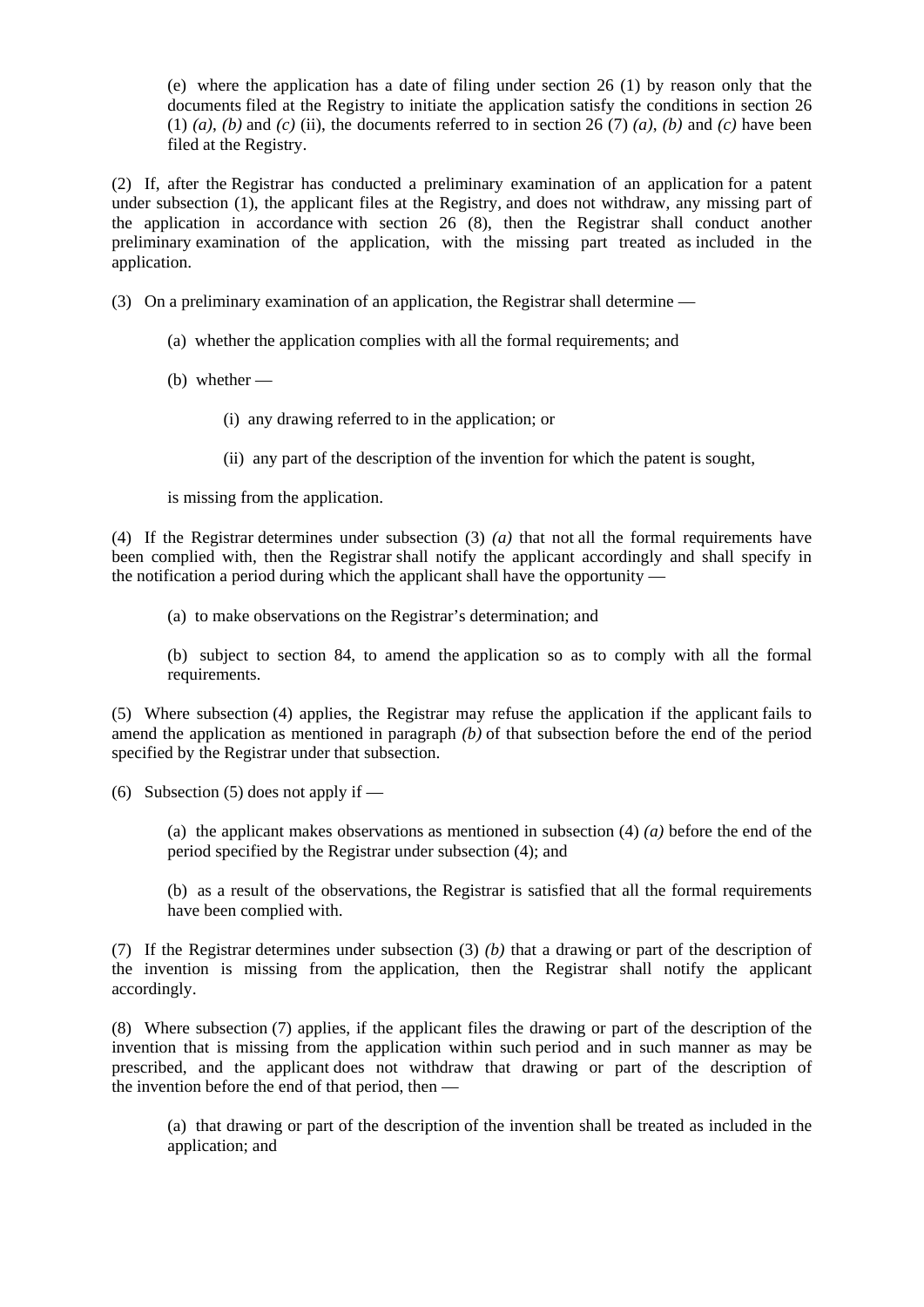(e) where the application has a date of filing under section 26 (1) by reason only that the documents filed at the Registry to initiate the application satisfy the conditions in section 26 (1) *(a)*, *(b)* and *(c)* (ii), the documents referred to in section 26 (7) *(a)*, *(b)* and *(c)* have been filed at the Registry.

(2) If, after the Registrar has conducted a preliminary examination of an application for a patent under subsection (1), the applicant files at the Registry, and does not withdraw, any missing part of the application in accordance with section 26 (8), then the Registrar shall conduct another preliminary examination of the application, with the missing part treated as included in the application.

(3) On a preliminary examination of an application, the Registrar shall determine —

(a) whether the application complies with all the formal requirements; and

(b) whether —

(i) any drawing referred to in the application; or

(ii) any part of the description of the invention for which the patent is sought,

is missing from the application.

(4) If the Registrar determines under subsection (3) *(a)* that not all the formal requirements have been complied with, then the Registrar shall notify the applicant accordingly and shall specify in the notification a period during which the applicant shall have the opportunity —

(a) to make observations on the Registrar's determination; and

(b) subject to section 84, to amend the application so as to comply with all the formal requirements.

(5) Where subsection (4) applies, the Registrar may refuse the application if the applicant fails to amend the application as mentioned in paragraph *(b)* of that subsection before the end of the period specified by the Registrar under that subsection.

(6) Subsection (5) does not apply if —

(a) the applicant makes observations as mentioned in subsection (4) *(a)* before the end of the period specified by the Registrar under subsection (4); and

(b) as a result of the observations, the Registrar is satisfied that all the formal requirements have been complied with.

(7) If the Registrar determines under subsection (3) *(b)* that a drawing or part of the description of the invention is missing from the application, then the Registrar shall notify the applicant accordingly.

(8) Where subsection (7) applies, if the applicant files the drawing or part of the description of the invention that is missing from the application within such period and in such manner as may be prescribed, and the applicant does not withdraw that drawing or part of the description of the invention before the end of that period, then —

(a) that drawing or part of the description of the invention shall be treated as included in the application; and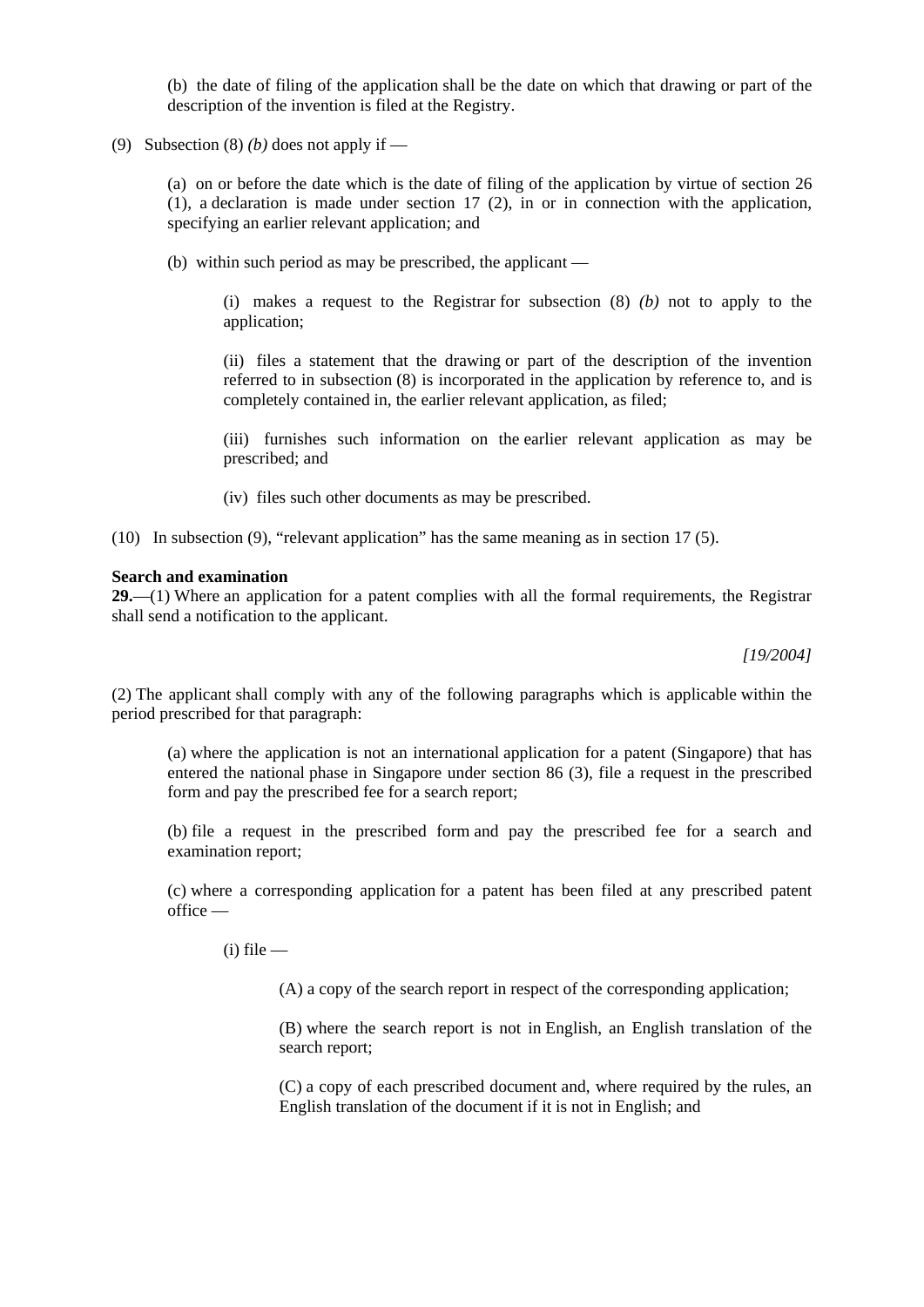(b) the date of filing of the application shall be the date on which that drawing or part of the description of the invention is filed at the Registry.

(9) Subsection (8) *(b)* does not apply if —

(a) on or before the date which is the date of filing of the application by virtue of section 26 (1), a declaration is made under section 17 (2), in or in connection with the application, specifying an earlier relevant application; and

(b) within such period as may be prescribed, the applicant —

(i) makes a request to the Registrar for subsection (8) *(b)* not to apply to the application;

(ii) files a statement that the drawing or part of the description of the invention referred to in subsection (8) is incorporated in the application by reference to, and is completely contained in, the earlier relevant application, as filed;

(iii) furnishes such information on the earlier relevant application as may be prescribed; and

(iv) files such other documents as may be prescribed.

(10) In subsection (9), "relevant application" has the same meaning as in section 17 (5).

**Search and examination**

**29.**—(1) Where an application for a patent complies with all the formal requirements, the Registrar shall send a notification to the applicant.

*[19/2004]*

(2) The applicant shall comply with any of the following paragraphs which is applicable within the period prescribed for that paragraph:

(a) where the application is not an international application for a patent (Singapore) that has entered the national phase in Singapore under section 86 (3), file a request in the prescribed form and pay the prescribed fee for a search report;

(b) file a request in the prescribed form and pay the prescribed fee for a search and examination report;

(c) where a corresponding application for a patent has been filed at any prescribed patent office —

(i) file —

(A) a copy of the search report in respect of the corresponding application;

(B) where the search report is not in English, an English translation of the search report;

(C) a copy of each prescribed document and, where required by the rules, an English translation of the document if it is not in English; and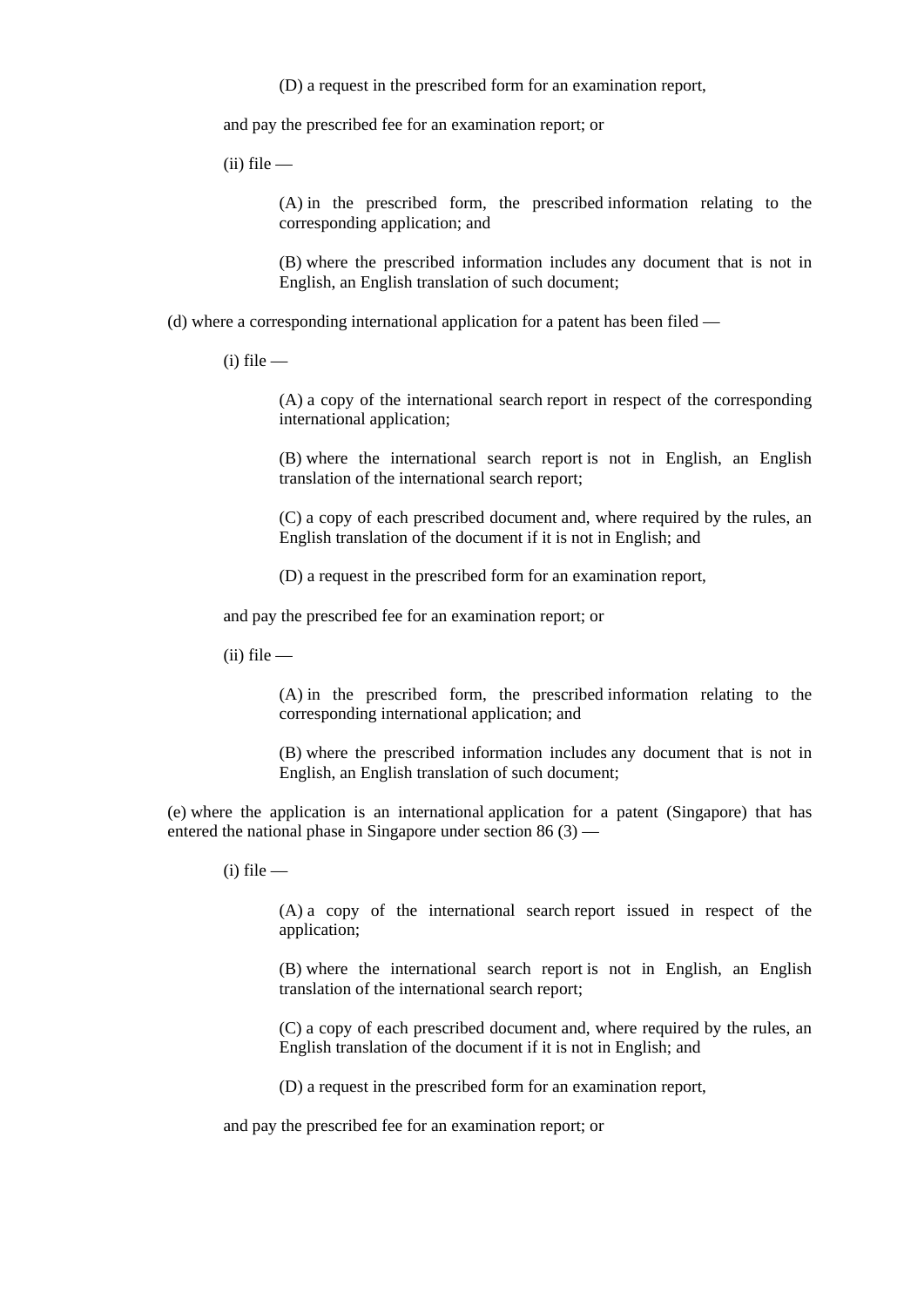(D) a request in the prescribed form for an examination report,

and pay the prescribed fee for an examination report; or

(ii) file —

(A) in the prescribed form, the prescribed information relating to the corresponding application; and

(B) where the prescribed information includes any document that is not in English, an English translation of such document;

(d) where a corresponding international application for a patent has been filed —

(i) file —

(A) a copy of the international search report in respect of the corresponding international application;

(B) where the international search report is not in English, an English translation of the international search report;

(C) a copy of each prescribed document and, where required by the rules, an English translation of the document if it is not in English; and

(D) a request in the prescribed form for an examination report,

and pay the prescribed fee for an examination report; or

(ii) file —

(A) in the prescribed form, the prescribed information relating to the corresponding international application; and

(B) where the prescribed information includes any document that is not in English, an English translation of such document;

(e) where the application is an international application for a patent (Singapore) that has entered the national phase in Singapore under section 86 (3) —

(i) file —

(A) a copy of the international search report issued in respect of the application;

(B) where the international search report is not in English, an English translation of the international search report;

(C) a copy of each prescribed document and, where required by the rules, an English translation of the document if it is not in English; and

(D) a request in the prescribed form for an examination report,

and pay the prescribed fee for an examination report; or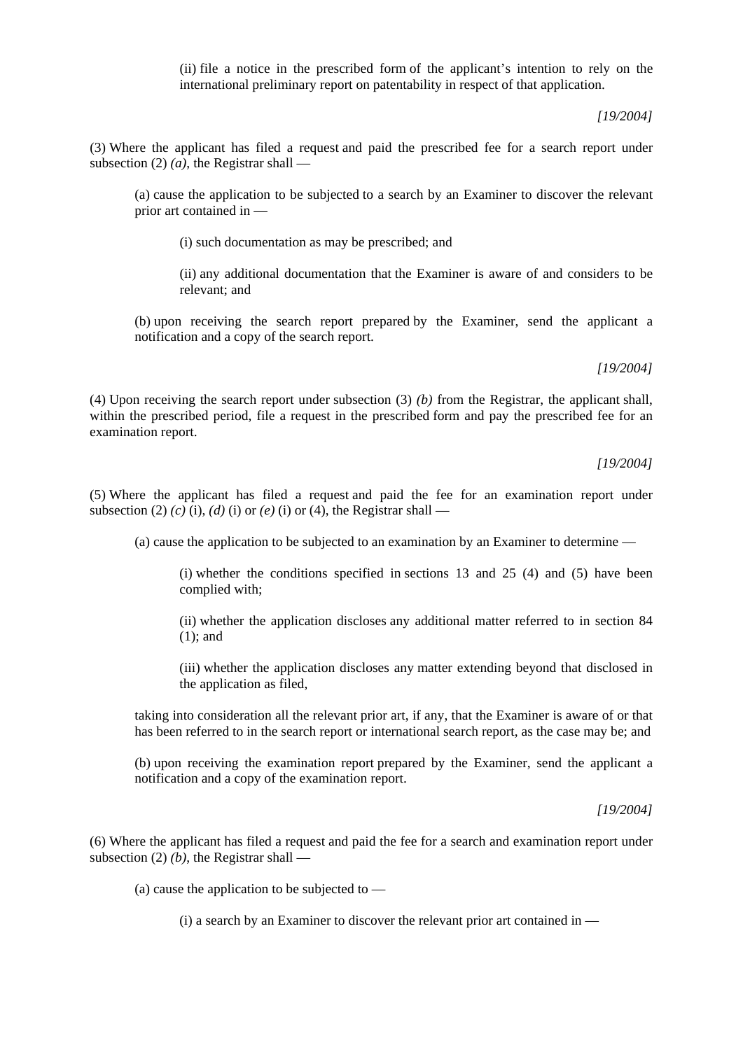(ii) file a notice in the prescribed form of the applicant's intention to rely on the international preliminary report on patentability in respect of that application.

*[19/2004]*

(3) Where the applicant has filed a request and paid the prescribed fee for a search report under subsection (2) *(a)*, the Registrar shall —

(a) cause the application to be subjected to a search by an Examiner to discover the relevant prior art contained in —

(i) such documentation as may be prescribed; and

(ii) any additional documentation that the Examiner is aware of and considers to be relevant; and

(b) upon receiving the search report prepared by the Examiner, send the applicant a notification and a copy of the search report.

*[19/2004]*

(4) Upon receiving the search report under subsection (3) *(b)* from the Registrar, the applicant shall, within the prescribed period, file a request in the prescribed form and pay the prescribed fee for an examination report.

*[19/2004]*

(5) Where the applicant has filed a request and paid the fee for an examination report under subsection (2) *(c)* (i), *(d)* (i) or *(e)* (i) or (4), the Registrar shall —

(a) cause the application to be subjected to an examination by an Examiner to determine —

(i) whether the conditions specified in sections 13 and 25 (4) and (5) have been complied with;

(ii) whether the application discloses any additional matter referred to in section 84 (1); and

(iii) whether the application discloses any matter extending beyond that disclosed in the application as filed,

taking into consideration all the relevant prior art, if any, that the Examiner is aware of or that has been referred to in the search report or international search report, as the case may be; and

(b) upon receiving the examination report prepared by the Examiner, send the applicant a notification and a copy of the examination report.

*[19/2004]*

(6) Where the applicant has filed a request and paid the fee for a search and examination report under subsection (2) *(b)*, the Registrar shall —

(a) cause the application to be subjected to —

(i) a search by an Examiner to discover the relevant prior art contained in —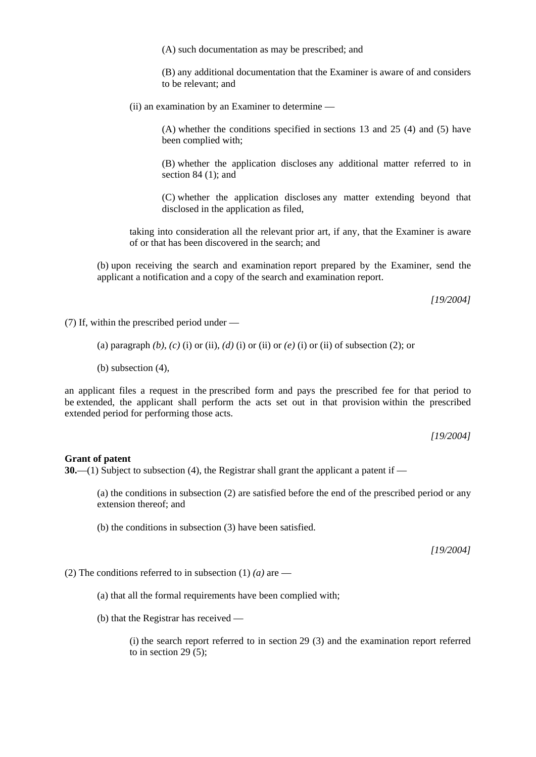(A) such documentation as may be prescribed; and

(B) any additional documentation that the Examiner is aware of and considers to be relevant; and

(ii) an examination by an Examiner to determine —

(A) whether the conditions specified in sections 13 and 25 (4) and (5) have been complied with;

(B) whether the application discloses any additional matter referred to in section 84 (1); and

(C) whether the application discloses any matter extending beyond that disclosed in the application as filed,

taking into consideration all the relevant prior art, if any, that the Examiner is aware of or that has been discovered in the search; and

(b) upon receiving the search and examination report prepared by the Examiner, send the applicant a notification and a copy of the search and examination report.

*[19/2004]*

(7) If, within the prescribed period under —

(a) paragraph *(b)*, *(c)* (i) or (ii), *(d)* (i) or (ii) or *(e)* (i) or (ii) of subsection (2); or

(b) subsection (4),

an applicant files a request in the prescribed form and pays the prescribed fee for that period to be extended, the applicant shall perform the acts set out in that provision within the prescribed extended period for performing those acts.

*[19/2004]*

**Grant of patent**

**30.**—(1) Subject to subsection (4), the Registrar shall grant the applicant a patent if —

(a) the conditions in subsection (2) are satisfied before the end of the prescribed period or any extension thereof; and

(b) the conditions in subsection (3) have been satisfied.

*[19/2004]*

(2) The conditions referred to in subsection (1) *(a)* are —

(a) that all the formal requirements have been complied with;

(b) that the Registrar has received —

(i) the search report referred to in section 29 (3) and the examination report referred to in section 29 (5);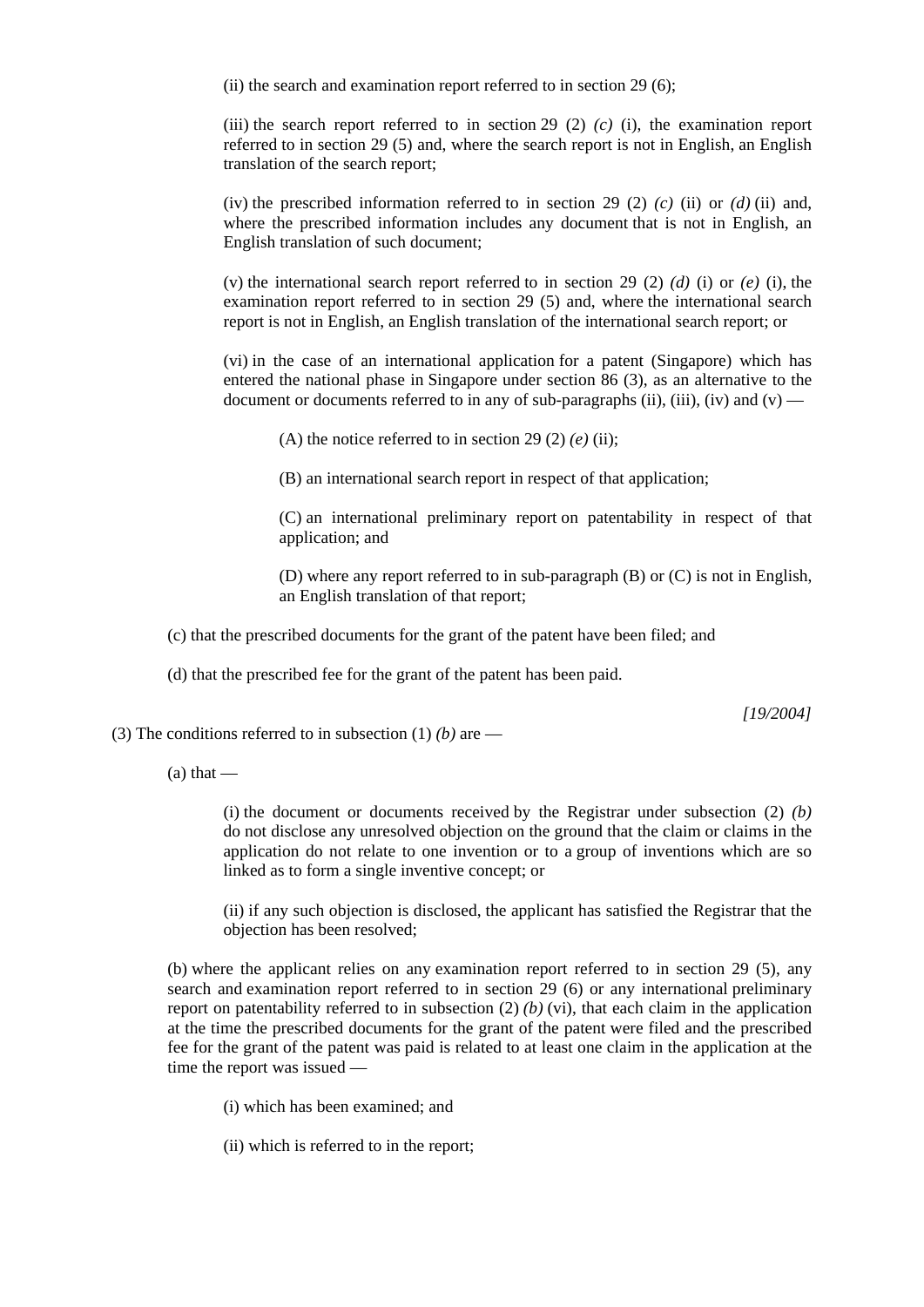(ii) the search and examination report referred to in section 29 (6);

(iii) the search report referred to in section 29 (2) *(c)* (i), the examination report referred to in section 29 (5) and, where the search report is not in English, an English translation of the search report;

(iv) the prescribed information referred to in section 29 (2) *(c)* (ii) or *(d)* (ii) and, where the prescribed information includes any document that is not in English, an English translation of such document;

(v) the international search report referred to in section 29 (2) *(d)* (i) or *(e)* (i), the examination report referred to in section 29 (5) and, where the international search report is not in English, an English translation of the international search report; or

(vi) in the case of an international application for a patent (Singapore) which has entered the national phase in Singapore under section 86 (3), as an alternative to the document or documents referred to in any of sub-paragraphs (ii), (iii), (iv) and (v) —

(A) the notice referred to in section 29 (2) *(e)* (ii);

(B) an international search report in respect of that application;

(C) an international preliminary report on patentability in respect of that application; and

(D) where any report referred to in sub-paragraph (B) or (C) is not in English, an English translation of that report;

(c) that the prescribed documents for the grant of the patent have been filed; and

(d) that the prescribed fee for the grant of the patent has been paid.

*[19/2004]*

(3) The conditions referred to in subsection (1) *(b)* are —

(a) that —

(i) the document or documents received by the Registrar under subsection (2) *(b)* do not disclose any unresolved objection on the ground that the claim or claims in the application do not relate to one invention or to a group of inventions which are so linked as to form a single inventive concept; or

(ii) if any such objection is disclosed, the applicant has satisfied the Registrar that the objection has been resolved;

(b) where the applicant relies on any examination report referred to in section 29 (5), any search and examination report referred to in section 29 (6) or any international preliminary report on patentability referred to in subsection (2) *(b)* (vi), that each claim in the application at the time the prescribed documents for the grant of the patent were filed and the prescribed fee for the grant of the patent was paid is related to at least one claim in the application at the time the report was issued —

(i) which has been examined; and

(ii) which is referred to in the report;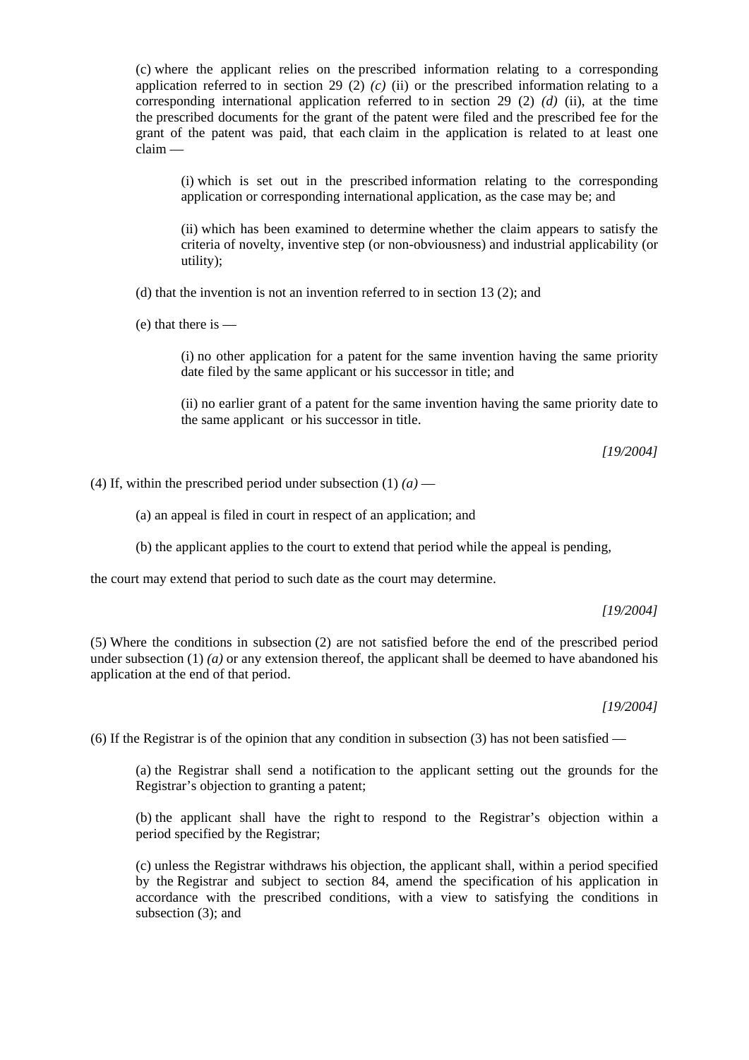(c) where the applicant relies on the prescribed information relating to a corresponding application referred to in section 29 (2) *(c)* (ii) or the prescribed information relating to a corresponding international application referred to in section 29 (2) *(d)* (ii), at the time the prescribed documents for the grant of the patent were filed and the prescribed fee for the grant of the patent was paid, that each claim in the application is related to at least one claim —

(i) which is set out in the prescribed information relating to the corresponding application or corresponding international application, as the case may be; and

(ii) which has been examined to determine whether the claim appears to satisfy the criteria of novelty, inventive step (or non-obviousness) and industrial applicability (or utility);

(d) that the invention is not an invention referred to in section 13 (2); and

(e) that there is —

(i) no other application for a patent for the same invention having the same priority date filed by the same applicant or his successor in title; and

(ii) no earlier grant of a patent for the same invention having the same priority date to the same applicant or his successor in title.

*[19/2004]*

(4) If, within the prescribed period under subsection (1) *(a)* —

(a) an appeal is filed in court in respect of an application; and

(b) the applicant applies to the court to extend that period while the appeal is pending,

the court may extend that period to such date as the court may determine.

*[19/2004]*

(5) Where the conditions in subsection (2) are not satisfied before the end of the prescribed period under subsection (1) *(a)* or any extension thereof, the applicant shall be deemed to have abandoned his application at the end of that period.

*[19/2004]*

(6) If the Registrar is of the opinion that any condition in subsection (3) has not been satisfied —

(a) the Registrar shall send a notification to the applicant setting out the grounds for the Registrar's objection to granting a patent;

(b) the applicant shall have the right to respond to the Registrar's objection within a period specified by the Registrar;

(c) unless the Registrar withdraws his objection, the applicant shall, within a period specified by the Registrar and subject to section 84, amend the specification of his application in accordance with the prescribed conditions, with a view to satisfying the conditions in subsection (3); and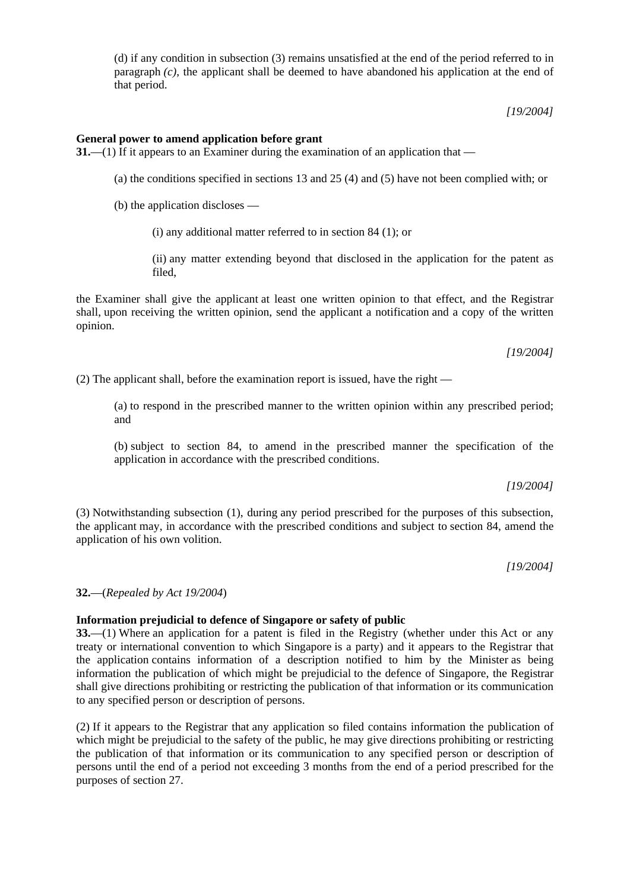(d) if any condition in subsection (3) remains unsatisfied at the end of the period referred to in paragraph *(c)*, the applicant shall be deemed to have abandoned his application at the end of that period.

*[19/2004]*

**General power to amend application before grant**

**31.**—(1) If it appears to an Examiner during the examination of an application that —

(a) the conditions specified in sections 13 and 25 (4) and (5) have not been complied with; or

(b) the application discloses —

(i) any additional matter referred to in section 84 (1); or

(ii) any matter extending beyond that disclosed in the application for the patent as filed,

the Examiner shall give the applicant at least one written opinion to that effect, and the Registrar shall, upon receiving the written opinion, send the applicant a notification and a copy of the written opinion.

*[19/2004]*

(2) The applicant shall, before the examination report is issued, have the right —

(a) to respond in the prescribed manner to the written opinion within any prescribed period; and

(b) subject to section 84, to amend in the prescribed manner the specification of the application in accordance with the prescribed conditions.

*[19/2004]*

(3) Notwithstanding subsection (1), during any period prescribed for the purposes of this subsection, the applicant may, in accordance with the prescribed conditions and subject to section 84, amend the application of his own volition.

*[19/2004]*

**32.**—(*Repealed by Act 19/2004*)

**Information prejudicial to defence of Singapore or safety of public**

**33.**—(1) Where an application for a patent is filed in the Registry (whether under this Act or any treaty or international convention to which Singapore is a party) and it appears to the Registrar that the application contains information of a description notified to him by the Minister as being information the publication of which might be prejudicial to the defence of Singapore, the Registrar shall give directions prohibiting or restricting the publication of that information or its communication to any specified person or description of persons.

(2) If it appears to the Registrar that any application so filed contains information the publication of which might be prejudicial to the safety of the public, he may give directions prohibiting or restricting the publication of that information or its communication to any specified person or description of persons until the end of a period not exceeding 3 months from the end of a period prescribed for the purposes of section 27.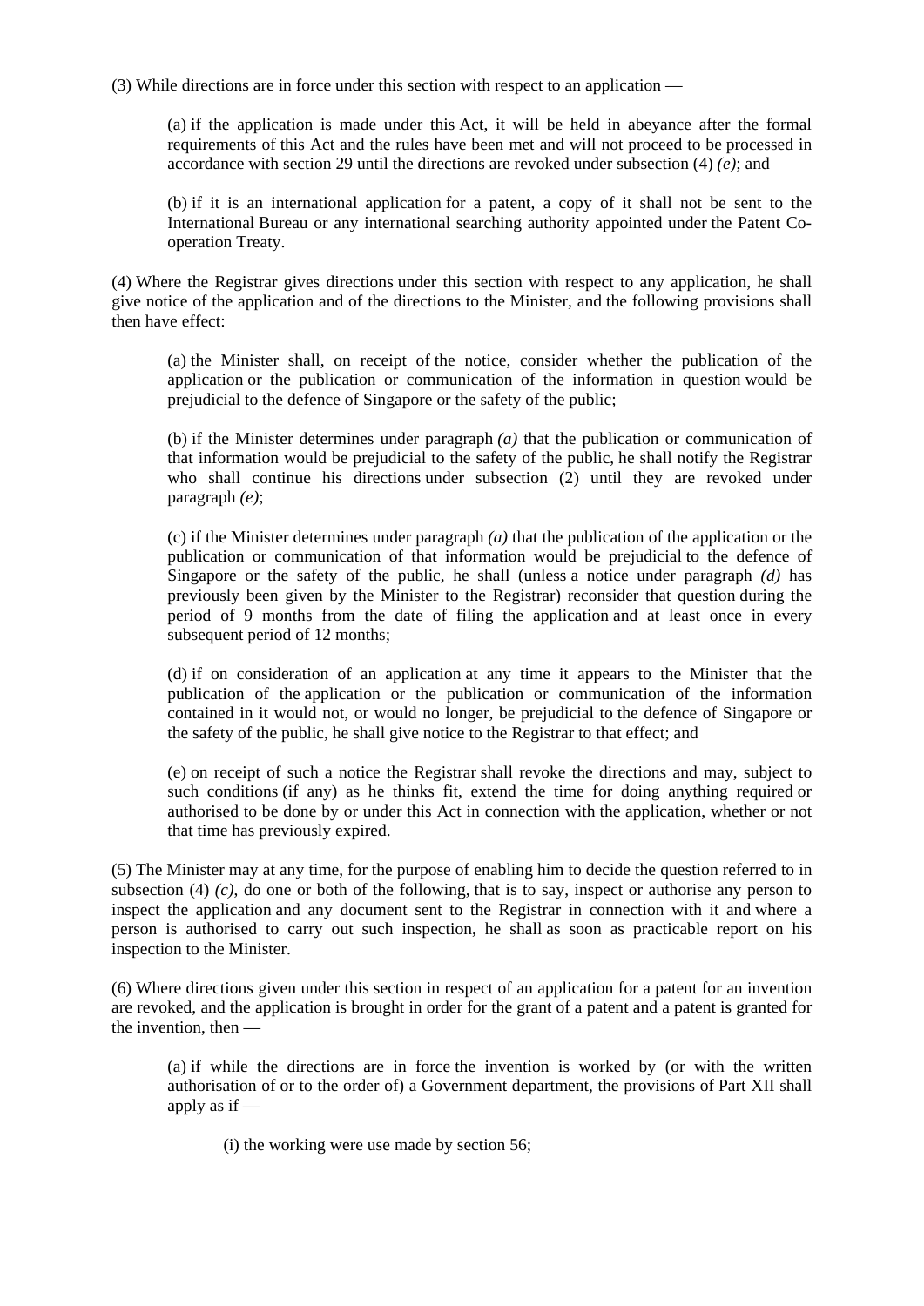(3) While directions are in force under this section with respect to an application —

> (a) if the application is made under this Act, it will be held in abeyance after the formal requirements of this Act and the rules have been met and will not proceed to be processed in accordance with section 29 until the directions are revoked under subsection (4) *(e)*; and
>
> (b) if it is an international application for a patent, a copy of it shall not be sent to the International Bureau or any international searching authority appointed under the Patent Co-operation Treaty.

(4) Where the Registrar gives directions under this section with respect to any application, he shall give notice of the application and of the directions to the Minister, and the following provisions shall then have effect:

> (a) the Minister shall, on receipt of the notice, consider whether the publication of the application or the publication or communication of the information in question would be prejudicial to the defence of Singapore or the safety of the public;
>
> (b) if the Minister determines under paragraph *(a)* that the publication or communication of that information would be prejudicial to the safety of the public, he shall notify the Registrar who shall continue his directions under subsection (2) until they are revoked under paragraph *(e)*;
>
> (c) if the Minister determines under paragraph *(a)* that the publication of the application or the publication or communication of that information would be prejudicial to the defence of Singapore or the safety of the public, he shall (unless a notice under paragraph *(d)* has previously been given by the Minister to the Registrar) reconsider that question during the period of 9 months from the date of filing the application and at least once in every subsequent period of 12 months;
>
> (d) if on consideration of an application at any time it appears to the Minister that the publication of the application or the publication or communication of the information contained in it would not, or would no longer, be prejudicial to the defence of Singapore or the safety of the public, he shall give notice to the Registrar to that effect; and
>
> (e) on receipt of such a notice the Registrar shall revoke the directions and may, subject to such conditions (if any) as he thinks fit, extend the time for doing anything required or authorised to be done by or under this Act in connection with the application, whether or not that time has previously expired.

(5) The Minister may at any time, for the purpose of enabling him to decide the question referred to in subsection (4) *(c)*, do one or both of the following, that is to say, inspect or authorise any person to inspect the application and any document sent to the Registrar in connection with it and where a person is authorised to carry out such inspection, he shall as soon as practicable report on his inspection to the Minister.

(6) Where directions given under this section in respect of an application for a patent for an invention are revoked, and the application is brought in order for the grant of a patent and a patent is granted for the invention, then —

> (a) if while the directions are in force the invention is worked by (or with the written authorisation of or to the order of) a Government department, the provisions of Part XII shall apply as if —
>
> > (i) the working were use made by section 56;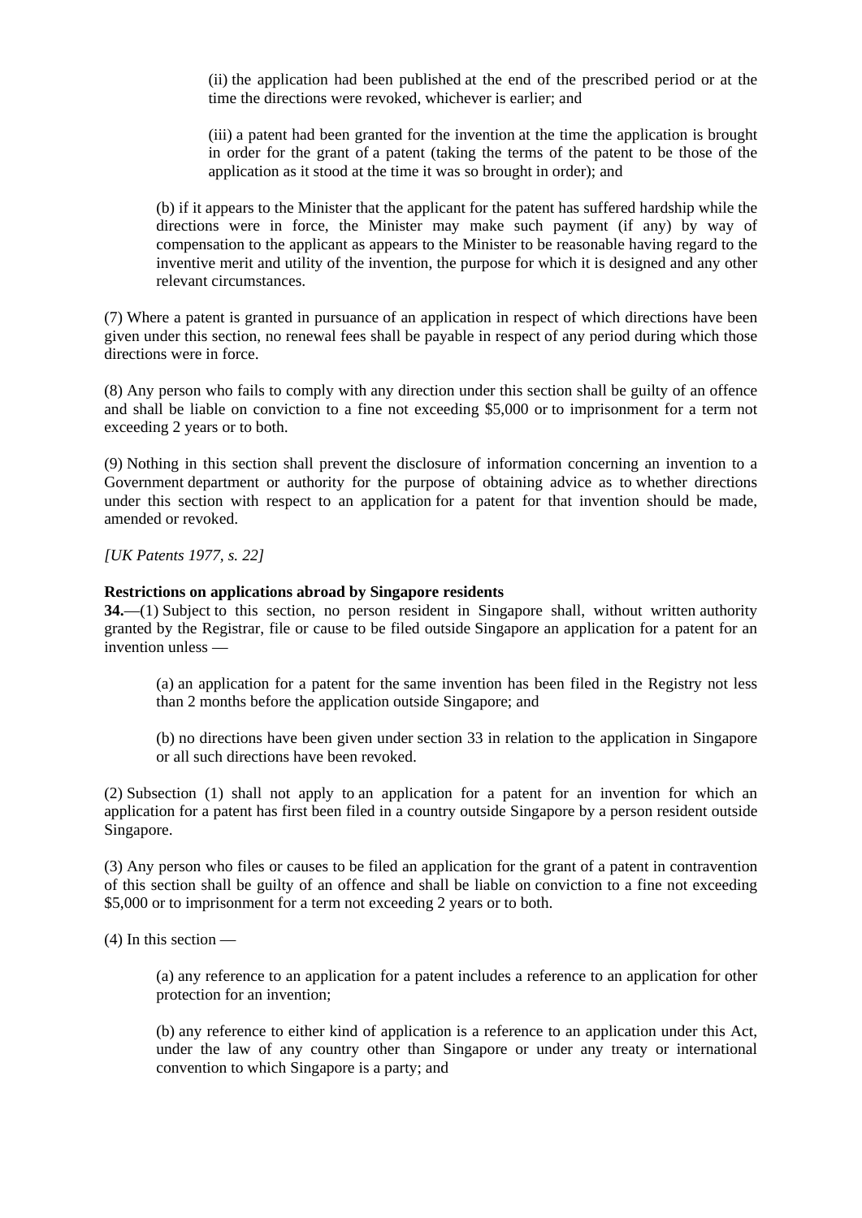(ii) the application had been published at the end of the prescribed period or at the time the directions were revoked, whichever is earlier; and

(iii) a patent had been granted for the invention at the time the application is brought in order for the grant of a patent (taking the terms of the patent to be those of the application as it stood at the time it was so brought in order); and

(b) if it appears to the Minister that the applicant for the patent has suffered hardship while the directions were in force, the Minister may make such payment (if any) by way of compensation to the applicant as appears to the Minister to be reasonable having regard to the inventive merit and utility of the invention, the purpose for which it is designed and any other relevant circumstances.

(7) Where a patent is granted in pursuance of an application in respect of which directions have been given under this section, no renewal fees shall be payable in respect of any period during which those directions were in force.

(8) Any person who fails to comply with any direction under this section shall be guilty of an offence and shall be liable on conviction to a fine not exceeding $5,000 or to imprisonment for a term not exceeding 2 years or to both.

(9) Nothing in this section shall prevent the disclosure of information concerning an invention to a Government department or authority for the purpose of obtaining advice as to whether directions under this section with respect to an application for a patent for that invention should be made, amended or revoked.

*[UK Patents 1977, s. 22]*

**Restrictions on applications abroad by Singapore residents**

**34.**—(1) Subject to this section, no person resident in Singapore shall, without written authority granted by the Registrar, file or cause to be filed outside Singapore an application for a patent for an invention unless —

(a) an application for a patent for the same invention has been filed in the Registry not less than 2 months before the application outside Singapore; and

(b) no directions have been given under section 33 in relation to the application in Singapore or all such directions have been revoked.

(2) Subsection (1) shall not apply to an application for a patent for an invention for which an application for a patent has first been filed in a country outside Singapore by a person resident outside Singapore.

(3) Any person who files or causes to be filed an application for the grant of a patent in contravention of this section shall be guilty of an offence and shall be liable on conviction to a fine not exceeding $5,000 or to imprisonment for a term not exceeding 2 years or to both.

(4) In this section —

(a) any reference to an application for a patent includes a reference to an application for other protection for an invention;

(b) any reference to either kind of application is a reference to an application under this Act, under the law of any country other than Singapore or under any treaty or international convention to which Singapore is a party; and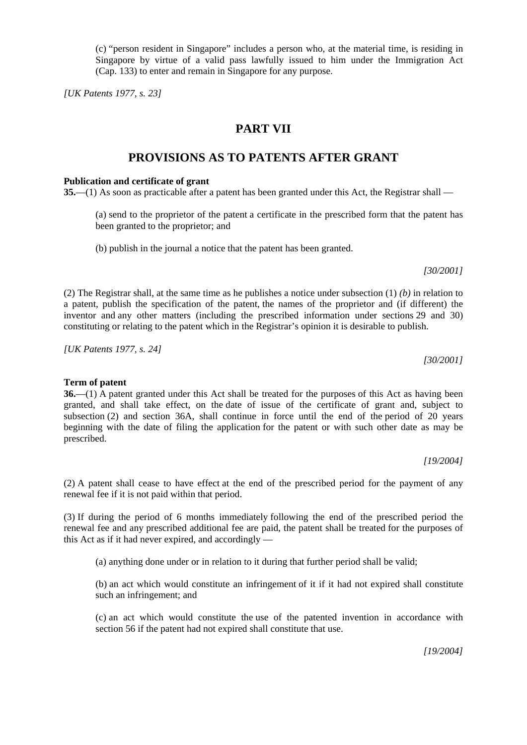(c) "person resident in Singapore" includes a person who, at the material time, is residing in Singapore by virtue of a valid pass lawfully issued to him under the Immigration Act (Cap. 133) to enter and remain in Singapore for any purpose.

*[UK Patents 1977, s. 23]*

# PART VII

# PROVISIONS AS TO PATENTS AFTER GRANT

**Publication and certificate of grant**

**35.**—(1) As soon as practicable after a patent has been granted under this Act, the Registrar shall —

(a) send to the proprietor of the patent a certificate in the prescribed form that the patent has been granted to the proprietor; and

(b) publish in the journal a notice that the patent has been granted.

*[30/2001]*

(2) The Registrar shall, at the same time as he publishes a notice under subsection (1) *(b)* in relation to a patent, publish the specification of the patent, the names of the proprietor and (if different) the inventor and any other matters (including the prescribed information under sections 29 and 30) constituting or relating to the patent which in the Registrar's opinion it is desirable to publish.

*[UK Patents 1977, s. 24]*

*[30/2001]*

**Term of patent**

**36.**—(1) A patent granted under this Act shall be treated for the purposes of this Act as having been granted, and shall take effect, on the date of issue of the certificate of grant and, subject to subsection (2) and section 36A, shall continue in force until the end of the period of 20 years beginning with the date of filing the application for the patent or with such other date as may be prescribed.

*[19/2004]*

(2) A patent shall cease to have effect at the end of the prescribed period for the payment of any renewal fee if it is not paid within that period.

(3) If during the period of 6 months immediately following the end of the prescribed period the renewal fee and any prescribed additional fee are paid, the patent shall be treated for the purposes of this Act as if it had never expired, and accordingly —

(a) anything done under or in relation to it during that further period shall be valid;

(b) an act which would constitute an infringement of it if it had not expired shall constitute such an infringement; and

(c) an act which would constitute the use of the patented invention in accordance with section 56 if the patent had not expired shall constitute that use.

*[19/2004]*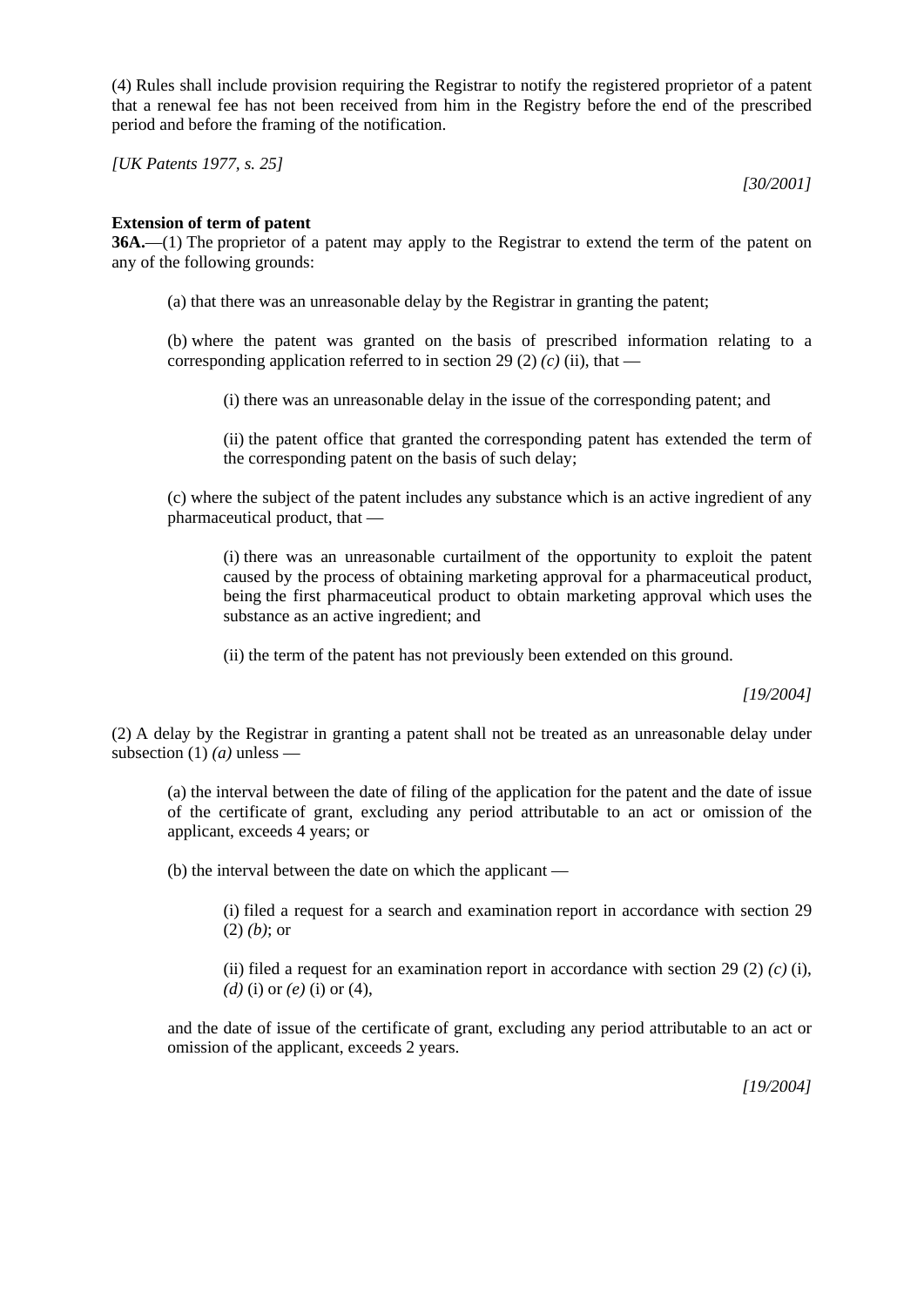(4) Rules shall include provision requiring the Registrar to notify the registered proprietor of a patent that a renewal fee has not been received from him in the Registry before the end of the prescribed period and before the framing of the notification.

*[UK Patents 1977, s. 25]*

*[30/2001]*

**Extension of term of patent**

**36A.**—(1) The proprietor of a patent may apply to the Registrar to extend the term of the patent on any of the following grounds:

(a) that there was an unreasonable delay by the Registrar in granting the patent;

(b) where the patent was granted on the basis of prescribed information relating to a corresponding application referred to in section 29 (2) *(c)* (ii), that —

(i) there was an unreasonable delay in the issue of the corresponding patent; and

(ii) the patent office that granted the corresponding patent has extended the term of the corresponding patent on the basis of such delay;

(c) where the subject of the patent includes any substance which is an active ingredient of any pharmaceutical product, that —

(i) there was an unreasonable curtailment of the opportunity to exploit the patent caused by the process of obtaining marketing approval for a pharmaceutical product, being the first pharmaceutical product to obtain marketing approval which uses the substance as an active ingredient; and

(ii) the term of the patent has not previously been extended on this ground.

*[19/2004]*

(2) A delay by the Registrar in granting a patent shall not be treated as an unreasonable delay under subsection (1) *(a)* unless —

(a) the interval between the date of filing of the application for the patent and the date of issue of the certificate of grant, excluding any period attributable to an act or omission of the applicant, exceeds 4 years; or

(b) the interval between the date on which the applicant —

(i) filed a request for a search and examination report in accordance with section 29 (2) *(b)*; or

(ii) filed a request for an examination report in accordance with section 29 (2) *(c)* (i), *(d)* (i) or *(e)* (i) or (4),

and the date of issue of the certificate of grant, excluding any period attributable to an act or omission of the applicant, exceeds 2 years.

*[19/2004]*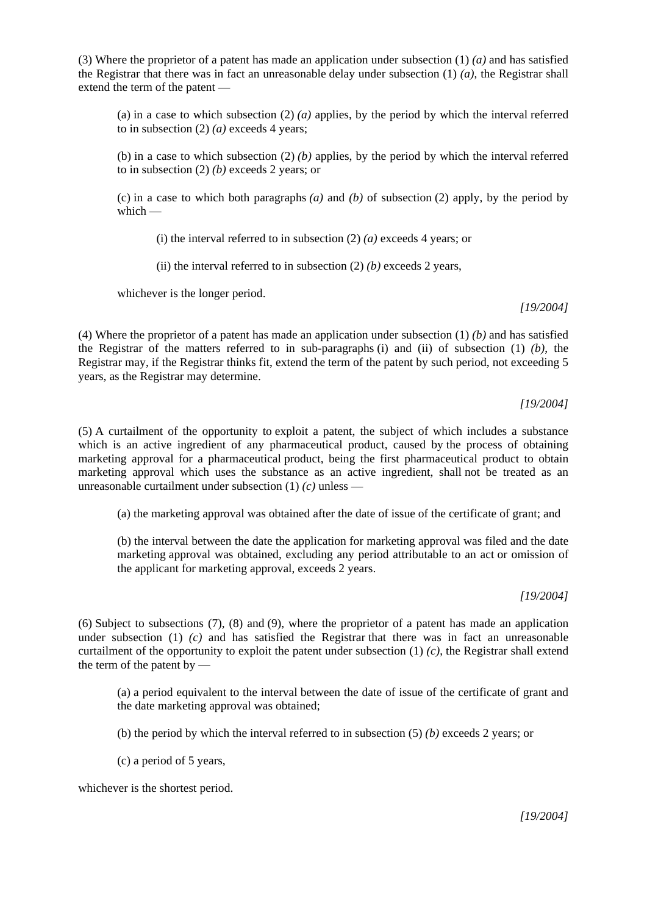(3) Where the proprietor of a patent has made an application under subsection (1) *(a)* and has satisfied the Registrar that there was in fact an unreasonable delay under subsection (1) *(a)*, the Registrar shall extend the term of the patent —

(a) in a case to which subsection (2) *(a)* applies, by the period by which the interval referred to in subsection (2) *(a)* exceeds 4 years;

(b) in a case to which subsection (2) *(b)* applies, by the period by which the interval referred to in subsection (2) *(b)* exceeds 2 years; or

(c) in a case to which both paragraphs *(a)* and *(b)* of subsection (2) apply, by the period by which —

(i) the interval referred to in subsection (2) *(a)* exceeds 4 years; or

(ii) the interval referred to in subsection (2) *(b)* exceeds 2 years,

whichever is the longer period.

*[19/2004]*

(4) Where the proprietor of a patent has made an application under subsection (1) *(b)* and has satisfied the Registrar of the matters referred to in sub-paragraphs (i) and (ii) of subsection (1) *(b)*, the Registrar may, if the Registrar thinks fit, extend the term of the patent by such period, not exceeding 5 years, as the Registrar may determine.

*[19/2004]*

(5) A curtailment of the opportunity to exploit a patent, the subject of which includes a substance which is an active ingredient of any pharmaceutical product, caused by the process of obtaining marketing approval for a pharmaceutical product, being the first pharmaceutical product to obtain marketing approval which uses the substance as an active ingredient, shall not be treated as an unreasonable curtailment under subsection (1) *(c)* unless —

(a) the marketing approval was obtained after the date of issue of the certificate of grant; and

(b) the interval between the date the application for marketing approval was filed and the date marketing approval was obtained, excluding any period attributable to an act or omission of the applicant for marketing approval, exceeds 2 years.

*[19/2004]*

(6) Subject to subsections (7), (8) and (9), where the proprietor of a patent has made an application under subsection (1) *(c)* and has satisfied the Registrar that there was in fact an unreasonable curtailment of the opportunity to exploit the patent under subsection (1) *(c)*, the Registrar shall extend the term of the patent by —

(a) a period equivalent to the interval between the date of issue of the certificate of grant and the date marketing approval was obtained;

(b) the period by which the interval referred to in subsection (5) *(b)* exceeds 2 years; or

(c) a period of 5 years,

whichever is the shortest period.

*[19/2004]*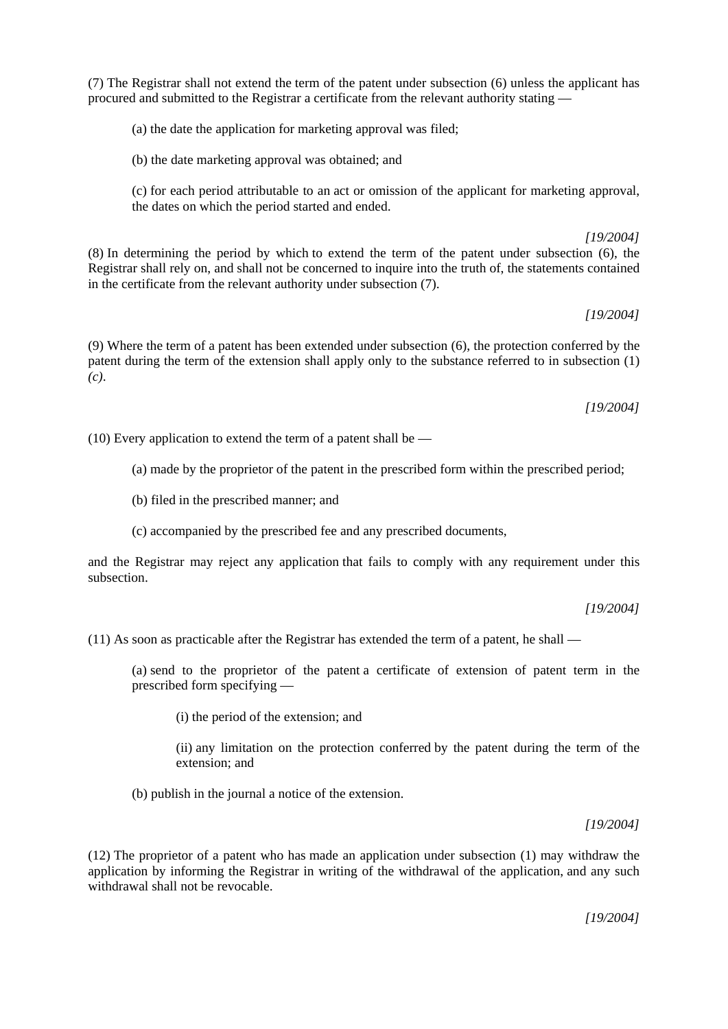(7) The Registrar shall not extend the term of the patent under subsection (6) unless the applicant has procured and submitted to the Registrar a certificate from the relevant authority stating —

(a) the date the application for marketing approval was filed;

(b) the date marketing approval was obtained; and

(c) for each period attributable to an act or omission of the applicant for marketing approval, the dates on which the period started and ended.

*[19/2004]*

(8) In determining the period by which to extend the term of the patent under subsection (6), the Registrar shall rely on, and shall not be concerned to inquire into the truth of, the statements contained in the certificate from the relevant authority under subsection (7).

*[19/2004]*

(9) Where the term of a patent has been extended under subsection (6), the protection conferred by the patent during the term of the extension shall apply only to the substance referred to in subsection (1) *(c)*.

*[19/2004]*

(10) Every application to extend the term of a patent shall be —

(a) made by the proprietor of the patent in the prescribed form within the prescribed period;

(b) filed in the prescribed manner; and

(c) accompanied by the prescribed fee and any prescribed documents,

and the Registrar may reject any application that fails to comply with any requirement under this subsection.

*[19/2004]*

(11) As soon as practicable after the Registrar has extended the term of a patent, he shall —

(a) send to the proprietor of the patent a certificate of extension of patent term in the prescribed form specifying —

(i) the period of the extension; and

(ii) any limitation on the protection conferred by the patent during the term of the extension; and

(b) publish in the journal a notice of the extension.

*[19/2004]*

(12) The proprietor of a patent who has made an application under subsection (1) may withdraw the application by informing the Registrar in writing of the withdrawal of the application, and any such withdrawal shall not be revocable.

*[19/2004]*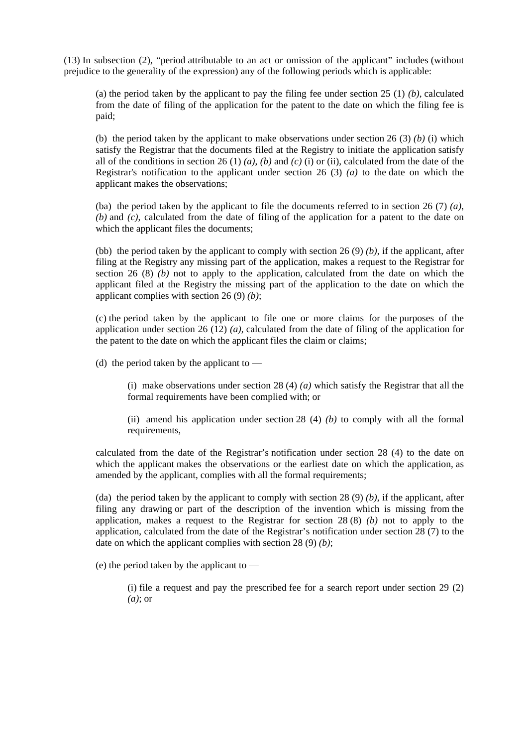(13) In subsection (2), "period attributable to an act or omission of the applicant" includes (without prejudice to the generality of the expression) any of the following periods which is applicable:

(a) the period taken by the applicant to pay the filing fee under section 25 (1) *(b)*, calculated from the date of filing of the application for the patent to the date on which the filing fee is paid;

(b) the period taken by the applicant to make observations under section 26 (3) *(b)* (i) which satisfy the Registrar that the documents filed at the Registry to initiate the application satisfy all of the conditions in section 26 (1) *(a)*, *(b)* and *(c)* (i) or (ii), calculated from the date of the Registrar's notification to the applicant under section 26 (3) *(a)* to the date on which the applicant makes the observations;

(ba) the period taken by the applicant to file the documents referred to in section 26 (7) *(a)*, *(b)* and *(c)*, calculated from the date of filing of the application for a patent to the date on which the applicant files the documents;

(bb) the period taken by the applicant to comply with section 26 (9) *(b)*, if the applicant, after filing at the Registry any missing part of the application, makes a request to the Registrar for section 26 (8) *(b)* not to apply to the application, calculated from the date on which the applicant filed at the Registry the missing part of the application to the date on which the applicant complies with section 26 (9) *(b)*;

(c) the period taken by the applicant to file one or more claims for the purposes of the application under section 26 (12) *(a)*, calculated from the date of filing of the application for the patent to the date on which the applicant files the claim or claims;

(d) the period taken by the applicant to —

(i) make observations under section 28 (4) *(a)* which satisfy the Registrar that all the formal requirements have been complied with; or

(ii) amend his application under section 28 (4) *(b)* to comply with all the formal requirements,

calculated from the date of the Registrar's notification under section 28 (4) to the date on which the applicant makes the observations or the earliest date on which the application, as amended by the applicant, complies with all the formal requirements;

(da) the period taken by the applicant to comply with section 28 (9) *(b)*, if the applicant, after filing any drawing or part of the description of the invention which is missing from the application, makes a request to the Registrar for section 28 (8) *(b)* not to apply to the application, calculated from the date of the Registrar's notification under section 28 (7) to the date on which the applicant complies with section 28 (9) *(b)*;

(e) the period taken by the applicant to —

(i) file a request and pay the prescribed fee for a search report under section 29 (2) *(a)*; or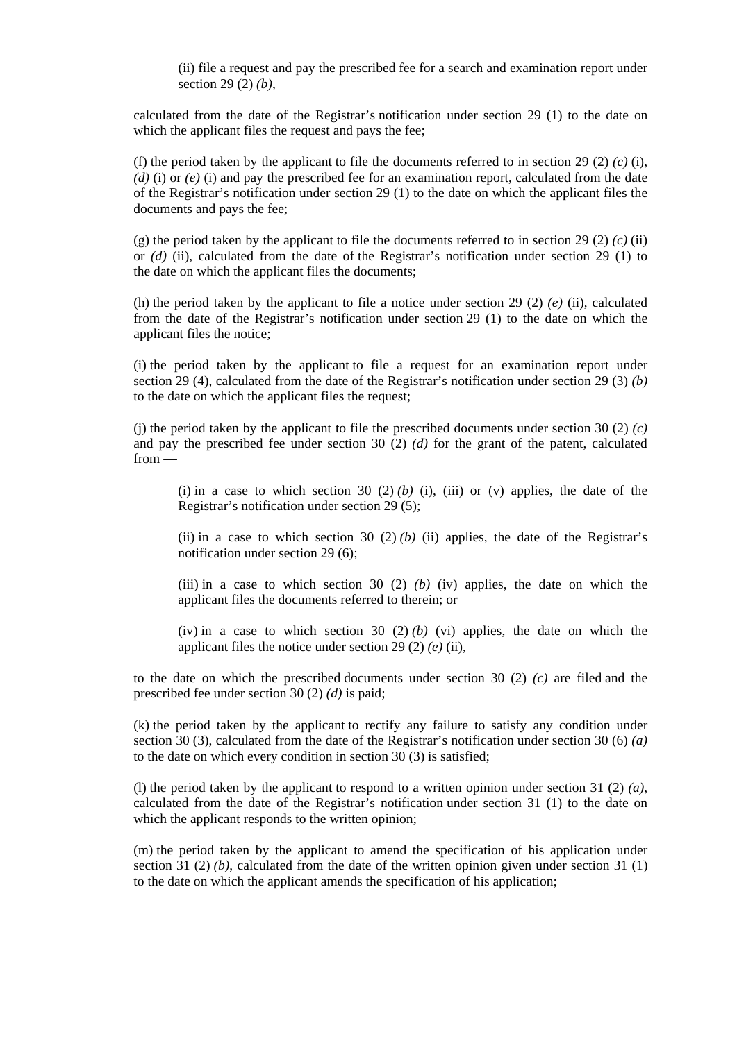(ii) file a request and pay the prescribed fee for a search and examination report under section 29 (2) *(b)*,

calculated from the date of the Registrar's notification under section 29 (1) to the date on which the applicant files the request and pays the fee;

(f) the period taken by the applicant to file the documents referred to in section 29 (2) *(c)* (i), *(d)* (i) or *(e)* (i) and pay the prescribed fee for an examination report, calculated from the date of the Registrar's notification under section 29 (1) to the date on which the applicant files the documents and pays the fee;

(g) the period taken by the applicant to file the documents referred to in section 29 (2) *(c)* (ii) or *(d)* (ii), calculated from the date of the Registrar's notification under section 29 (1) to the date on which the applicant files the documents;

(h) the period taken by the applicant to file a notice under section 29 (2) *(e)* (ii), calculated from the date of the Registrar's notification under section 29 (1) to the date on which the applicant files the notice;

(i) the period taken by the applicant to file a request for an examination report under section 29 (4), calculated from the date of the Registrar's notification under section 29 (3) *(b)* to the date on which the applicant files the request;

(j) the period taken by the applicant to file the prescribed documents under section 30 (2) *(c)* and pay the prescribed fee under section 30 (2) *(d)* for the grant of the patent, calculated from —

(i) in a case to which section 30 (2) *(b)* (i), (iii) or (v) applies, the date of the Registrar's notification under section 29 (5);

(ii) in a case to which section 30 (2) *(b)* (ii) applies, the date of the Registrar's notification under section 29 (6);

(iii) in a case to which section 30 (2) *(b)* (iv) applies, the date on which the applicant files the documents referred to therein; or

(iv) in a case to which section 30 (2) *(b)* (vi) applies, the date on which the applicant files the notice under section 29 (2) *(e)* (ii),

to the date on which the prescribed documents under section 30 (2) *(c)* are filed and the prescribed fee under section 30 (2) *(d)* is paid;

(k) the period taken by the applicant to rectify any failure to satisfy any condition under section 30 (3), calculated from the date of the Registrar's notification under section 30 (6) *(a)* to the date on which every condition in section 30 (3) is satisfied;

(l) the period taken by the applicant to respond to a written opinion under section 31 (2) *(a)*, calculated from the date of the Registrar's notification under section 31 (1) to the date on which the applicant responds to the written opinion;

(m) the period taken by the applicant to amend the specification of his application under section 31 (2) *(b)*, calculated from the date of the written opinion given under section 31 (1) to the date on which the applicant amends the specification of his application;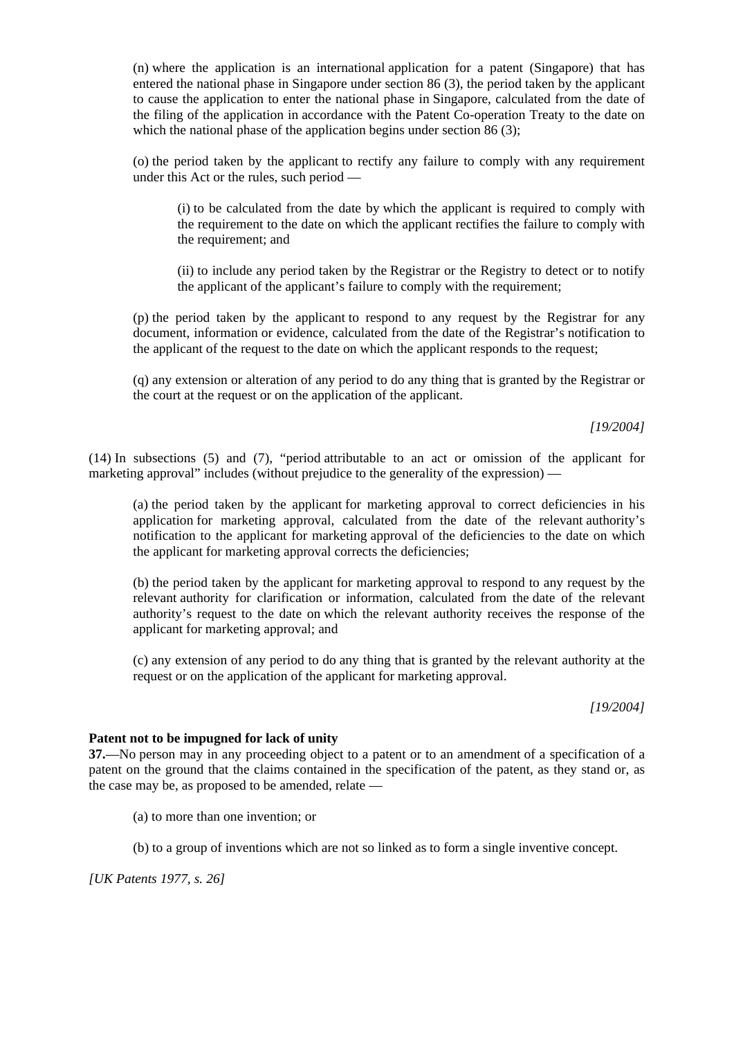(n) where the application is an international application for a patent (Singapore) that has entered the national phase in Singapore under section 86 (3), the period taken by the applicant to cause the application to enter the national phase in Singapore, calculated from the date of the filing of the application in accordance with the Patent Co-operation Treaty to the date on which the national phase of the application begins under section 86 (3);

(o) the period taken by the applicant to rectify any failure to comply with any requirement under this Act or the rules, such period —

(i) to be calculated from the date by which the applicant is required to comply with the requirement to the date on which the applicant rectifies the failure to comply with the requirement; and

(ii) to include any period taken by the Registrar or the Registry to detect or to notify the applicant of the applicant's failure to comply with the requirement;

(p) the period taken by the applicant to respond to any request by the Registrar for any document, information or evidence, calculated from the date of the Registrar's notification to the applicant of the request to the date on which the applicant responds to the request;

(q) any extension or alteration of any period to do any thing that is granted by the Registrar or the court at the request or on the application of the applicant.

*[19/2004]*

(14) In subsections (5) and (7), "period attributable to an act or omission of the applicant for marketing approval" includes (without prejudice to the generality of the expression) —

(a) the period taken by the applicant for marketing approval to correct deficiencies in his application for marketing approval, calculated from the date of the relevant authority's notification to the applicant for marketing approval of the deficiencies to the date on which the applicant for marketing approval corrects the deficiencies;

(b) the period taken by the applicant for marketing approval to respond to any request by the relevant authority for clarification or information, calculated from the date of the relevant authority's request to the date on which the relevant authority receives the response of the applicant for marketing approval; and

(c) any extension of any period to do any thing that is granted by the relevant authority at the request or on the application of the applicant for marketing approval.

*[19/2004]*

**Patent not to be impugned for lack of unity**

**37.**—No person may in any proceeding object to a patent or to an amendment of a specification of a patent on the ground that the claims contained in the specification of the patent, as they stand or, as the case may be, as proposed to be amended, relate —

(a) to more than one invention; or

(b) to a group of inventions which are not so linked as to form a single inventive concept.

*[UK Patents 1977, s. 26]*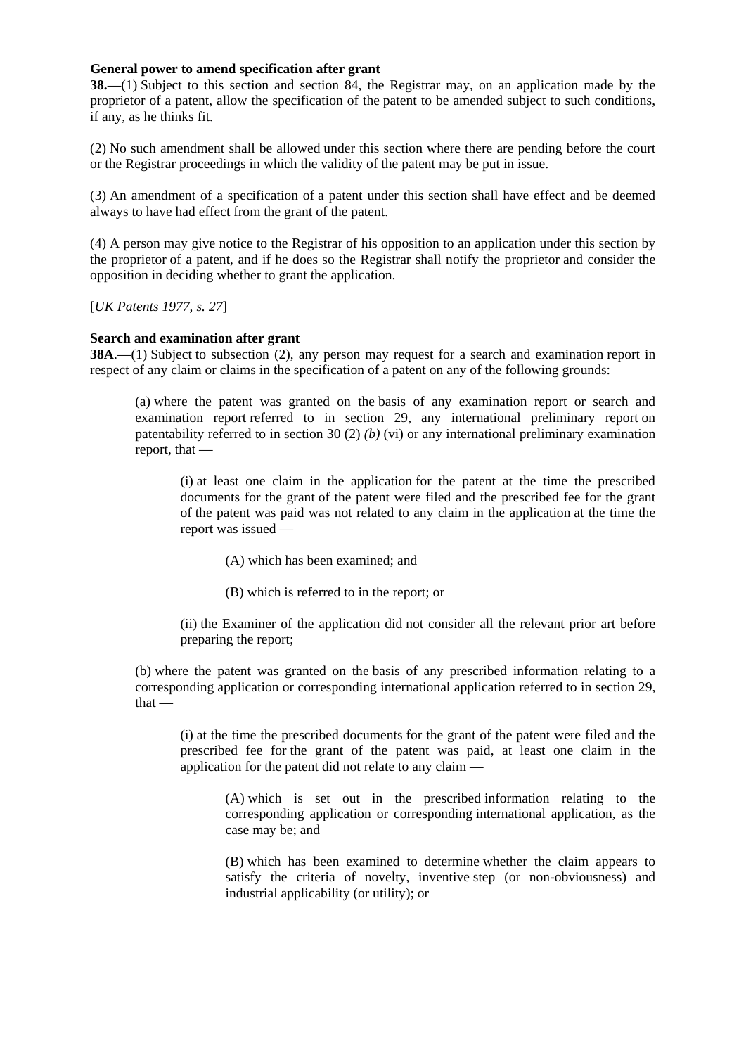**General power to amend specification after grant**

**38.**—(1) Subject to this section and section 84, the Registrar may, on an application made by the proprietor of a patent, allow the specification of the patent to be amended subject to such conditions, if any, as he thinks fit.

(2) No such amendment shall be allowed under this section where there are pending before the court or the Registrar proceedings in which the validity of the patent may be put in issue.

(3) An amendment of a specification of a patent under this section shall have effect and be deemed always to have had effect from the grant of the patent.

(4) A person may give notice to the Registrar of his opposition to an application under this section by the proprietor of a patent, and if he does so the Registrar shall notify the proprietor and consider the opposition in deciding whether to grant the application.

[*UK Patents 1977, s. 27*]

**Search and examination after grant**

**38A**.—(1) Subject to subsection (2), any person may request for a search and examination report in respect of any claim or claims in the specification of a patent on any of the following grounds:

> (a) where the patent was granted on the basis of any examination report or search and examination report referred to in section 29, any international preliminary report on patentability referred to in section 30 (2) *(b)* (vi) or any international preliminary examination report, that —
>
> > (i) at least one claim in the application for the patent at the time the prescribed documents for the grant of the patent were filed and the prescribed fee for the grant of the patent was paid was not related to any claim in the application at the time the report was issued —
> >
> > > (A) which has been examined; and
> > >
> > > (B) which is referred to in the report; or
> >
> > (ii) the Examiner of the application did not consider all the relevant prior art before preparing the report;
>
> (b) where the patent was granted on the basis of any prescribed information relating to a corresponding application or corresponding international application referred to in section 29, that —
>
> > (i) at the time the prescribed documents for the grant of the patent were filed and the prescribed fee for the grant of the patent was paid, at least one claim in the application for the patent did not relate to any claim —
> >
> > > (A) which is set out in the prescribed information relating to the corresponding application or corresponding international application, as the case may be; and
> > >
> > > (B) which has been examined to determine whether the claim appears to satisfy the criteria of novelty, inventive step (or non-obviousness) and industrial applicability (or utility); or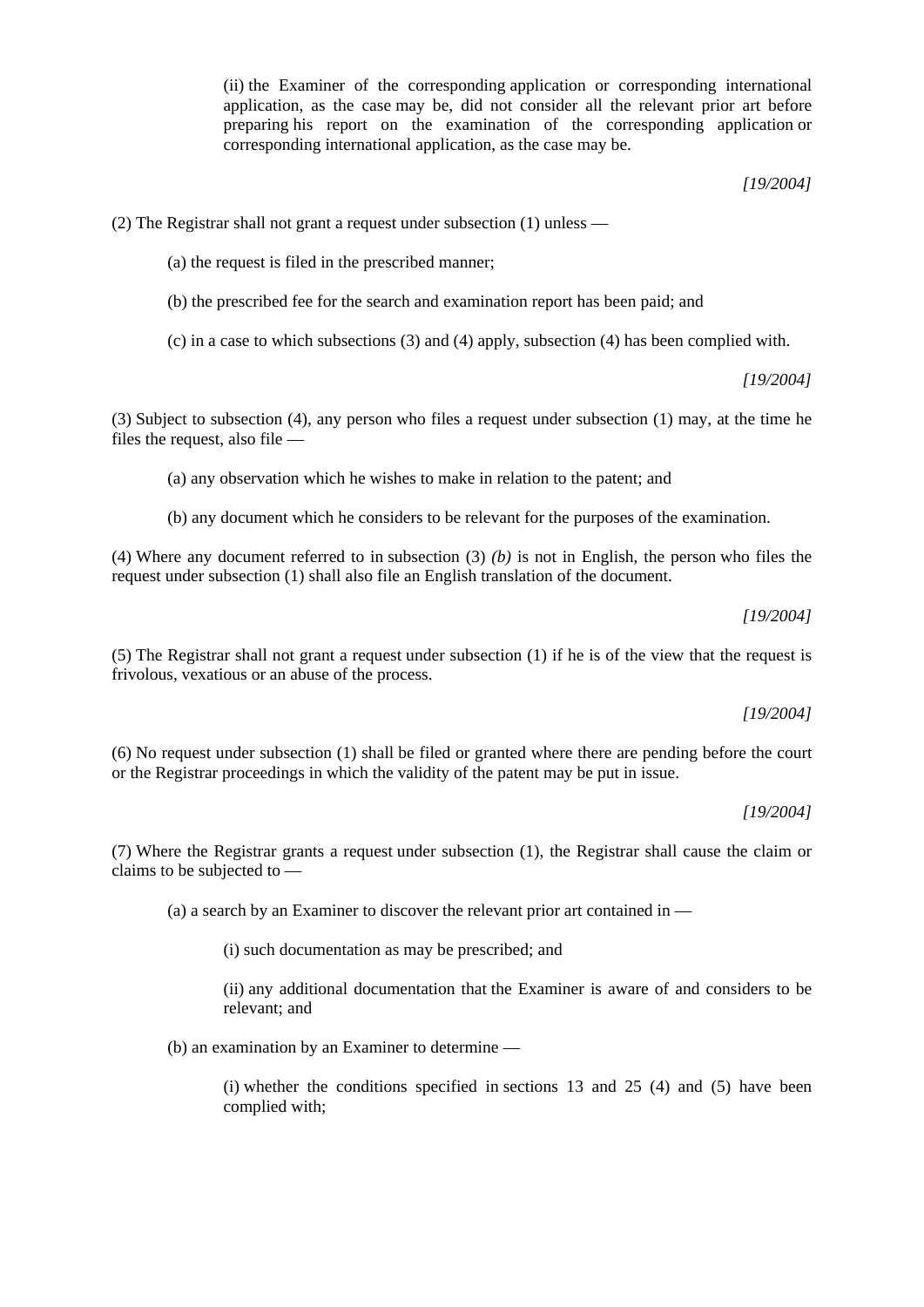(ii) the Examiner of the corresponding application or corresponding international application, as the case may be, did not consider all the relevant prior art before preparing his report on the examination of the corresponding application or corresponding international application, as the case may be.

[19/2004]

(2) The Registrar shall not grant a request under subsection (1) unless —

(a) the request is filed in the prescribed manner;

(b) the prescribed fee for the search and examination report has been paid; and

(c) in a case to which subsections (3) and (4) apply, subsection (4) has been complied with.

[19/2004]

(3) Subject to subsection (4), any person who files a request under subsection (1) may, at the time he files the request, also file —

(a) any observation which he wishes to make in relation to the patent; and

(b) any document which he considers to be relevant for the purposes of the examination.

(4) Where any document referred to in subsection (3) *(b)* is not in English, the person who files the request under subsection (1) shall also file an English translation of the document.

[19/2004]

(5) The Registrar shall not grant a request under subsection (1) if he is of the view that the request is frivolous, vexatious or an abuse of the process.

[19/2004]

(6) No request under subsection (1) shall be filed or granted where there are pending before the court or the Registrar proceedings in which the validity of the patent may be put in issue.

[19/2004]

(7) Where the Registrar grants a request under subsection (1), the Registrar shall cause the claim or claims to be subjected to —

(a) a search by an Examiner to discover the relevant prior art contained in —

(i) such documentation as may be prescribed; and

(ii) any additional documentation that the Examiner is aware of and considers to be relevant; and

(b) an examination by an Examiner to determine —

(i) whether the conditions specified in sections 13 and 25 (4) and (5) have been complied with;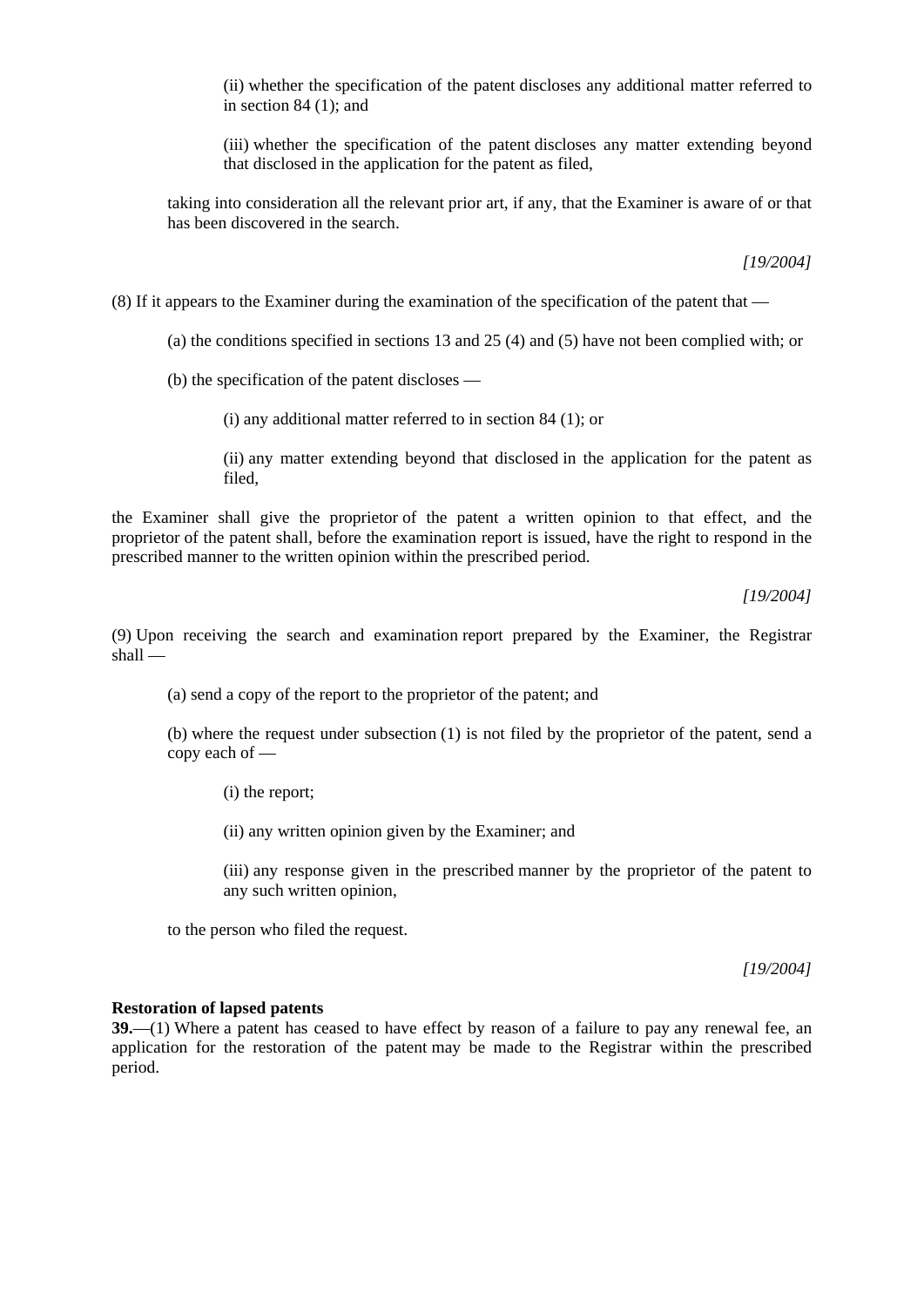(ii) whether the specification of the patent discloses any additional matter referred to in section 84 (1); and

(iii) whether the specification of the patent discloses any matter extending beyond that disclosed in the application for the patent as filed,

taking into consideration all the relevant prior art, if any, that the Examiner is aware of or that has been discovered in the search.

*[19/2004]*

(8) If it appears to the Examiner during the examination of the specification of the patent that —

(a) the conditions specified in sections 13 and 25 (4) and (5) have not been complied with; or

(b) the specification of the patent discloses —

(i) any additional matter referred to in section 84 (1); or

(ii) any matter extending beyond that disclosed in the application for the patent as filed,

the Examiner shall give the proprietor of the patent a written opinion to that effect, and the proprietor of the patent shall, before the examination report is issued, have the right to respond in the prescribed manner to the written opinion within the prescribed period.

*[19/2004]*

(9) Upon receiving the search and examination report prepared by the Examiner, the Registrar shall —

(a) send a copy of the report to the proprietor of the patent; and

(b) where the request under subsection (1) is not filed by the proprietor of the patent, send a copy each of —

(i) the report;

(ii) any written opinion given by the Examiner; and

(iii) any response given in the prescribed manner by the proprietor of the patent to any such written opinion,

to the person who filed the request.

*[19/2004]*

**Restoration of lapsed patents**

**39.**—(1) Where a patent has ceased to have effect by reason of a failure to pay any renewal fee, an application for the restoration of the patent may be made to the Registrar within the prescribed period.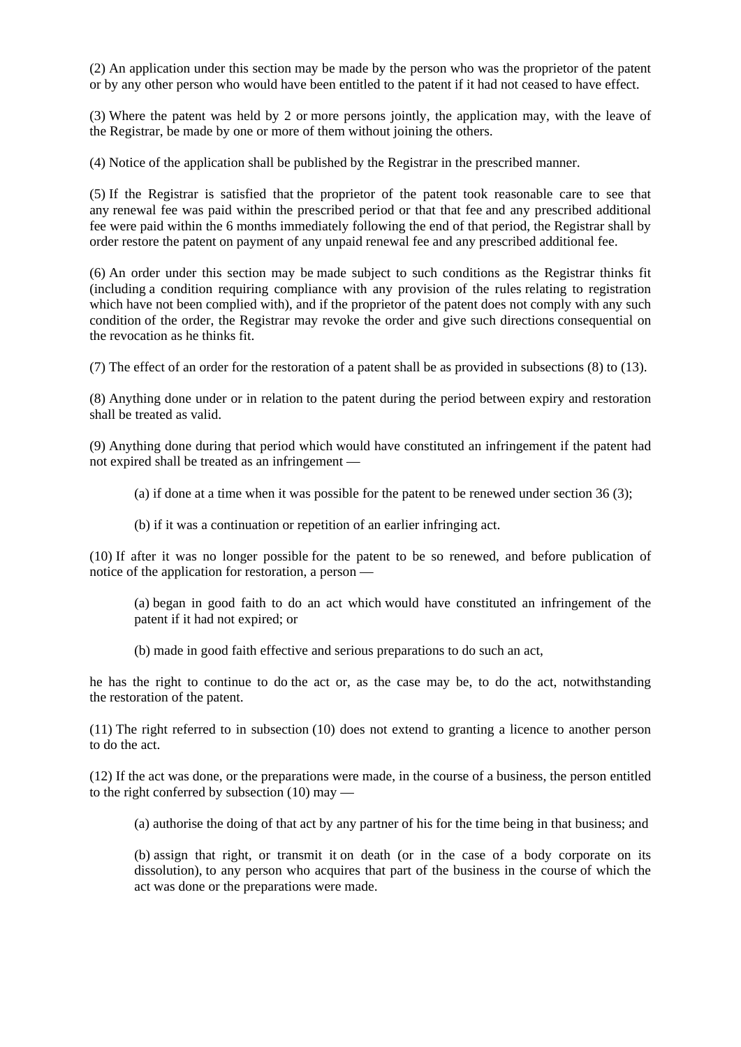(2) An application under this section may be made by the person who was the proprietor of the patent or by any other person who would have been entitled to the patent if it had not ceased to have effect.

(3) Where the patent was held by 2 or more persons jointly, the application may, with the leave of the Registrar, be made by one or more of them without joining the others.

(4) Notice of the application shall be published by the Registrar in the prescribed manner.

(5) If the Registrar is satisfied that the proprietor of the patent took reasonable care to see that any renewal fee was paid within the prescribed period or that that fee and any prescribed additional fee were paid within the 6 months immediately following the end of that period, the Registrar shall by order restore the patent on payment of any unpaid renewal fee and any prescribed additional fee.

(6) An order under this section may be made subject to such conditions as the Registrar thinks fit (including a condition requiring compliance with any provision of the rules relating to registration which have not been complied with), and if the proprietor of the patent does not comply with any such condition of the order, the Registrar may revoke the order and give such directions consequential on the revocation as he thinks fit.

(7) The effect of an order for the restoration of a patent shall be as provided in subsections (8) to (13).

(8) Anything done under or in relation to the patent during the period between expiry and restoration shall be treated as valid.

(9) Anything done during that period which would have constituted an infringement if the patent had not expired shall be treated as an infringement —

> (a) if done at a time when it was possible for the patent to be renewed under section 36 (3);
>
> (b) if it was a continuation or repetition of an earlier infringing act.

(10) If after it was no longer possible for the patent to be so renewed, and before publication of notice of the application for restoration, a person —

> (a) began in good faith to do an act which would have constituted an infringement of the patent if it had not expired; or
>
> (b) made in good faith effective and serious preparations to do such an act,

he has the right to continue to do the act or, as the case may be, to do the act, notwithstanding the restoration of the patent.

(11) The right referred to in subsection (10) does not extend to granting a licence to another person to do the act.

(12) If the act was done, or the preparations were made, in the course of a business, the person entitled to the right conferred by subsection (10) may —

> (a) authorise the doing of that act by any partner of his for the time being in that business; and
>
> (b) assign that right, or transmit it on death (or in the case of a body corporate on its dissolution), to any person who acquires that part of the business in the course of which the act was done or the preparations were made.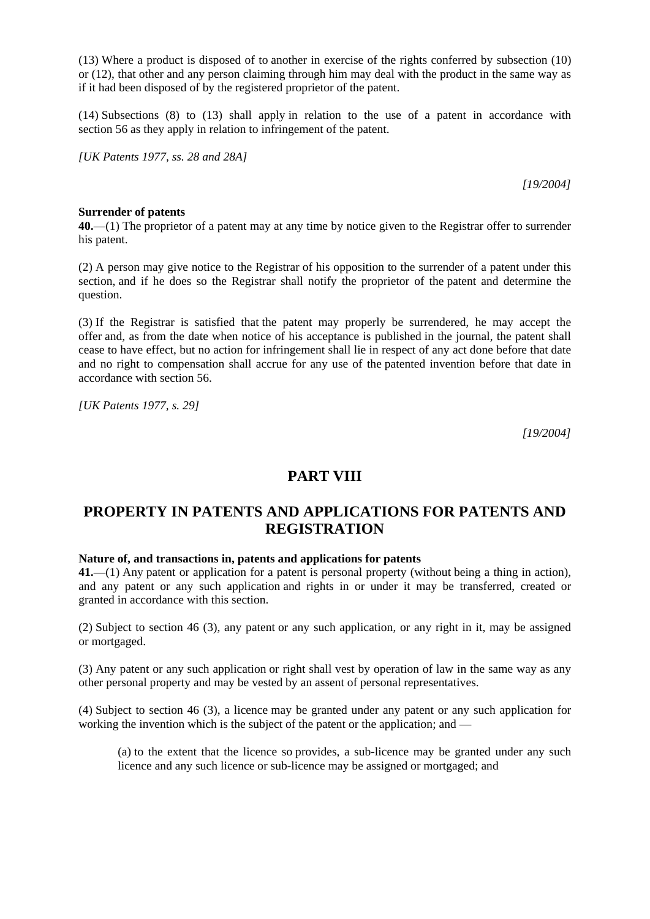(13) Where a product is disposed of to another in exercise of the rights conferred by subsection (10) or (12), that other and any person claiming through him may deal with the product in the same way as if it had been disposed of by the registered proprietor of the patent.

(14) Subsections (8) to (13) shall apply in relation to the use of a patent in accordance with section 56 as they apply in relation to infringement of the patent.

*[UK Patents 1977, ss. 28 and 28A]*

*[19/2004]*

**Surrender of patents**

**40.**—(1) The proprietor of a patent may at any time by notice given to the Registrar offer to surrender his patent.

(2) A person may give notice to the Registrar of his opposition to the surrender of a patent under this section, and if he does so the Registrar shall notify the proprietor of the patent and determine the question.

(3) If the Registrar is satisfied that the patent may properly be surrendered, he may accept the offer and, as from the date when notice of his acceptance is published in the journal, the patent shall cease to have effect, but no action for infringement shall lie in respect of any act done before that date and no right to compensation shall accrue for any use of the patented invention before that date in accordance with section 56.

*[UK Patents 1977, s. 29]*

*[19/2004]*

## PART VIII

## PROPERTY IN PATENTS AND APPLICATIONS FOR PATENTS AND REGISTRATION

**Nature of, and transactions in, patents and applications for patents**

**41.**—(1) Any patent or application for a patent is personal property (without being a thing in action), and any patent or any such application and rights in or under it may be transferred, created or granted in accordance with this section.

(2) Subject to section 46 (3), any patent or any such application, or any right in it, may be assigned or mortgaged.

(3) Any patent or any such application or right shall vest by operation of law in the same way as any other personal property and may be vested by an assent of personal representatives.

(4) Subject to section 46 (3), a licence may be granted under any patent or any such application for working the invention which is the subject of the patent or the application; and —

> (a) to the extent that the licence so provides, a sub-licence may be granted under any such licence and any such licence or sub-licence may be assigned or mortgaged; and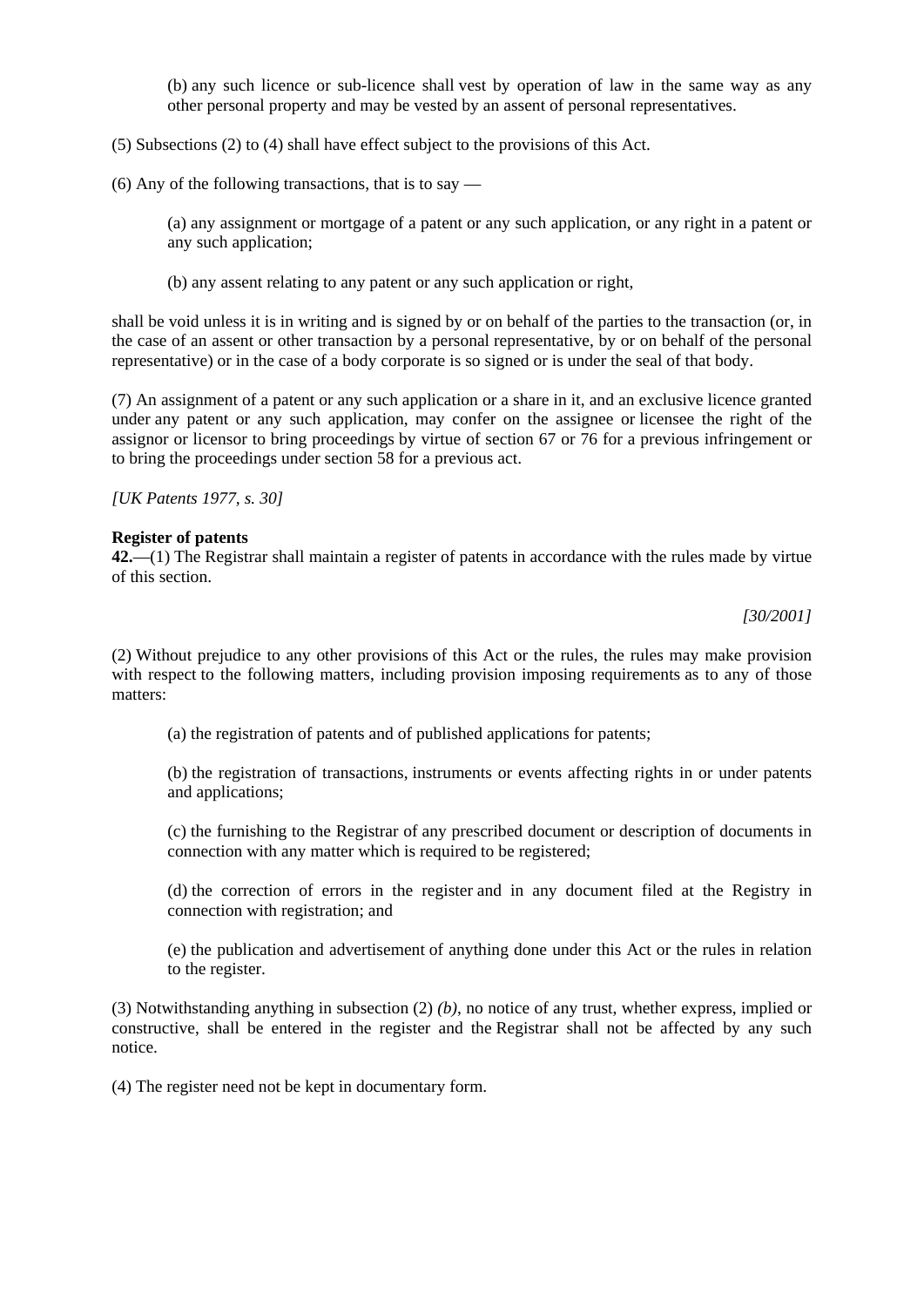(b) any such licence or sub-licence shall vest by operation of law in the same way as any other personal property and may be vested by an assent of personal representatives.

(5) Subsections (2) to (4) shall have effect subject to the provisions of this Act.

(6) Any of the following transactions, that is to say —

(a) any assignment or mortgage of a patent or any such application, or any right in a patent or any such application;

(b) any assent relating to any patent or any such application or right,

shall be void unless it is in writing and is signed by or on behalf of the parties to the transaction (or, in the case of an assent or other transaction by a personal representative, by or on behalf of the personal representative) or in the case of a body corporate is so signed or is under the seal of that body.

(7) An assignment of a patent or any such application or a share in it, and an exclusive licence granted under any patent or any such application, may confer on the assignee or licensee the right of the assignor or licensor to bring proceedings by virtue of section 67 or 76 for a previous infringement or to bring the proceedings under section 58 for a previous act.

*[UK Patents 1977, s. 30]*

**Register of patents**

**42.**—(1) The Registrar shall maintain a register of patents in accordance with the rules made by virtue of this section.

*[30/2001]*

(2) Without prejudice to any other provisions of this Act or the rules, the rules may make provision with respect to the following matters, including provision imposing requirements as to any of those matters:

(a) the registration of patents and of published applications for patents;

(b) the registration of transactions, instruments or events affecting rights in or under patents and applications;

(c) the furnishing to the Registrar of any prescribed document or description of documents in connection with any matter which is required to be registered;

(d) the correction of errors in the register and in any document filed at the Registry in connection with registration; and

(e) the publication and advertisement of anything done under this Act or the rules in relation to the register.

(3) Notwithstanding anything in subsection (2) *(b)*, no notice of any trust, whether express, implied or constructive, shall be entered in the register and the Registrar shall not be affected by any such notice.

(4) The register need not be kept in documentary form.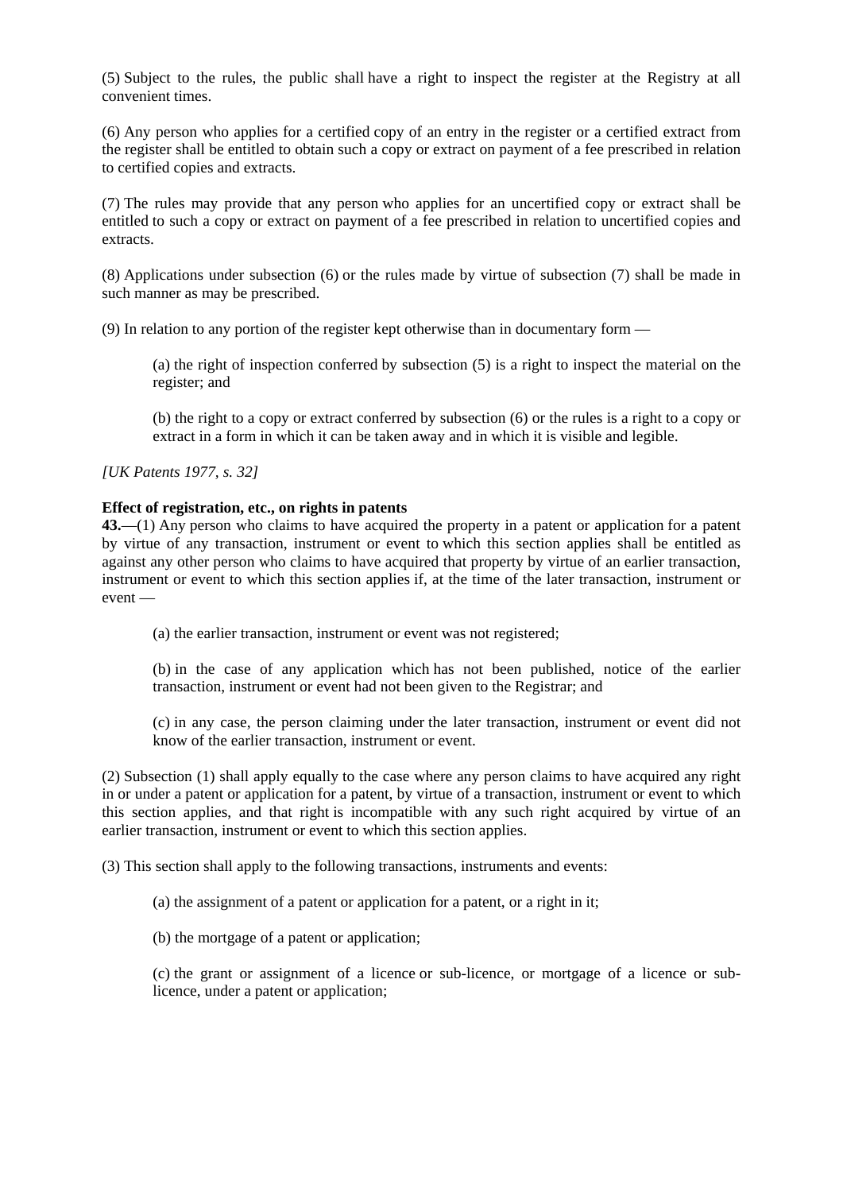(5) Subject to the rules, the public shall have a right to inspect the register at the Registry at all convenient times.

(6) Any person who applies for a certified copy of an entry in the register or a certified extract from the register shall be entitled to obtain such a copy or extract on payment of a fee prescribed in relation to certified copies and extracts.

(7) The rules may provide that any person who applies for an uncertified copy or extract shall be entitled to such a copy or extract on payment of a fee prescribed in relation to uncertified copies and extracts.

(8) Applications under subsection (6) or the rules made by virtue of subsection (7) shall be made in such manner as may be prescribed.

(9) In relation to any portion of the register kept otherwise than in documentary form —

> (a) the right of inspection conferred by subsection (5) is a right to inspect the material on the register; and
>
> (b) the right to a copy or extract conferred by subsection (6) or the rules is a right to a copy or extract in a form in which it can be taken away and in which it is visible and legible.

*[UK Patents 1977, s. 32]*

**Effect of registration, etc., on rights in patents**

**43.**—(1) Any person who claims to have acquired the property in a patent or application for a patent by virtue of any transaction, instrument or event to which this section applies shall be entitled as against any other person who claims to have acquired that property by virtue of an earlier transaction, instrument or event to which this section applies if, at the time of the later transaction, instrument or event —

> (a) the earlier transaction, instrument or event was not registered;
>
> (b) in the case of any application which has not been published, notice of the earlier transaction, instrument or event had not been given to the Registrar; and
>
> (c) in any case, the person claiming under the later transaction, instrument or event did not know of the earlier transaction, instrument or event.

(2) Subsection (1) shall apply equally to the case where any person claims to have acquired any right in or under a patent or application for a patent, by virtue of a transaction, instrument or event to which this section applies, and that right is incompatible with any such right acquired by virtue of an earlier transaction, instrument or event to which this section applies.

(3) This section shall apply to the following transactions, instruments and events:

> (a) the assignment of a patent or application for a patent, or a right in it;
>
> (b) the mortgage of a patent or application;
>
> (c) the grant or assignment of a licence or sub-licence, or mortgage of a licence or sub-licence, under a patent or application;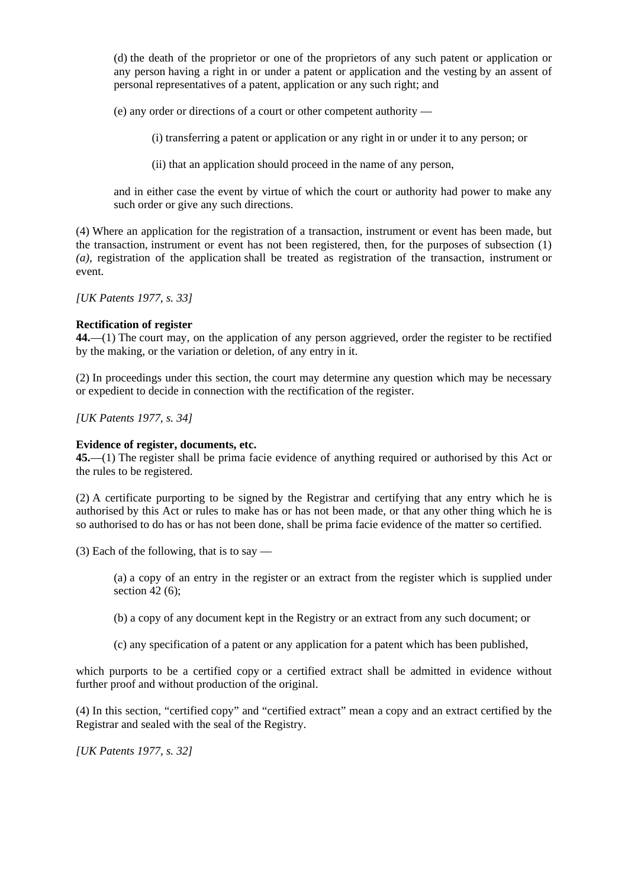(d) the death of the proprietor or one of the proprietors of any such patent or application or any person having a right in or under a patent or application and the vesting by an assent of personal representatives of a patent, application or any such right; and

(e) any order or directions of a court or other competent authority —

(i) transferring a patent or application or any right in or under it to any person; or

(ii) that an application should proceed in the name of any person,

and in either case the event by virtue of which the court or authority had power to make any such order or give any such directions.

(4) Where an application for the registration of a transaction, instrument or event has been made, but the transaction, instrument or event has not been registered, then, for the purposes of subsection (1) *(a)*, registration of the application shall be treated as registration of the transaction, instrument or event.

*[UK Patents 1977, s. 33]*

**Rectification of register**

**44.**—(1) The court may, on the application of any person aggrieved, order the register to be rectified by the making, or the variation or deletion, of any entry in it.

(2) In proceedings under this section, the court may determine any question which may be necessary or expedient to decide in connection with the rectification of the register.

*[UK Patents 1977, s. 34]*

**Evidence of register, documents, etc.**

**45.**—(1) The register shall be prima facie evidence of anything required or authorised by this Act or the rules to be registered.

(2) A certificate purporting to be signed by the Registrar and certifying that any entry which he is authorised by this Act or rules to make has or has not been made, or that any other thing which he is so authorised to do has or has not been done, shall be prima facie evidence of the matter so certified.

(3) Each of the following, that is to say —

(a) a copy of an entry in the register or an extract from the register which is supplied under section 42 (6);

(b) a copy of any document kept in the Registry or an extract from any such document; or

(c) any specification of a patent or any application for a patent which has been published,

which purports to be a certified copy or a certified extract shall be admitted in evidence without further proof and without production of the original.

(4) In this section, "certified copy" and "certified extract" mean a copy and an extract certified by the Registrar and sealed with the seal of the Registry.

*[UK Patents 1977, s. 32]*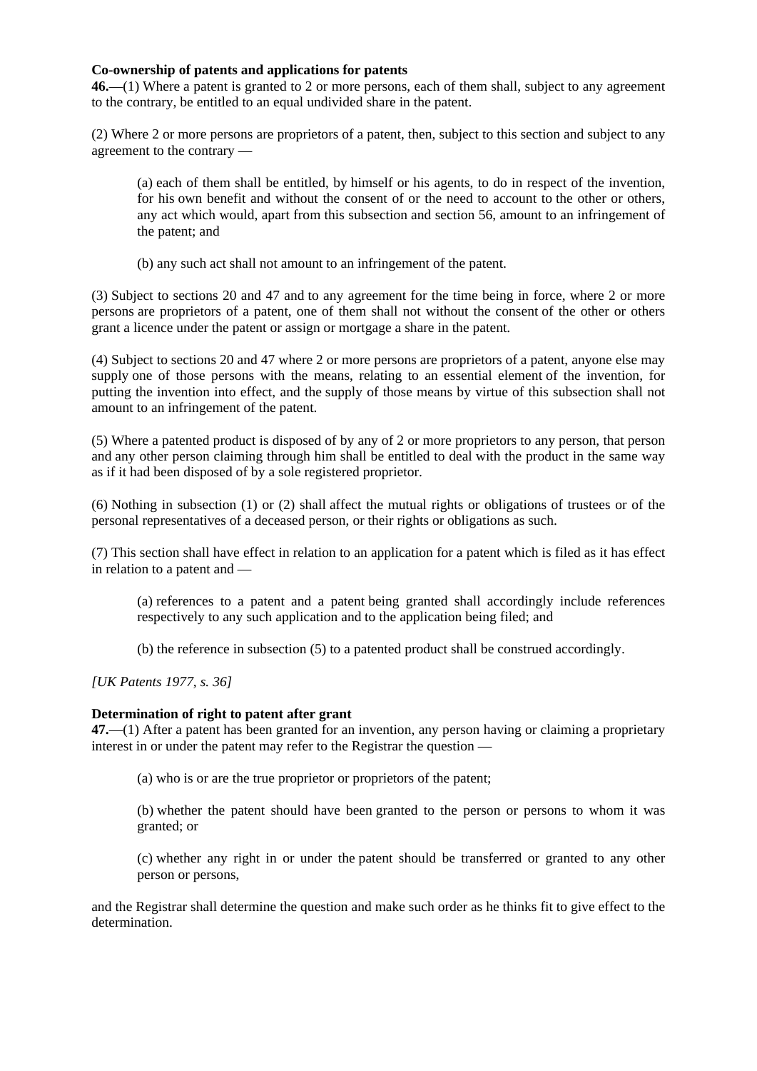**Co-ownership of patents and applications for patents**

**46.**—(1) Where a patent is granted to 2 or more persons, each of them shall, subject to any agreement to the contrary, be entitled to an equal undivided share in the patent.

(2) Where 2 or more persons are proprietors of a patent, then, subject to this section and subject to any agreement to the contrary —

> (a) each of them shall be entitled, by himself or his agents, to do in respect of the invention, for his own benefit and without the consent of or the need to account to the other or others, any act which would, apart from this subsection and section 56, amount to an infringement of the patent; and
>
> (b) any such act shall not amount to an infringement of the patent.

(3) Subject to sections 20 and 47 and to any agreement for the time being in force, where 2 or more persons are proprietors of a patent, one of them shall not without the consent of the other or others grant a licence under the patent or assign or mortgage a share in the patent.

(4) Subject to sections 20 and 47 where 2 or more persons are proprietors of a patent, anyone else may supply one of those persons with the means, relating to an essential element of the invention, for putting the invention into effect, and the supply of those means by virtue of this subsection shall not amount to an infringement of the patent.

(5) Where a patented product is disposed of by any of 2 or more proprietors to any person, that person and any other person claiming through him shall be entitled to deal with the product in the same way as if it had been disposed of by a sole registered proprietor.

(6) Nothing in subsection (1) or (2) shall affect the mutual rights or obligations of trustees or of the personal representatives of a deceased person, or their rights or obligations as such.

(7) This section shall have effect in relation to an application for a patent which is filed as it has effect in relation to a patent and —

> (a) references to a patent and a patent being granted shall accordingly include references respectively to any such application and to the application being filed; and
>
> (b) the reference in subsection (5) to a patented product shall be construed accordingly.

*[UK Patents 1977, s. 36]*

**Determination of right to patent after grant**

**47.**—(1) After a patent has been granted for an invention, any person having or claiming a proprietary interest in or under the patent may refer to the Registrar the question —

> (a) who is or are the true proprietor or proprietors of the patent;
>
> (b) whether the patent should have been granted to the person or persons to whom it was granted; or
>
> (c) whether any right in or under the patent should be transferred or granted to any other person or persons,

and the Registrar shall determine the question and make such order as he thinks fit to give effect to the determination.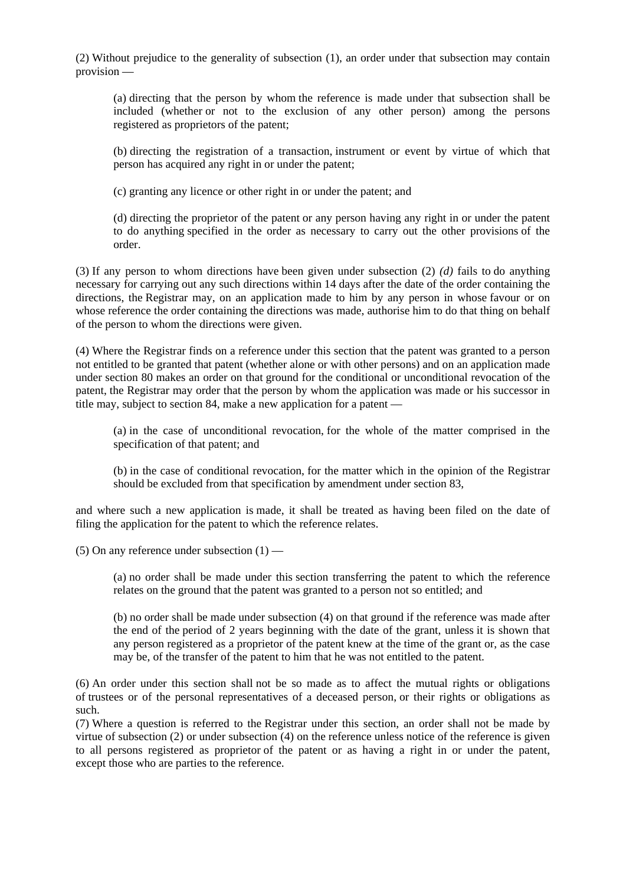(2) Without prejudice to the generality of subsection (1), an order under that subsection may contain provision —

(a) directing that the person by whom the reference is made under that subsection shall be included (whether or not to the exclusion of any other person) among the persons registered as proprietors of the patent;

(b) directing the registration of a transaction, instrument or event by virtue of which that person has acquired any right in or under the patent;

(c) granting any licence or other right in or under the patent; and

(d) directing the proprietor of the patent or any person having any right in or under the patent to do anything specified in the order as necessary to carry out the other provisions of the order.

(3) If any person to whom directions have been given under subsection (2) *(d)* fails to do anything necessary for carrying out any such directions within 14 days after the date of the order containing the directions, the Registrar may, on an application made to him by any person in whose favour or on whose reference the order containing the directions was made, authorise him to do that thing on behalf of the person to whom the directions were given.

(4) Where the Registrar finds on a reference under this section that the patent was granted to a person not entitled to be granted that patent (whether alone or with other persons) and on an application made under section 80 makes an order on that ground for the conditional or unconditional revocation of the patent, the Registrar may order that the person by whom the application was made or his successor in title may, subject to section 84, make a new application for a patent —

(a) in the case of unconditional revocation, for the whole of the matter comprised in the specification of that patent; and

(b) in the case of conditional revocation, for the matter which in the opinion of the Registrar should be excluded from that specification by amendment under section 83,

and where such a new application is made, it shall be treated as having been filed on the date of filing the application for the patent to which the reference relates.

(5) On any reference under subsection (1) —

(a) no order shall be made under this section transferring the patent to which the reference relates on the ground that the patent was granted to a person not so entitled; and

(b) no order shall be made under subsection (4) on that ground if the reference was made after the end of the period of 2 years beginning with the date of the grant, unless it is shown that any person registered as a proprietor of the patent knew at the time of the grant or, as the case may be, of the transfer of the patent to him that he was not entitled to the patent.

(6) An order under this section shall not be so made as to affect the mutual rights or obligations of trustees or of the personal representatives of a deceased person, or their rights or obligations as such.

(7) Where a question is referred to the Registrar under this section, an order shall not be made by virtue of subsection (2) or under subsection (4) on the reference unless notice of the reference is given to all persons registered as proprietor of the patent or as having a right in or under the patent, except those who are parties to the reference.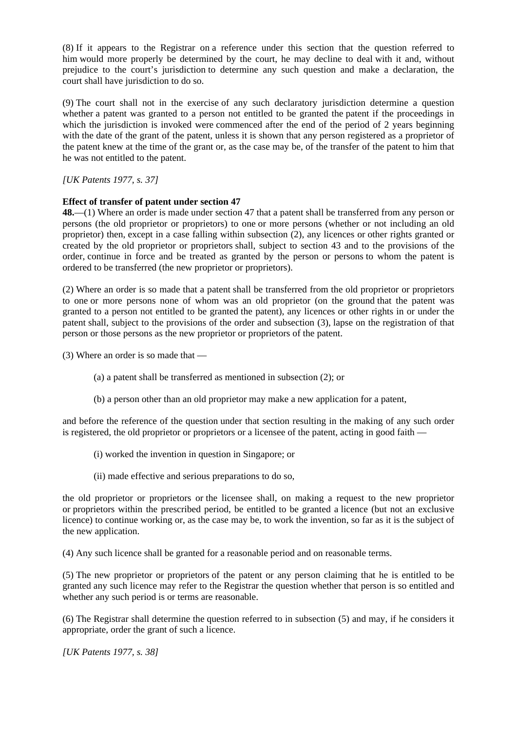(8) If it appears to the Registrar on a reference under this section that the question referred to him would more properly be determined by the court, he may decline to deal with it and, without prejudice to the court's jurisdiction to determine any such question and make a declaration, the court shall have jurisdiction to do so.

(9) The court shall not in the exercise of any such declaratory jurisdiction determine a question whether a patent was granted to a person not entitled to be granted the patent if the proceedings in which the jurisdiction is invoked were commenced after the end of the period of 2 years beginning with the date of the grant of the patent, unless it is shown that any person registered as a proprietor of the patent knew at the time of the grant or, as the case may be, of the transfer of the patent to him that he was not entitled to the patent.

*[UK Patents 1977, s. 37]*

**Effect of transfer of patent under section 47**

**48.**—(1) Where an order is made under section 47 that a patent shall be transferred from any person or persons (the old proprietor or proprietors) to one or more persons (whether or not including an old proprietor) then, except in a case falling within subsection (2), any licences or other rights granted or created by the old proprietor or proprietors shall, subject to section 43 and to the provisions of the order, continue in force and be treated as granted by the person or persons to whom the patent is ordered to be transferred (the new proprietor or proprietors).

(2) Where an order is so made that a patent shall be transferred from the old proprietor or proprietors to one or more persons none of whom was an old proprietor (on the ground that the patent was granted to a person not entitled to be granted the patent), any licences or other rights in or under the patent shall, subject to the provisions of the order and subsection (3), lapse on the registration of that person or those persons as the new proprietor or proprietors of the patent.

(3) Where an order is so made that —

(a) a patent shall be transferred as mentioned in subsection (2); or

(b) a person other than an old proprietor may make a new application for a patent,

and before the reference of the question under that section resulting in the making of any such order is registered, the old proprietor or proprietors or a licensee of the patent, acting in good faith —

(i) worked the invention in question in Singapore; or

(ii) made effective and serious preparations to do so,

the old proprietor or proprietors or the licensee shall, on making a request to the new proprietor or proprietors within the prescribed period, be entitled to be granted a licence (but not an exclusive licence) to continue working or, as the case may be, to work the invention, so far as it is the subject of the new application.

(4) Any such licence shall be granted for a reasonable period and on reasonable terms.

(5) The new proprietor or proprietors of the patent or any person claiming that he is entitled to be granted any such licence may refer to the Registrar the question whether that person is so entitled and whether any such period is or terms are reasonable.

(6) The Registrar shall determine the question referred to in subsection (5) and may, if he considers it appropriate, order the grant of such a licence.

*[UK Patents 1977, s. 38]*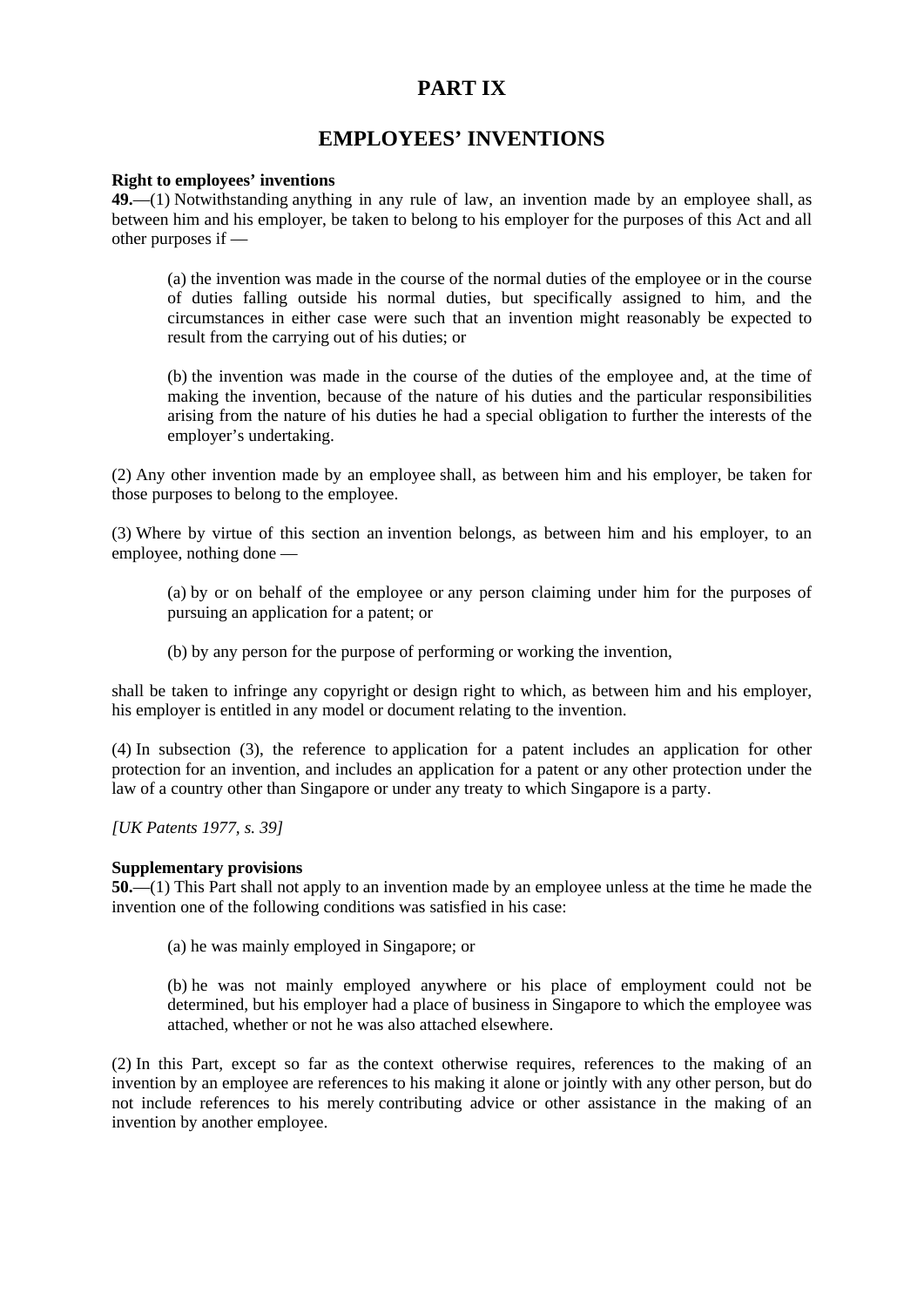# PART IX

# EMPLOYEES' INVENTIONS

**Right to employees' inventions**

**49.**—(1) Notwithstanding anything in any rule of law, an invention made by an employee shall, as between him and his employer, be taken to belong to his employer for the purposes of this Act and all other purposes if —

(a) the invention was made in the course of the normal duties of the employee or in the course of duties falling outside his normal duties, but specifically assigned to him, and the circumstances in either case were such that an invention might reasonably be expected to result from the carrying out of his duties; or

(b) the invention was made in the course of the duties of the employee and, at the time of making the invention, because of the nature of his duties and the particular responsibilities arising from the nature of his duties he had a special obligation to further the interests of the employer's undertaking.

(2) Any other invention made by an employee shall, as between him and his employer, be taken for those purposes to belong to the employee.

(3) Where by virtue of this section an invention belongs, as between him and his employer, to an employee, nothing done —

(a) by or on behalf of the employee or any person claiming under him for the purposes of pursuing an application for a patent; or

(b) by any person for the purpose of performing or working the invention,

shall be taken to infringe any copyright or design right to which, as between him and his employer, his employer is entitled in any model or document relating to the invention.

(4) In subsection (3), the reference to application for a patent includes an application for other protection for an invention, and includes an application for a patent or any other protection under the law of a country other than Singapore or under any treaty to which Singapore is a party.

*[UK Patents 1977, s. 39]*

**Supplementary provisions**

**50.**—(1) This Part shall not apply to an invention made by an employee unless at the time he made the invention one of the following conditions was satisfied in his case:

(a) he was mainly employed in Singapore; or

(b) he was not mainly employed anywhere or his place of employment could not be determined, but his employer had a place of business in Singapore to which the employee was attached, whether or not he was also attached elsewhere.

(2) In this Part, except so far as the context otherwise requires, references to the making of an invention by an employee are references to his making it alone or jointly with any other person, but do not include references to his merely contributing advice or other assistance in the making of an invention by another employee.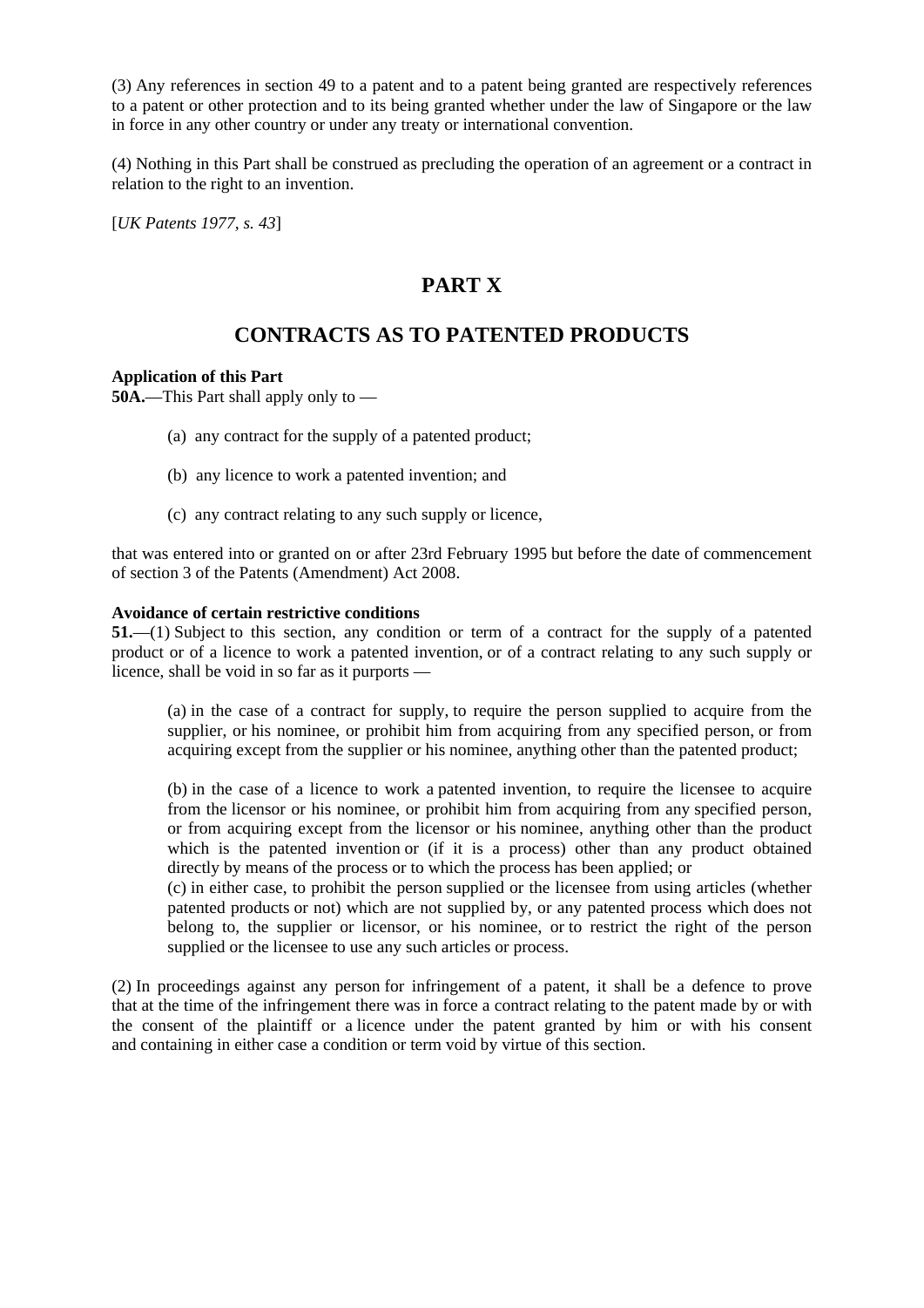(3) Any references in section 49 to a patent and to a patent being granted are respectively references to a patent or other protection and to its being granted whether under the law of Singapore or the law in force in any other country or under any treaty or international convention.

(4) Nothing in this Part shall be construed as precluding the operation of an agreement or a contract in relation to the right to an invention.

[*UK Patents 1977, s. 43*]

# PART X

# CONTRACTS AS TO PATENTED PRODUCTS

**Application of this Part**
**50A.**—This Part shall apply only to —

(a) any contract for the supply of a patented product;

(b) any licence to work a patented invention; and

(c) any contract relating to any such supply or licence,

that was entered into or granted on or after 23rd February 1995 but before the date of commencement of section 3 of the Patents (Amendment) Act 2008.

**Avoidance of certain restrictive conditions**
**51.**—(1) Subject to this section, any condition or term of a contract for the supply of a patented product or of a licence to work a patented invention, or of a contract relating to any such supply or licence, shall be void in so far as it purports —

(a) in the case of a contract for supply, to require the person supplied to acquire from the supplier, or his nominee, or prohibit him from acquiring from any specified person, or from acquiring except from the supplier or his nominee, anything other than the patented product;

(b) in the case of a licence to work a patented invention, to require the licensee to acquire from the licensor or his nominee, or prohibit him from acquiring from any specified person, or from acquiring except from the licensor or his nominee, anything other than the product which is the patented invention or (if it is a process) other than any product obtained directly by means of the process or to which the process has been applied; or

(c) in either case, to prohibit the person supplied or the licensee from using articles (whether patented products or not) which are not supplied by, or any patented process which does not belong to, the supplier or licensor, or his nominee, or to restrict the right of the person supplied or the licensee to use any such articles or process.

(2) In proceedings against any person for infringement of a patent, it shall be a defence to prove that at the time of the infringement there was in force a contract relating to the patent made by or with the consent of the plaintiff or a licence under the patent granted by him or with his consent and containing in either case a condition or term void by virtue of this section.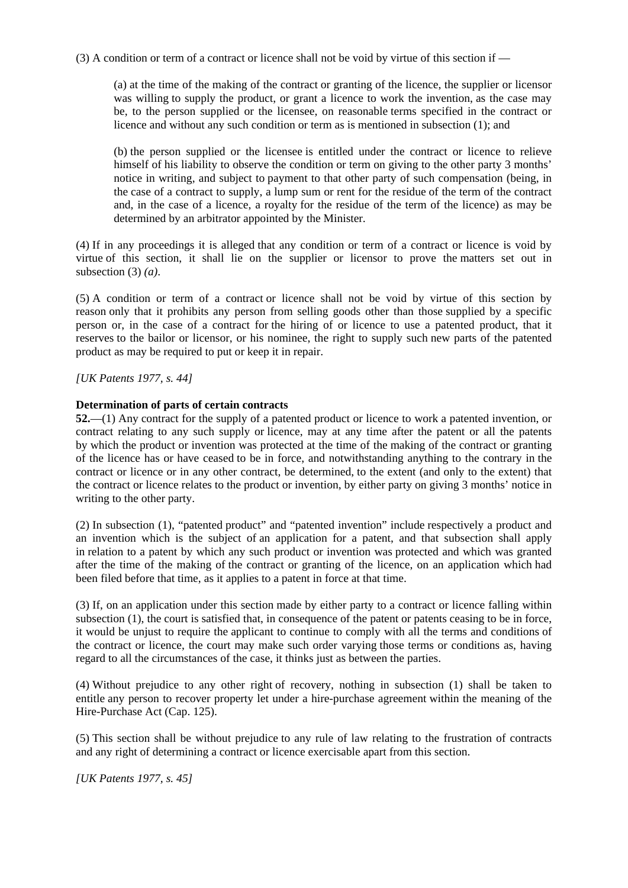(3) A condition or term of a contract or licence shall not be void by virtue of this section if —

(a) at the time of the making of the contract or granting of the licence, the supplier or licensor was willing to supply the product, or grant a licence to work the invention, as the case may be, to the person supplied or the licensee, on reasonable terms specified in the contract or licence and without any such condition or term as is mentioned in subsection (1); and

(b) the person supplied or the licensee is entitled under the contract or licence to relieve himself of his liability to observe the condition or term on giving to the other party 3 months' notice in writing, and subject to payment to that other party of such compensation (being, in the case of a contract to supply, a lump sum or rent for the residue of the term of the contract and, in the case of a licence, a royalty for the residue of the term of the licence) as may be determined by an arbitrator appointed by the Minister.

(4) If in any proceedings it is alleged that any condition or term of a contract or licence is void by virtue of this section, it shall lie on the supplier or licensor to prove the matters set out in subsection (3) *(a)*.

(5) A condition or term of a contract or licence shall not be void by virtue of this section by reason only that it prohibits any person from selling goods other than those supplied by a specific person or, in the case of a contract for the hiring of or licence to use a patented product, that it reserves to the bailor or licensor, or his nominee, the right to supply such new parts of the patented product as may be required to put or keep it in repair.

*[UK Patents 1977, s. 44]*

**Determination of parts of certain contracts**

**52.**—(1) Any contract for the supply of a patented product or licence to work a patented invention, or contract relating to any such supply or licence, may at any time after the patent or all the patents by which the product or invention was protected at the time of the making of the contract or granting of the licence has or have ceased to be in force, and notwithstanding anything to the contrary in the contract or licence or in any other contract, be determined, to the extent (and only to the extent) that the contract or licence relates to the product or invention, by either party on giving 3 months' notice in writing to the other party.

(2) In subsection (1), "patented product" and "patented invention" include respectively a product and an invention which is the subject of an application for a patent, and that subsection shall apply in relation to a patent by which any such product or invention was protected and which was granted after the time of the making of the contract or granting of the licence, on an application which had been filed before that time, as it applies to a patent in force at that time.

(3) If, on an application under this section made by either party to a contract or licence falling within subsection (1), the court is satisfied that, in consequence of the patent or patents ceasing to be in force, it would be unjust to require the applicant to continue to comply with all the terms and conditions of the contract or licence, the court may make such order varying those terms or conditions as, having regard to all the circumstances of the case, it thinks just as between the parties.

(4) Without prejudice to any other right of recovery, nothing in subsection (1) shall be taken to entitle any person to recover property let under a hire-purchase agreement within the meaning of the Hire-Purchase Act (Cap. 125).

(5) This section shall be without prejudice to any rule of law relating to the frustration of contracts and any right of determining a contract or licence exercisable apart from this section.

*[UK Patents 1977, s. 45]*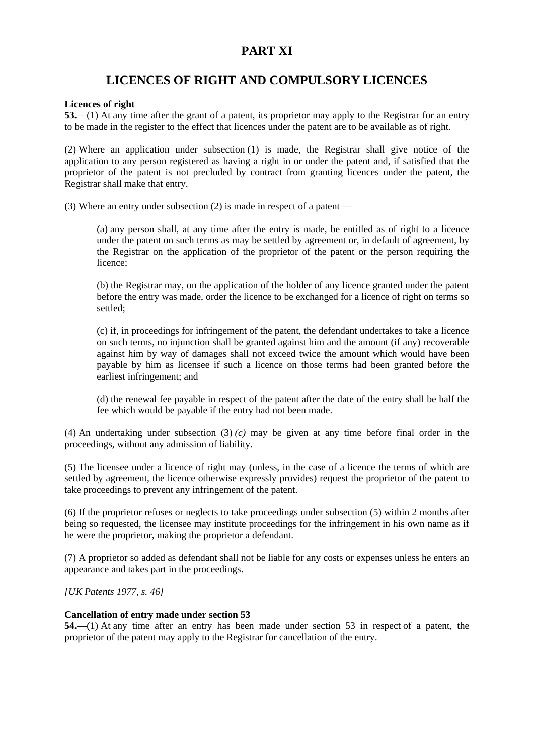# PART XI

## LICENCES OF RIGHT AND COMPULSORY LICENCES

**Licences of right**

**53.**—(1) At any time after the grant of a patent, its proprietor may apply to the Registrar for an entry to be made in the register to the effect that licences under the patent are to be available as of right.

(2) Where an application under subsection (1) is made, the Registrar shall give notice of the application to any person registered as having a right in or under the patent and, if satisfied that the proprietor of the patent is not precluded by contract from granting licences under the patent, the Registrar shall make that entry.

(3) Where an entry under subsection (2) is made in respect of a patent —

> (a) any person shall, at any time after the entry is made, be entitled as of right to a licence under the patent on such terms as may be settled by agreement or, in default of agreement, by the Registrar on the application of the proprietor of the patent or the person requiring the licence;
>
> (b) the Registrar may, on the application of the holder of any licence granted under the patent before the entry was made, order the licence to be exchanged for a licence of right on terms so settled;
>
> (c) if, in proceedings for infringement of the patent, the defendant undertakes to take a licence on such terms, no injunction shall be granted against him and the amount (if any) recoverable against him by way of damages shall not exceed twice the amount which would have been payable by him as licensee if such a licence on those terms had been granted before the earliest infringement; and
>
> (d) the renewal fee payable in respect of the patent after the date of the entry shall be half the fee which would be payable if the entry had not been made.

(4) An undertaking under subsection (3) *(c)* may be given at any time before final order in the proceedings, without any admission of liability.

(5) The licensee under a licence of right may (unless, in the case of a licence the terms of which are settled by agreement, the licence otherwise expressly provides) request the proprietor of the patent to take proceedings to prevent any infringement of the patent.

(6) If the proprietor refuses or neglects to take proceedings under subsection (5) within 2 months after being so requested, the licensee may institute proceedings for the infringement in his own name as if he were the proprietor, making the proprietor a defendant.

(7) A proprietor so added as defendant shall not be liable for any costs or expenses unless he enters an appearance and takes part in the proceedings.

*[UK Patents 1977, s. 46]*

**Cancellation of entry made under section 53**

**54.**—(1) At any time after an entry has been made under section 53 in respect of a patent, the proprietor of the patent may apply to the Registrar for cancellation of the entry.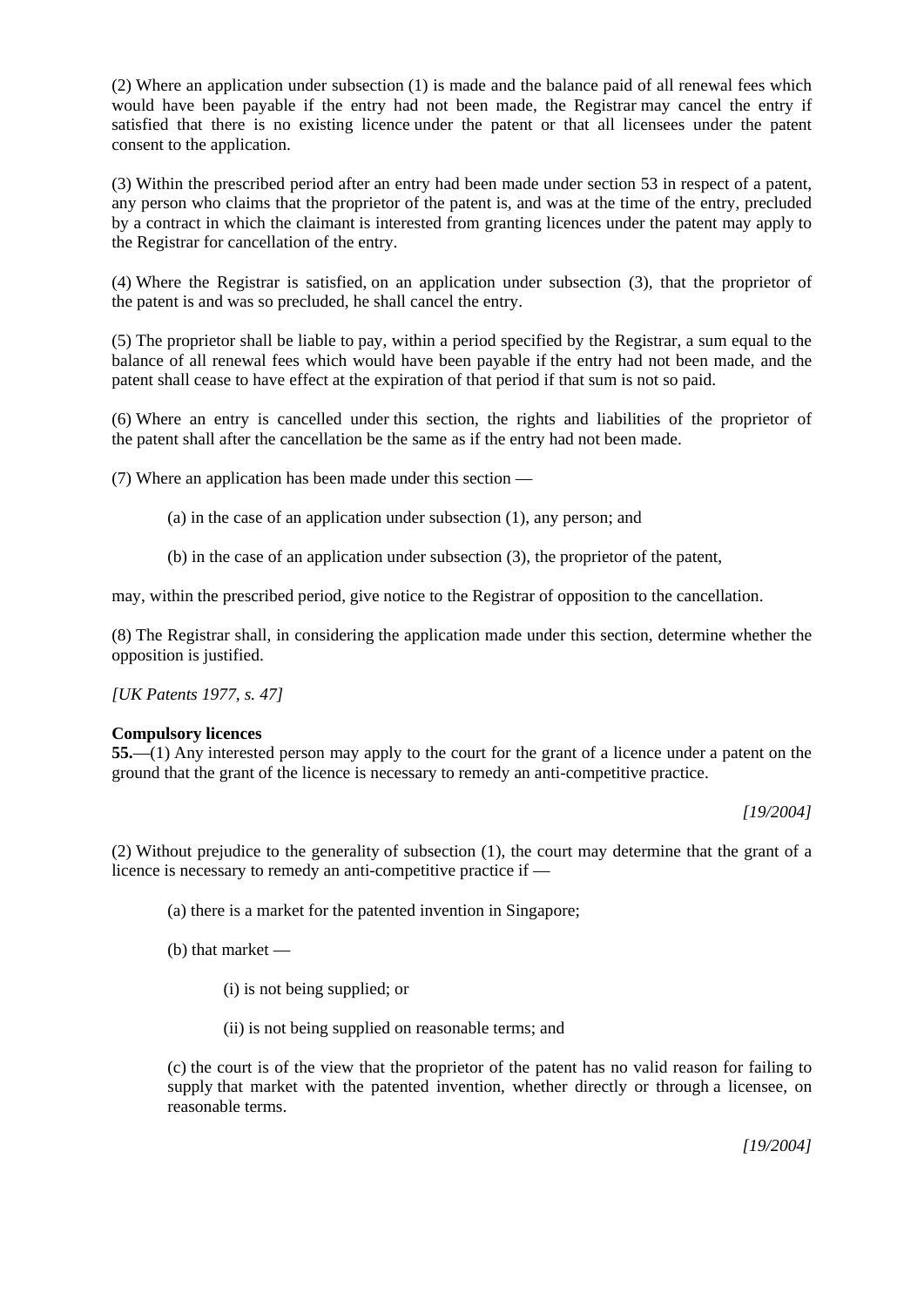(2) Where an application under subsection (1) is made and the balance paid of all renewal fees which would have been payable if the entry had not been made, the Registrar may cancel the entry if satisfied that there is no existing licence under the patent or that all licensees under the patent consent to the application.

(3) Within the prescribed period after an entry had been made under section 53 in respect of a patent, any person who claims that the proprietor of the patent is, and was at the time of the entry, precluded by a contract in which the claimant is interested from granting licences under the patent may apply to the Registrar for cancellation of the entry.

(4) Where the Registrar is satisfied, on an application under subsection (3), that the proprietor of the patent is and was so precluded, he shall cancel the entry.

(5) The proprietor shall be liable to pay, within a period specified by the Registrar, a sum equal to the balance of all renewal fees which would have been payable if the entry had not been made, and the patent shall cease to have effect at the expiration of that period if that sum is not so paid.

(6) Where an entry is cancelled under this section, the rights and liabilities of the proprietor of the patent shall after the cancellation be the same as if the entry had not been made.

(7) Where an application has been made under this section —

(a) in the case of an application under subsection (1), any person; and

(b) in the case of an application under subsection (3), the proprietor of the patent,

may, within the prescribed period, give notice to the Registrar of opposition to the cancellation.

(8) The Registrar shall, in considering the application made under this section, determine whether the opposition is justified.

*[UK Patents 1977, s. 47]*

**Compulsory licences**
**55.**—(1) Any interested person may apply to the court for the grant of a licence under a patent on the ground that the grant of the licence is necessary to remedy an anti-competitive practice.

*[19/2004]*

(2) Without prejudice to the generality of subsection (1), the court may determine that the grant of a licence is necessary to remedy an anti-competitive practice if —

(a) there is a market for the patented invention in Singapore;

(b) that market —

(i) is not being supplied; or

(ii) is not being supplied on reasonable terms; and

(c) the court is of the view that the proprietor of the patent has no valid reason for failing to supply that market with the patented invention, whether directly or through a licensee, on reasonable terms.

*[19/2004]*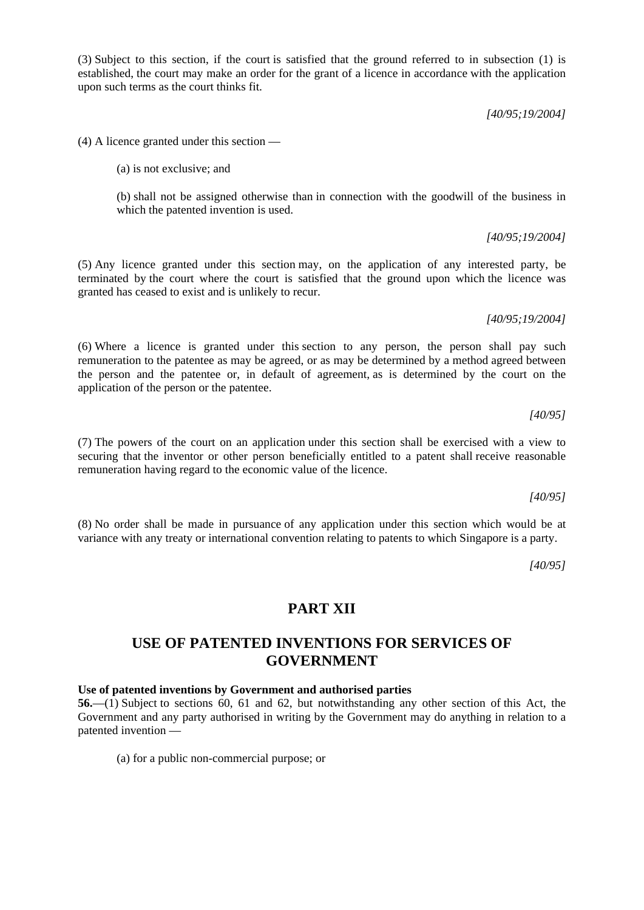(3) Subject to this section, if the court is satisfied that the ground referred to in subsection (1) is established, the court may make an order for the grant of a licence in accordance with the application upon such terms as the court thinks fit.

*[40/95;19/2004]*

(4) A licence granted under this section —

(a) is not exclusive; and

(b) shall not be assigned otherwise than in connection with the goodwill of the business in which the patented invention is used.

*[40/95;19/2004]*

(5) Any licence granted under this section may, on the application of any interested party, be terminated by the court where the court is satisfied that the ground upon which the licence was granted has ceased to exist and is unlikely to recur.

*[40/95;19/2004]*

(6) Where a licence is granted under this section to any person, the person shall pay such remuneration to the patentee as may be agreed, or as may be determined by a method agreed between the person and the patentee or, in default of agreement, as is determined by the court on the application of the person or the patentee.

*[40/95]*

(7) The powers of the court on an application under this section shall be exercised with a view to securing that the inventor or other person beneficially entitled to a patent shall receive reasonable remuneration having regard to the economic value of the licence.

*[40/95]*

(8) No order shall be made in pursuance of any application under this section which would be at variance with any treaty or international convention relating to patents to which Singapore is a party.

*[40/95]*

## PART XII

## USE OF PATENTED INVENTIONS FOR SERVICES OF GOVERNMENT

**Use of patented inventions by Government and authorised parties**

**56.**—(1) Subject to sections 60, 61 and 62, but notwithstanding any other section of this Act, the Government and any party authorised in writing by the Government may do anything in relation to a patented invention —

(a) for a public non-commercial purpose; or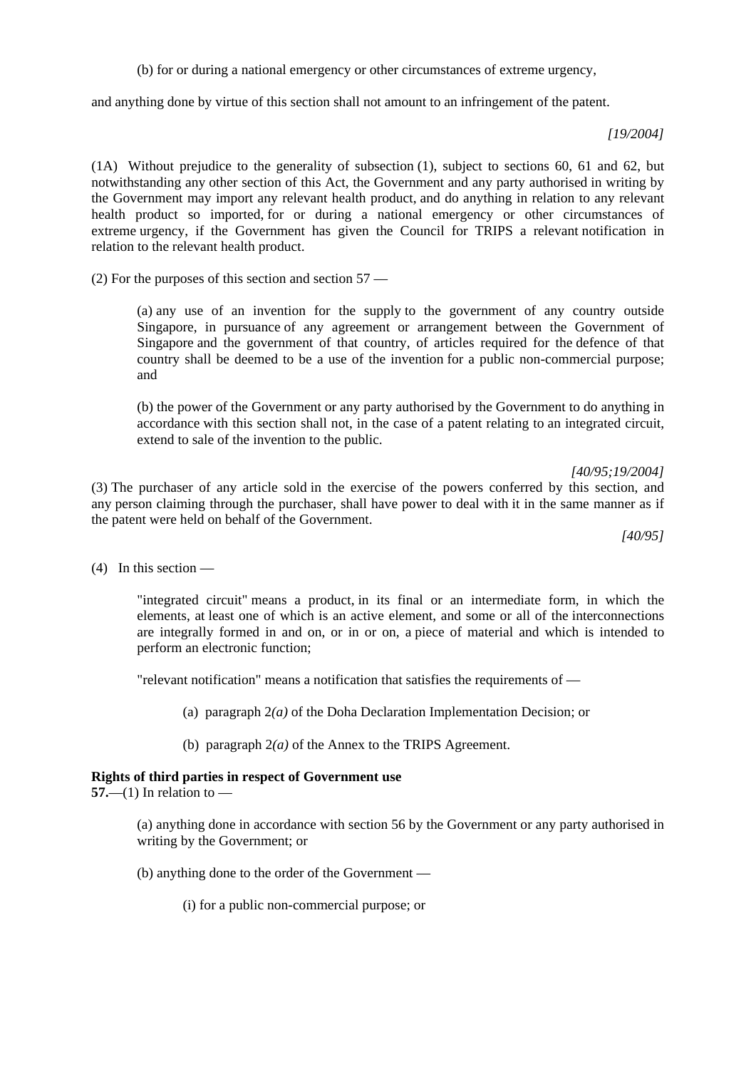(b) for or during a national emergency or other circumstances of extreme urgency,

and anything done by virtue of this section shall not amount to an infringement of the patent.

*[19/2004]*

(1A) Without prejudice to the generality of subsection (1), subject to sections 60, 61 and 62, but notwithstanding any other section of this Act, the Government and any party authorised in writing by the Government may import any relevant health product, and do anything in relation to any relevant health product so imported, for or during a national emergency or other circumstances of extreme urgency, if the Government has given the Council for TRIPS a relevant notification in relation to the relevant health product.

(2) For the purposes of this section and section 57 —

(a) any use of an invention for the supply to the government of any country outside Singapore, in pursuance of any agreement or arrangement between the Government of Singapore and the government of that country, of articles required for the defence of that country shall be deemed to be a use of the invention for a public non-commercial purpose; and

(b) the power of the Government or any party authorised by the Government to do anything in accordance with this section shall not, in the case of a patent relating to an integrated circuit, extend to sale of the invention to the public.

*[40/95;19/2004]*

(3) The purchaser of any article sold in the exercise of the powers conferred by this section, and any person claiming through the purchaser, shall have power to deal with it in the same manner as if the patent were held on behalf of the Government.

*[40/95]*

(4) In this section —

"integrated circuit" means a product, in its final or an intermediate form, in which the elements, at least one of which is an active element, and some or all of the interconnections are integrally formed in and on, or in or on, a piece of material and which is intended to perform an electronic function;

"relevant notification" means a notification that satisfies the requirements of —

(a) paragraph 2*(a)* of the Doha Declaration Implementation Decision; or

(b) paragraph 2*(a)* of the Annex to the TRIPS Agreement.

**Rights of third parties in respect of Government use**

**57.**—(1) In relation to —

(a) anything done in accordance with section 56 by the Government or any party authorised in writing by the Government; or

(b) anything done to the order of the Government —

(i) for a public non-commercial purpose; or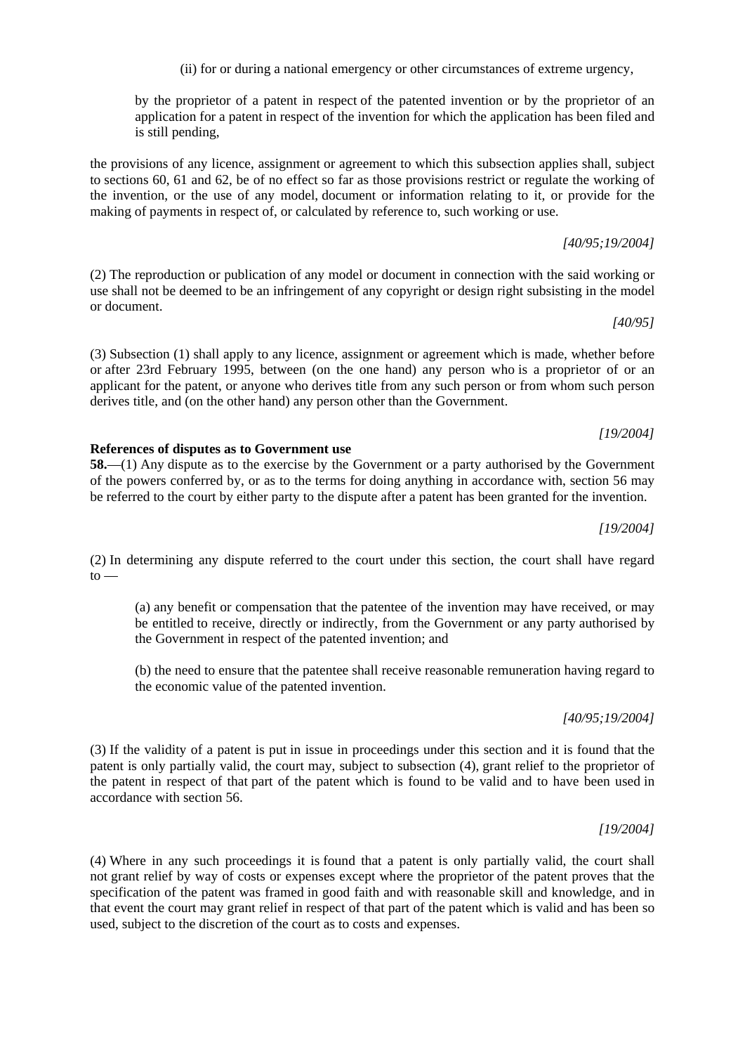(ii) for or during a national emergency or other circumstances of extreme urgency,

by the proprietor of a patent in respect of the patented invention or by the proprietor of an application for a patent in respect of the invention for which the application has been filed and is still pending,

the provisions of any licence, assignment or agreement to which this subsection applies shall, subject to sections 60, 61 and 62, be of no effect so far as those provisions restrict or regulate the working of the invention, or the use of any model, document or information relating to it, or provide for the making of payments in respect of, or calculated by reference to, such working or use.

*[40/95;19/2004]*

(2) The reproduction or publication of any model or document in connection with the said working or use shall not be deemed to be an infringement of any copyright or design right subsisting in the model or document.

*[40/95]*

(3) Subsection (1) shall apply to any licence, assignment or agreement which is made, whether before or after 23rd February 1995, between (on the one hand) any person who is a proprietor of or an applicant for the patent, or anyone who derives title from any such person or from whom such person derives title, and (on the other hand) any person other than the Government.

*[19/2004]*

**References of disputes as to Government use**

**58.**—(1) Any dispute as to the exercise by the Government or a party authorised by the Government of the powers conferred by, or as to the terms for doing anything in accordance with, section 56 may be referred to the court by either party to the dispute after a patent has been granted for the invention.

*[19/2004]*

(2) In determining any dispute referred to the court under this section, the court shall have regard to —

(a) any benefit or compensation that the patentee of the invention may have received, or may be entitled to receive, directly or indirectly, from the Government or any party authorised by the Government in respect of the patented invention; and

(b) the need to ensure that the patentee shall receive reasonable remuneration having regard to the economic value of the patented invention.

*[40/95;19/2004]*

(3) If the validity of a patent is put in issue in proceedings under this section and it is found that the patent is only partially valid, the court may, subject to subsection (4), grant relief to the proprietor of the patent in respect of that part of the patent which is found to be valid and to have been used in accordance with section 56.

*[19/2004]*

(4) Where in any such proceedings it is found that a patent is only partially valid, the court shall not grant relief by way of costs or expenses except where the proprietor of the patent proves that the specification of the patent was framed in good faith and with reasonable skill and knowledge, and in that event the court may grant relief in respect of that part of the patent which is valid and has been so used, subject to the discretion of the court as to costs and expenses.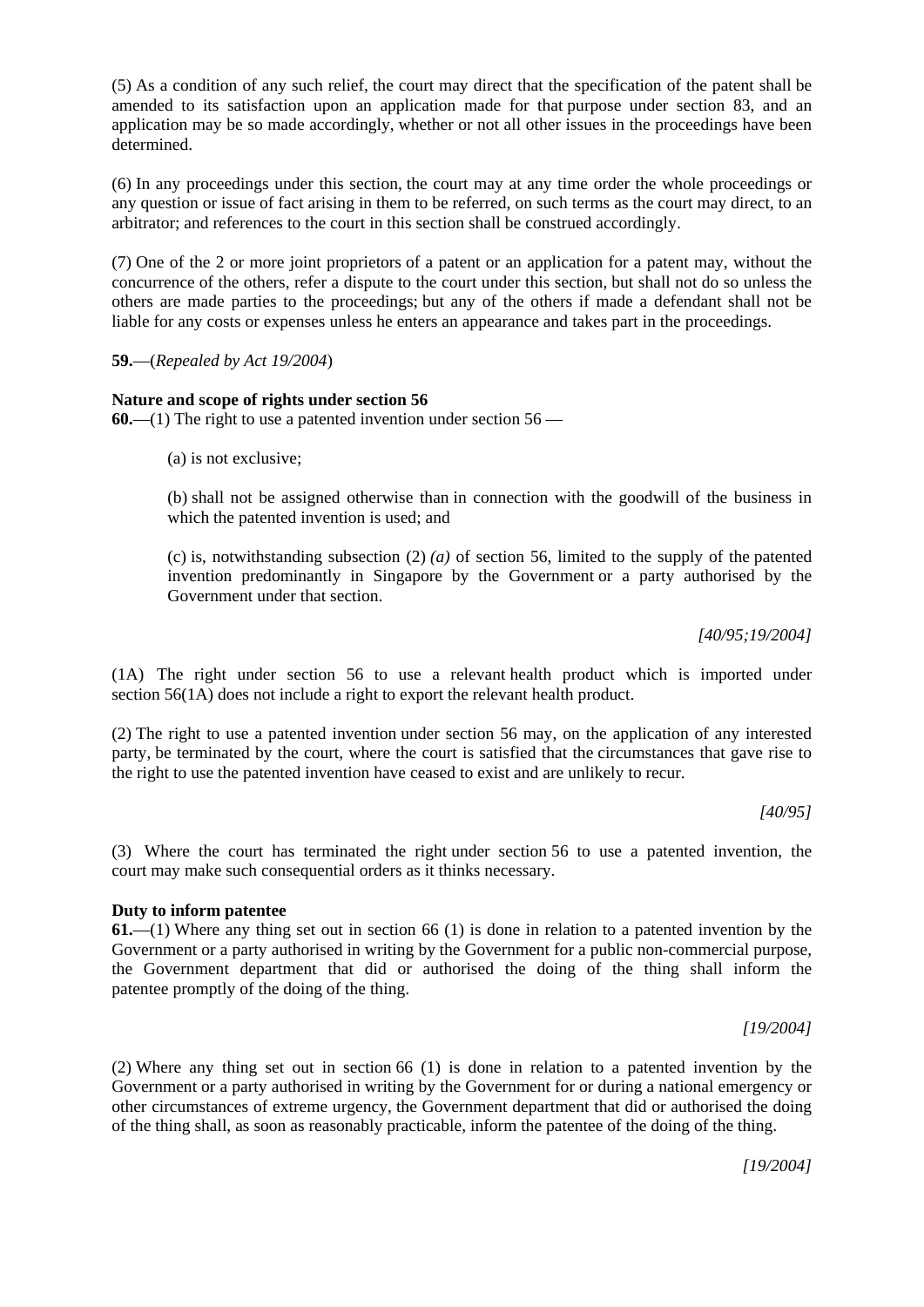(5) As a condition of any such relief, the court may direct that the specification of the patent shall be amended to its satisfaction upon an application made for that purpose under section 83, and an application may be so made accordingly, whether or not all other issues in the proceedings have been determined.

(6) In any proceedings under this section, the court may at any time order the whole proceedings or any question or issue of fact arising in them to be referred, on such terms as the court may direct, to an arbitrator; and references to the court in this section shall be construed accordingly.

(7) One of the 2 or more joint proprietors of a patent or an application for a patent may, without the concurrence of the others, refer a dispute to the court under this section, but shall not do so unless the others are made parties to the proceedings; but any of the others if made a defendant shall not be liable for any costs or expenses unless he enters an appearance and takes part in the proceedings.

**59.**—(*Repealed by Act 19/2004*)

**Nature and scope of rights under section 56**

**60.**—(1) The right to use a patented invention under section 56 —

(a) is not exclusive;

(b) shall not be assigned otherwise than in connection with the goodwill of the business in which the patented invention is used; and

(c) is, notwithstanding subsection (2) *(a)* of section 56, limited to the supply of the patented invention predominantly in Singapore by the Government or a party authorised by the Government under that section.

*[40/95;19/2004]*

(1A) The right under section 56 to use a relevant health product which is imported under section 56(1A) does not include a right to export the relevant health product.

(2) The right to use a patented invention under section 56 may, on the application of any interested party, be terminated by the court, where the court is satisfied that the circumstances that gave rise to the right to use the patented invention have ceased to exist and are unlikely to recur.

*[40/95]*

(3) Where the court has terminated the right under section 56 to use a patented invention, the court may make such consequential orders as it thinks necessary.

**Duty to inform patentee**

**61.**—(1) Where any thing set out in section 66 (1) is done in relation to a patented invention by the Government or a party authorised in writing by the Government for a public non-commercial purpose, the Government department that did or authorised the doing of the thing shall inform the patentee promptly of the doing of the thing.

*[19/2004]*

(2) Where any thing set out in section 66 (1) is done in relation to a patented invention by the Government or a party authorised in writing by the Government for or during a national emergency or other circumstances of extreme urgency, the Government department that did or authorised the doing of the thing shall, as soon as reasonably practicable, inform the patentee of the doing of the thing.

*[19/2004]*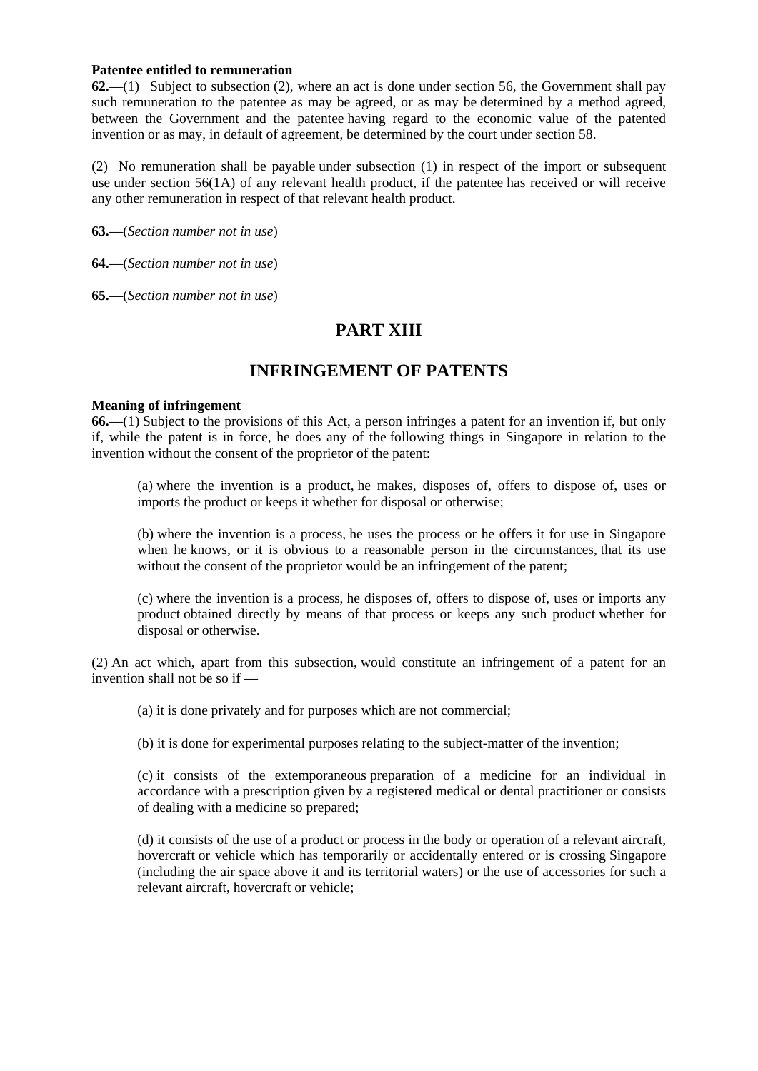**Patentee entitled to remuneration**

**62.**—(1) Subject to subsection (2), where an act is done under section 56, the Government shall pay such remuneration to the patentee as may be agreed, or as may be determined by a method agreed, between the Government and the patentee having regard to the economic value of the patented invention or as may, in default of agreement, be determined by the court under section 58.

(2) No remuneration shall be payable under subsection (1) in respect of the import or subsequent use under section 56(1A) of any relevant health product, if the patentee has received or will receive any other remuneration in respect of that relevant health product.

**63.**—(*Section number not in use*)

**64.**—(*Section number not in use*)

**65.**—(*Section number not in use*)

# PART XIII

# INFRINGEMENT OF PATENTS

**Meaning of infringement**

**66.**—(1) Subject to the provisions of this Act, a person infringes a patent for an invention if, but only if, while the patent is in force, he does any of the following things in Singapore in relation to the invention without the consent of the proprietor of the patent:

> (a) where the invention is a product, he makes, disposes of, offers to dispose of, uses or imports the product or keeps it whether for disposal or otherwise;
>
> (b) where the invention is a process, he uses the process or he offers it for use in Singapore when he knows, or it is obvious to a reasonable person in the circumstances, that its use without the consent of the proprietor would be an infringement of the patent;
>
> (c) where the invention is a process, he disposes of, offers to dispose of, uses or imports any product obtained directly by means of that process or keeps any such product whether for disposal or otherwise.

(2) An act which, apart from this subsection, would constitute an infringement of a patent for an invention shall not be so if —

> (a) it is done privately and for purposes which are not commercial;
>
> (b) it is done for experimental purposes relating to the subject-matter of the invention;
>
> (c) it consists of the extemporaneous preparation of a medicine for an individual in accordance with a prescription given by a registered medical or dental practitioner or consists of dealing with a medicine so prepared;
>
> (d) it consists of the use of a product or process in the body or operation of a relevant aircraft, hovercraft or vehicle which has temporarily or accidentally entered or is crossing Singapore (including the air space above it and its territorial waters) or the use of accessories for such a relevant aircraft, hovercraft or vehicle;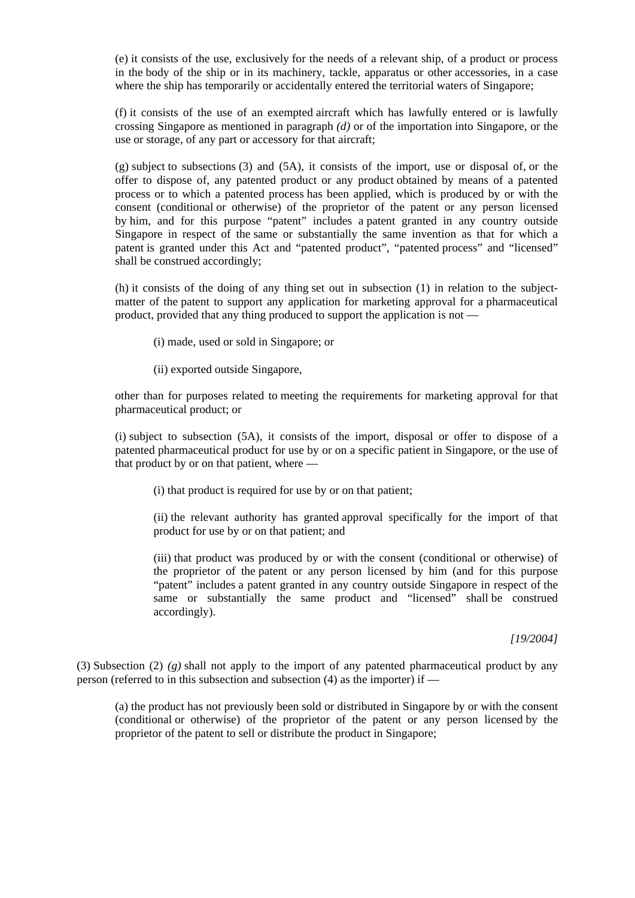(e) it consists of the use, exclusively for the needs of a relevant ship, of a product or process in the body of the ship or in its machinery, tackle, apparatus or other accessories, in a case where the ship has temporarily or accidentally entered the territorial waters of Singapore;

(f) it consists of the use of an exempted aircraft which has lawfully entered or is lawfully crossing Singapore as mentioned in paragraph *(d)* or of the importation into Singapore, or the use or storage, of any part or accessory for that aircraft;

(g) subject to subsections (3) and (5A), it consists of the import, use or disposal of, or the offer to dispose of, any patented product or any product obtained by means of a patented process or to which a patented process has been applied, which is produced by or with the consent (conditional or otherwise) of the proprietor of the patent or any person licensed by him, and for this purpose "patent" includes a patent granted in any country outside Singapore in respect of the same or substantially the same invention as that for which a patent is granted under this Act and "patented product", "patented process" and "licensed" shall be construed accordingly;

(h) it consists of the doing of any thing set out in subsection (1) in relation to the subject-matter of the patent to support any application for marketing approval for a pharmaceutical product, provided that any thing produced to support the application is not —

(i) made, used or sold in Singapore; or

(ii) exported outside Singapore,

other than for purposes related to meeting the requirements for marketing approval for that pharmaceutical product; or

(i) subject to subsection (5A), it consists of the import, disposal or offer to dispose of a patented pharmaceutical product for use by or on a specific patient in Singapore, or the use of that product by or on that patient, where —

(i) that product is required for use by or on that patient;

(ii) the relevant authority has granted approval specifically for the import of that product for use by or on that patient; and

(iii) that product was produced by or with the consent (conditional or otherwise) of the proprietor of the patent or any person licensed by him (and for this purpose "patent" includes a patent granted in any country outside Singapore in respect of the same or substantially the same product and "licensed" shall be construed accordingly).

*[19/2004]*

(3) Subsection (2) *(g)* shall not apply to the import of any patented pharmaceutical product by any person (referred to in this subsection and subsection (4) as the importer) if —

(a) the product has not previously been sold or distributed in Singapore by or with the consent (conditional or otherwise) of the proprietor of the patent or any person licensed by the proprietor of the patent to sell or distribute the product in Singapore;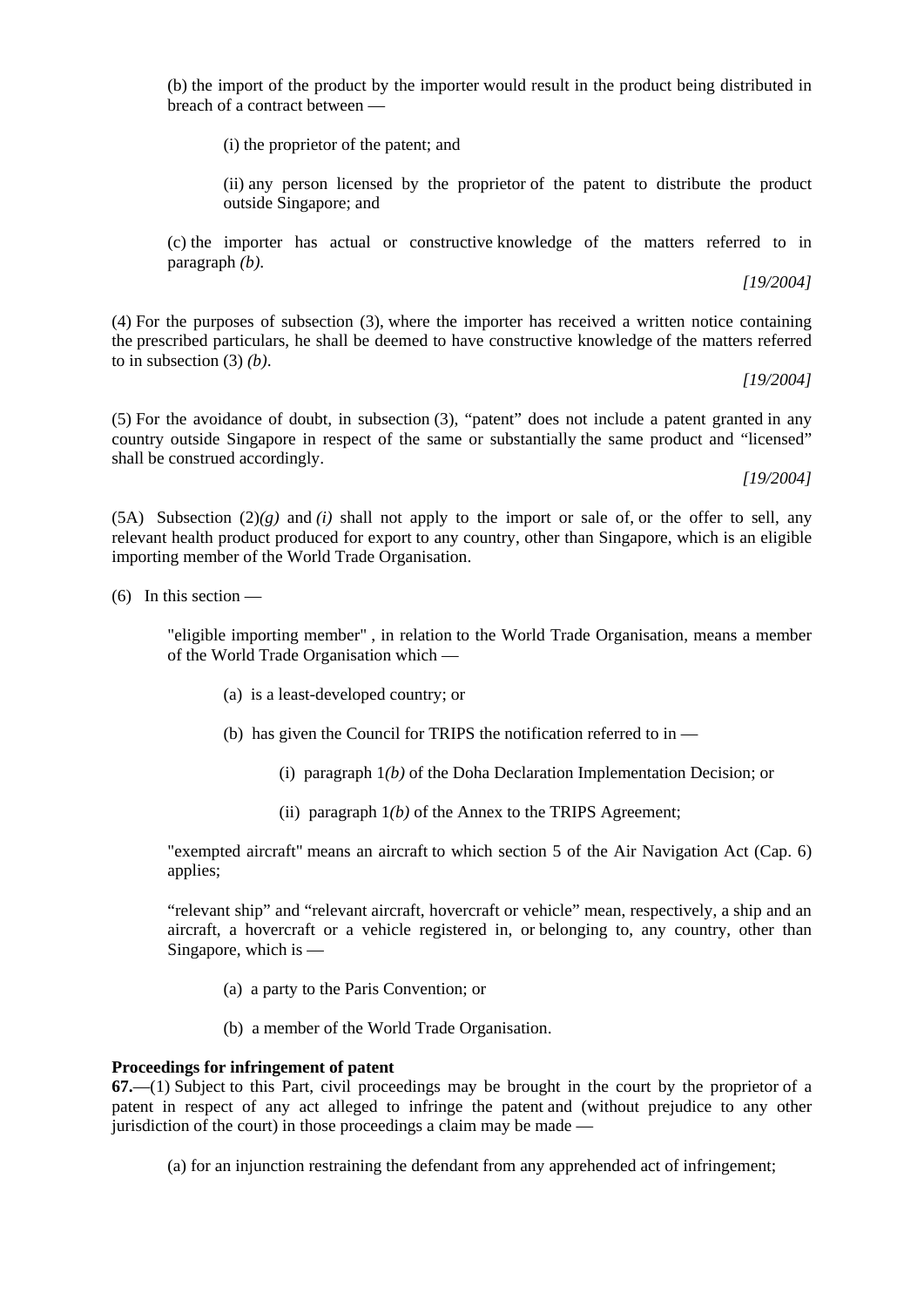(b) the import of the product by the importer would result in the product being distributed in breach of a contract between —

(i) the proprietor of the patent; and

(ii) any person licensed by the proprietor of the patent to distribute the product outside Singapore; and

(c) the importer has actual or constructive knowledge of the matters referred to in paragraph *(b)*.

[19/2004]

(4) For the purposes of subsection (3), where the importer has received a written notice containing the prescribed particulars, he shall be deemed to have constructive knowledge of the matters referred to in subsection (3) *(b)*.

[19/2004]

(5) For the avoidance of doubt, in subsection (3), "patent" does not include a patent granted in any country outside Singapore in respect of the same or substantially the same product and "licensed" shall be construed accordingly.

[19/2004]

(5A) Subsection (2)*(g)* and *(i)* shall not apply to the import or sale of, or the offer to sell, any relevant health product produced for export to any country, other than Singapore, which is an eligible importing member of the World Trade Organisation.

(6) In this section —

"eligible importing member" , in relation to the World Trade Organisation, means a member of the World Trade Organisation which —

(a) is a least-developed country; or

(b) has given the Council for TRIPS the notification referred to in —

(i) paragraph 1*(b)* of the Doha Declaration Implementation Decision; or

(ii) paragraph 1*(b)* of the Annex to the TRIPS Agreement;

"exempted aircraft" means an aircraft to which section 5 of the Air Navigation Act (Cap. 6) applies;

"relevant ship" and "relevant aircraft, hovercraft or vehicle" mean, respectively, a ship and an aircraft, a hovercraft or a vehicle registered in, or belonging to, any country, other than Singapore, which is —

(a) a party to the Paris Convention; or

(b) a member of the World Trade Organisation.

**Proceedings for infringement of patent**

**67.**—(1) Subject to this Part, civil proceedings may be brought in the court by the proprietor of a patent in respect of any act alleged to infringe the patent and (without prejudice to any other jurisdiction of the court) in those proceedings a claim may be made —

(a) for an injunction restraining the defendant from any apprehended act of infringement;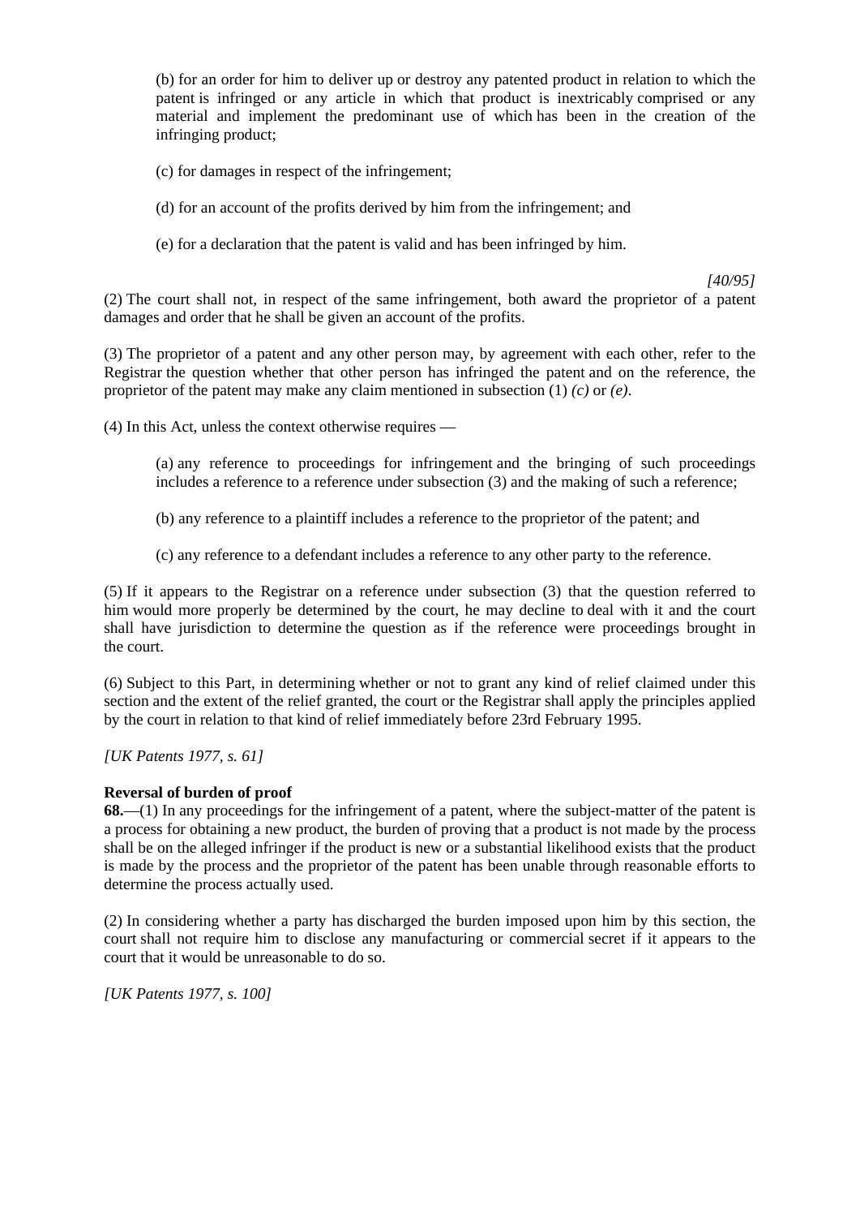(b) for an order for him to deliver up or destroy any patented product in relation to which the patent is infringed or any article in which that product is inextricably comprised or any material and implement the predominant use of which has been in the creation of the infringing product;

(c) for damages in respect of the infringement;

(d) for an account of the profits derived by him from the infringement; and

(e) for a declaration that the patent is valid and has been infringed by him.

*[40/95]*

(2) The court shall not, in respect of the same infringement, both award the proprietor of a patent damages and order that he shall be given an account of the profits.

(3) The proprietor of a patent and any other person may, by agreement with each other, refer to the Registrar the question whether that other person has infringed the patent and on the reference, the proprietor of the patent may make any claim mentioned in subsection (1) *(c)* or *(e)*.

(4) In this Act, unless the context otherwise requires —

(a) any reference to proceedings for infringement and the bringing of such proceedings includes a reference to a reference under subsection (3) and the making of such a reference;

(b) any reference to a plaintiff includes a reference to the proprietor of the patent; and

(c) any reference to a defendant includes a reference to any other party to the reference.

(5) If it appears to the Registrar on a reference under subsection (3) that the question referred to him would more properly be determined by the court, he may decline to deal with it and the court shall have jurisdiction to determine the question as if the reference were proceedings brought in the court.

(6) Subject to this Part, in determining whether or not to grant any kind of relief claimed under this section and the extent of the relief granted, the court or the Registrar shall apply the principles applied by the court in relation to that kind of relief immediately before 23rd February 1995.

*[UK Patents 1977, s. 61]*

**Reversal of burden of proof**

**68.**—(1) In any proceedings for the infringement of a patent, where the subject-matter of the patent is a process for obtaining a new product, the burden of proving that a product is not made by the process shall be on the alleged infringer if the product is new or a substantial likelihood exists that the product is made by the process and the proprietor of the patent has been unable through reasonable efforts to determine the process actually used.

(2) In considering whether a party has discharged the burden imposed upon him by this section, the court shall not require him to disclose any manufacturing or commercial secret if it appears to the court that it would be unreasonable to do so.

*[UK Patents 1977, s. 100]*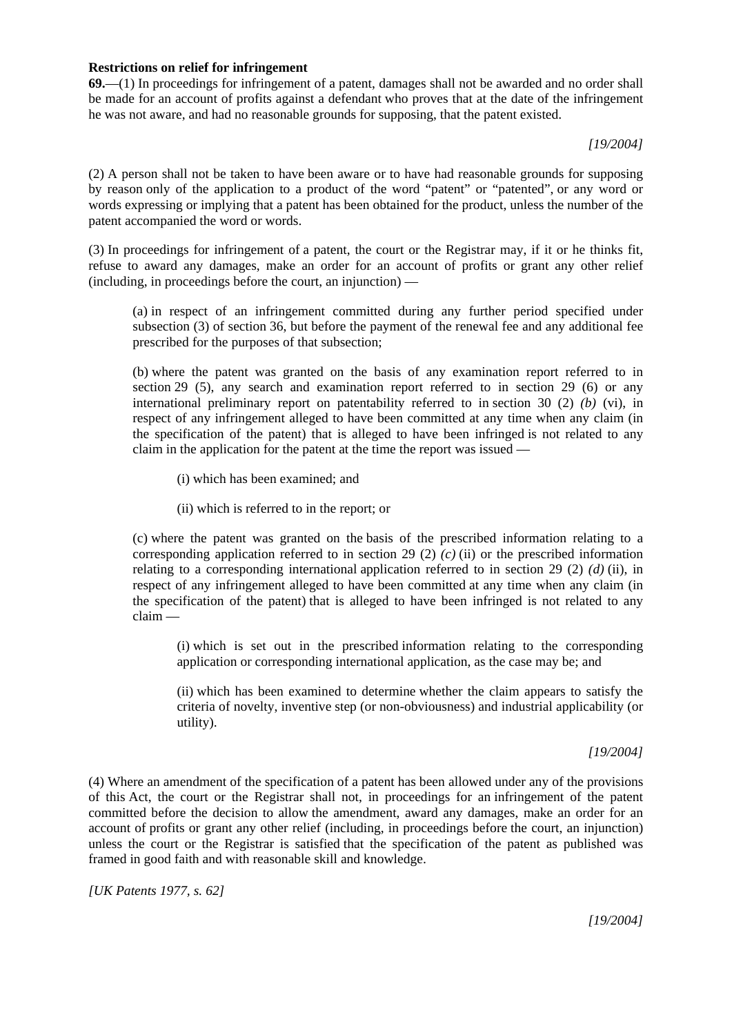**Restrictions on relief for infringement**

**69.**—(1) In proceedings for infringement of a patent, damages shall not be awarded and no order shall be made for an account of profits against a defendant who proves that at the date of the infringement he was not aware, and had no reasonable grounds for supposing, that the patent existed.

*[19/2004]*

(2) A person shall not be taken to have been aware or to have had reasonable grounds for supposing by reason only of the application to a product of the word "patent" or "patented", or any word or words expressing or implying that a patent has been obtained for the product, unless the number of the patent accompanied the word or words.

(3) In proceedings for infringement of a patent, the court or the Registrar may, if it or he thinks fit, refuse to award any damages, make an order for an account of profits or grant any other relief (including, in proceedings before the court, an injunction) —

> (a) in respect of an infringement committed during any further period specified under subsection (3) of section 36, but before the payment of the renewal fee and any additional fee prescribed for the purposes of that subsection;
>
> (b) where the patent was granted on the basis of any examination report referred to in section 29 (5), any search and examination report referred to in section 29 (6) or any international preliminary report on patentability referred to in section 30 (2) *(b)* (vi), in respect of any infringement alleged to have been committed at any time when any claim (in the specification of the patent) that is alleged to have been infringed is not related to any claim in the application for the patent at the time the report was issued —
>
> > (i) which has been examined; and
> >
> > (ii) which is referred to in the report; or
>
> (c) where the patent was granted on the basis of the prescribed information relating to a corresponding application referred to in section 29 (2) *(c)* (ii) or the prescribed information relating to a corresponding international application referred to in section 29 (2) *(d)* (ii), in respect of any infringement alleged to have been committed at any time when any claim (in the specification of the patent) that is alleged to have been infringed is not related to any claim —
>
> > (i) which is set out in the prescribed information relating to the corresponding application or corresponding international application, as the case may be; and
> >
> > (ii) which has been examined to determine whether the claim appears to satisfy the criteria of novelty, inventive step (or non-obviousness) and industrial applicability (or utility).

*[19/2004]*

(4) Where an amendment of the specification of a patent has been allowed under any of the provisions of this Act, the court or the Registrar shall not, in proceedings for an infringement of the patent committed before the decision to allow the amendment, award any damages, make an order for an account of profits or grant any other relief (including, in proceedings before the court, an injunction) unless the court or the Registrar is satisfied that the specification of the patent as published was framed in good faith and with reasonable skill and knowledge.

*[UK Patents 1977, s. 62]*

*[19/2004]*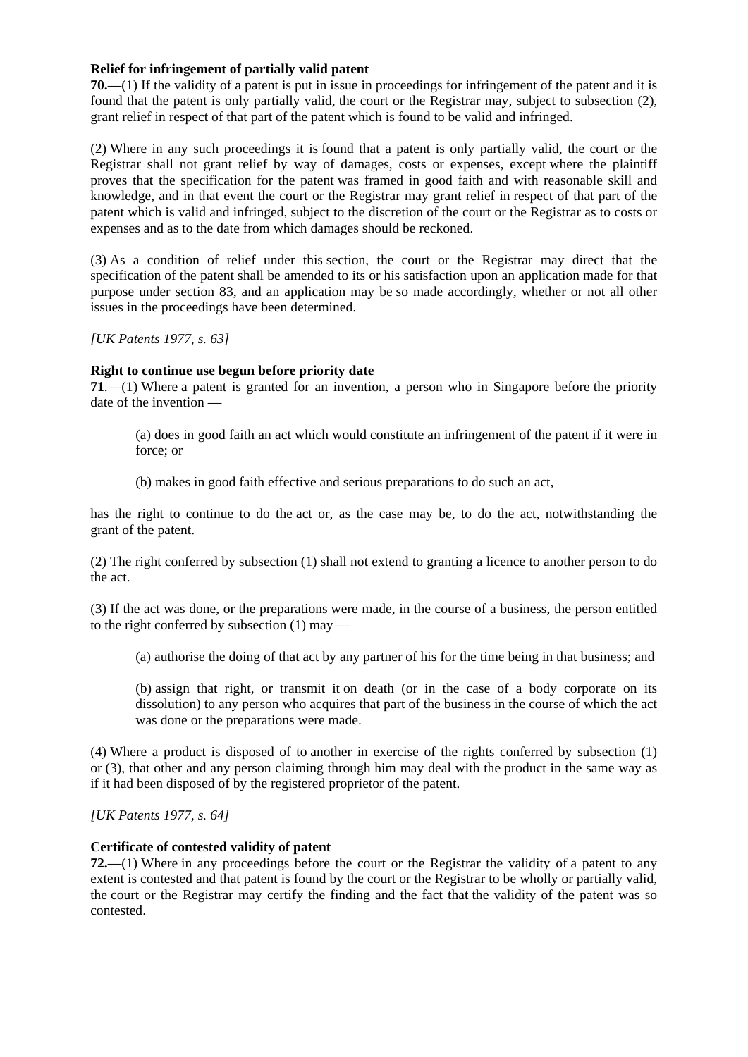**Relief for infringement of partially valid patent**

**70.**—(1) If the validity of a patent is put in issue in proceedings for infringement of the patent and it is found that the patent is only partially valid, the court or the Registrar may, subject to subsection (2), grant relief in respect of that part of the patent which is found to be valid and infringed.

(2) Where in any such proceedings it is found that a patent is only partially valid, the court or the Registrar shall not grant relief by way of damages, costs or expenses, except where the plaintiff proves that the specification for the patent was framed in good faith and with reasonable skill and knowledge, and in that event the court or the Registrar may grant relief in respect of that part of the patent which is valid and infringed, subject to the discretion of the court or the Registrar as to costs or expenses and as to the date from which damages should be reckoned.

(3) As a condition of relief under this section, the court or the Registrar may direct that the specification of the patent shall be amended to its or his satisfaction upon an application made for that purpose under section 83, and an application may be so made accordingly, whether or not all other issues in the proceedings have been determined.

*[UK Patents 1977, s. 63]*

**Right to continue use begun before priority date**

**71**.—(1) Where a patent is granted for an invention, a person who in Singapore before the priority date of the invention —

(a) does in good faith an act which would constitute an infringement of the patent if it were in force; or

(b) makes in good faith effective and serious preparations to do such an act,

has the right to continue to do the act or, as the case may be, to do the act, notwithstanding the grant of the patent.

(2) The right conferred by subsection (1) shall not extend to granting a licence to another person to do the act.

(3) If the act was done, or the preparations were made, in the course of a business, the person entitled to the right conferred by subsection (1) may —

(a) authorise the doing of that act by any partner of his for the time being in that business; and

(b) assign that right, or transmit it on death (or in the case of a body corporate on its dissolution) to any person who acquires that part of the business in the course of which the act was done or the preparations were made.

(4) Where a product is disposed of to another in exercise of the rights conferred by subsection (1) or (3), that other and any person claiming through him may deal with the product in the same way as if it had been disposed of by the registered proprietor of the patent.

*[UK Patents 1977, s. 64]*

**Certificate of contested validity of patent**

**72.**—(1) Where in any proceedings before the court or the Registrar the validity of a patent to any extent is contested and that patent is found by the court or the Registrar to be wholly or partially valid, the court or the Registrar may certify the finding and the fact that the validity of the patent was so contested.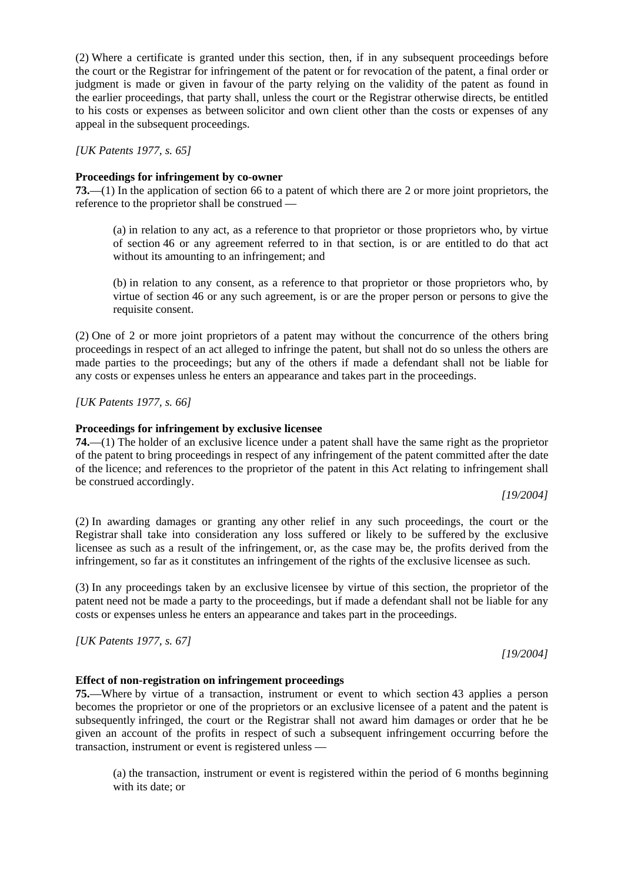(2) Where a certificate is granted under this section, then, if in any subsequent proceedings before the court or the Registrar for infringement of the patent or for revocation of the patent, a final order or judgment is made or given in favour of the party relying on the validity of the patent as found in the earlier proceedings, that party shall, unless the court or the Registrar otherwise directs, be entitled to his costs or expenses as between solicitor and own client other than the costs or expenses of any appeal in the subsequent proceedings.

*[UK Patents 1977, s. 65]*

**Proceedings for infringement by co-owner**

**73.**—(1) In the application of section 66 to a patent of which there are 2 or more joint proprietors, the reference to the proprietor shall be construed —

> (a) in relation to any act, as a reference to that proprietor or those proprietors who, by virtue of section 46 or any agreement referred to in that section, is or are entitled to do that act without its amounting to an infringement; and
>
> (b) in relation to any consent, as a reference to that proprietor or those proprietors who, by virtue of section 46 or any such agreement, is or are the proper person or persons to give the requisite consent.

(2) One of 2 or more joint proprietors of a patent may without the concurrence of the others bring proceedings in respect of an act alleged to infringe the patent, but shall not do so unless the others are made parties to the proceedings; but any of the others if made a defendant shall not be liable for any costs or expenses unless he enters an appearance and takes part in the proceedings.

*[UK Patents 1977, s. 66]*

**Proceedings for infringement by exclusive licensee**

**74.**—(1) The holder of an exclusive licence under a patent shall have the same right as the proprietor of the patent to bring proceedings in respect of any infringement of the patent committed after the date of the licence; and references to the proprietor of the patent in this Act relating to infringement shall be construed accordingly.

*[19/2004]*

(2) In awarding damages or granting any other relief in any such proceedings, the court or the Registrar shall take into consideration any loss suffered or likely to be suffered by the exclusive licensee as such as a result of the infringement, or, as the case may be, the profits derived from the infringement, so far as it constitutes an infringement of the rights of the exclusive licensee as such.

(3) In any proceedings taken by an exclusive licensee by virtue of this section, the proprietor of the patent need not be made a party to the proceedings, but if made a defendant shall not be liable for any costs or expenses unless he enters an appearance and takes part in the proceedings.

*[UK Patents 1977, s. 67]*

*[19/2004]*

**Effect of non-registration on infringement proceedings**

**75.**—Where by virtue of a transaction, instrument or event to which section 43 applies a person becomes the proprietor or one of the proprietors or an exclusive licensee of a patent and the patent is subsequently infringed, the court or the Registrar shall not award him damages or order that he be given an account of the profits in respect of such a subsequent infringement occurring before the transaction, instrument or event is registered unless —

> (a) the transaction, instrument or event is registered within the period of 6 months beginning with its date; or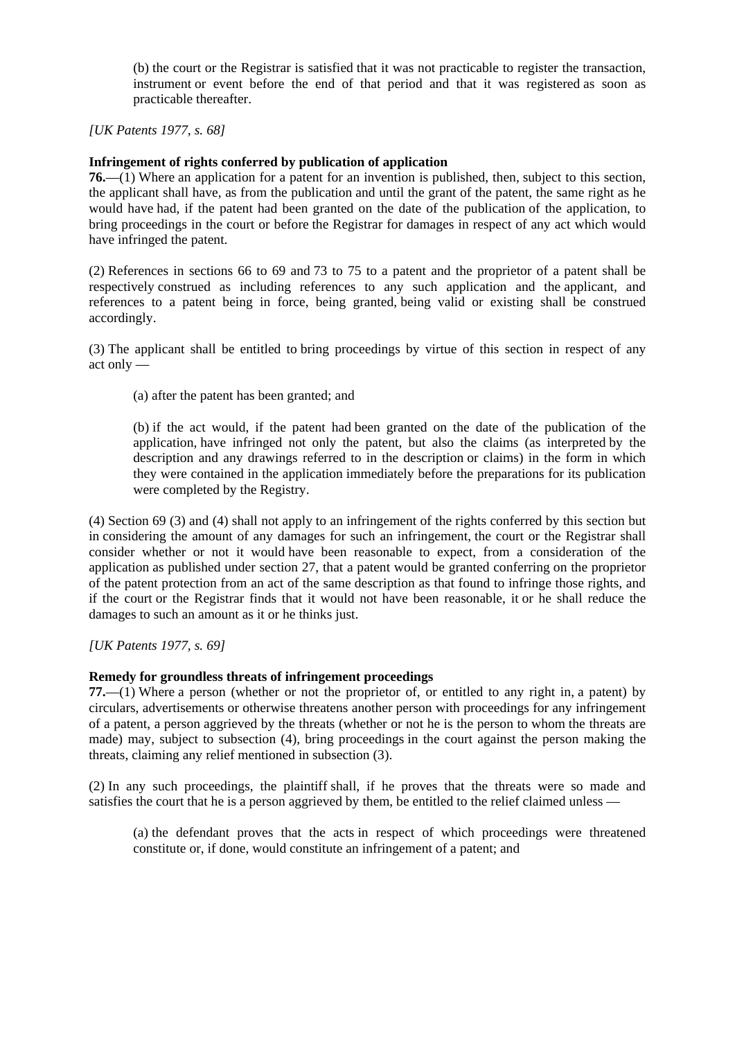(b) the court or the Registrar is satisfied that it was not practicable to register the transaction, instrument or event before the end of that period and that it was registered as soon as practicable thereafter.

*[UK Patents 1977, s. 68]*

**Infringement of rights conferred by publication of application**

**76.**—(1) Where an application for a patent for an invention is published, then, subject to this section, the applicant shall have, as from the publication and until the grant of the patent, the same right as he would have had, if the patent had been granted on the date of the publication of the application, to bring proceedings in the court or before the Registrar for damages in respect of any act which would have infringed the patent.

(2) References in sections 66 to 69 and 73 to 75 to a patent and the proprietor of a patent shall be respectively construed as including references to any such application and the applicant, and references to a patent being in force, being granted, being valid or existing shall be construed accordingly.

(3) The applicant shall be entitled to bring proceedings by virtue of this section in respect of any act only —

(a) after the patent has been granted; and

(b) if the act would, if the patent had been granted on the date of the publication of the application, have infringed not only the patent, but also the claims (as interpreted by the description and any drawings referred to in the description or claims) in the form in which they were contained in the application immediately before the preparations for its publication were completed by the Registry.

(4) Section 69 (3) and (4) shall not apply to an infringement of the rights conferred by this section but in considering the amount of any damages for such an infringement, the court or the Registrar shall consider whether or not it would have been reasonable to expect, from a consideration of the application as published under section 27, that a patent would be granted conferring on the proprietor of the patent protection from an act of the same description as that found to infringe those rights, and if the court or the Registrar finds that it would not have been reasonable, it or he shall reduce the damages to such an amount as it or he thinks just.

*[UK Patents 1977, s. 69]*

**Remedy for groundless threats of infringement proceedings**

**77.**—(1) Where a person (whether or not the proprietor of, or entitled to any right in, a patent) by circulars, advertisements or otherwise threatens another person with proceedings for any infringement of a patent, a person aggrieved by the threats (whether or not he is the person to whom the threats are made) may, subject to subsection (4), bring proceedings in the court against the person making the threats, claiming any relief mentioned in subsection (3).

(2) In any such proceedings, the plaintiff shall, if he proves that the threats were so made and satisfies the court that he is a person aggrieved by them, be entitled to the relief claimed unless —

(a) the defendant proves that the acts in respect of which proceedings were threatened constitute or, if done, would constitute an infringement of a patent; and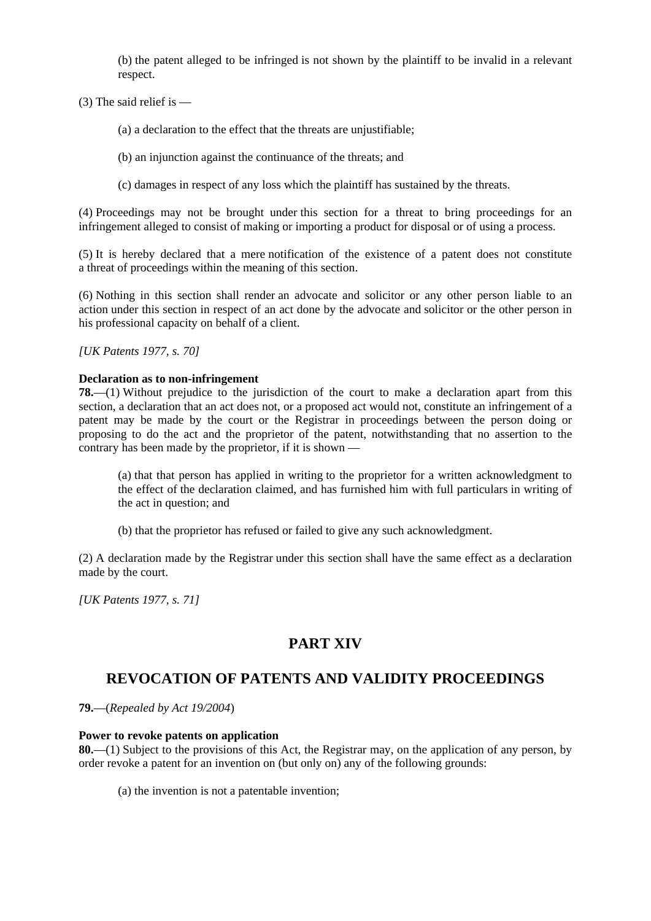(b) the patent alleged to be infringed is not shown by the plaintiff to be invalid in a relevant respect.

(3) The said relief is —

(a) a declaration to the effect that the threats are unjustifiable;

(b) an injunction against the continuance of the threats; and

(c) damages in respect of any loss which the plaintiff has sustained by the threats.

(4) Proceedings may not be brought under this section for a threat to bring proceedings for an infringement alleged to consist of making or importing a product for disposal or of using a process.

(5) It is hereby declared that a mere notification of the existence of a patent does not constitute a threat of proceedings within the meaning of this section.

(6) Nothing in this section shall render an advocate and solicitor or any other person liable to an action under this section in respect of an act done by the advocate and solicitor or the other person in his professional capacity on behalf of a client.

*[UK Patents 1977, s. 70]*

**Declaration as to non-infringement**

**78.**—(1) Without prejudice to the jurisdiction of the court to make a declaration apart from this section, a declaration that an act does not, or a proposed act would not, constitute an infringement of a patent may be made by the court or the Registrar in proceedings between the person doing or proposing to do the act and the proprietor of the patent, notwithstanding that no assertion to the contrary has been made by the proprietor, if it is shown —

(a) that that person has applied in writing to the proprietor for a written acknowledgment to the effect of the declaration claimed, and has furnished him with full particulars in writing of the act in question; and

(b) that the proprietor has refused or failed to give any such acknowledgment.

(2) A declaration made by the Registrar under this section shall have the same effect as a declaration made by the court.

*[UK Patents 1977, s. 71]*

## PART XIV

## REVOCATION OF PATENTS AND VALIDITY PROCEEDINGS

**79.**—(*Repealed by Act 19/2004*)

**Power to revoke patents on application**

**80.**—(1) Subject to the provisions of this Act, the Registrar may, on the application of any person, by order revoke a patent for an invention on (but only on) any of the following grounds:

(a) the invention is not a patentable invention;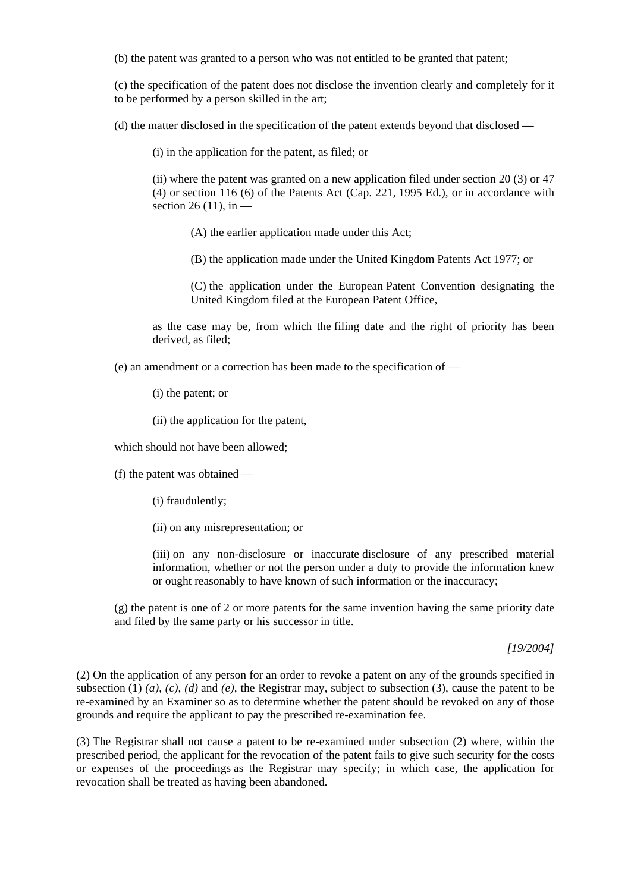(b) the patent was granted to a person who was not entitled to be granted that patent;

(c) the specification of the patent does not disclose the invention clearly and completely for it to be performed by a person skilled in the art;

(d) the matter disclosed in the specification of the patent extends beyond that disclosed —

(i) in the application for the patent, as filed; or

(ii) where the patent was granted on a new application filed under section 20 (3) or 47 (4) or section 116 (6) of the Patents Act (Cap. 221, 1995 Ed.), or in accordance with section 26 (11), in —

(A) the earlier application made under this Act;

(B) the application made under the United Kingdom Patents Act 1977; or

(C) the application under the European Patent Convention designating the United Kingdom filed at the European Patent Office,

as the case may be, from which the filing date and the right of priority has been derived, as filed;

(e) an amendment or a correction has been made to the specification of —

(i) the patent; or

(ii) the application for the patent,

which should not have been allowed;

(f) the patent was obtained —

(i) fraudulently;

(ii) on any misrepresentation; or

(iii) on any non-disclosure or inaccurate disclosure of any prescribed material information, whether or not the person under a duty to provide the information knew or ought reasonably to have known of such information or the inaccuracy;

(g) the patent is one of 2 or more patents for the same invention having the same priority date and filed by the same party or his successor in title.

*[19/2004]*

(2) On the application of any person for an order to revoke a patent on any of the grounds specified in subsection (1) *(a)*, *(c)*, *(d)* and *(e)*, the Registrar may, subject to subsection (3), cause the patent to be re-examined by an Examiner so as to determine whether the patent should be revoked on any of those grounds and require the applicant to pay the prescribed re-examination fee.

(3) The Registrar shall not cause a patent to be re-examined under subsection (2) where, within the prescribed period, the applicant for the revocation of the patent fails to give such security for the costs or expenses of the proceedings as the Registrar may specify; in which case, the application for revocation shall be treated as having been abandoned.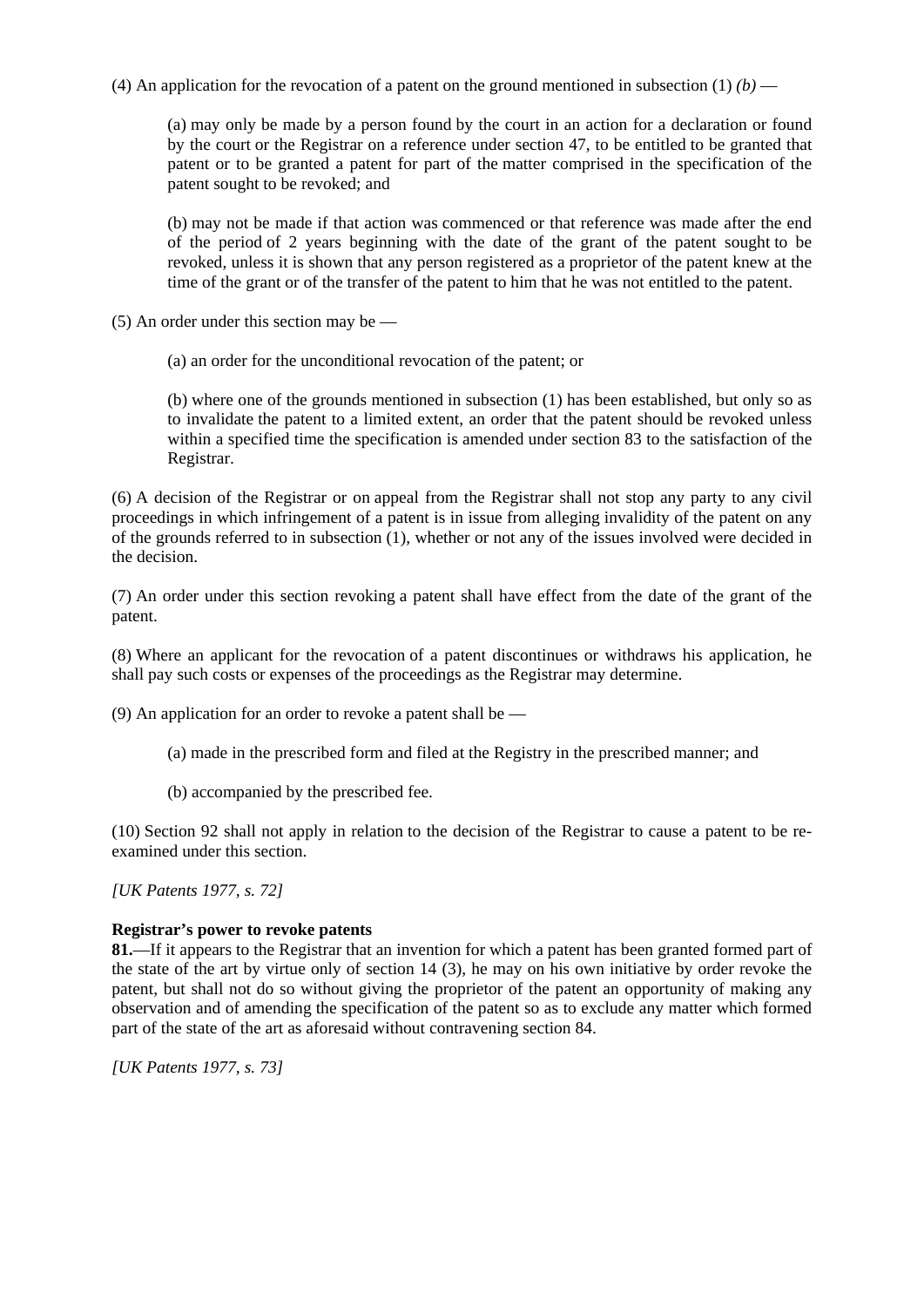(4) An application for the revocation of a patent on the ground mentioned in subsection (1) *(b)* —

> (a) may only be made by a person found by the court in an action for a declaration or found by the court or the Registrar on a reference under section 47, to be entitled to be granted that patent or to be granted a patent for part of the matter comprised in the specification of the patent sought to be revoked; and
>
> (b) may not be made if that action was commenced or that reference was made after the end of the period of 2 years beginning with the date of the grant of the patent sought to be revoked, unless it is shown that any person registered as a proprietor of the patent knew at the time of the grant or of the transfer of the patent to him that he was not entitled to the patent.

(5) An order under this section may be —

> (a) an order for the unconditional revocation of the patent; or
>
> (b) where one of the grounds mentioned in subsection (1) has been established, but only so as to invalidate the patent to a limited extent, an order that the patent should be revoked unless within a specified time the specification is amended under section 83 to the satisfaction of the Registrar.

(6) A decision of the Registrar or on appeal from the Registrar shall not stop any party to any civil proceedings in which infringement of a patent is in issue from alleging invalidity of the patent on any of the grounds referred to in subsection (1), whether or not any of the issues involved were decided in the decision.

(7) An order under this section revoking a patent shall have effect from the date of the grant of the patent.

(8) Where an applicant for the revocation of a patent discontinues or withdraws his application, he shall pay such costs or expenses of the proceedings as the Registrar may determine.

(9) An application for an order to revoke a patent shall be —

> (a) made in the prescribed form and filed at the Registry in the prescribed manner; and
>
> (b) accompanied by the prescribed fee.

(10) Section 92 shall not apply in relation to the decision of the Registrar to cause a patent to be re-examined under this section.

*[UK Patents 1977, s. 72]*

**Registrar's power to revoke patents**

**81.**—If it appears to the Registrar that an invention for which a patent has been granted formed part of the state of the art by virtue only of section 14 (3), he may on his own initiative by order revoke the patent, but shall not do so without giving the proprietor of the patent an opportunity of making any observation and of amending the specification of the patent so as to exclude any matter which formed part of the state of the art as aforesaid without contravening section 84.

*[UK Patents 1977, s. 73]*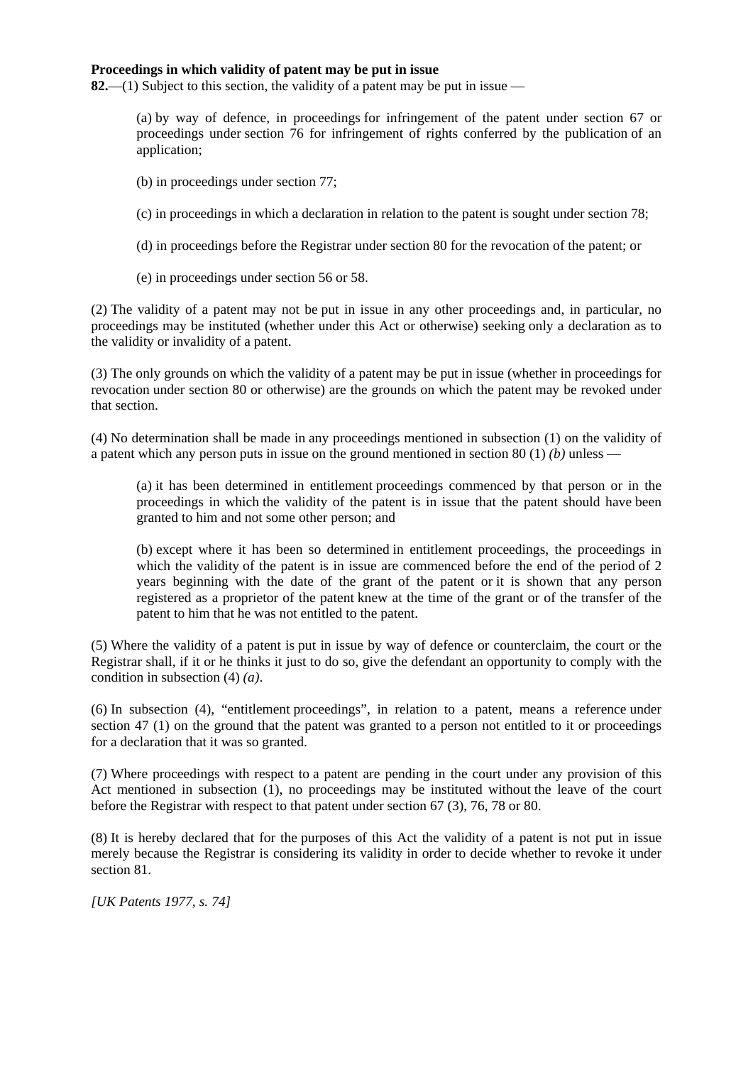**Proceedings in which validity of patent may be put in issue**

**82.**—(1) Subject to this section, the validity of a patent may be put in issue —

> (a) by way of defence, in proceedings for infringement of the patent under section 67 or proceedings under section 76 for infringement of rights conferred by the publication of an application;
>
> (b) in proceedings under section 77;
>
> (c) in proceedings in which a declaration in relation to the patent is sought under section 78;
>
> (d) in proceedings before the Registrar under section 80 for the revocation of the patent; or
>
> (e) in proceedings under section 56 or 58.

(2) The validity of a patent may not be put in issue in any other proceedings and, in particular, no proceedings may be instituted (whether under this Act or otherwise) seeking only a declaration as to the validity or invalidity of a patent.

(3) The only grounds on which the validity of a patent may be put in issue (whether in proceedings for revocation under section 80 or otherwise) are the grounds on which the patent may be revoked under that section.

(4) No determination shall be made in any proceedings mentioned in subsection (1) on the validity of a patent which any person puts in issue on the ground mentioned in section 80 (1) *(b)* unless —

> (a) it has been determined in entitlement proceedings commenced by that person or in the proceedings in which the validity of the patent is in issue that the patent should have been granted to him and not some other person; and
>
> (b) except where it has been so determined in entitlement proceedings, the proceedings in which the validity of the patent is in issue are commenced before the end of the period of 2 years beginning with the date of the grant of the patent or it is shown that any person registered as a proprietor of the patent knew at the time of the grant or of the transfer of the patent to him that he was not entitled to the patent.

(5) Where the validity of a patent is put in issue by way of defence or counterclaim, the court or the Registrar shall, if it or he thinks it just to do so, give the defendant an opportunity to comply with the condition in subsection (4) *(a)*.

(6) In subsection (4), "entitlement proceedings", in relation to a patent, means a reference under section 47 (1) on the ground that the patent was granted to a person not entitled to it or proceedings for a declaration that it was so granted.

(7) Where proceedings with respect to a patent are pending in the court under any provision of this Act mentioned in subsection (1), no proceedings may be instituted without the leave of the court before the Registrar with respect to that patent under section 67 (3), 76, 78 or 80.

(8) It is hereby declared that for the purposes of this Act the validity of a patent is not put in issue merely because the Registrar is considering its validity in order to decide whether to revoke it under section 81.

*[UK Patents 1977, s. 74]*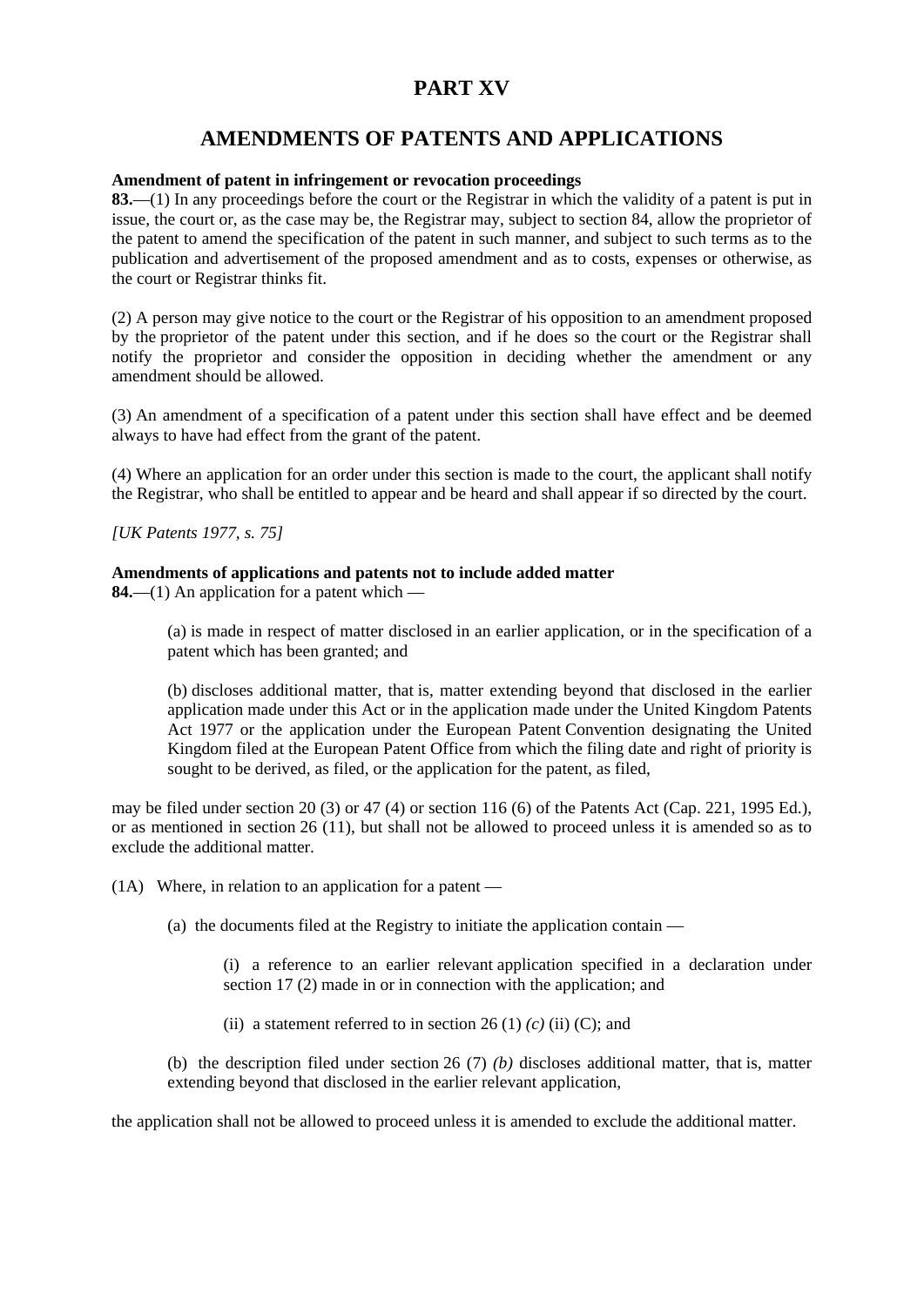# PART XV

## AMENDMENTS OF PATENTS AND APPLICATIONS

**Amendment of patent in infringement or revocation proceedings**

**83.**—(1) In any proceedings before the court or the Registrar in which the validity of a patent is put in issue, the court or, as the case may be, the Registrar may, subject to section 84, allow the proprietor of the patent to amend the specification of the patent in such manner, and subject to such terms as to the publication and advertisement of the proposed amendment and as to costs, expenses or otherwise, as the court or Registrar thinks fit.

(2) A person may give notice to the court or the Registrar of his opposition to an amendment proposed by the proprietor of the patent under this section, and if he does so the court or the Registrar shall notify the proprietor and consider the opposition in deciding whether the amendment or any amendment should be allowed.

(3) An amendment of a specification of a patent under this section shall have effect and be deemed always to have had effect from the grant of the patent.

(4) Where an application for an order under this section is made to the court, the applicant shall notify the Registrar, who shall be entitled to appear and be heard and shall appear if so directed by the court.

*[UK Patents 1977, s. 75]*

**Amendments of applications and patents not to include added matter**

**84.**—(1) An application for a patent which —

> (a) is made in respect of matter disclosed in an earlier application, or in the specification of a patent which has been granted; and
>
> (b) discloses additional matter, that is, matter extending beyond that disclosed in the earlier application made under this Act or in the application made under the United Kingdom Patents Act 1977 or the application under the European Patent Convention designating the United Kingdom filed at the European Patent Office from which the filing date and right of priority is sought to be derived, as filed, or the application for the patent, as filed,

may be filed under section 20 (3) or 47 (4) or section 116 (6) of the Patents Act (Cap. 221, 1995 Ed.), or as mentioned in section 26 (11), but shall not be allowed to proceed unless it is amended so as to exclude the additional matter.

(1A) Where, in relation to an application for a patent —

> (a) the documents filed at the Registry to initiate the application contain —
>
> > (i) a reference to an earlier relevant application specified in a declaration under section 17 (2) made in or in connection with the application; and
> >
> > (ii) a statement referred to in section 26 (1) *(c)* (ii) (C); and
>
> (b) the description filed under section 26 (7) *(b)* discloses additional matter, that is, matter extending beyond that disclosed in the earlier relevant application,

the application shall not be allowed to proceed unless it is amended to exclude the additional matter.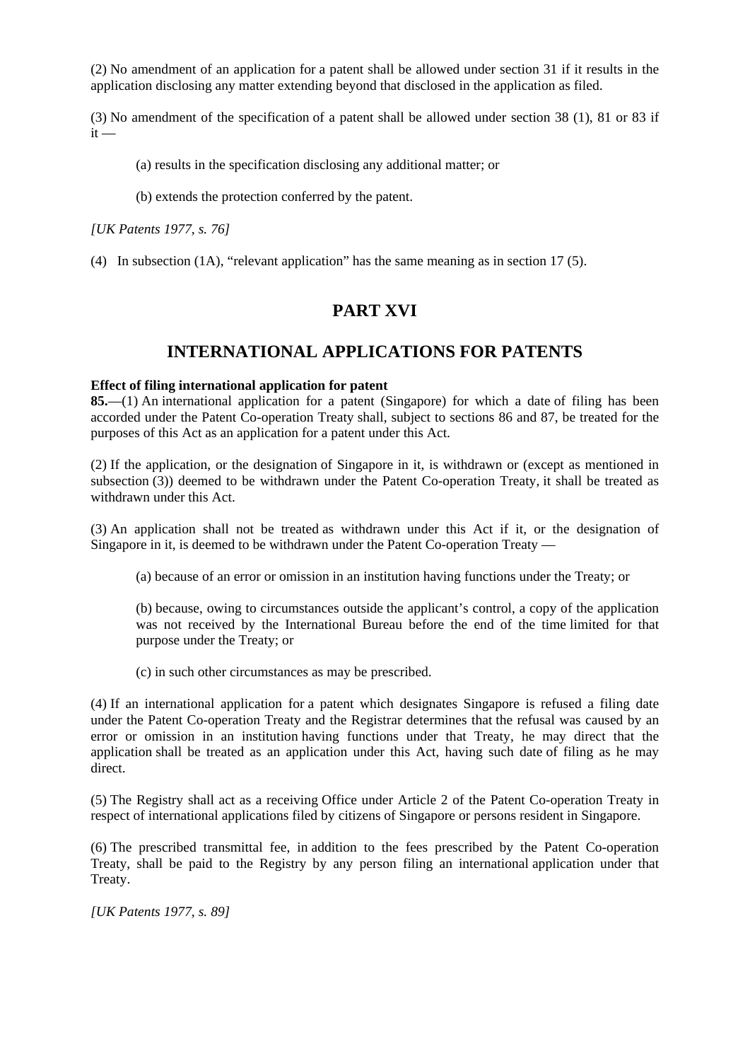(2) No amendment of an application for a patent shall be allowed under section 31 if it results in the application disclosing any matter extending beyond that disclosed in the application as filed.

(3) No amendment of the specification of a patent shall be allowed under section 38 (1), 81 or 83 if it —

(a) results in the specification disclosing any additional matter; or

(b) extends the protection conferred by the patent.

*[UK Patents 1977, s. 76]*

(4) In subsection (1A), "relevant application" has the same meaning as in section 17 (5).

## PART XVI

## INTERNATIONAL APPLICATIONS FOR PATENTS

**Effect of filing international application for patent**

**85.**—(1) An international application for a patent (Singapore) for which a date of filing has been accorded under the Patent Co-operation Treaty shall, subject to sections 86 and 87, be treated for the purposes of this Act as an application for a patent under this Act.

(2) If the application, or the designation of Singapore in it, is withdrawn or (except as mentioned in subsection (3)) deemed to be withdrawn under the Patent Co-operation Treaty, it shall be treated as withdrawn under this Act.

(3) An application shall not be treated as withdrawn under this Act if it, or the designation of Singapore in it, is deemed to be withdrawn under the Patent Co-operation Treaty —

(a) because of an error or omission in an institution having functions under the Treaty; or

(b) because, owing to circumstances outside the applicant's control, a copy of the application was not received by the International Bureau before the end of the time limited for that purpose under the Treaty; or

(c) in such other circumstances as may be prescribed.

(4) If an international application for a patent which designates Singapore is refused a filing date under the Patent Co-operation Treaty and the Registrar determines that the refusal was caused by an error or omission in an institution having functions under that Treaty, he may direct that the application shall be treated as an application under this Act, having such date of filing as he may direct.

(5) The Registry shall act as a receiving Office under Article 2 of the Patent Co-operation Treaty in respect of international applications filed by citizens of Singapore or persons resident in Singapore.

(6) The prescribed transmittal fee, in addition to the fees prescribed by the Patent Co-operation Treaty, shall be paid to the Registry by any person filing an international application under that Treaty.

*[UK Patents 1977, s. 89]*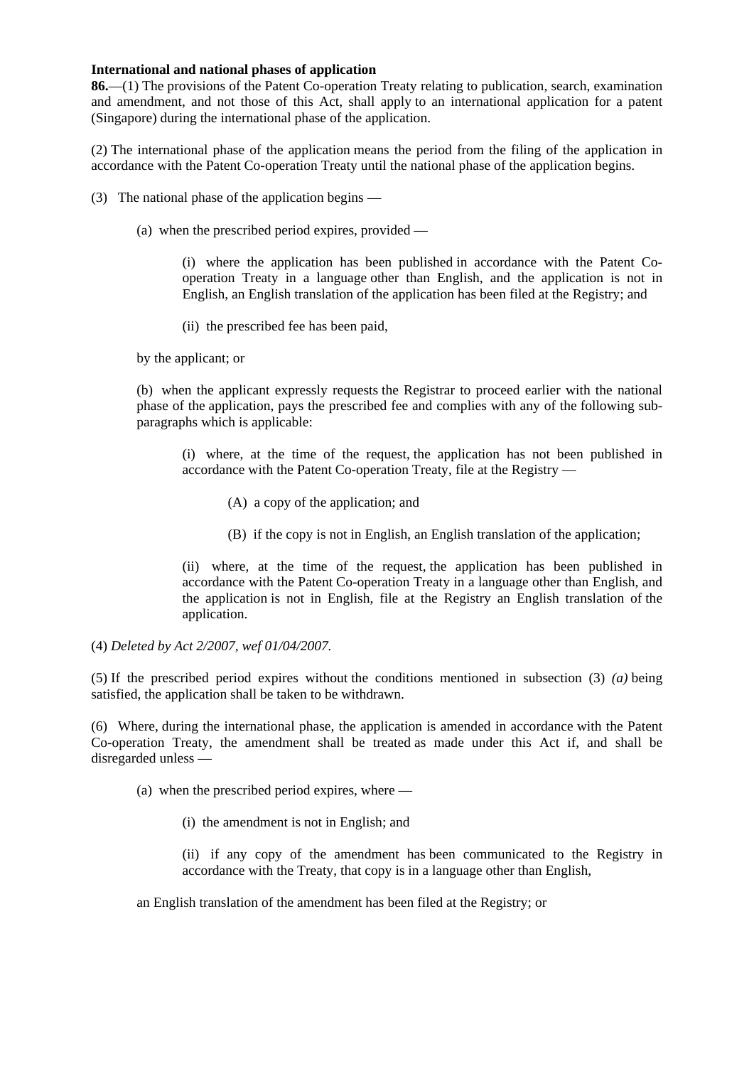**International and national phases of application**

**86.**—(1) The provisions of the Patent Co-operation Treaty relating to publication, search, examination and amendment, and not those of this Act, shall apply to an international application for a patent (Singapore) during the international phase of the application.

(2) The international phase of the application means the period from the filing of the application in accordance with the Patent Co-operation Treaty until the national phase of the application begins.

(3) The national phase of the application begins —

(a) when the prescribed period expires, provided —

(i) where the application has been published in accordance with the Patent Co-operation Treaty in a language other than English, and the application is not in English, an English translation of the application has been filed at the Registry; and

(ii) the prescribed fee has been paid,

by the applicant; or

(b) when the applicant expressly requests the Registrar to proceed earlier with the national phase of the application, pays the prescribed fee and complies with any of the following sub-paragraphs which is applicable:

(i) where, at the time of the request, the application has not been published in accordance with the Patent Co-operation Treaty, file at the Registry —

(A) a copy of the application; and

(B) if the copy is not in English, an English translation of the application;

(ii) where, at the time of the request, the application has been published in accordance with the Patent Co-operation Treaty in a language other than English, and the application is not in English, file at the Registry an English translation of the application.

(4) *Deleted by Act 2/2007, wef 01/04/2007.*

(5) If the prescribed period expires without the conditions mentioned in subsection (3) *(a)* being satisfied, the application shall be taken to be withdrawn.

(6) Where, during the international phase, the application is amended in accordance with the Patent Co-operation Treaty, the amendment shall be treated as made under this Act if, and shall be disregarded unless —

(a) when the prescribed period expires, where —

(i) the amendment is not in English; and

(ii) if any copy of the amendment has been communicated to the Registry in accordance with the Treaty, that copy is in a language other than English,

an English translation of the amendment has been filed at the Registry; or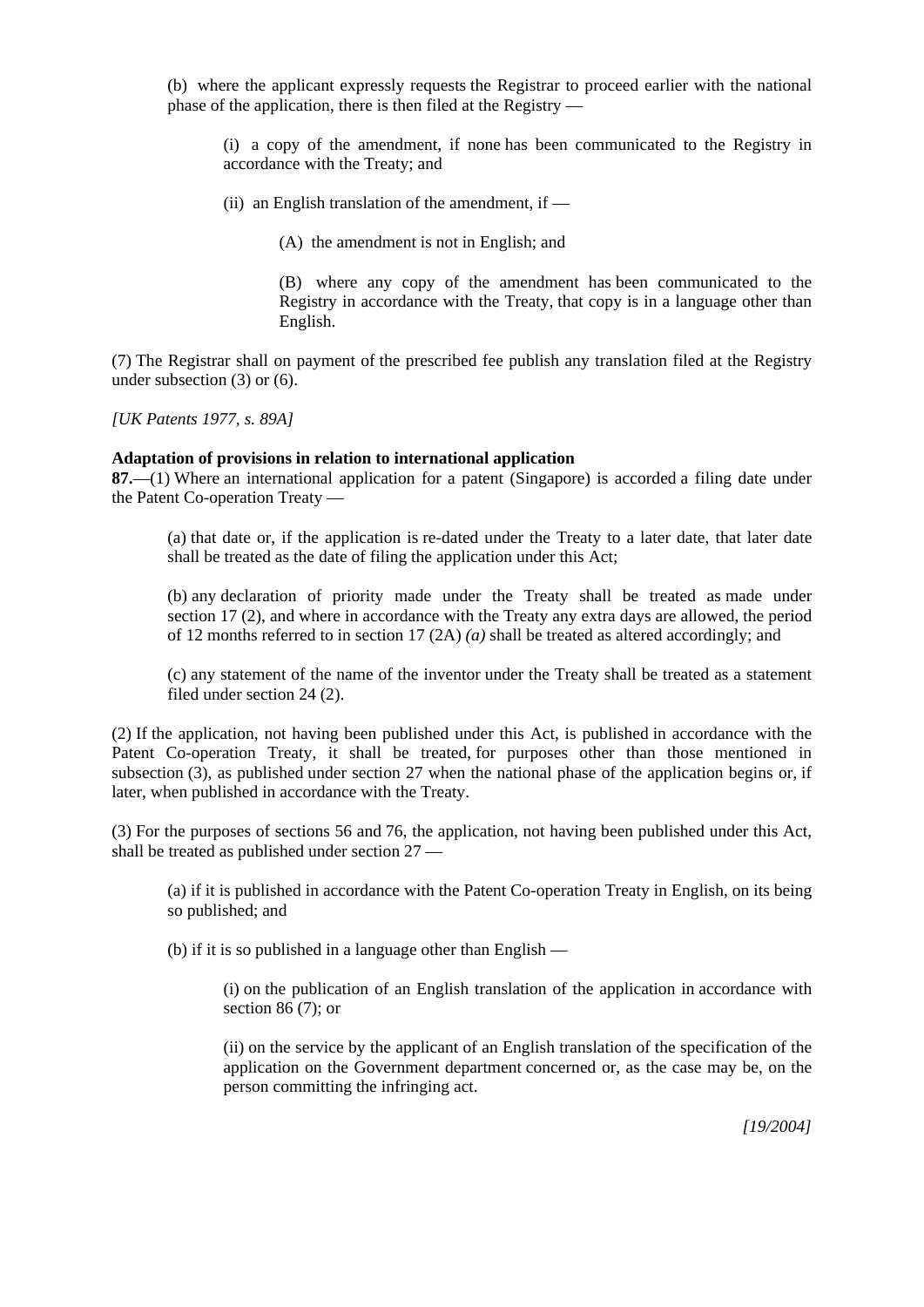(b) where the applicant expressly requests the Registrar to proceed earlier with the national phase of the application, there is then filed at the Registry —

(i) a copy of the amendment, if none has been communicated to the Registry in accordance with the Treaty; and

(ii) an English translation of the amendment, if —

(A) the amendment is not in English; and

(B) where any copy of the amendment has been communicated to the Registry in accordance with the Treaty, that copy is in a language other than English.

(7) The Registrar shall on payment of the prescribed fee publish any translation filed at the Registry under subsection (3) or (6).

*[UK Patents 1977, s. 89A]*

**Adaptation of provisions in relation to international application**

**87.**—(1) Where an international application for a patent (Singapore) is accorded a filing date under the Patent Co-operation Treaty —

(a) that date or, if the application is re-dated under the Treaty to a later date, that later date shall be treated as the date of filing the application under this Act;

(b) any declaration of priority made under the Treaty shall be treated as made under section 17 (2), and where in accordance with the Treaty any extra days are allowed, the period of 12 months referred to in section 17 (2A) *(a)* shall be treated as altered accordingly; and

(c) any statement of the name of the inventor under the Treaty shall be treated as a statement filed under section 24 (2).

(2) If the application, not having been published under this Act, is published in accordance with the Patent Co-operation Treaty, it shall be treated, for purposes other than those mentioned in subsection (3), as published under section 27 when the national phase of the application begins or, if later, when published in accordance with the Treaty.

(3) For the purposes of sections 56 and 76, the application, not having been published under this Act, shall be treated as published under section 27 —

(a) if it is published in accordance with the Patent Co-operation Treaty in English, on its being so published; and

(b) if it is so published in a language other than English —

(i) on the publication of an English translation of the application in accordance with section 86 (7); or

(ii) on the service by the applicant of an English translation of the specification of the application on the Government department concerned or, as the case may be, on the person committing the infringing act.

*[19/2004]*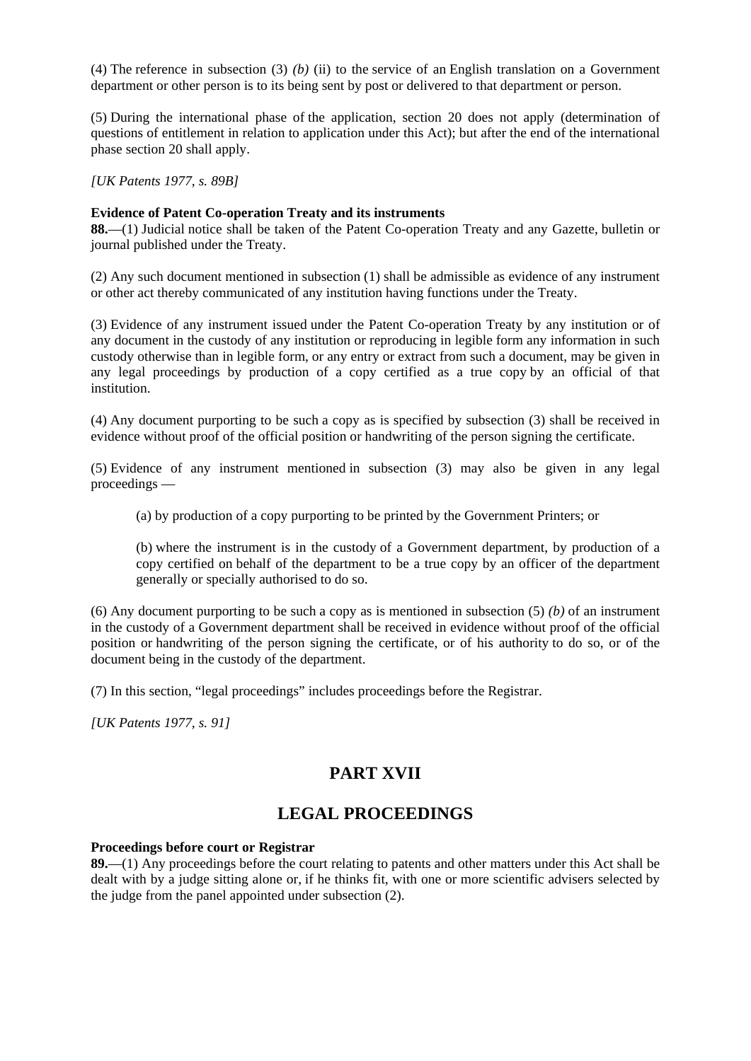(4) The reference in subsection (3) *(b)* (ii) to the service of an English translation on a Government department or other person is to its being sent by post or delivered to that department or person.

(5) During the international phase of the application, section 20 does not apply (determination of questions of entitlement in relation to application under this Act); but after the end of the international phase section 20 shall apply.

*[UK Patents 1977, s. 89B]*

**Evidence of Patent Co-operation Treaty and its instruments**

**88.**—(1) Judicial notice shall be taken of the Patent Co-operation Treaty and any Gazette, bulletin or journal published under the Treaty.

(2) Any such document mentioned in subsection (1) shall be admissible as evidence of any instrument or other act thereby communicated of any institution having functions under the Treaty.

(3) Evidence of any instrument issued under the Patent Co-operation Treaty by any institution or of any document in the custody of any institution or reproducing in legible form any information in such custody otherwise than in legible form, or any entry or extract from such a document, may be given in any legal proceedings by production of a copy certified as a true copy by an official of that institution.

(4) Any document purporting to be such a copy as is specified by subsection (3) shall be received in evidence without proof of the official position or handwriting of the person signing the certificate.

(5) Evidence of any instrument mentioned in subsection (3) may also be given in any legal proceedings —

> (a) by production of a copy purporting to be printed by the Government Printers; or
>
> (b) where the instrument is in the custody of a Government department, by production of a copy certified on behalf of the department to be a true copy by an officer of the department generally or specially authorised to do so.

(6) Any document purporting to be such a copy as is mentioned in subsection (5) *(b)* of an instrument in the custody of a Government department shall be received in evidence without proof of the official position or handwriting of the person signing the certificate, or of his authority to do so, or of the document being in the custody of the department.

(7) In this section, "legal proceedings" includes proceedings before the Registrar.

*[UK Patents 1977, s. 91]*

## PART XVII

## LEGAL PROCEEDINGS

**Proceedings before court or Registrar**

**89.**—(1) Any proceedings before the court relating to patents and other matters under this Act shall be dealt with by a judge sitting alone or, if he thinks fit, with one or more scientific advisers selected by the judge from the panel appointed under subsection (2).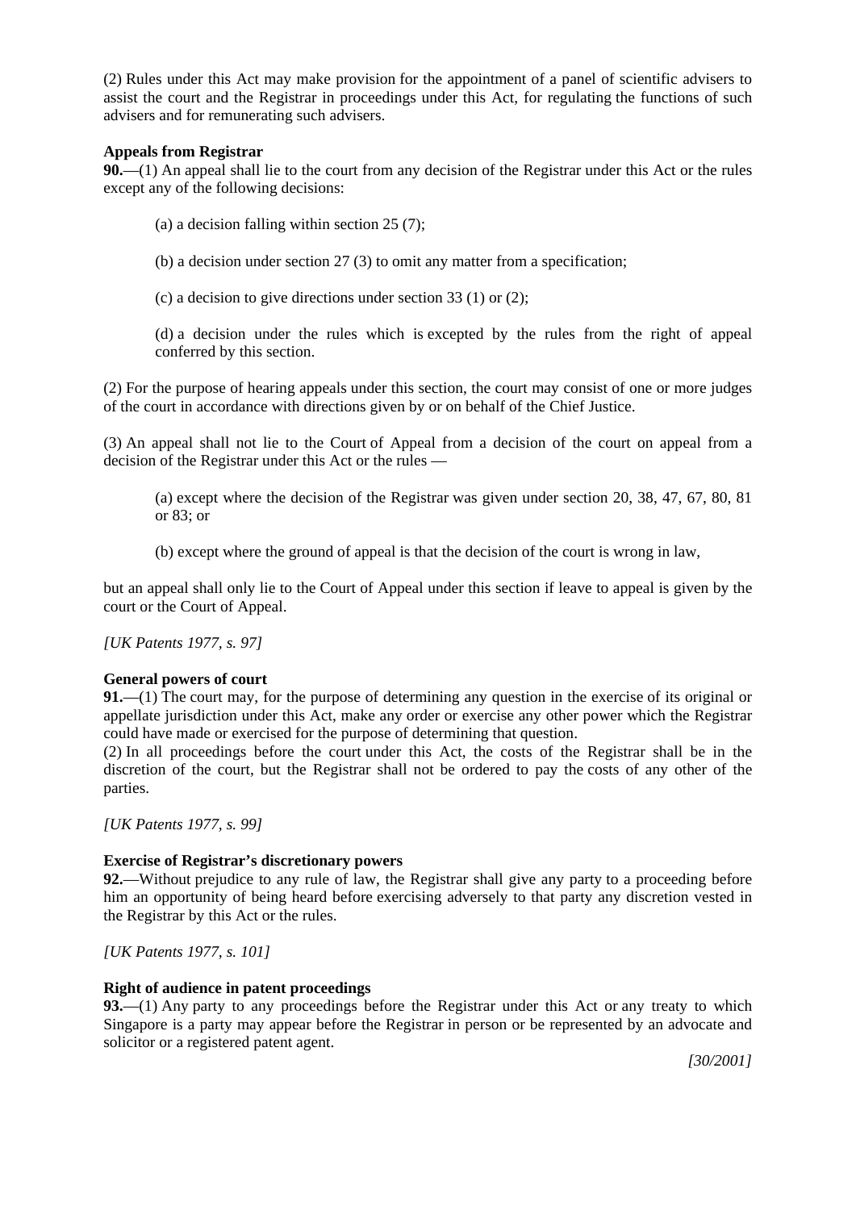(2) Rules under this Act may make provision for the appointment of a panel of scientific advisers to assist the court and the Registrar in proceedings under this Act, for regulating the functions of such advisers and for remunerating such advisers.

**Appeals from Registrar**

**90.**—(1) An appeal shall lie to the court from any decision of the Registrar under this Act or the rules except any of the following decisions:

(a) a decision falling within section 25 (7);

(b) a decision under section 27 (3) to omit any matter from a specification;

(c) a decision to give directions under section 33 (1) or (2);

(d) a decision under the rules which is excepted by the rules from the right of appeal conferred by this section.

(2) For the purpose of hearing appeals under this section, the court may consist of one or more judges of the court in accordance with directions given by or on behalf of the Chief Justice.

(3) An appeal shall not lie to the Court of Appeal from a decision of the court on appeal from a decision of the Registrar under this Act or the rules —

(a) except where the decision of the Registrar was given under section 20, 38, 47, 67, 80, 81 or 83; or

(b) except where the ground of appeal is that the decision of the court is wrong in law,

but an appeal shall only lie to the Court of Appeal under this section if leave to appeal is given by the court or the Court of Appeal.

*[UK Patents 1977, s. 97]*

**General powers of court**

**91.**—(1) The court may, for the purpose of determining any question in the exercise of its original or appellate jurisdiction under this Act, make any order or exercise any other power which the Registrar could have made or exercised for the purpose of determining that question.

(2) In all proceedings before the court under this Act, the costs of the Registrar shall be in the discretion of the court, but the Registrar shall not be ordered to pay the costs of any other of the parties.

*[UK Patents 1977, s. 99]*

**Exercise of Registrar's discretionary powers**

**92.**—Without prejudice to any rule of law, the Registrar shall give any party to a proceeding before him an opportunity of being heard before exercising adversely to that party any discretion vested in the Registrar by this Act or the rules.

*[UK Patents 1977, s. 101]*

**Right of audience in patent proceedings**

**93.**—(1) Any party to any proceedings before the Registrar under this Act or any treaty to which Singapore is a party may appear before the Registrar in person or be represented by an advocate and solicitor or a registered patent agent.

*[30/2001]*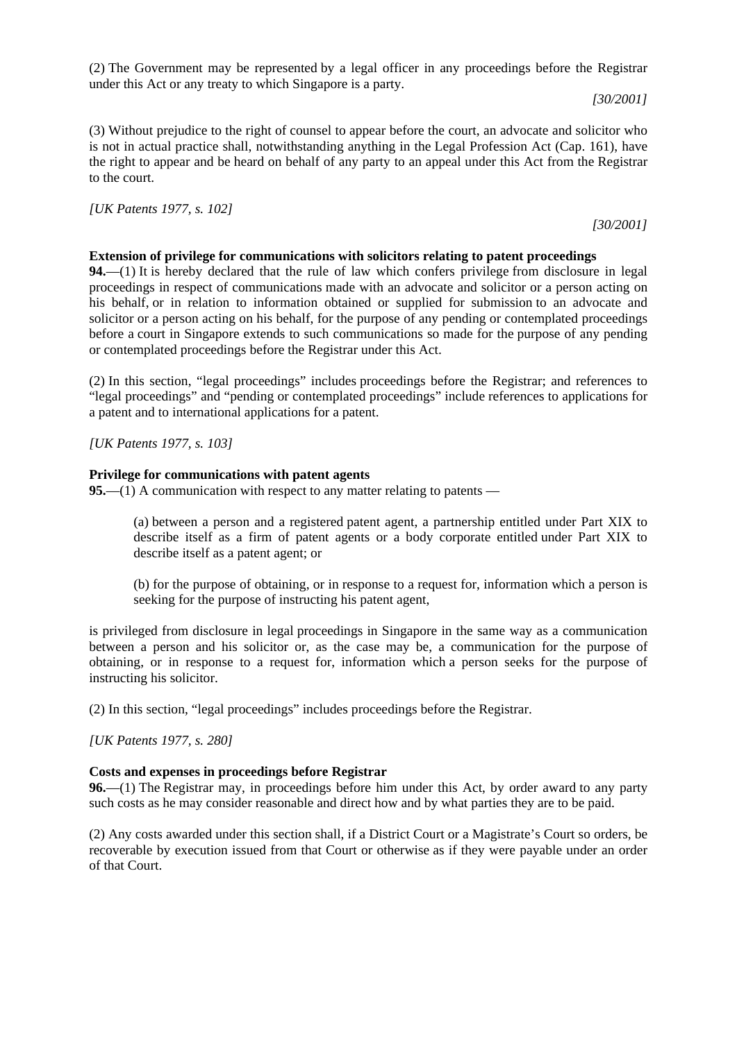(2) The Government may be represented by a legal officer in any proceedings before the Registrar under this Act or any treaty to which Singapore is a party.

*[30/2001]*

(3) Without prejudice to the right of counsel to appear before the court, an advocate and solicitor who is not in actual practice shall, notwithstanding anything in the Legal Profession Act (Cap. 161), have the right to appear and be heard on behalf of any party to an appeal under this Act from the Registrar to the court.

*[UK Patents 1977, s. 102]*

*[30/2001]*

**Extension of privilege for communications with solicitors relating to patent proceedings**

**94.**—(1) It is hereby declared that the rule of law which confers privilege from disclosure in legal proceedings in respect of communications made with an advocate and solicitor or a person acting on his behalf, or in relation to information obtained or supplied for submission to an advocate and solicitor or a person acting on his behalf, for the purpose of any pending or contemplated proceedings before a court in Singapore extends to such communications so made for the purpose of any pending or contemplated proceedings before the Registrar under this Act.

(2) In this section, "legal proceedings" includes proceedings before the Registrar; and references to "legal proceedings" and "pending or contemplated proceedings" include references to applications for a patent and to international applications for a patent.

*[UK Patents 1977, s. 103]*

**Privilege for communications with patent agents**

**95.**—(1) A communication with respect to any matter relating to patents —

(a) between a person and a registered patent agent, a partnership entitled under Part XIX to describe itself as a firm of patent agents or a body corporate entitled under Part XIX to describe itself as a patent agent; or

(b) for the purpose of obtaining, or in response to a request for, information which a person is seeking for the purpose of instructing his patent agent,

is privileged from disclosure in legal proceedings in Singapore in the same way as a communication between a person and his solicitor or, as the case may be, a communication for the purpose of obtaining, or in response to a request for, information which a person seeks for the purpose of instructing his solicitor.

(2) In this section, "legal proceedings" includes proceedings before the Registrar.

*[UK Patents 1977, s. 280]*

**Costs and expenses in proceedings before Registrar**

**96.**—(1) The Registrar may, in proceedings before him under this Act, by order award to any party such costs as he may consider reasonable and direct how and by what parties they are to be paid.

(2) Any costs awarded under this section shall, if a District Court or a Magistrate's Court so orders, be recoverable by execution issued from that Court or otherwise as if they were payable under an order of that Court.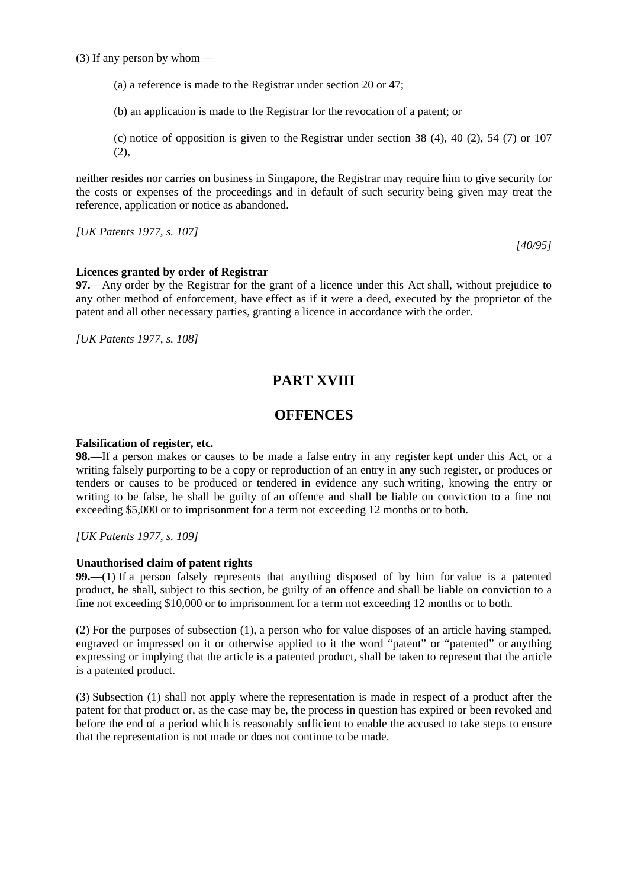(3) If any person by whom —

(a) a reference is made to the Registrar under section 20 or 47;

(b) an application is made to the Registrar for the revocation of a patent; or

(c) notice of opposition is given to the Registrar under section 38 (4), 40 (2), 54 (7) or 107 (2),

neither resides nor carries on business in Singapore, the Registrar may require him to give security for the costs or expenses of the proceedings and in default of such security being given may treat the reference, application or notice as abandoned.

*[UK Patents 1977, s. 107]*

*[40/95]*

**Licences granted by order of Registrar**

**97.**—Any order by the Registrar for the grant of a licence under this Act shall, without prejudice to any other method of enforcement, have effect as if it were a deed, executed by the proprietor of the patent and all other necessary parties, granting a licence in accordance with the order.

*[UK Patents 1977, s. 108]*

# PART XVIII

# OFFENCES

**Falsification of register, etc.**

**98.**—If a person makes or causes to be made a false entry in any register kept under this Act, or a writing falsely purporting to be a copy or reproduction of an entry in any such register, or produces or tenders or causes to be produced or tendered in evidence any such writing, knowing the entry or writing to be false, he shall be guilty of an offence and shall be liable on conviction to a fine not exceeding $5,000 or to imprisonment for a term not exceeding 12 months or to both.

*[UK Patents 1977, s. 109]*

**Unauthorised claim of patent rights**

**99.**—(1) If a person falsely represents that anything disposed of by him for value is a patented product, he shall, subject to this section, be guilty of an offence and shall be liable on conviction to a fine not exceeding $10,000 or to imprisonment for a term not exceeding 12 months or to both.

(2) For the purposes of subsection (1), a person who for value disposes of an article having stamped, engraved or impressed on it or otherwise applied to it the word "patent" or "patented" or anything expressing or implying that the article is a patented product, shall be taken to represent that the article is a patented product.

(3) Subsection (1) shall not apply where the representation is made in respect of a product after the patent for that product or, as the case may be, the process in question has expired or been revoked and before the end of a period which is reasonably sufficient to enable the accused to take steps to ensure that the representation is not made or does not continue to be made.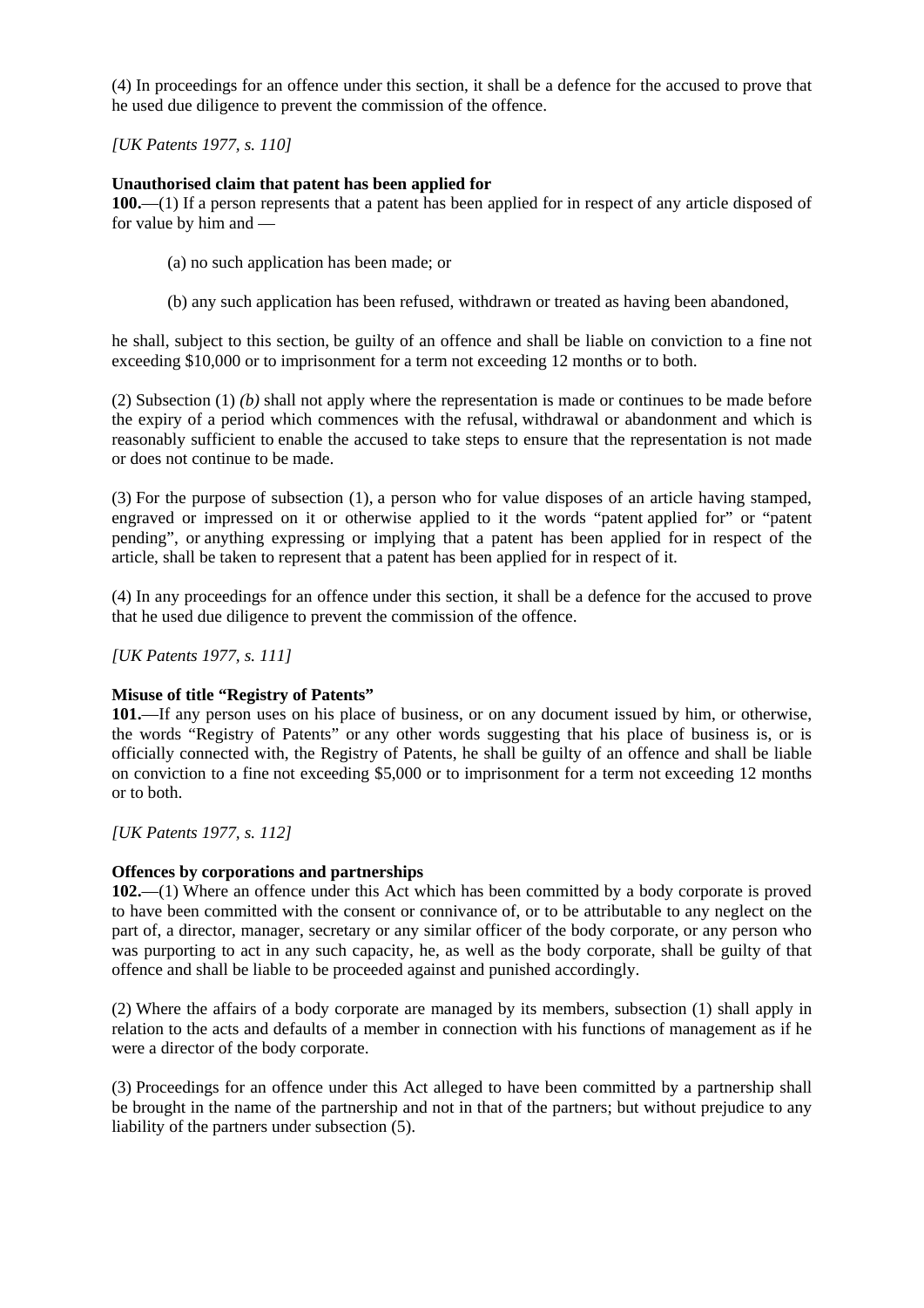(4) In proceedings for an offence under this section, it shall be a defence for the accused to prove that he used due diligence to prevent the commission of the offence.

*[UK Patents 1977, s. 110]*

**Unauthorised claim that patent has been applied for**

**100.**—(1) If a person represents that a patent has been applied for in respect of any article disposed of for value by him and —

(a) no such application has been made; or

(b) any such application has been refused, withdrawn or treated as having been abandoned,

he shall, subject to this section, be guilty of an offence and shall be liable on conviction to a fine not exceeding $10,000 or to imprisonment for a term not exceeding 12 months or to both.

(2) Subsection (1) *(b)* shall not apply where the representation is made or continues to be made before the expiry of a period which commences with the refusal, withdrawal or abandonment and which is reasonably sufficient to enable the accused to take steps to ensure that the representation is not made or does not continue to be made.

(3) For the purpose of subsection (1), a person who for value disposes of an article having stamped, engraved or impressed on it or otherwise applied to it the words "patent applied for" or "patent pending", or anything expressing or implying that a patent has been applied for in respect of the article, shall be taken to represent that a patent has been applied for in respect of it.

(4) In any proceedings for an offence under this section, it shall be a defence for the accused to prove that he used due diligence to prevent the commission of the offence.

*[UK Patents 1977, s. 111]*

**Misuse of title "Registry of Patents"**

**101.**—If any person uses on his place of business, or on any document issued by him, or otherwise, the words "Registry of Patents" or any other words suggesting that his place of business is, or is officially connected with, the Registry of Patents, he shall be guilty of an offence and shall be liable on conviction to a fine not exceeding $5,000 or to imprisonment for a term not exceeding 12 months or to both.

*[UK Patents 1977, s. 112]*

**Offences by corporations and partnerships**

**102.**—(1) Where an offence under this Act which has been committed by a body corporate is proved to have been committed with the consent or connivance of, or to be attributable to any neglect on the part of, a director, manager, secretary or any similar officer of the body corporate, or any person who was purporting to act in any such capacity, he, as well as the body corporate, shall be guilty of that offence and shall be liable to be proceeded against and punished accordingly.

(2) Where the affairs of a body corporate are managed by its members, subsection (1) shall apply in relation to the acts and defaults of a member in connection with his functions of management as if he were a director of the body corporate.

(3) Proceedings for an offence under this Act alleged to have been committed by a partnership shall be brought in the name of the partnership and not in that of the partners; but without prejudice to any liability of the partners under subsection (5).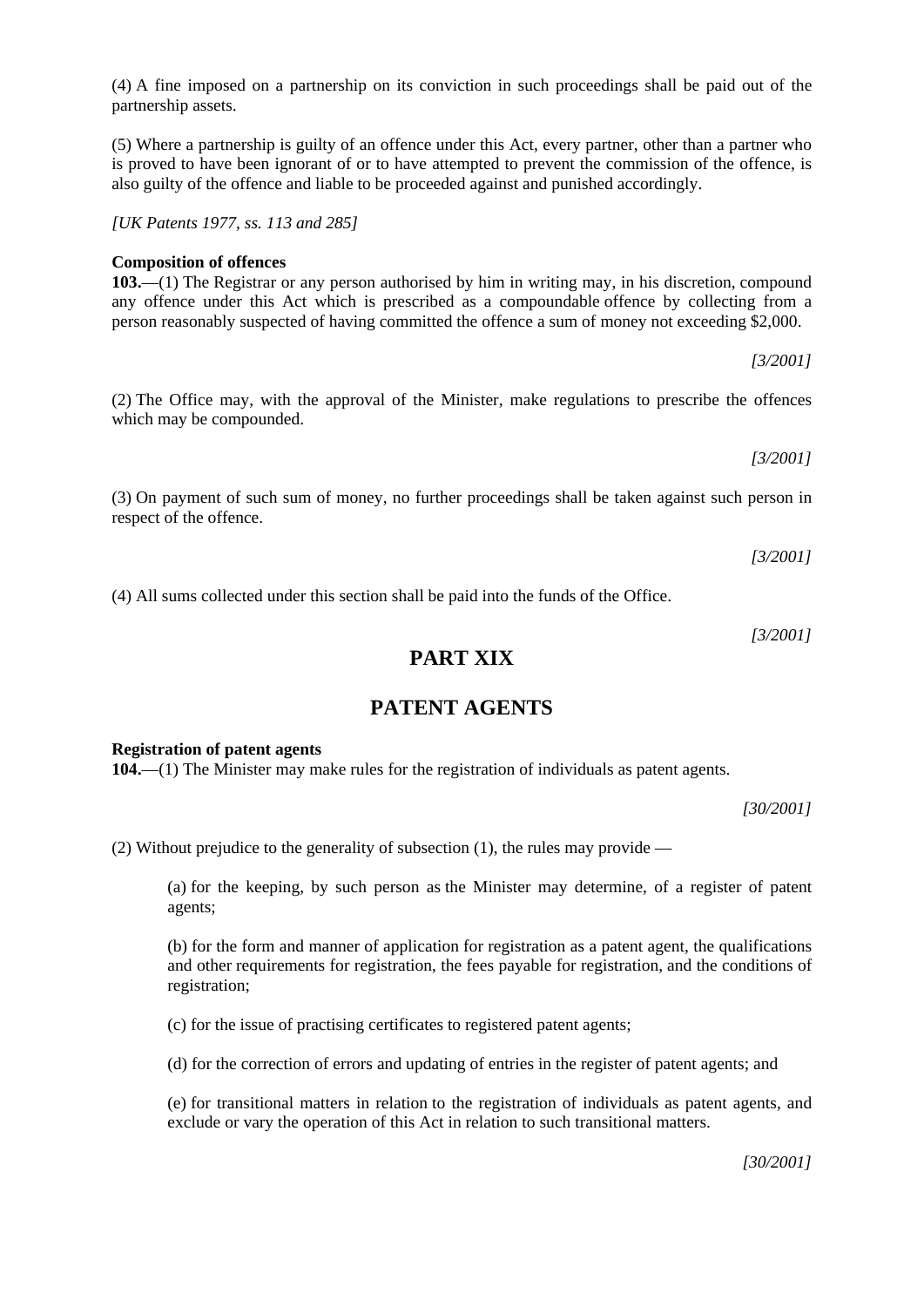(4) A fine imposed on a partnership on its conviction in such proceedings shall be paid out of the partnership assets.

(5) Where a partnership is guilty of an offence under this Act, every partner, other than a partner who is proved to have been ignorant of or to have attempted to prevent the commission of the offence, is also guilty of the offence and liable to be proceeded against and punished accordingly.

*[UK Patents 1977, ss. 113 and 285]*

**Composition of offences**

**103.**—(1) The Registrar or any person authorised by him in writing may, in his discretion, compound any offence under this Act which is prescribed as a compoundable offence by collecting from a person reasonably suspected of having committed the offence a sum of money not exceeding $2,000.

*[3/2001]*

(2) The Office may, with the approval of the Minister, make regulations to prescribe the offences which may be compounded.

*[3/2001]*

(3) On payment of such sum of money, no further proceedings shall be taken against such person in respect of the offence.

*[3/2001]*

(4) All sums collected under this section shall be paid into the funds of the Office.

*[3/2001]*

## PART XIX

## PATENT AGENTS

**Registration of patent agents**

**104.**—(1) The Minister may make rules for the registration of individuals as patent agents.

*[30/2001]*

(2) Without prejudice to the generality of subsection (1), the rules may provide —

(a) for the keeping, by such person as the Minister may determine, of a register of patent agents;

(b) for the form and manner of application for registration as a patent agent, the qualifications and other requirements for registration, the fees payable for registration, and the conditions of registration;

(c) for the issue of practising certificates to registered patent agents;

(d) for the correction of errors and updating of entries in the register of patent agents; and

(e) for transitional matters in relation to the registration of individuals as patent agents, and exclude or vary the operation of this Act in relation to such transitional matters.

*[30/2001]*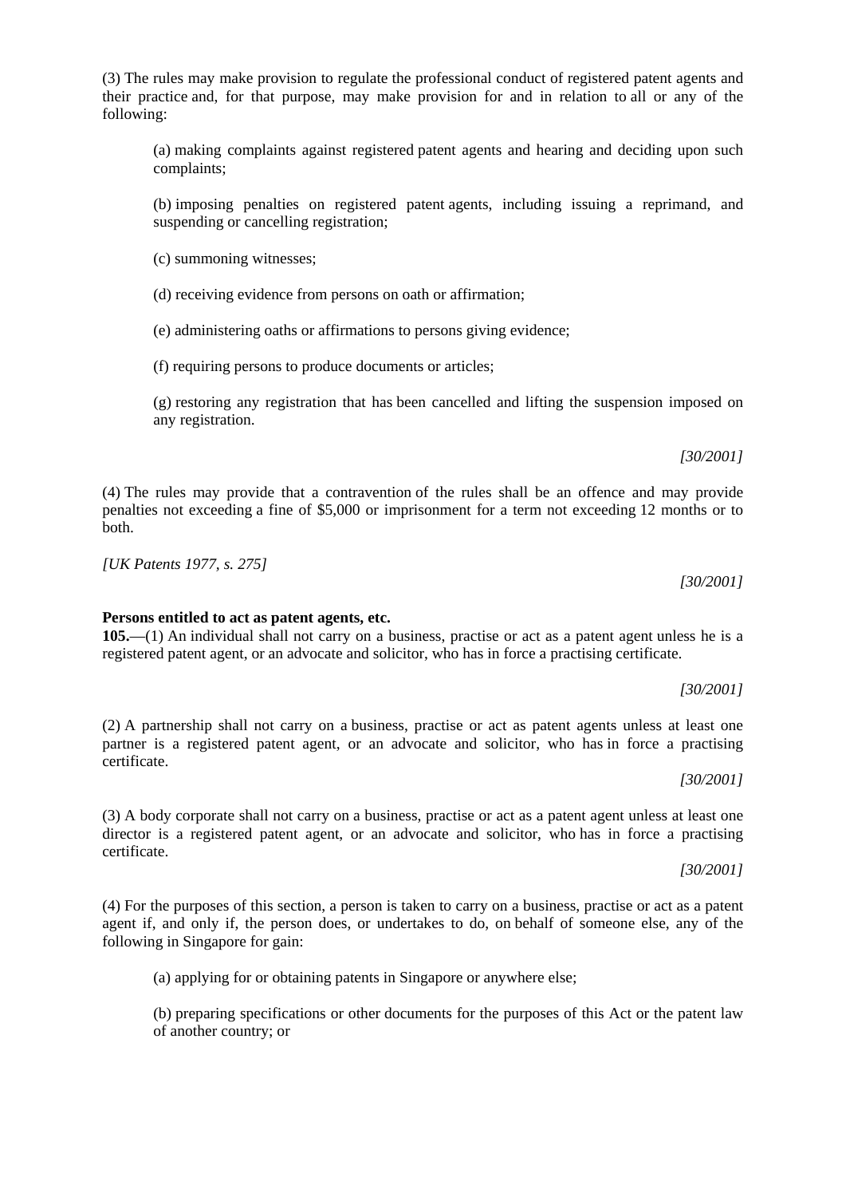(3) The rules may make provision to regulate the professional conduct of registered patent agents and their practice and, for that purpose, may make provision for and in relation to all or any of the following:

(a) making complaints against registered patent agents and hearing and deciding upon such complaints;

(b) imposing penalties on registered patent agents, including issuing a reprimand, and suspending or cancelling registration;

(c) summoning witnesses;

(d) receiving evidence from persons on oath or affirmation;

(e) administering oaths or affirmations to persons giving evidence;

(f) requiring persons to produce documents or articles;

(g) restoring any registration that has been cancelled and lifting the suspension imposed on any registration.

*[30/2001]*

(4) The rules may provide that a contravention of the rules shall be an offence and may provide penalties not exceeding a fine of $5,000 or imprisonment for a term not exceeding 12 months or to both.

*[UK Patents 1977, s. 275]*

*[30/2001]*

**Persons entitled to act as patent agents, etc.**

**105.**—(1) An individual shall not carry on a business, practise or act as a patent agent unless he is a registered patent agent, or an advocate and solicitor, who has in force a practising certificate.

*[30/2001]*

(2) A partnership shall not carry on a business, practise or act as patent agents unless at least one partner is a registered patent agent, or an advocate and solicitor, who has in force a practising certificate.

*[30/2001]*

(3) A body corporate shall not carry on a business, practise or act as a patent agent unless at least one director is a registered patent agent, or an advocate and solicitor, who has in force a practising certificate.

*[30/2001]*

(4) For the purposes of this section, a person is taken to carry on a business, practise or act as a patent agent if, and only if, the person does, or undertakes to do, on behalf of someone else, any of the following in Singapore for gain:

(a) applying for or obtaining patents in Singapore or anywhere else;

(b) preparing specifications or other documents for the purposes of this Act or the patent law of another country; or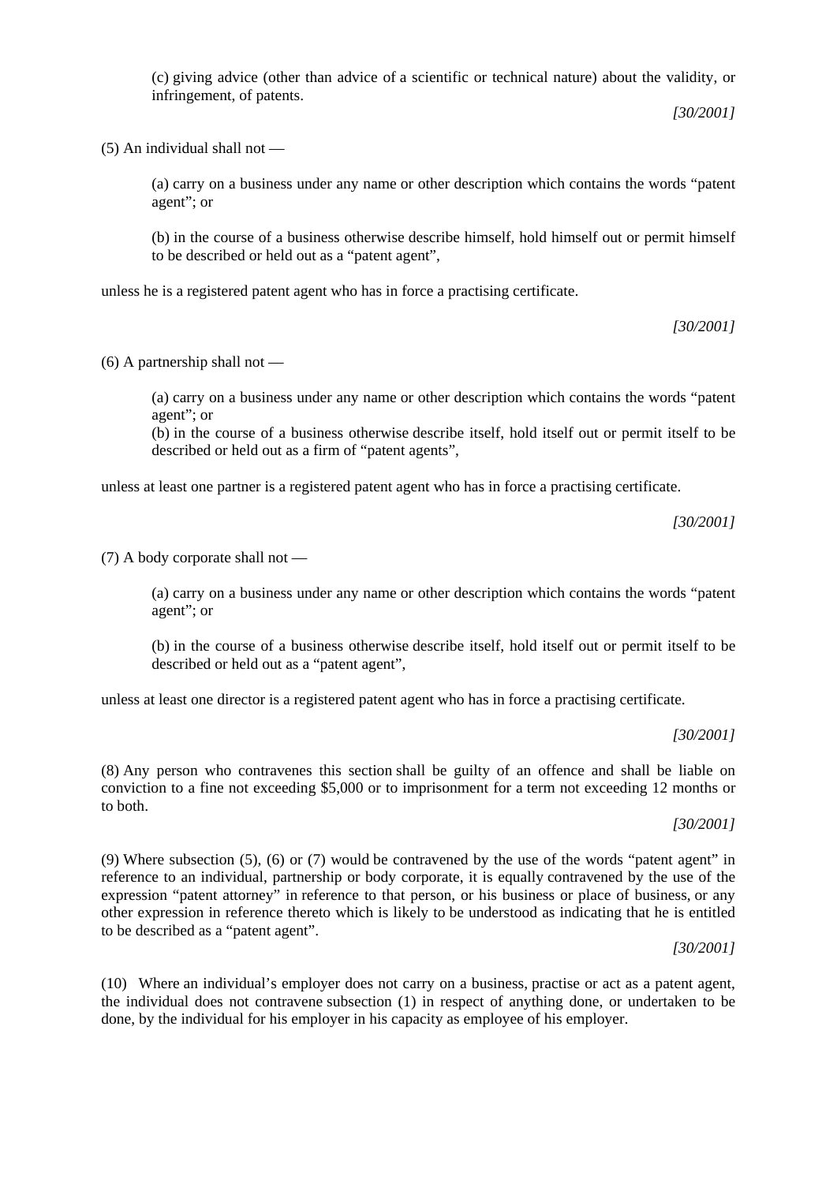(c) giving advice (other than advice of a scientific or technical nature) about the validity, or infringement, of patents.

[30/2001]

(5) An individual shall not —

(a) carry on a business under any name or other description which contains the words "patent agent"; or

(b) in the course of a business otherwise describe himself, hold himself out or permit himself to be described or held out as a "patent agent",

unless he is a registered patent agent who has in force a practising certificate.

[30/2001]

(6) A partnership shall not —

(a) carry on a business under any name or other description which contains the words "patent agent"; or

(b) in the course of a business otherwise describe itself, hold itself out or permit itself to be described or held out as a firm of "patent agents",

unless at least one partner is a registered patent agent who has in force a practising certificate.

[30/2001]

(7) A body corporate shall not —

(a) carry on a business under any name or other description which contains the words "patent agent"; or

(b) in the course of a business otherwise describe itself, hold itself out or permit itself to be described or held out as a "patent agent",

unless at least one director is a registered patent agent who has in force a practising certificate.

[30/2001]

(8) Any person who contravenes this section shall be guilty of an offence and shall be liable on conviction to a fine not exceeding $5,000 or to imprisonment for a term not exceeding 12 months or to both.

[30/2001]

(9) Where subsection (5), (6) or (7) would be contravened by the use of the words "patent agent" in reference to an individual, partnership or body corporate, it is equally contravened by the use of the expression "patent attorney" in reference to that person, or his business or place of business, or any other expression in reference thereto which is likely to be understood as indicating that he is entitled to be described as a "patent agent".

[30/2001]

(10) Where an individual's employer does not carry on a business, practise or act as a patent agent, the individual does not contravene subsection (1) in respect of anything done, or undertaken to be done, by the individual for his employer in his capacity as employee of his employer.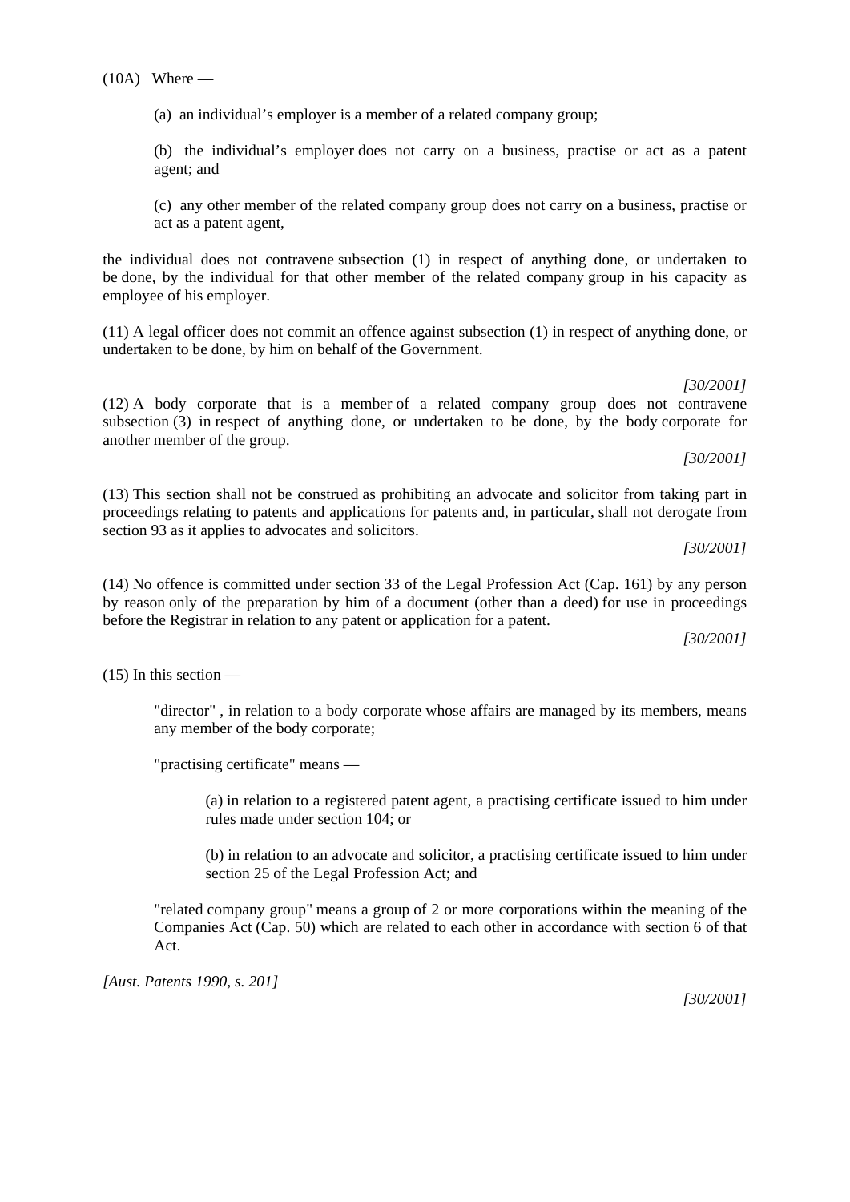(10A) Where —

(a) an individual's employer is a member of a related company group;

(b) the individual's employer does not carry on a business, practise or act as a patent agent; and

(c) any other member of the related company group does not carry on a business, practise or act as a patent agent,

the individual does not contravene subsection (1) in respect of anything done, or undertaken to be done, by the individual for that other member of the related company group in his capacity as employee of his employer.

(11) A legal officer does not commit an offence against subsection (1) in respect of anything done, or undertaken to be done, by him on behalf of the Government.

*[30/2001]*

(12) A body corporate that is a member of a related company group does not contravene subsection (3) in respect of anything done, or undertaken to be done, by the body corporate for another member of the group.

*[30/2001]*

(13) This section shall not be construed as prohibiting an advocate and solicitor from taking part in proceedings relating to patents and applications for patents and, in particular, shall not derogate from section 93 as it applies to advocates and solicitors.

*[30/2001]*

(14) No offence is committed under section 33 of the Legal Profession Act (Cap. 161) by any person by reason only of the preparation by him of a document (other than a deed) for use in proceedings before the Registrar in relation to any patent or application for a patent.

*[30/2001]*

(15) In this section —

"director" , in relation to a body corporate whose affairs are managed by its members, means any member of the body corporate;

"practising certificate" means —

(a) in relation to a registered patent agent, a practising certificate issued to him under rules made under section 104; or

(b) in relation to an advocate and solicitor, a practising certificate issued to him under section 25 of the Legal Profession Act; and

"related company group" means a group of 2 or more corporations within the meaning of the Companies Act (Cap. 50) which are related to each other in accordance with section 6 of that Act.

*[Aust. Patents 1990, s. 201]*

*[30/2001]*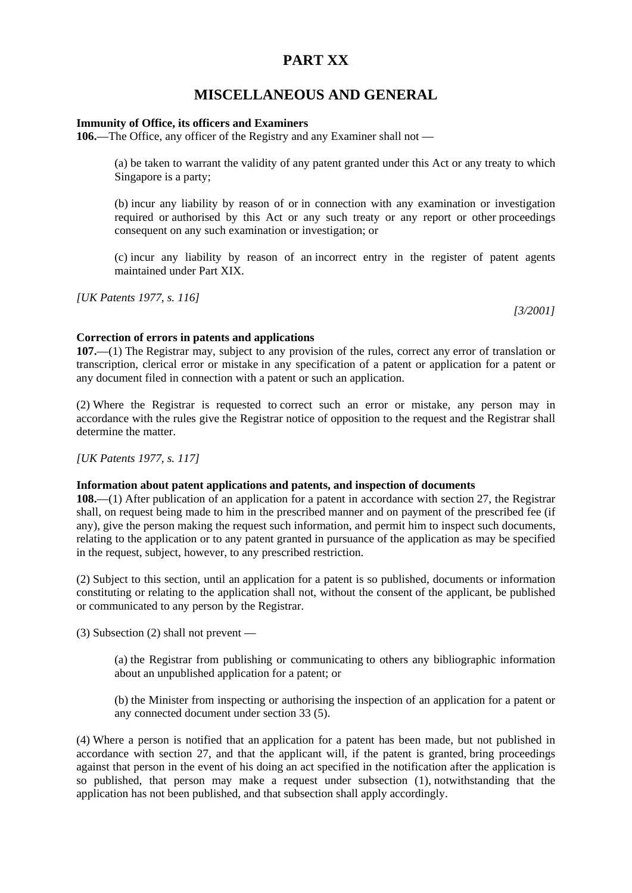# PART XX

## MISCELLANEOUS AND GENERAL

**Immunity of Office, its officers and Examiners**

**106.**—The Office, any officer of the Registry and any Examiner shall not —

(a) be taken to warrant the validity of any patent granted under this Act or any treaty to which Singapore is a party;

(b) incur any liability by reason of or in connection with any examination or investigation required or authorised by this Act or any such treaty or any report or other proceedings consequent on any such examination or investigation; or

(c) incur any liability by reason of an incorrect entry in the register of patent agents maintained under Part XIX.

*[UK Patents 1977, s. 116]*

*[3/2001]*

**Correction of errors in patents and applications**

**107.**—(1) The Registrar may, subject to any provision of the rules, correct any error of translation or transcription, clerical error or mistake in any specification of a patent or application for a patent or any document filed in connection with a patent or such an application.

(2) Where the Registrar is requested to correct such an error or mistake, any person may in accordance with the rules give the Registrar notice of opposition to the request and the Registrar shall determine the matter.

*[UK Patents 1977, s. 117]*

**Information about patent applications and patents, and inspection of documents**

**108.**—(1) After publication of an application for a patent in accordance with section 27, the Registrar shall, on request being made to him in the prescribed manner and on payment of the prescribed fee (if any), give the person making the request such information, and permit him to inspect such documents, relating to the application or to any patent granted in pursuance of the application as may be specified in the request, subject, however, to any prescribed restriction.

(2) Subject to this section, until an application for a patent is so published, documents or information constituting or relating to the application shall not, without the consent of the applicant, be published or communicated to any person by the Registrar.

(3) Subsection (2) shall not prevent —

(a) the Registrar from publishing or communicating to others any bibliographic information about an unpublished application for a patent; or

(b) the Minister from inspecting or authorising the inspection of an application for a patent or any connected document under section 33 (5).

(4) Where a person is notified that an application for a patent has been made, but not published in accordance with section 27, and that the applicant will, if the patent is granted, bring proceedings against that person in the event of his doing an act specified in the notification after the application is so published, that person may make a request under subsection (1), notwithstanding that the application has not been published, and that subsection shall apply accordingly.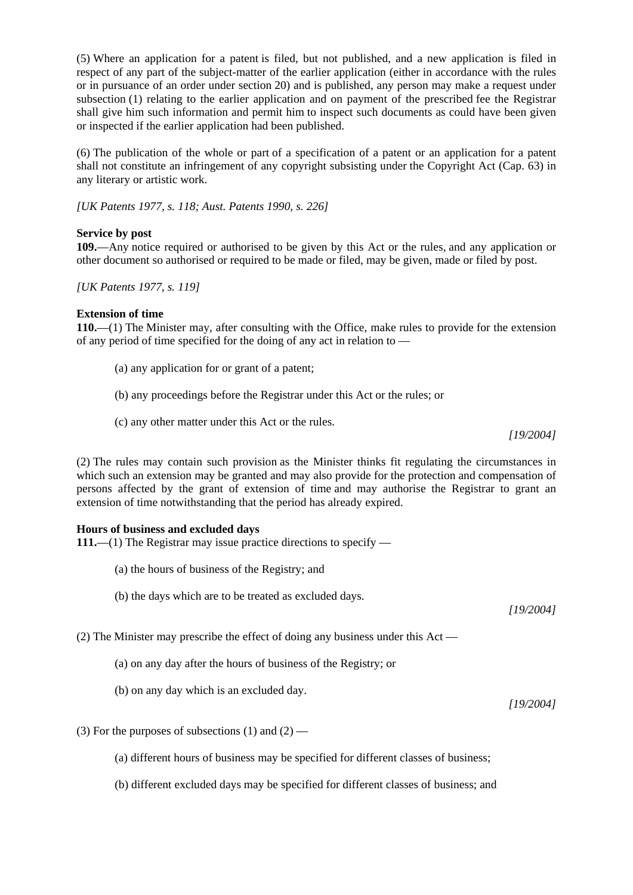(5) Where an application for a patent is filed, but not published, and a new application is filed in respect of any part of the subject-matter of the earlier application (either in accordance with the rules or in pursuance of an order under section 20) and is published, any person may make a request under subsection (1) relating to the earlier application and on payment of the prescribed fee the Registrar shall give him such information and permit him to inspect such documents as could have been given or inspected if the earlier application had been published.

(6) The publication of the whole or part of a specification of a patent or an application for a patent shall not constitute an infringement of any copyright subsisting under the Copyright Act (Cap. 63) in any literary or artistic work.

*[UK Patents 1977, s. 118; Aust. Patents 1990, s. 226]*

**Service by post**

**109.**—Any notice required or authorised to be given by this Act or the rules, and any application or other document so authorised or required to be made or filed, may be given, made or filed by post.

*[UK Patents 1977, s. 119]*

**Extension of time**

**110.**—(1) The Minister may, after consulting with the Office, make rules to provide for the extension of any period of time specified for the doing of any act in relation to —

(a) any application for or grant of a patent;

(b) any proceedings before the Registrar under this Act or the rules; or

(c) any other matter under this Act or the rules.

*[19/2004]*

(2) The rules may contain such provision as the Minister thinks fit regulating the circumstances in which such an extension may be granted and may also provide for the protection and compensation of persons affected by the grant of extension of time and may authorise the Registrar to grant an extension of time notwithstanding that the period has already expired.

**Hours of business and excluded days**

**111.**—(1) The Registrar may issue practice directions to specify —

(a) the hours of business of the Registry; and

(b) the days which are to be treated as excluded days.

*[19/2004]*

(2) The Minister may prescribe the effect of doing any business under this Act —

(a) on any day after the hours of business of the Registry; or

(b) on any day which is an excluded day.

*[19/2004]*

(3) For the purposes of subsections (1) and (2) —

(a) different hours of business may be specified for different classes of business;

(b) different excluded days may be specified for different classes of business; and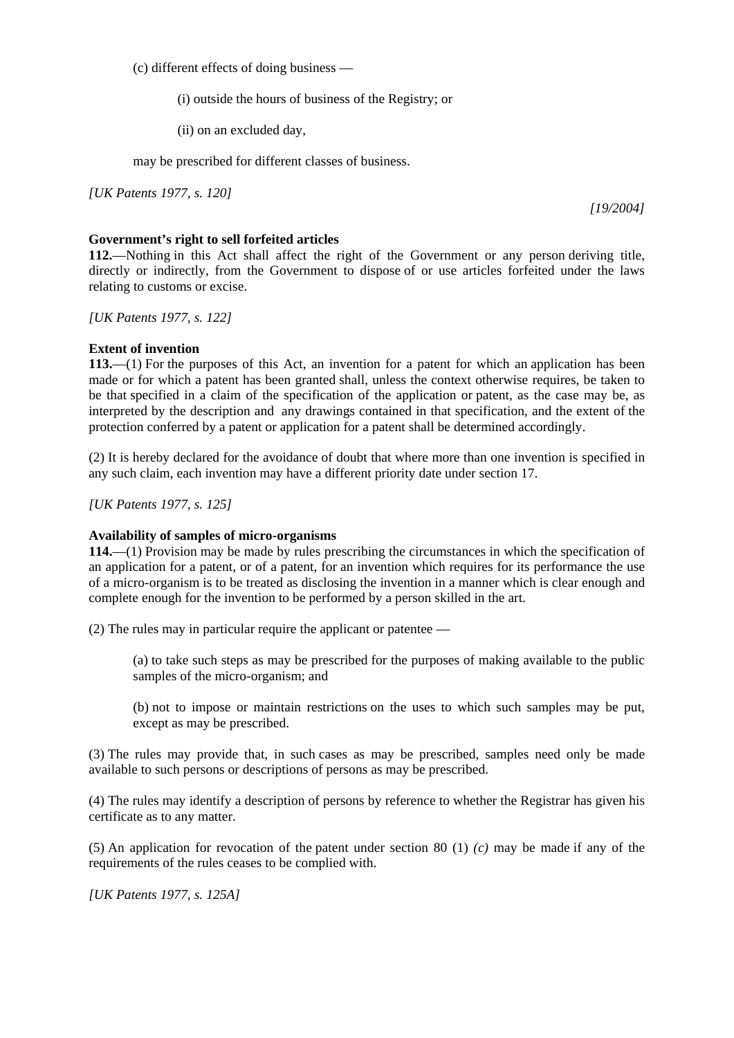(c) different effects of doing business —

(i) outside the hours of business of the Registry; or

(ii) on an excluded day,

may be prescribed for different classes of business.

*[UK Patents 1977, s. 120]*

*[19/2004]*

**Government's right to sell forfeited articles**

**112.**—Nothing in this Act shall affect the right of the Government or any person deriving title, directly or indirectly, from the Government to dispose of or use articles forfeited under the laws relating to customs or excise.

*[UK Patents 1977, s. 122]*

**Extent of invention**

**113.**—(1) For the purposes of this Act, an invention for a patent for which an application has been made or for which a patent has been granted shall, unless the context otherwise requires, be taken to be that specified in a claim of the specification of the application or patent, as the case may be, as interpreted by the description and any drawings contained in that specification, and the extent of the protection conferred by a patent or application for a patent shall be determined accordingly.

(2) It is hereby declared for the avoidance of doubt that where more than one invention is specified in any such claim, each invention may have a different priority date under section 17.

*[UK Patents 1977, s. 125]*

**Availability of samples of micro-organisms**

**114.**—(1) Provision may be made by rules prescribing the circumstances in which the specification of an application for a patent, or of a patent, for an invention which requires for its performance the use of a micro-organism is to be treated as disclosing the invention in a manner which is clear enough and complete enough for the invention to be performed by a person skilled in the art.

(2) The rules may in particular require the applicant or patentee —

(a) to take such steps as may be prescribed for the purposes of making available to the public samples of the micro-organism; and

(b) not to impose or maintain restrictions on the uses to which such samples may be put, except as may be prescribed.

(3) The rules may provide that, in such cases as may be prescribed, samples need only be made available to such persons or descriptions of persons as may be prescribed.

(4) The rules may identify a description of persons by reference to whether the Registrar has given his certificate as to any matter.

(5) An application for revocation of the patent under section 80 (1) *(c)* may be made if any of the requirements of the rules ceases to be complied with.

*[UK Patents 1977, s. 125A]*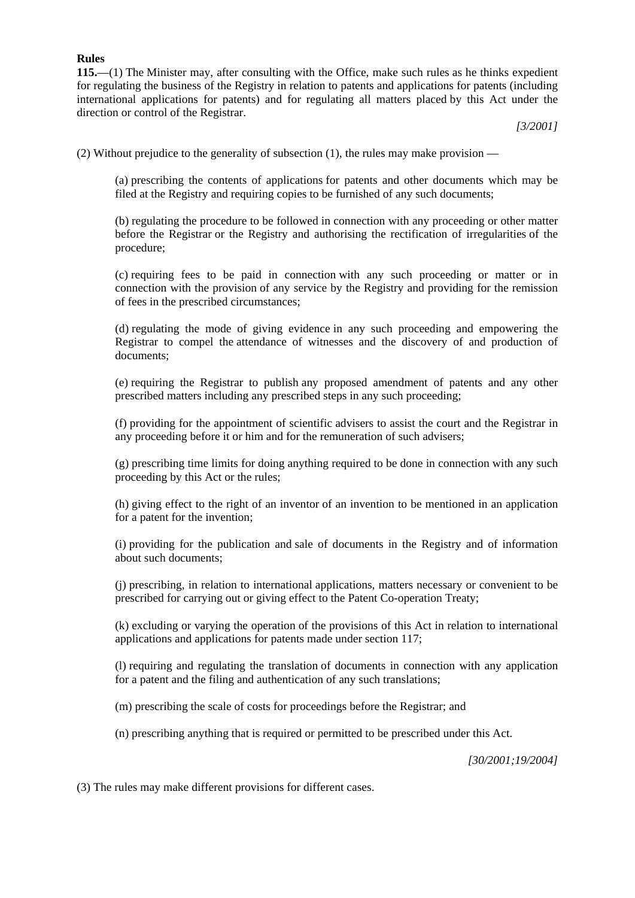**Rules**

**115.**—(1) The Minister may, after consulting with the Office, make such rules as he thinks expedient for regulating the business of the Registry in relation to patents and applications for patents (including international applications for patents) and for regulating all matters placed by this Act under the direction or control of the Registrar.

*[3/2001]*

(2) Without prejudice to the generality of subsection (1), the rules may make provision —

(a) prescribing the contents of applications for patents and other documents which may be filed at the Registry and requiring copies to be furnished of any such documents;

(b) regulating the procedure to be followed in connection with any proceeding or other matter before the Registrar or the Registry and authorising the rectification of irregularities of the procedure;

(c) requiring fees to be paid in connection with any such proceeding or matter or in connection with the provision of any service by the Registry and providing for the remission of fees in the prescribed circumstances;

(d) regulating the mode of giving evidence in any such proceeding and empowering the Registrar to compel the attendance of witnesses and the discovery of and production of documents;

(e) requiring the Registrar to publish any proposed amendment of patents and any other prescribed matters including any prescribed steps in any such proceeding;

(f) providing for the appointment of scientific advisers to assist the court and the Registrar in any proceeding before it or him and for the remuneration of such advisers;

(g) prescribing time limits for doing anything required to be done in connection with any such proceeding by this Act or the rules;

(h) giving effect to the right of an inventor of an invention to be mentioned in an application for a patent for the invention;

(i) providing for the publication and sale of documents in the Registry and of information about such documents;

(j) prescribing, in relation to international applications, matters necessary or convenient to be prescribed for carrying out or giving effect to the Patent Co-operation Treaty;

(k) excluding or varying the operation of the provisions of this Act in relation to international applications and applications for patents made under section 117;

(l) requiring and regulating the translation of documents in connection with any application for a patent and the filing and authentication of any such translations;

(m) prescribing the scale of costs for proceedings before the Registrar; and

(n) prescribing anything that is required or permitted to be prescribed under this Act.

*[30/2001;19/2004]*

(3) The rules may make different provisions for different cases.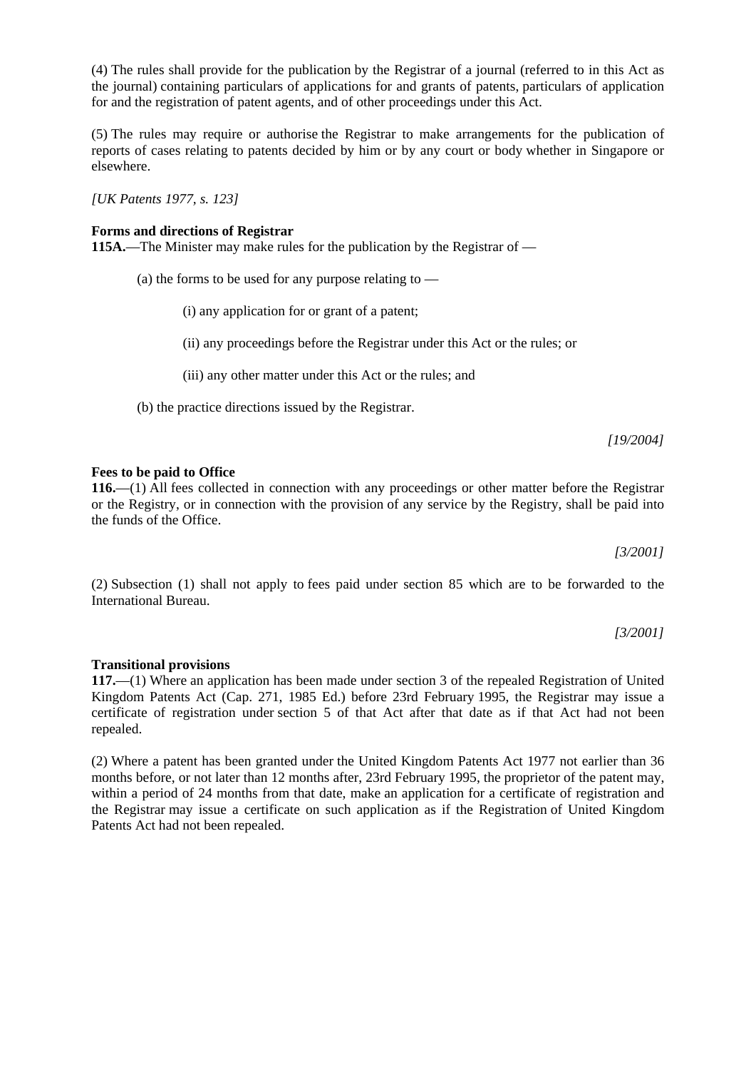(4) The rules shall provide for the publication by the Registrar of a journal (referred to in this Act as the journal) containing particulars of applications for and grants of patents, particulars of application for and the registration of patent agents, and of other proceedings under this Act.

(5) The rules may require or authorise the Registrar to make arrangements for the publication of reports of cases relating to patents decided by him or by any court or body whether in Singapore or elsewhere.

*[UK Patents 1977, s. 123]*

**Forms and directions of Registrar**

**115A.**—The Minister may make rules for the publication by the Registrar of —

(a) the forms to be used for any purpose relating to —

(i) any application for or grant of a patent;

(ii) any proceedings before the Registrar under this Act or the rules; or

(iii) any other matter under this Act or the rules; and

(b) the practice directions issued by the Registrar.

*[19/2004]*

**Fees to be paid to Office**

**116.**—(1) All fees collected in connection with any proceedings or other matter before the Registrar or the Registry, or in connection with the provision of any service by the Registry, shall be paid into the funds of the Office.

*[3/2001]*

(2) Subsection (1) shall not apply to fees paid under section 85 which are to be forwarded to the International Bureau.

*[3/2001]*

**Transitional provisions**

**117.**—(1) Where an application has been made under section 3 of the repealed Registration of United Kingdom Patents Act (Cap. 271, 1985 Ed.) before 23rd February 1995, the Registrar may issue a certificate of registration under section 5 of that Act after that date as if that Act had not been repealed.

(2) Where a patent has been granted under the United Kingdom Patents Act 1977 not earlier than 36 months before, or not later than 12 months after, 23rd February 1995, the proprietor of the patent may, within a period of 24 months from that date, make an application for a certificate of registration and the Registrar may issue a certificate on such application as if the Registration of United Kingdom Patents Act had not been repealed.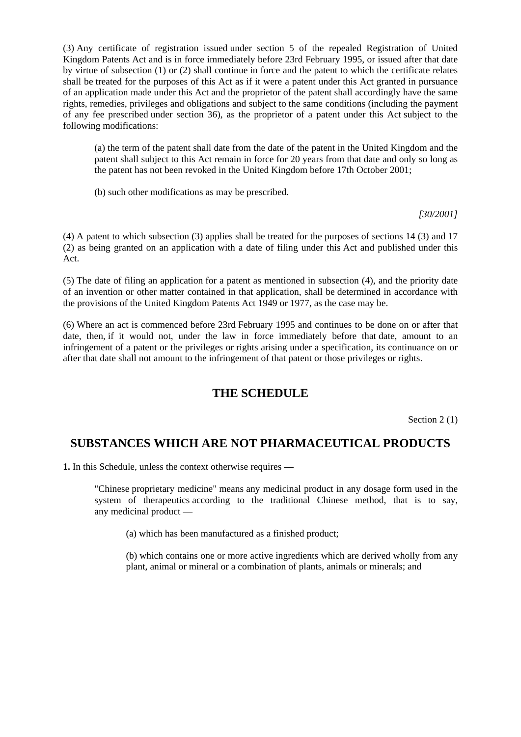(3) Any certificate of registration issued under section 5 of the repealed Registration of United Kingdom Patents Act and is in force immediately before 23rd February 1995, or issued after that date by virtue of subsection (1) or (2) shall continue in force and the patent to which the certificate relates shall be treated for the purposes of this Act as if it were a patent under this Act granted in pursuance of an application made under this Act and the proprietor of the patent shall accordingly have the same rights, remedies, privileges and obligations and subject to the same conditions (including the payment of any fee prescribed under section 36), as the proprietor of a patent under this Act subject to the following modifications:

> (a) the term of the patent shall date from the date of the patent in the United Kingdom and the patent shall subject to this Act remain in force for 20 years from that date and only so long as the patent has not been revoked in the United Kingdom before 17th October 2001;
>
> (b) such other modifications as may be prescribed.

*[30/2001]*

(4) A patent to which subsection (3) applies shall be treated for the purposes of sections 14 (3) and 17 (2) as being granted on an application with a date of filing under this Act and published under this Act.

(5) The date of filing an application for a patent as mentioned in subsection (4), and the priority date of an invention or other matter contained in that application, shall be determined in accordance with the provisions of the United Kingdom Patents Act 1949 or 1977, as the case may be.

(6) Where an act is commenced before 23rd February 1995 and continues to be done on or after that date, then, if it would not, under the law in force immediately before that date, amount to an infringement of a patent or the privileges or rights arising under a specification, its continuance on or after that date shall not amount to the infringement of that patent or those privileges or rights.

## THE SCHEDULE

Section 2 (1)

## SUBSTANCES WHICH ARE NOT PHARMACEUTICAL PRODUCTS

**1.** In this Schedule, unless the context otherwise requires —

> "Chinese proprietary medicine" means any medicinal product in any dosage form used in the system of therapeutics according to the traditional Chinese method, that is to say, any medicinal product —
>
> > (a) which has been manufactured as a finished product;
> >
> > (b) which contains one or more active ingredients which are derived wholly from any plant, animal or mineral or a combination of plants, animals or minerals; and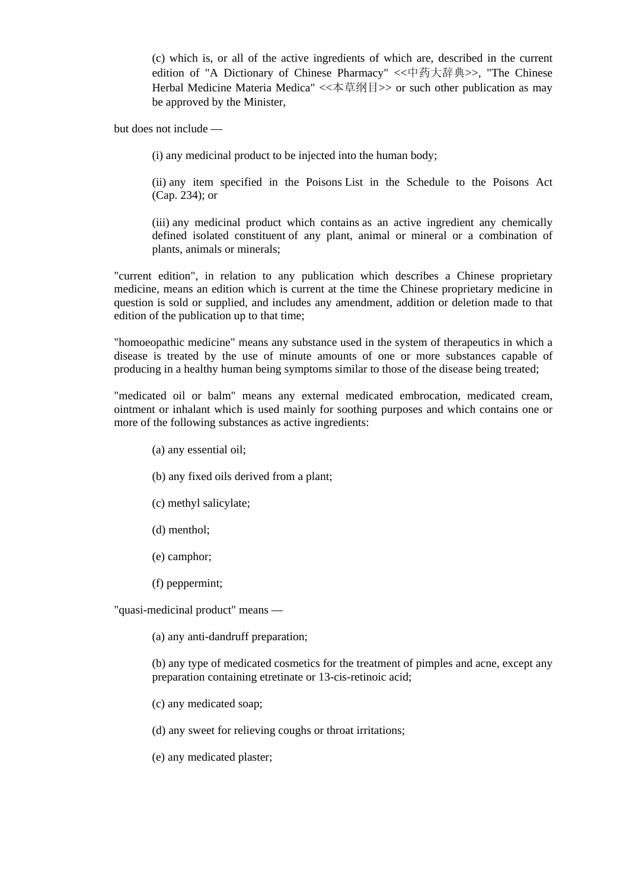(c) which is, or all of the active ingredients of which are, described in the current edition of "A Dictionary of Chinese Pharmacy" <<中药大辞典>>, "The Chinese Herbal Medicine Materia Medica" <<本草纲目>> or such other publication as may be approved by the Minister,

but does not include —

(i) any medicinal product to be injected into the human body;

(ii) any item specified in the Poisons List in the Schedule to the Poisons Act (Cap. 234); or

(iii) any medicinal product which contains as an active ingredient any chemically defined isolated constituent of any plant, animal or mineral or a combination of plants, animals or minerals;

"current edition", in relation to any publication which describes a Chinese proprietary medicine, means an edition which is current at the time the Chinese proprietary medicine in question is sold or supplied, and includes any amendment, addition or deletion made to that edition of the publication up to that time;

"homoeopathic medicine" means any substance used in the system of therapeutics in which a disease is treated by the use of minute amounts of one or more substances capable of producing in a healthy human being symptoms similar to those of the disease being treated;

"medicated oil or balm" means any external medicated embrocation, medicated cream, ointment or inhalant which is used mainly for soothing purposes and which contains one or more of the following substances as active ingredients:

(a) any essential oil;

(b) any fixed oils derived from a plant;

(c) methyl salicylate;

(d) menthol;

(e) camphor;

(f) peppermint;

"quasi-medicinal product" means —

(a) any anti-dandruff preparation;

(b) any type of medicated cosmetics for the treatment of pimples and acne, except any preparation containing etretinate or 13-cis-retinoic acid;

(c) any medicated soap;

(d) any sweet for relieving coughs or throat irritations;

(e) any medicated plaster;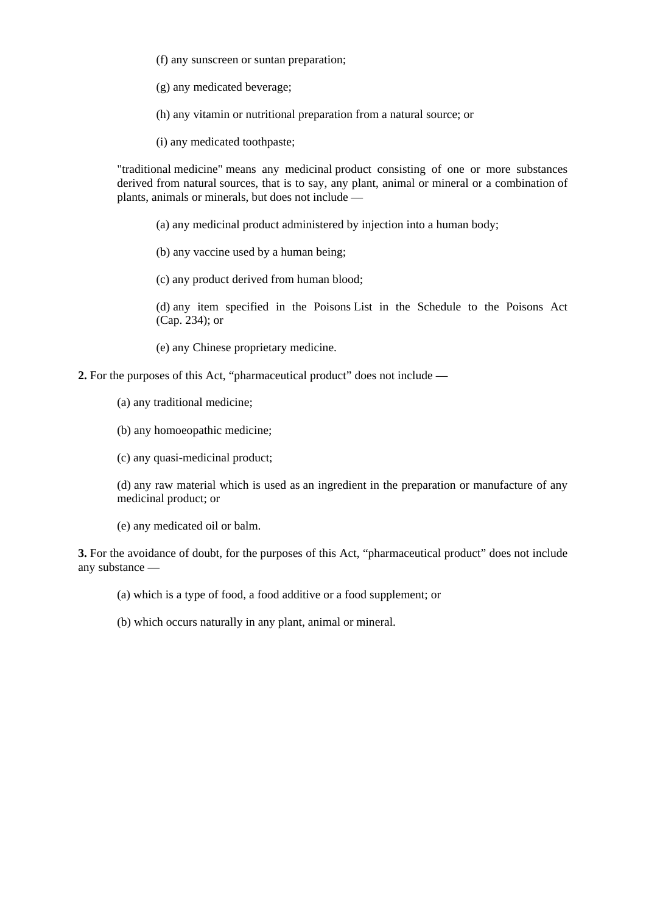(f) any sunscreen or suntan preparation;

(g) any medicated beverage;

(h) any vitamin or nutritional preparation from a natural source; or

(i) any medicated toothpaste;

"traditional medicine" means any medicinal product consisting of one or more substances derived from natural sources, that is to say, any plant, animal or mineral or a combination of plants, animals or minerals, but does not include —

(a) any medicinal product administered by injection into a human body;

(b) any vaccine used by a human being;

(c) any product derived from human blood;

(d) any item specified in the Poisons List in the Schedule to the Poisons Act (Cap. 234); or

(e) any Chinese proprietary medicine.

**2.** For the purposes of this Act, “pharmaceutical product” does not include —

(a) any traditional medicine;

(b) any homoeopathic medicine;

(c) any quasi-medicinal product;

(d) any raw material which is used as an ingredient in the preparation or manufacture of any medicinal product; or

(e) any medicated oil or balm.

**3.** For the avoidance of doubt, for the purposes of this Act, “pharmaceutical product” does not include any substance —

(a) which is a type of food, a food additive or a food supplement; or

(b) which occurs naturally in any plant, animal or mineral.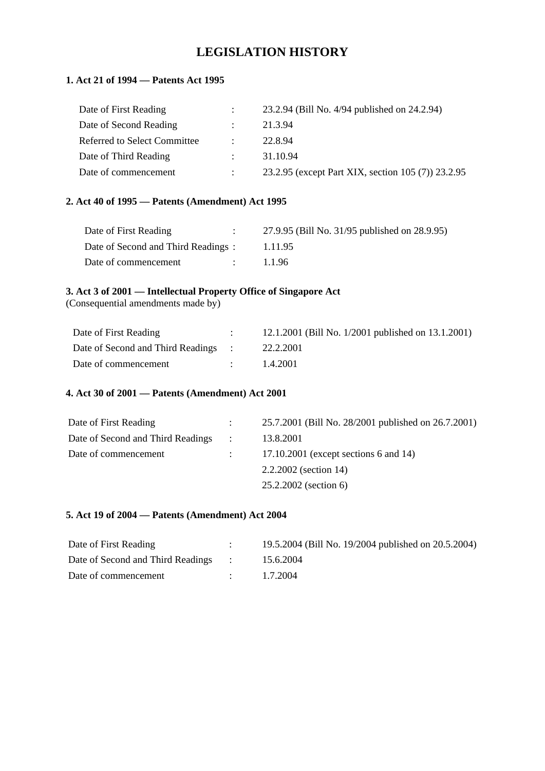# LEGISLATION HISTORY

**1. Act 21 of 1994 — Patents Act 1995**

| | | |
|---|---|---|
| Date of First Reading | : | 23.2.94 (Bill No. 4/94 published on 24.2.94) |
| Date of Second Reading | : | 21.3.94 |
| Referred to Select Committee | : | 22.8.94 |
| Date of Third Reading | : | 31.10.94 |
| Date of commencement | : | 23.2.95 (except Part XIX, section 105 (7)) 23.2.95 |

**2. Act 40 of 1995 — Patents (Amendment) Act 1995**

| | | |
|---|---|---|
| Date of First Reading | : | 27.9.95 (Bill No. 31/95 published on 28.9.95) |
| Date of Second and Third Readings | : | 1.11.95 |
| Date of commencement | : | 1.1.96 |

**3. Act 3 of 2001 — Intellectual Property Office of Singapore Act**
(Consequential amendments made by)

| | | |
|---|---|---|
| Date of First Reading | : | 12.1.2001 (Bill No. 1/2001 published on 13.1.2001) |
| Date of Second and Third Readings | : | 22.2.2001 |
| Date of commencement | : | 1.4.2001 |

**4. Act 30 of 2001 — Patents (Amendment) Act 2001**

| | | |
|---|---|---|
| Date of First Reading | : | 25.7.2001 (Bill No. 28/2001 published on 26.7.2001) |
| Date of Second and Third Readings | : | 13.8.2001 |
| Date of commencement | : | 17.10.2001 (except sections 6 and 14) |
| | | 2.2.2002 (section 14) |
| | | 25.2.2002 (section 6) |

**5. Act 19 of 2004 — Patents (Amendment) Act 2004**

| | | |
|---|---|---|
| Date of First Reading | : | 19.5.2004 (Bill No. 19/2004 published on 20.5.2004) |
| Date of Second and Third Readings | : | 15.6.2004 |
| Date of commencement | : | 1.7.2004 |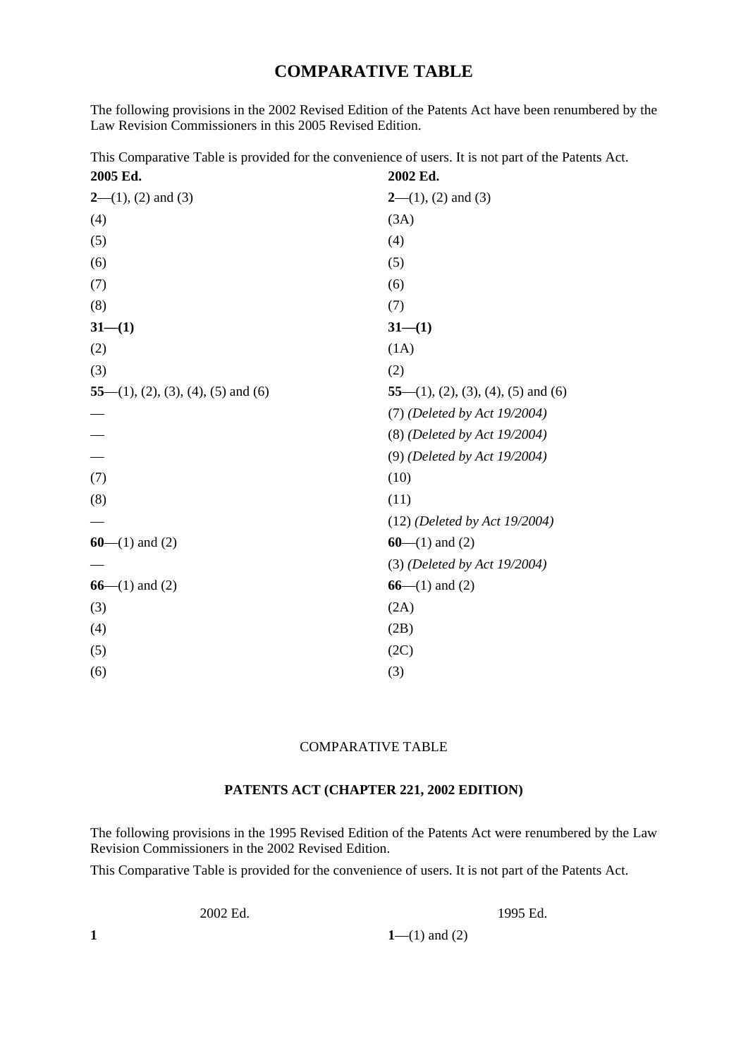# COMPARATIVE TABLE

The following provisions in the 2002 Revised Edition of the Patents Act have been renumbered by the Law Revision Commissioners in this 2005 Revised Edition.

This Comparative Table is provided for the convenience of users. It is not part of the Patents Act.

| **2005 Ed.** | **2002 Ed.** |
|---|---|
| **2**—(1), (2) and (3) | **2**—(1), (2) and (3) |
| (4) | (3A) |
| (5) | (4) |
| (6) | (5) |
| (7) | (6) |
| (8) | (7) |
| **31—(1)** | **31—(1)** |
| (2) | (1A) |
| (3) | (2) |
| **55**—(1), (2), (3), (4), (5) and (6) | **55**—(1), (2), (3), (4), (5) and (6) |
| — | (7) *(Deleted by Act 19/2004)* |
| — | (8) *(Deleted by Act 19/2004)* |
| — | (9) *(Deleted by Act 19/2004)* |
| (7) | (10) |
| (8) | (11) |
| — | (12) *(Deleted by Act 19/2004)* |
| **60**—(1) and (2) | **60**—(1) and (2) |
| — | (3) *(Deleted by Act 19/2004)* |
| **66**—(1) and (2) | **66**—(1) and (2) |
| (3) | (2A) |
| (4) | (2B) |
| (5) | (2C) |
| (6) | (3) |

COMPARATIVE TABLE

**PATENTS ACT (CHAPTER 221, 2002 EDITION)**

The following provisions in the 1995 Revised Edition of the Patents Act were renumbered by the Law Revision Commissioners in the 2002 Revised Edition.

This Comparative Table is provided for the convenience of users. It is not part of the Patents Act.

| 2002 Ed. | 1995 Ed. |
|---|---|
| **1** | **1**—(1) and (2) |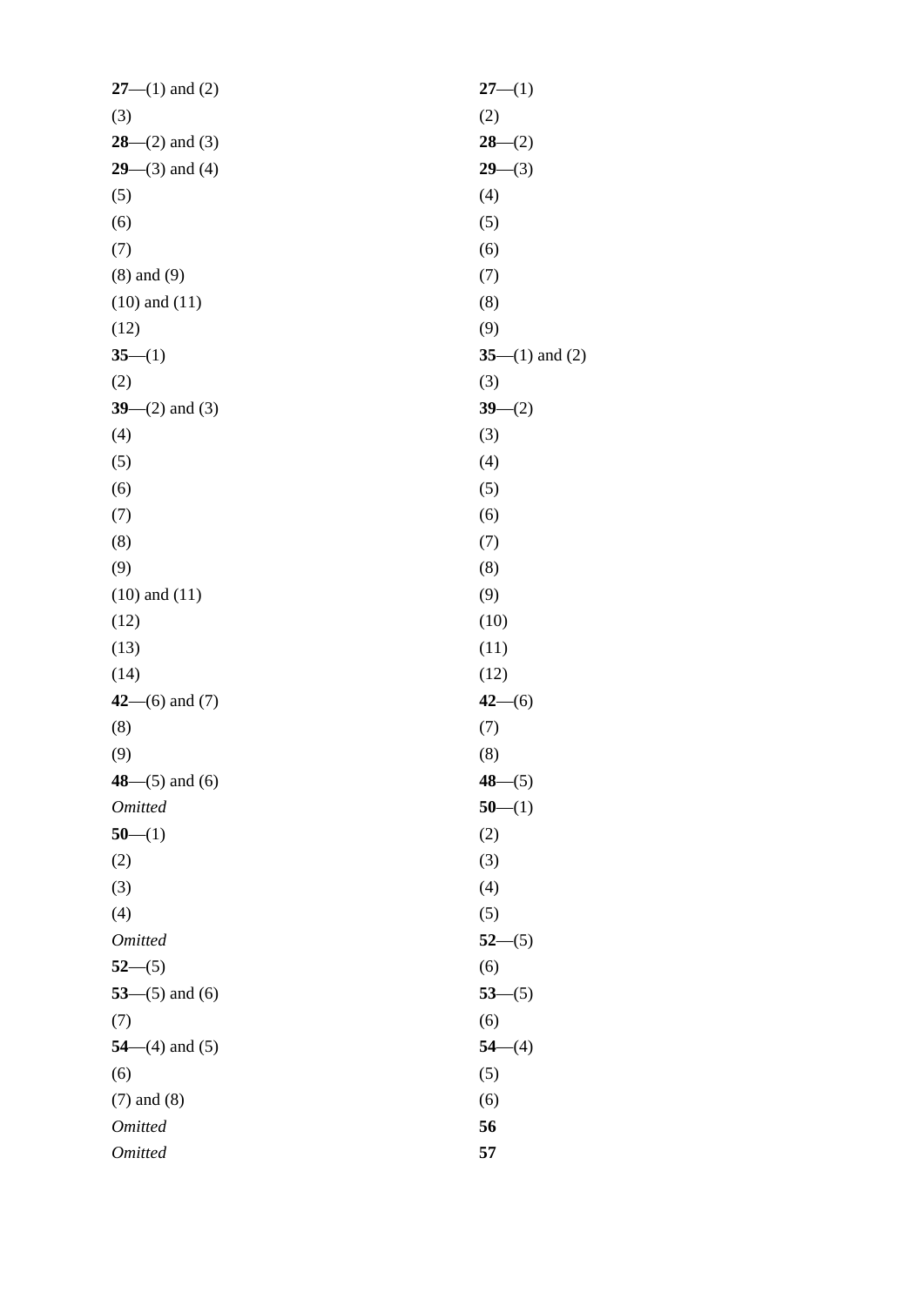| | |
|---|---|
| **27**—(1) and (2) | **27**—(1) |
| (3) | (2) |
| **28**—(2) and (3) | **28**—(2) |
| **29**—(3) and (4) | **29**—(3) |
| (5) | (4) |
| (6) | (5) |
| (7) | (6) |
| (8) and (9) | (7) |
| (10) and (11) | (8) |
| (12) | (9) |
| **35**—(1) | **35**—(1) and (2) |
| (2) | (3) |
| **39**—(2) and (3) | **39**—(2) |
| (4) | (3) |
| (5) | (4) |
| (6) | (5) |
| (7) | (6) |
| (8) | (7) |
| (9) | (8) |
| (10) and (11) | (9) |
| (12) | (10) |
| (13) | (11) |
| (14) | (12) |
| **42**—(6) and (7) | **42**—(6) |
| (8) | (7) |
| (9) | (8) |
| **48**—(5) and (6) | **48**—(5) |
| *Omitted* | **50**—(1) |
| **50**—(1) | (2) |
| (2) | (3) |
| (3) | (4) |
| (4) | (5) |
| *Omitted* | **52**—(5) |
| **52**—(5) | (6) |
| **53**—(5) and (6) | **53**—(5) |
| (7) | (6) |
| **54**—(4) and (5) | **54**—(4) |
| (6) | (5) |
| (7) and (8) | (6) |
| *Omitted* | **56** |
| *Omitted* | **57** |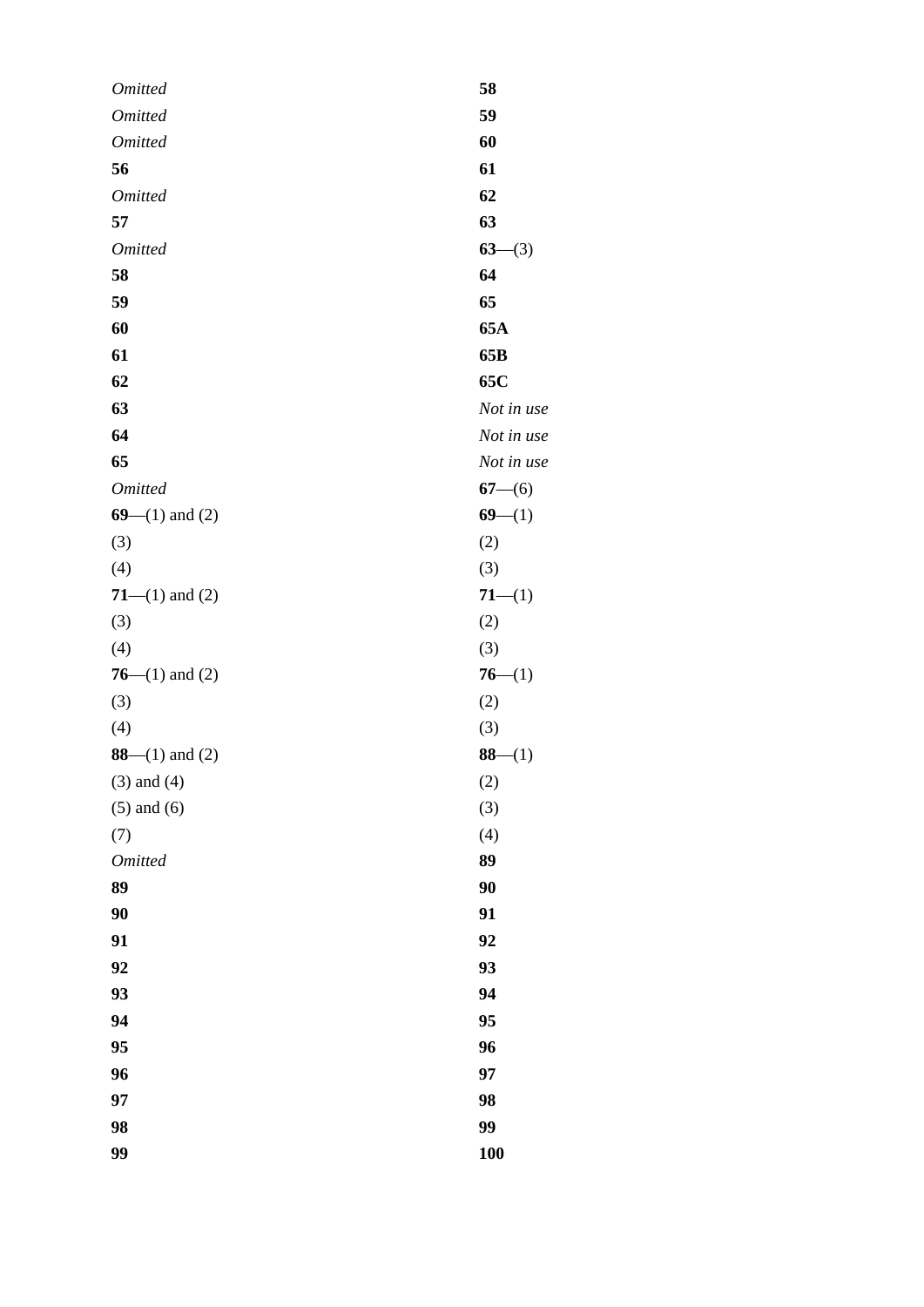| | |
|---|---|
| *Omitted* | **58** |
| *Omitted* | **59** |
| *Omitted* | **60** |
| **56** | **61** |
| *Omitted* | **62** |
| **57** | **63** |
| *Omitted* | **63**—(3) |
| **58** | **64** |
| **59** | **65** |
| **60** | **65A** |
| **61** | **65B** |
| **62** | **65C** |
| **63** | *Not in use* |
| **64** | *Not in use* |
| **65** | *Not in use* |
| *Omitted* | **67**—(6) |
| **69**—(1) and (2) | **69**—(1) |
| (3) | (2) |
| (4) | (3) |
| **71**—(1) and (2) | **71**—(1) |
| (3) | (2) |
| (4) | (3) |
| **76**—(1) and (2) | **76**—(1) |
| (3) | (2) |
| (4) | (3) |
| **88**—(1) and (2) | **88**—(1) |
| (3) and (4) | (2) |
| (5) and (6) | (3) |
| (7) | (4) |
| *Omitted* | **89** |
| **89** | **90** |
| **90** | **91** |
| **91** | **92** |
| **92** | **93** |
| **93** | **94** |
| **94** | **95** |
| **95** | **96** |
| **96** | **97** |
| **97** | **98** |
| **98** | **99** |
| **99** | **100** |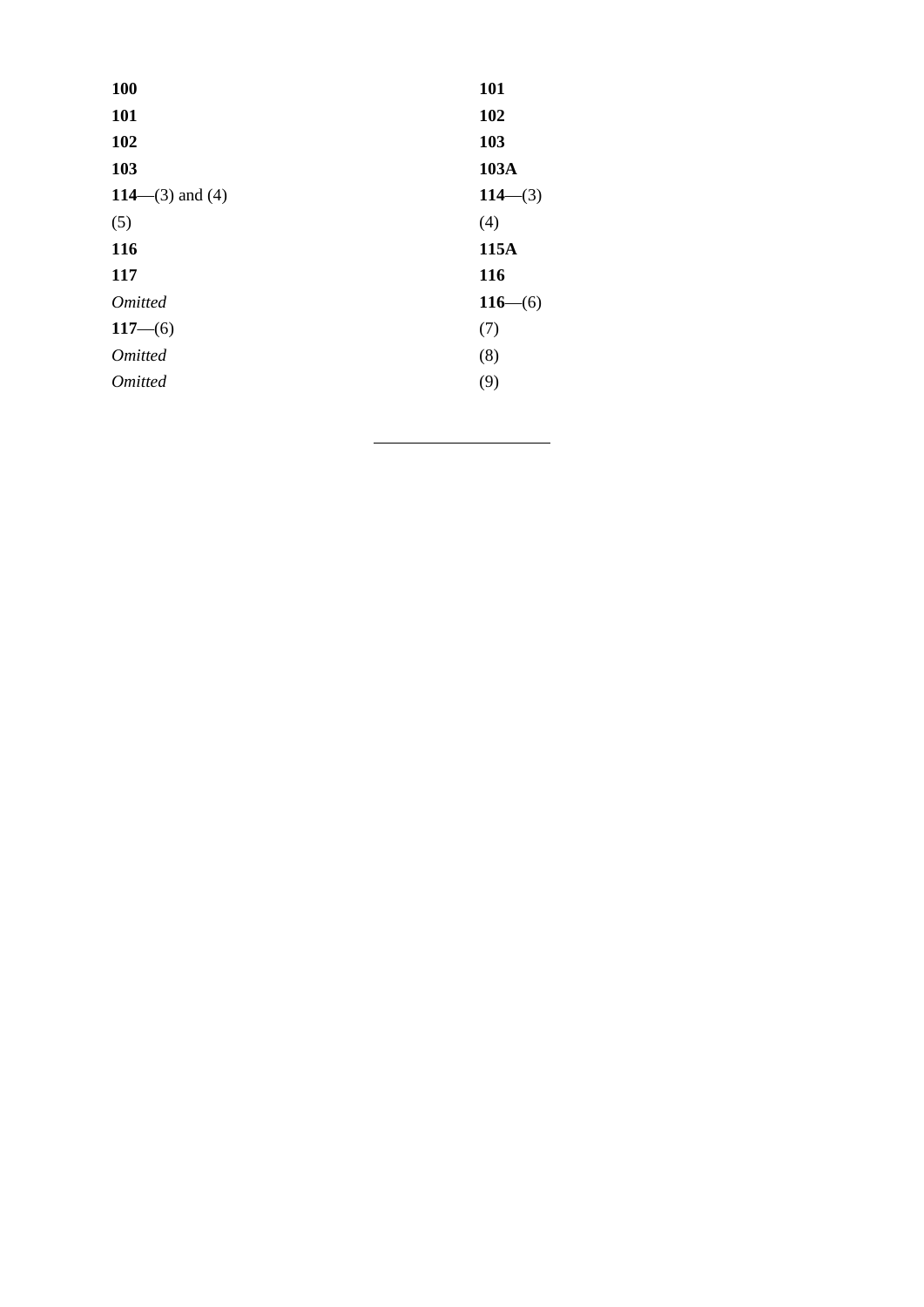| | |
|---|---|
| **100** | **101** |
| **101** | **102** |
| **102** | **103** |
| **103** | **103A** |
| **114**—(3) and (4) | **114**—(3) |
| (5) | (4) |
| **116** | **115A** |
| **117** | **116** |
| *Omitted* | **116**—(6) |
| **117**—(6) | (7) |
| *Omitted* | (8) |
| *Omitted* | (9) |